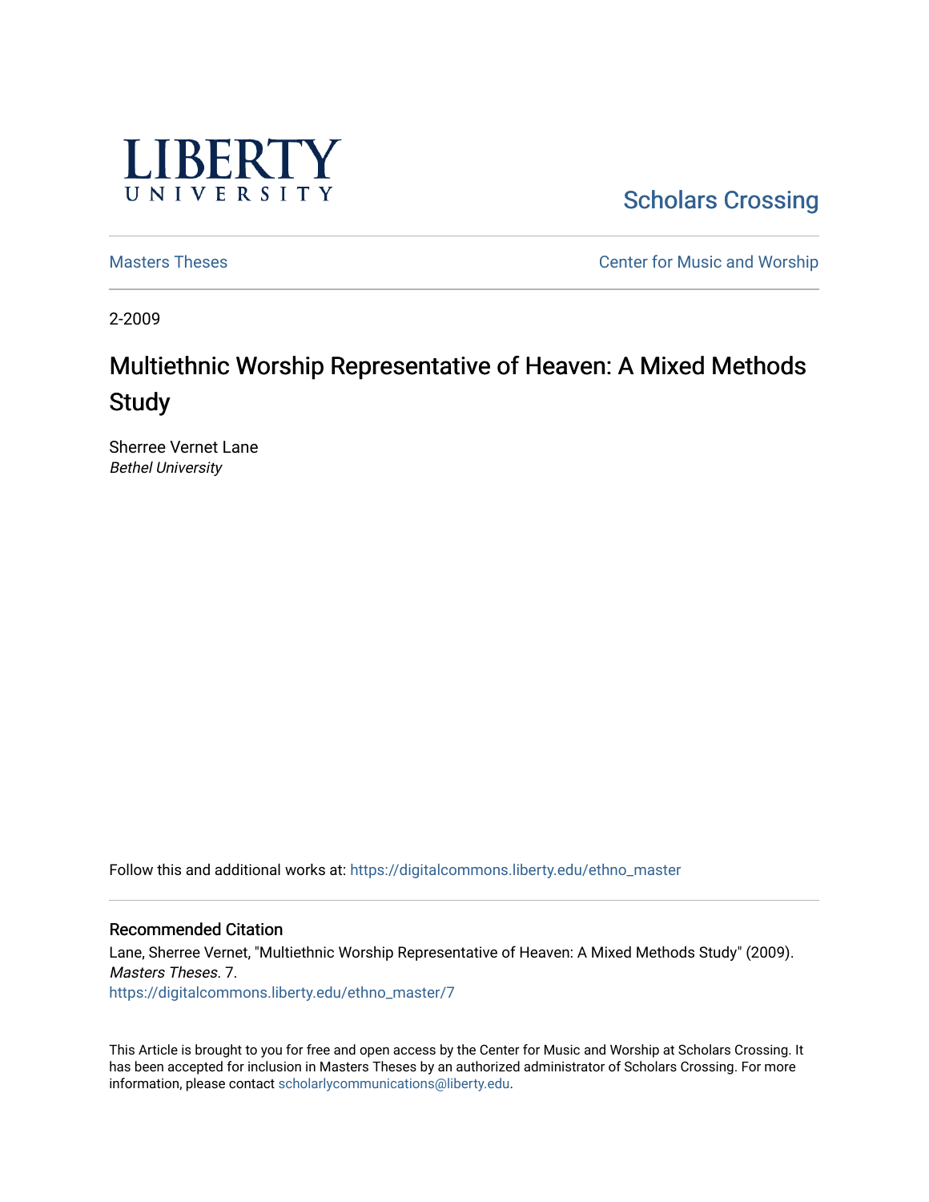LIBERTY UNIVERSITY

Scholars Crossing

Masters Theses

Center for Music and Worship

2-2009

# Multiethnic Worship Representative of Heaven: A Mixed Methods Study

Sherree Vernet Lane
*Bethel University*

Follow this and additional works at: https://digitalcommons.liberty.edu/ethno_master

## Recommended Citation

Lane, Sherree Vernet, "Multiethnic Worship Representative of Heaven: A Mixed Methods Study" (2009). *Masters Theses*. 7.
https://digitalcommons.liberty.edu/ethno_master/7

This Article is brought to you for free and open access by the Center for Music and Worship at Scholars Crossing. It has been accepted for inclusion in Masters Theses by an authorized administrator of Scholars Crossing. For more information, please contact scholarlycommunications@liberty.edu.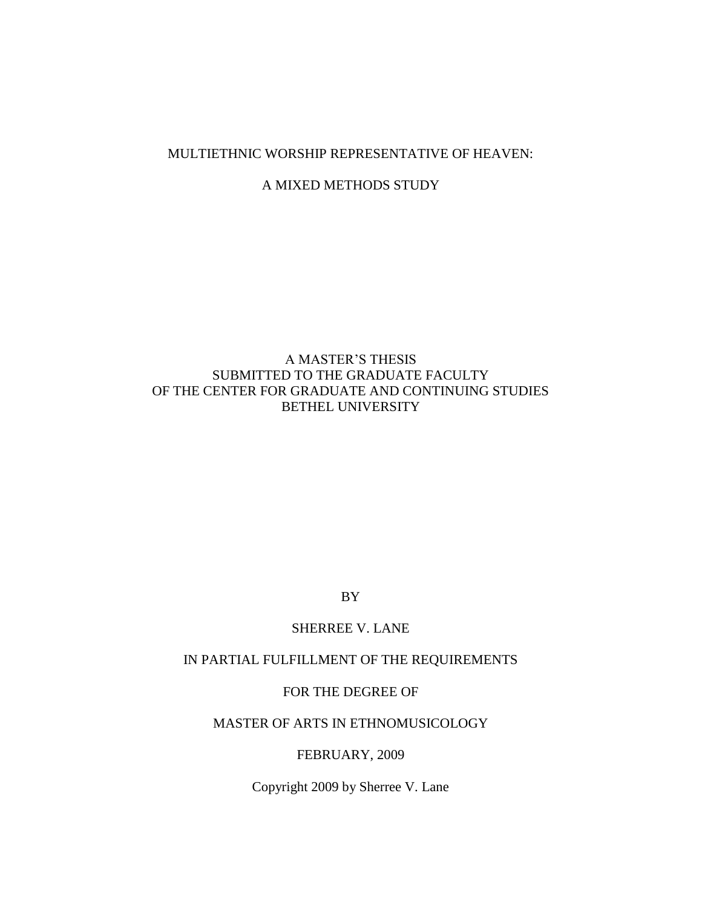# MULTIETHNIC WORSHIP REPRESENTATIVE OF HEAVEN:

# A MIXED METHODS STUDY

A MASTER'S THESIS
SUBMITTED TO THE GRADUATE FACULTY
OF THE CENTER FOR GRADUATE AND CONTINUING STUDIES
BETHEL UNIVERSITY

BY

SHERREE V. LANE

IN PARTIAL FULFILLMENT OF THE REQUIREMENTS

FOR THE DEGREE OF

MASTER OF ARTS IN ETHNOMUSICOLOGY

FEBRUARY, 2009

Copyright 2009 by Sherree V. Lane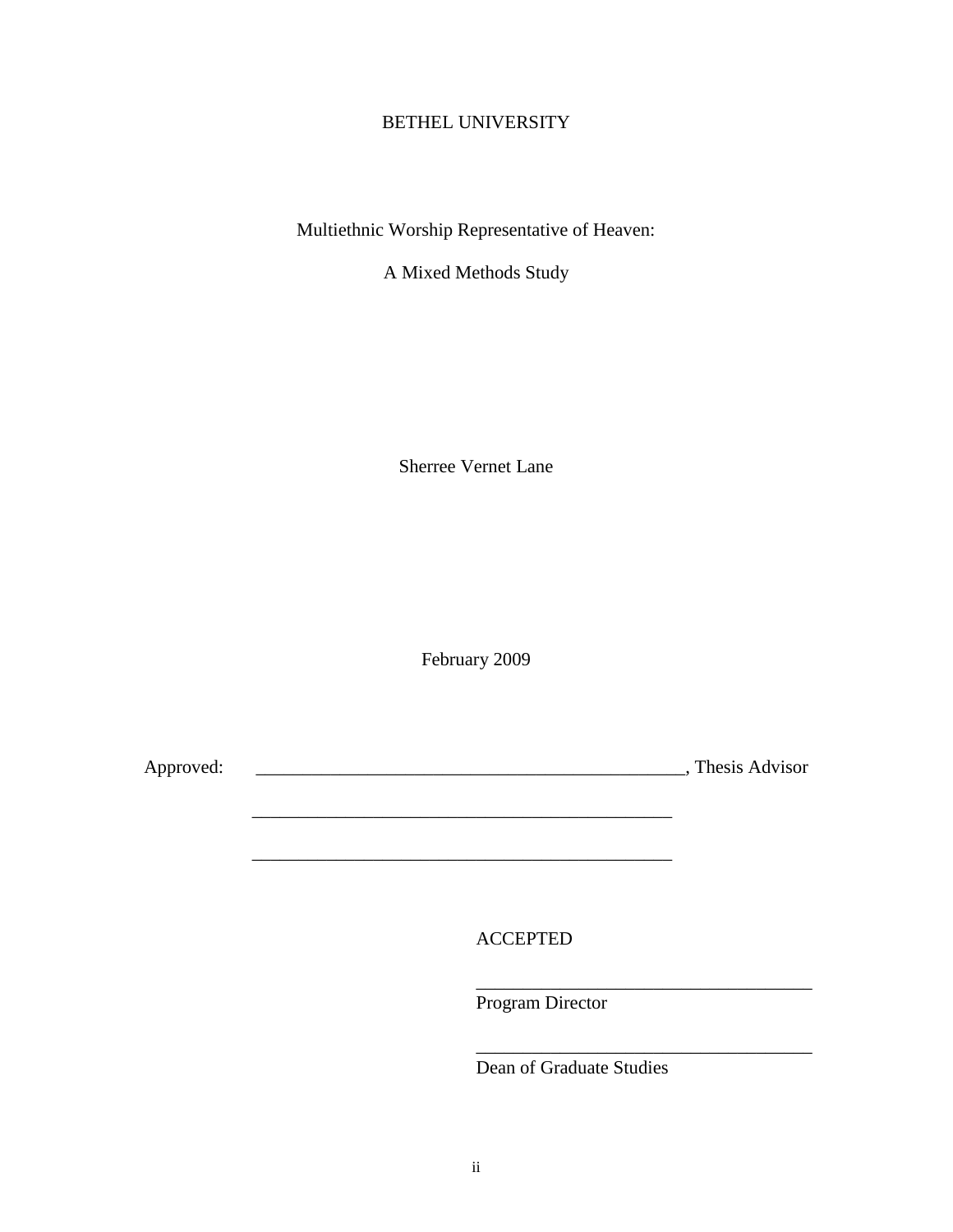BETHEL UNIVERSITY

Multiethnic Worship Representative of Heaven:

A Mixed Methods Study

Sherree Vernet Lane

February 2009

Approved: ______________________________________________, Thesis Advisor

______________________________________________

______________________________________________

ACCEPTED

____________________________________
Program Director

____________________________________
Dean of Graduate Studies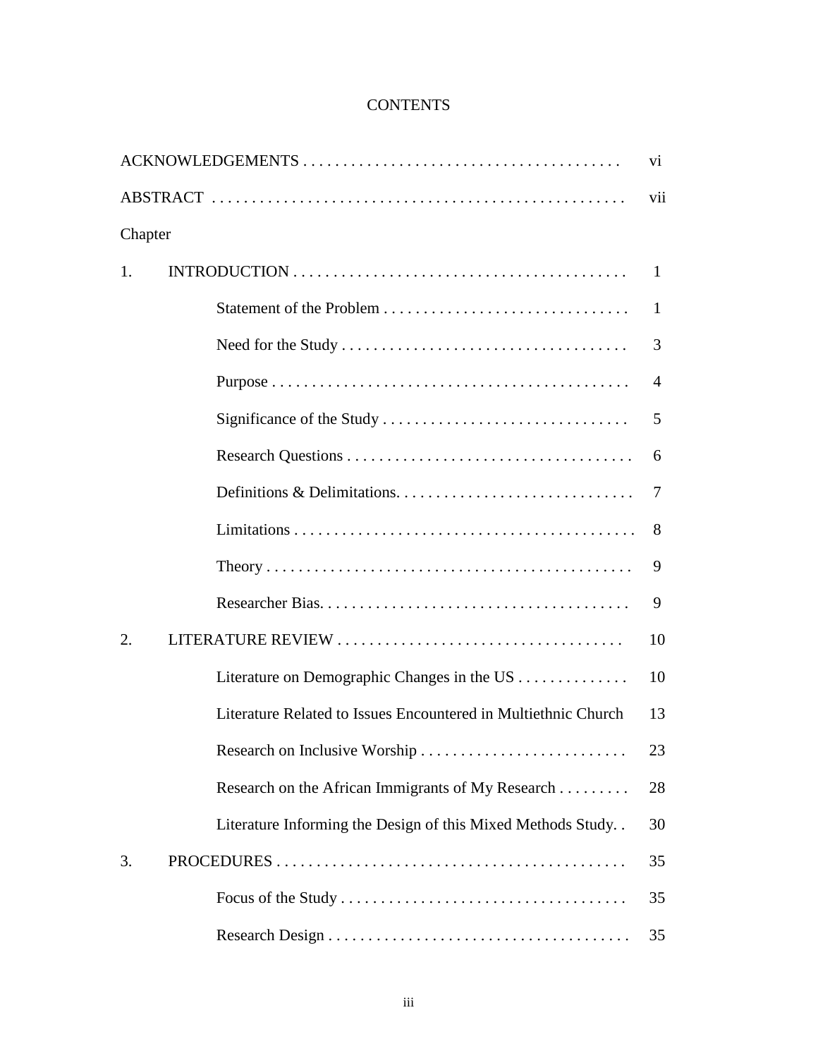# CONTENTS

| | |
|---|---|
| ACKNOWLEDGEMENTS | vi |
| ABSTRACT | vii |
| Chapter | |
| 1. INTRODUCTION | 1 |
| Statement of the Problem | 1 |
| Need for the Study | 3 |
| Purpose | 4 |
| Significance of the Study | 5 |
| Research Questions | 6 |
| Definitions & Delimitations | 7 |
| Limitations | 8 |
| Theory | 9 |
| Researcher Bias | 9 |
| 2. LITERATURE REVIEW | 10 |
| Literature on Demographic Changes in the US | 10 |
| Literature Related to Issues Encountered in Multiethnic Church | 13 |
| Research on Inclusive Worship | 23 |
| Research on the African Immigrants of My Research | 28 |
| Literature Informing the Design of this Mixed Methods Study | 30 |
| 3. PROCEDURES | 35 |
| Focus of the Study | 35 |
| Research Design | 35 |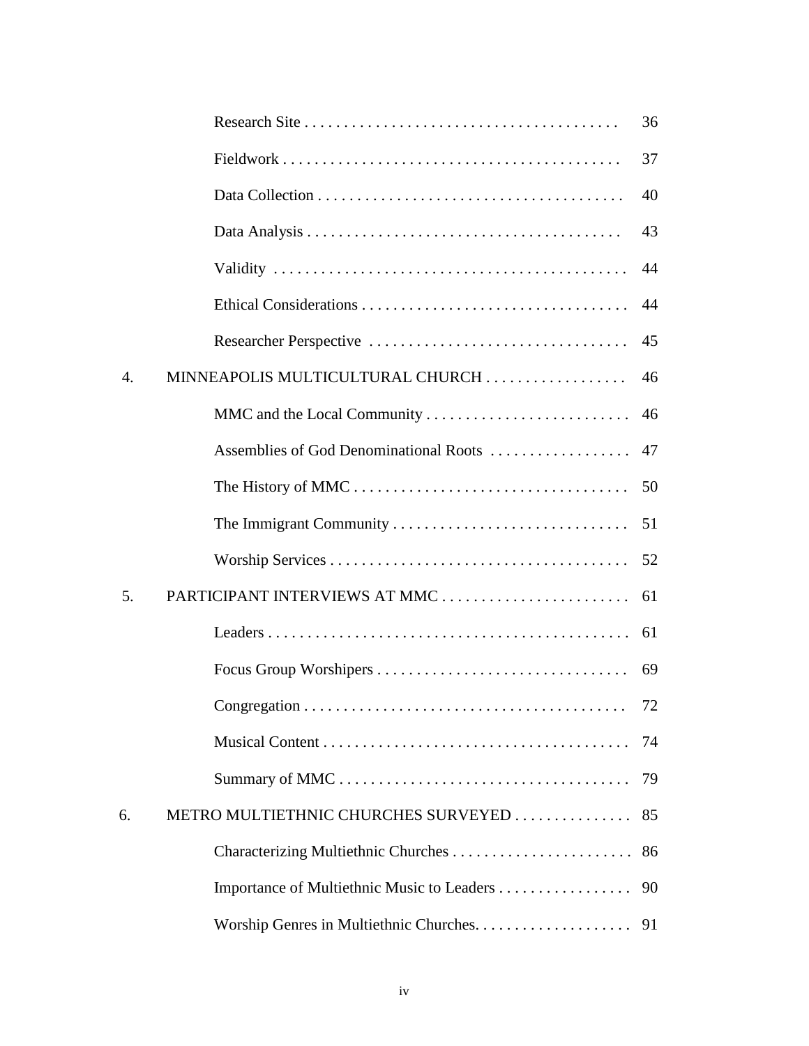| | | |
|---|---|---|
| | Research Site | 36 |
| | Fieldwork | 37 |
| | Data Collection | 40 |
| | Data Analysis | 43 |
| | Validity | 44 |
| | Ethical Considerations | 44 |
| | Researcher Perspective | 45 |
| 4. | MINNEAPOLIS MULTICULTURAL CHURCH | 46 |
| | MMC and the Local Community | 46 |
| | Assemblies of God Denominational Roots | 47 |
| | The History of MMC | 50 |
| | The Immigrant Community | 51 |
| | Worship Services | 52 |
| 5. | PARTICIPANT INTERVIEWS AT MMC | 61 |
| | Leaders | 61 |
| | Focus Group Worshipers | 69 |
| | Congregation | 72 |
| | Musical Content | 74 |
| | Summary of MMC | 79 |
| 6. | METRO MULTIETHNIC CHURCHES SURVEYED | 85 |
| | Characterizing Multiethnic Churches | 86 |
| | Importance of Multiethnic Music to Leaders | 90 |
| | Worship Genres in Multiethnic Churches. | 91 |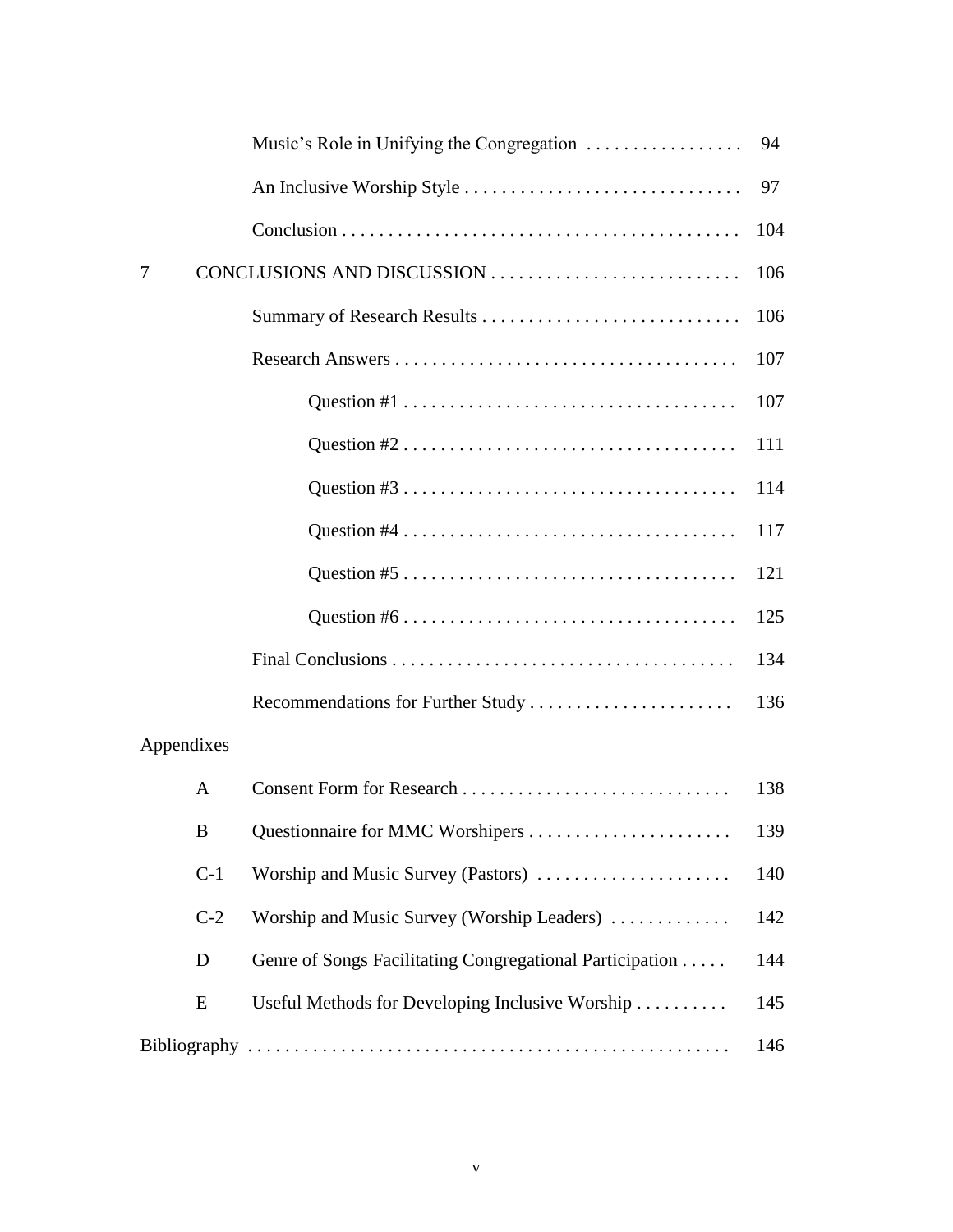| | | |
|---|---|---|
| | Music's Role in Unifying the Congregation | 94 |
| | An Inclusive Worship Style | 97 |
| | Conclusion | 104 |
| 7 | CONCLUSIONS AND DISCUSSION | 106 |
| | Summary of Research Results | 106 |
| | Research Answers | 107 |
| | Question #1 | 107 |
| | Question #2 | 111 |
| | Question #3 | 114 |
| | Question #4 | 117 |
| | Question #5 | 121 |
| | Question #6 | 125 |
| | Final Conclusions | 134 |
| | Recommendations for Further Study | 136 |
| Appendixes | | |
| A | Consent Form for Research | 138 |
| B | Questionnaire for MMC Worshipers | 139 |
| C-1 | Worship and Music Survey (Pastors) | 140 |
| C-2 | Worship and Music Survey (Worship Leaders) | 142 |
| D | Genre of Songs Facilitating Congregational Participation | 144 |
| E | Useful Methods for Developing Inclusive Worship | 145 |
| Bibliography | | 146 |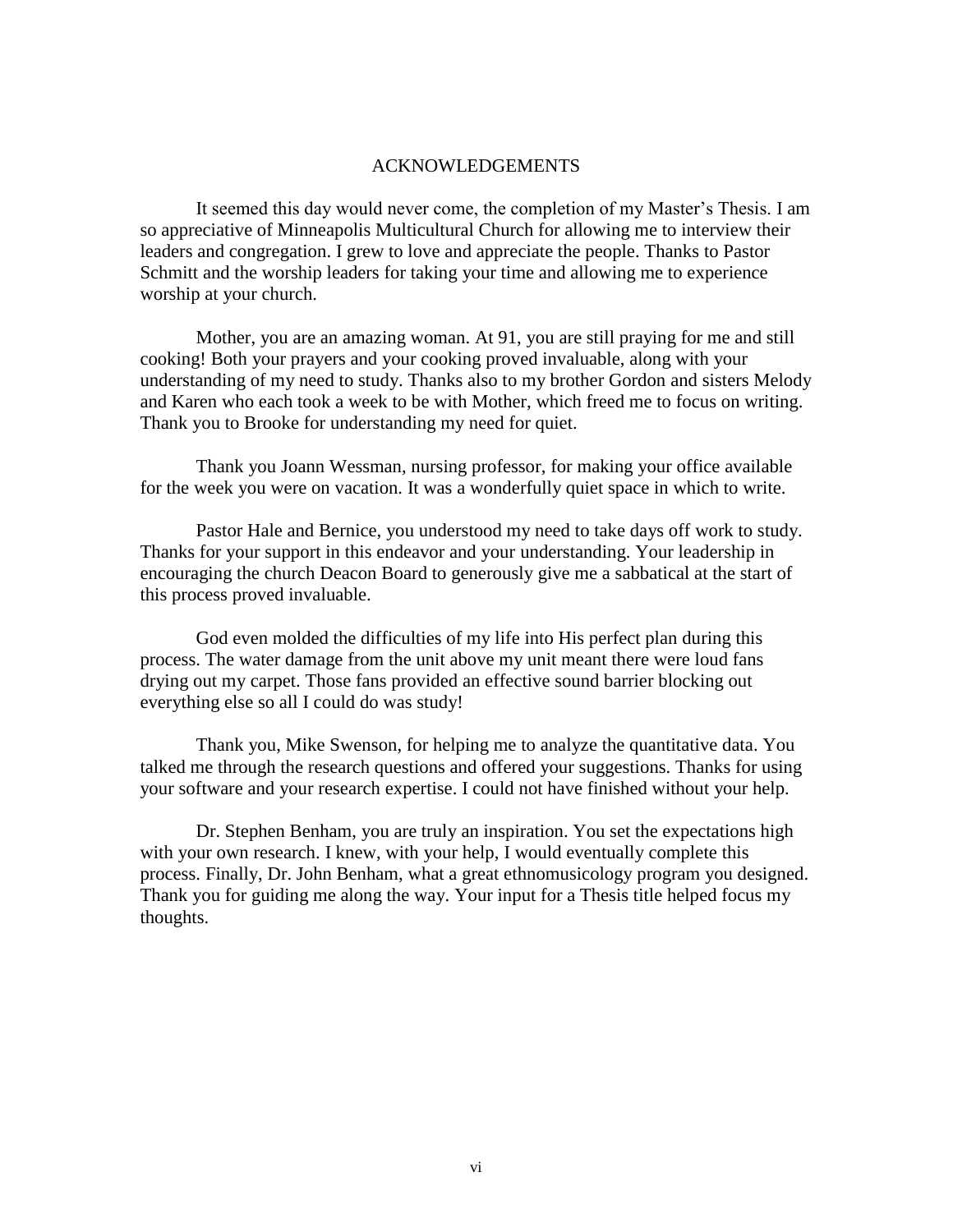# ACKNOWLEDGEMENTS

It seemed this day would never come, the completion of my Master's Thesis. I am so appreciative of Minneapolis Multicultural Church for allowing me to interview their leaders and congregation. I grew to love and appreciate the people. Thanks to Pastor Schmitt and the worship leaders for taking your time and allowing me to experience worship at your church.

Mother, you are an amazing woman. At 91, you are still praying for me and still cooking! Both your prayers and your cooking proved invaluable, along with your understanding of my need to study. Thanks also to my brother Gordon and sisters Melody and Karen who each took a week to be with Mother, which freed me to focus on writing. Thank you to Brooke for understanding my need for quiet.

Thank you Joann Wessman, nursing professor, for making your office available for the week you were on vacation. It was a wonderfully quiet space in which to write.

Pastor Hale and Bernice, you understood my need to take days off work to study. Thanks for your support in this endeavor and your understanding. Your leadership in encouraging the church Deacon Board to generously give me a sabbatical at the start of this process proved invaluable.

God even molded the difficulties of my life into His perfect plan during this process. The water damage from the unit above my unit meant there were loud fans drying out my carpet. Those fans provided an effective sound barrier blocking out everything else so all I could do was study!

Thank you, Mike Swenson, for helping me to analyze the quantitative data. You talked me through the research questions and offered your suggestions. Thanks for using your software and your research expertise. I could not have finished without your help.

Dr. Stephen Benham, you are truly an inspiration. You set the expectations high with your own research. I knew, with your help, I would eventually complete this process. Finally, Dr. John Benham, what a great ethnomusicology program you designed. Thank you for guiding me along the way. Your input for a Thesis title helped focus my thoughts.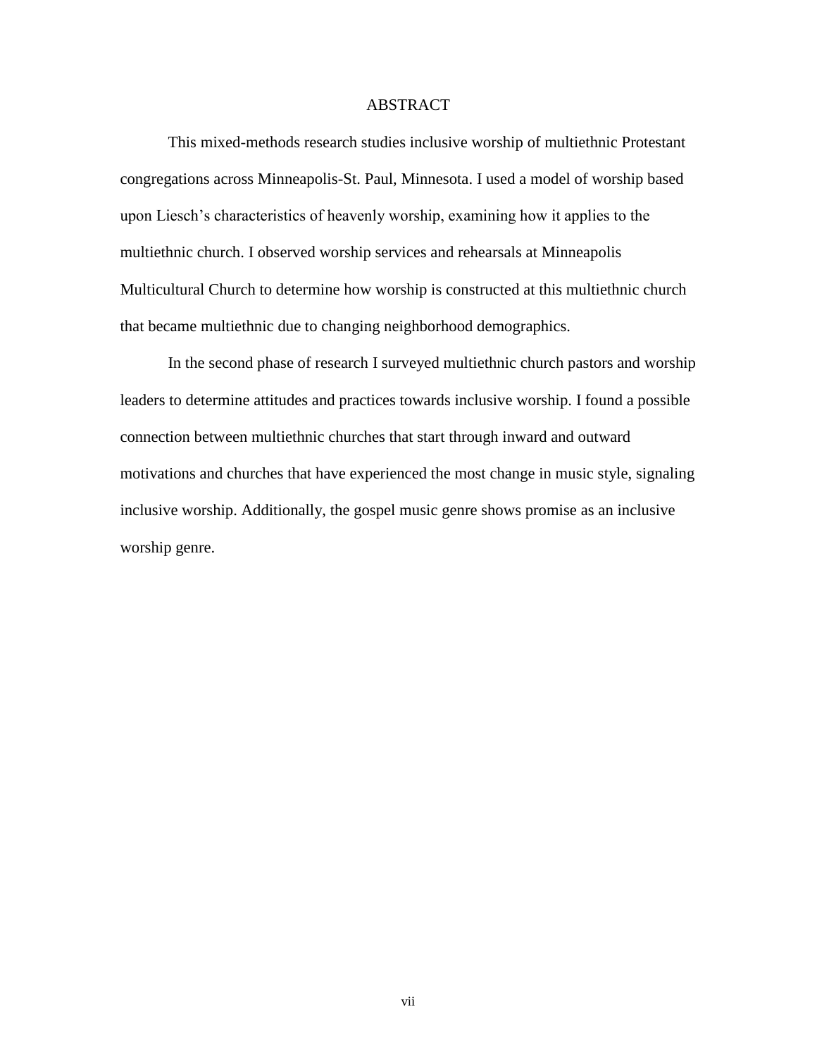# ABSTRACT

This mixed-methods research studies inclusive worship of multiethnic Protestant congregations across Minneapolis-St. Paul, Minnesota. I used a model of worship based upon Liesch's characteristics of heavenly worship, examining how it applies to the multiethnic church. I observed worship services and rehearsals at Minneapolis Multicultural Church to determine how worship is constructed at this multiethnic church that became multiethnic due to changing neighborhood demographics.

In the second phase of research I surveyed multiethnic church pastors and worship leaders to determine attitudes and practices towards inclusive worship. I found a possible connection between multiethnic churches that start through inward and outward motivations and churches that have experienced the most change in music style, signaling inclusive worship. Additionally, the gospel music genre shows promise as an inclusive worship genre.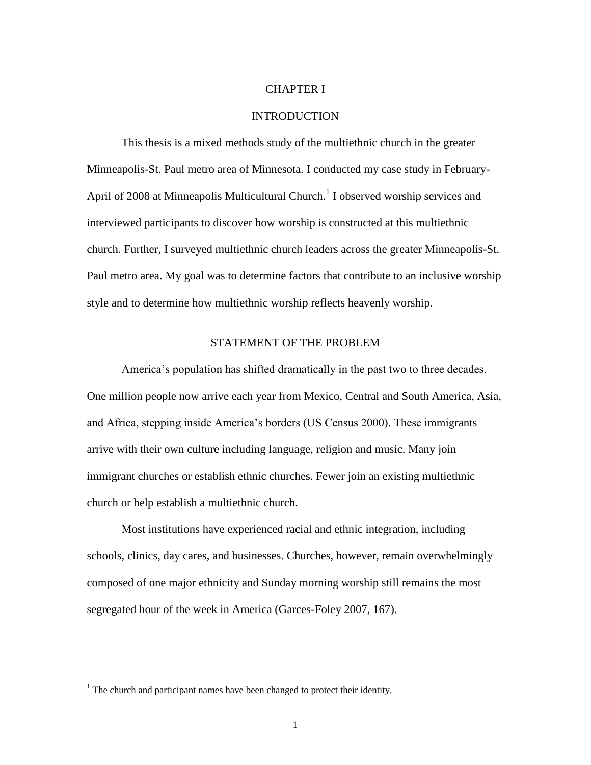# CHAPTER I

# INTRODUCTION

This thesis is a mixed methods study of the multiethnic church in the greater Minneapolis-St. Paul metro area of Minnesota. I conducted my case study in February-April of 2008 at Minneapolis Multicultural Church.[1] I observed worship services and interviewed participants to discover how worship is constructed at this multiethnic church. Further, I surveyed multiethnic church leaders across the greater Minneapolis-St. Paul metro area. My goal was to determine factors that contribute to an inclusive worship style and to determine how multiethnic worship reflects heavenly worship.

## STATEMENT OF THE PROBLEM

America's population has shifted dramatically in the past two to three decades. One million people now arrive each year from Mexico, Central and South America, Asia, and Africa, stepping inside America's borders (US Census 2000). These immigrants arrive with their own culture including language, religion and music. Many join immigrant churches or establish ethnic churches. Fewer join an existing multiethnic church or help establish a multiethnic church.

Most institutions have experienced racial and ethnic integration, including schools, clinics, day cares, and businesses. Churches, however, remain overwhelmingly composed of one major ethnicity and Sunday morning worship still remains the most segregated hour of the week in America (Garces-Foley 2007, 167).

[1] The church and participant names have been changed to protect their identity.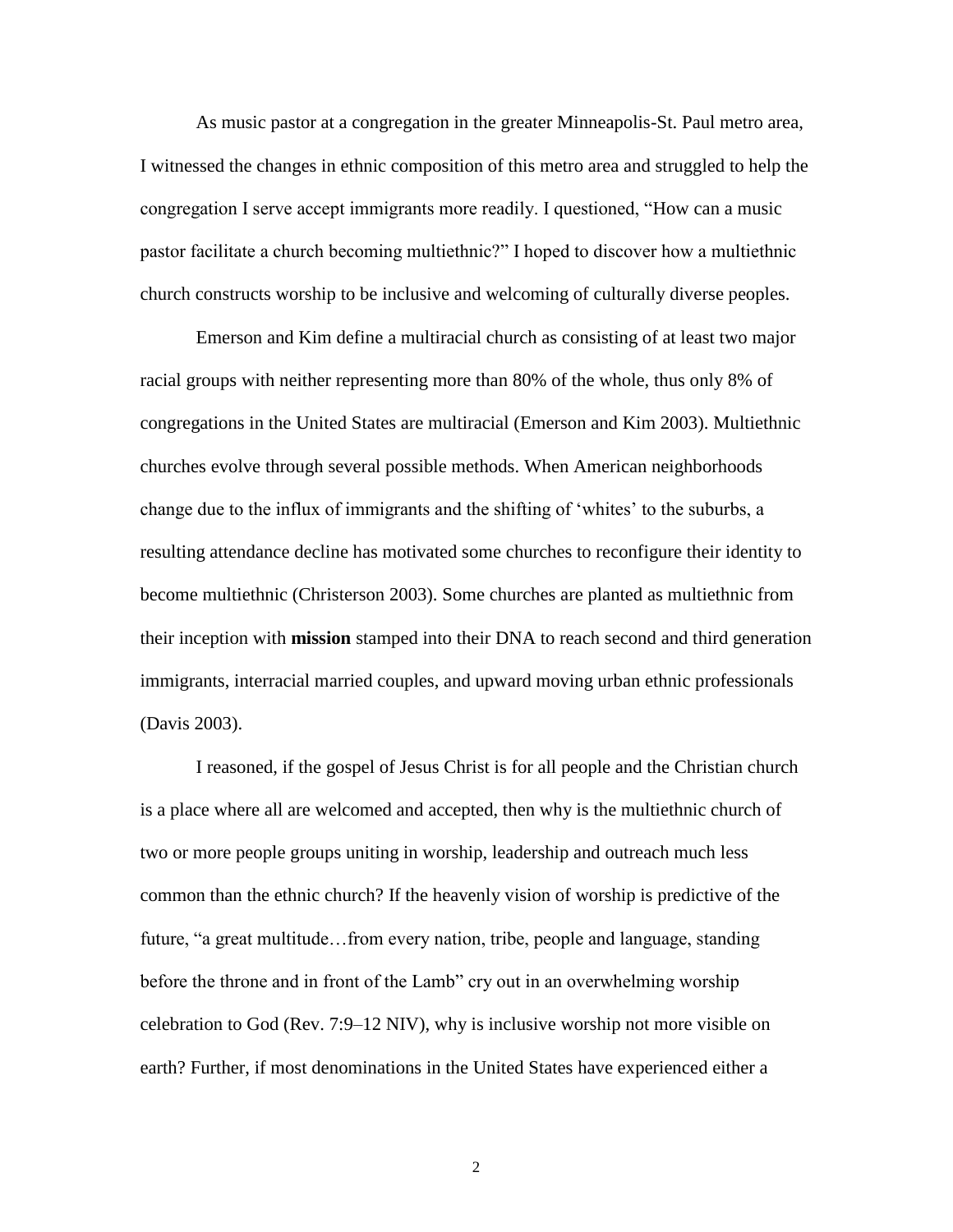As music pastor at a congregation in the greater Minneapolis-St. Paul metro area, I witnessed the changes in ethnic composition of this metro area and struggled to help the congregation I serve accept immigrants more readily. I questioned, "How can a music pastor facilitate a church becoming multiethnic?" I hoped to discover how a multiethnic church constructs worship to be inclusive and welcoming of culturally diverse peoples.

Emerson and Kim define a multiracial church as consisting of at least two major racial groups with neither representing more than 80% of the whole, thus only 8% of congregations in the United States are multiracial (Emerson and Kim 2003). Multiethnic churches evolve through several possible methods. When American neighborhoods change due to the influx of immigrants and the shifting of 'whites' to the suburbs, a resulting attendance decline has motivated some churches to reconfigure their identity to become multiethnic (Christerson 2003). Some churches are planted as multiethnic from their inception with **mission** stamped into their DNA to reach second and third generation immigrants, interracial married couples, and upward moving urban ethnic professionals (Davis 2003).

I reasoned, if the gospel of Jesus Christ is for all people and the Christian church is a place where all are welcomed and accepted, then why is the multiethnic church of two or more people groups uniting in worship, leadership and outreach much less common than the ethnic church? If the heavenly vision of worship is predictive of the future, "a great multitude…from every nation, tribe, people and language, standing before the throne and in front of the Lamb" cry out in an overwhelming worship celebration to God (Rev. 7:9–12 NIV), why is inclusive worship not more visible on earth? Further, if most denominations in the United States have experienced either a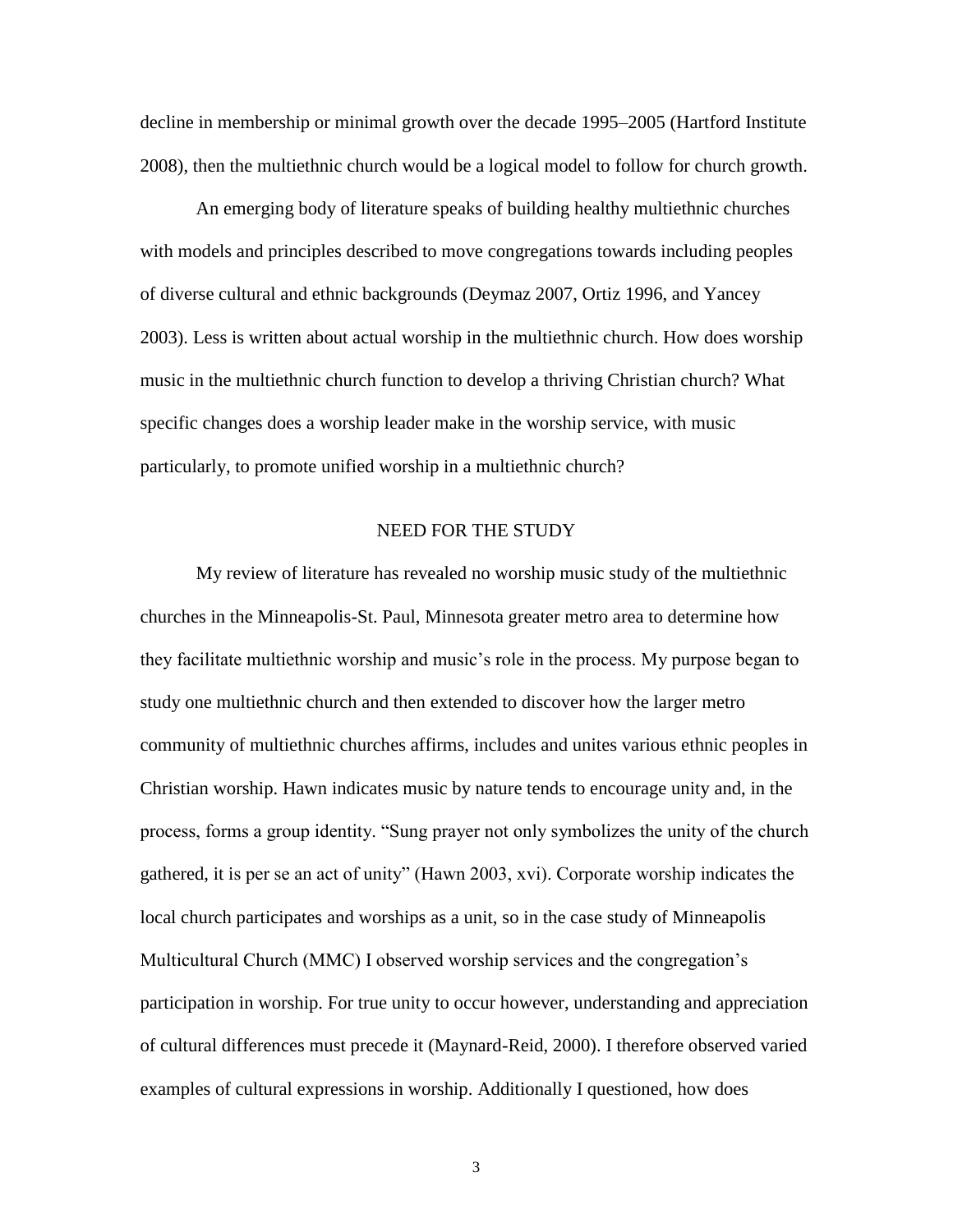decline in membership or minimal growth over the decade 1995–2005 (Hartford Institute 2008), then the multiethnic church would be a logical model to follow for church growth.

An emerging body of literature speaks of building healthy multiethnic churches with models and principles described to move congregations towards including peoples of diverse cultural and ethnic backgrounds (Deymaz 2007, Ortiz 1996, and Yancey 2003). Less is written about actual worship in the multiethnic church. How does worship music in the multiethnic church function to develop a thriving Christian church? What specific changes does a worship leader make in the worship service, with music particularly, to promote unified worship in a multiethnic church?

## NEED FOR THE STUDY

My review of literature has revealed no worship music study of the multiethnic churches in the Minneapolis-St. Paul, Minnesota greater metro area to determine how they facilitate multiethnic worship and music's role in the process. My purpose began to study one multiethnic church and then extended to discover how the larger metro community of multiethnic churches affirms, includes and unites various ethnic peoples in Christian worship. Hawn indicates music by nature tends to encourage unity and, in the process, forms a group identity. "Sung prayer not only symbolizes the unity of the church gathered, it is per se an act of unity" (Hawn 2003, xvi). Corporate worship indicates the local church participates and worships as a unit, so in the case study of Minneapolis Multicultural Church (MMC) I observed worship services and the congregation's participation in worship. For true unity to occur however, understanding and appreciation of cultural differences must precede it (Maynard-Reid, 2000). I therefore observed varied examples of cultural expressions in worship. Additionally I questioned, how does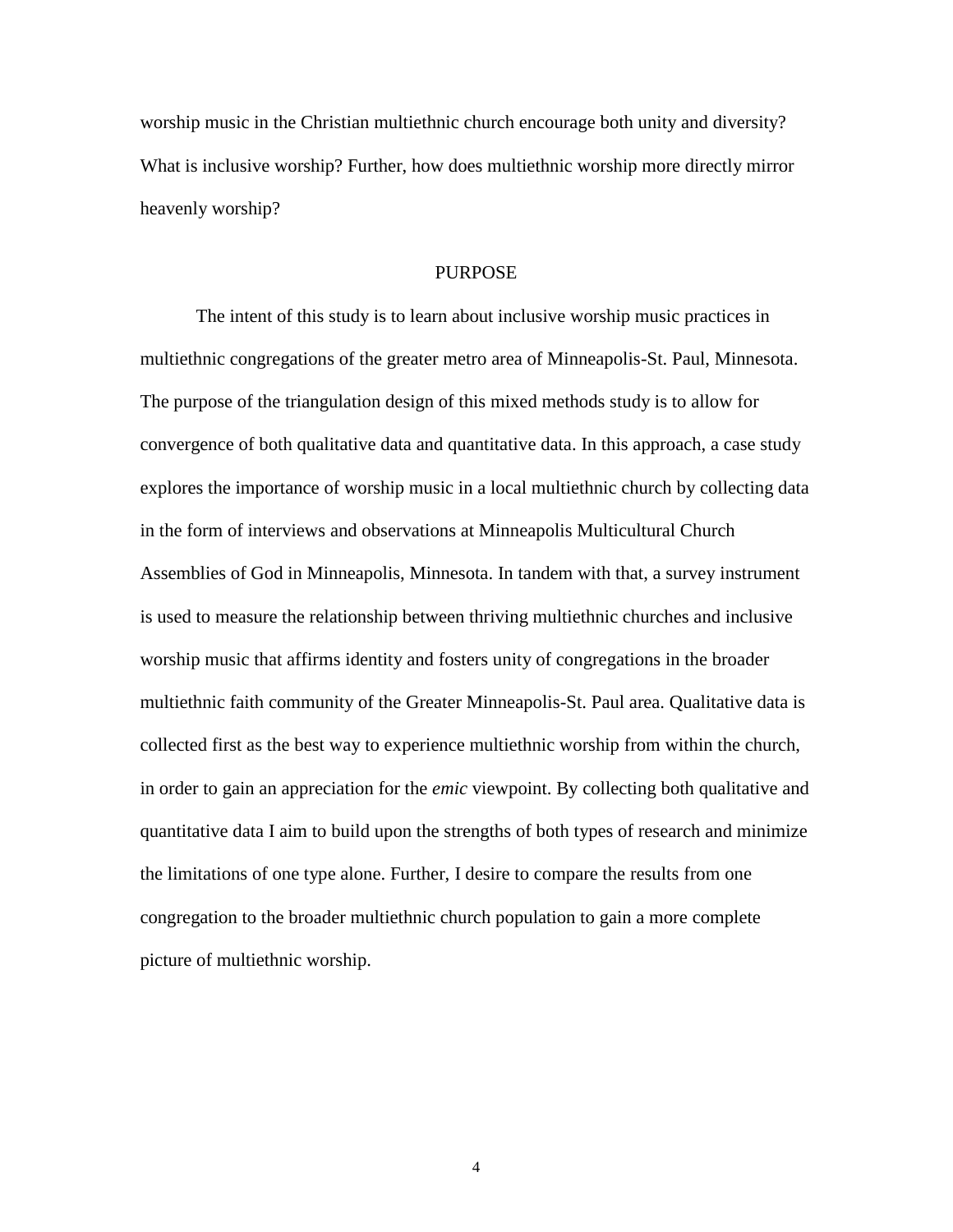worship music in the Christian multiethnic church encourage both unity and diversity? What is inclusive worship? Further, how does multiethnic worship more directly mirror heavenly worship?

## PURPOSE

The intent of this study is to learn about inclusive worship music practices in multiethnic congregations of the greater metro area of Minneapolis-St. Paul, Minnesota. The purpose of the triangulation design of this mixed methods study is to allow for convergence of both qualitative data and quantitative data. In this approach, a case study explores the importance of worship music in a local multiethnic church by collecting data in the form of interviews and observations at Minneapolis Multicultural Church Assemblies of God in Minneapolis, Minnesota. In tandem with that, a survey instrument is used to measure the relationship between thriving multiethnic churches and inclusive worship music that affirms identity and fosters unity of congregations in the broader multiethnic faith community of the Greater Minneapolis-St. Paul area. Qualitative data is collected first as the best way to experience multiethnic worship from within the church, in order to gain an appreciation for the *emic* viewpoint. By collecting both qualitative and quantitative data I aim to build upon the strengths of both types of research and minimize the limitations of one type alone. Further, I desire to compare the results from one congregation to the broader multiethnic church population to gain a more complete picture of multiethnic worship.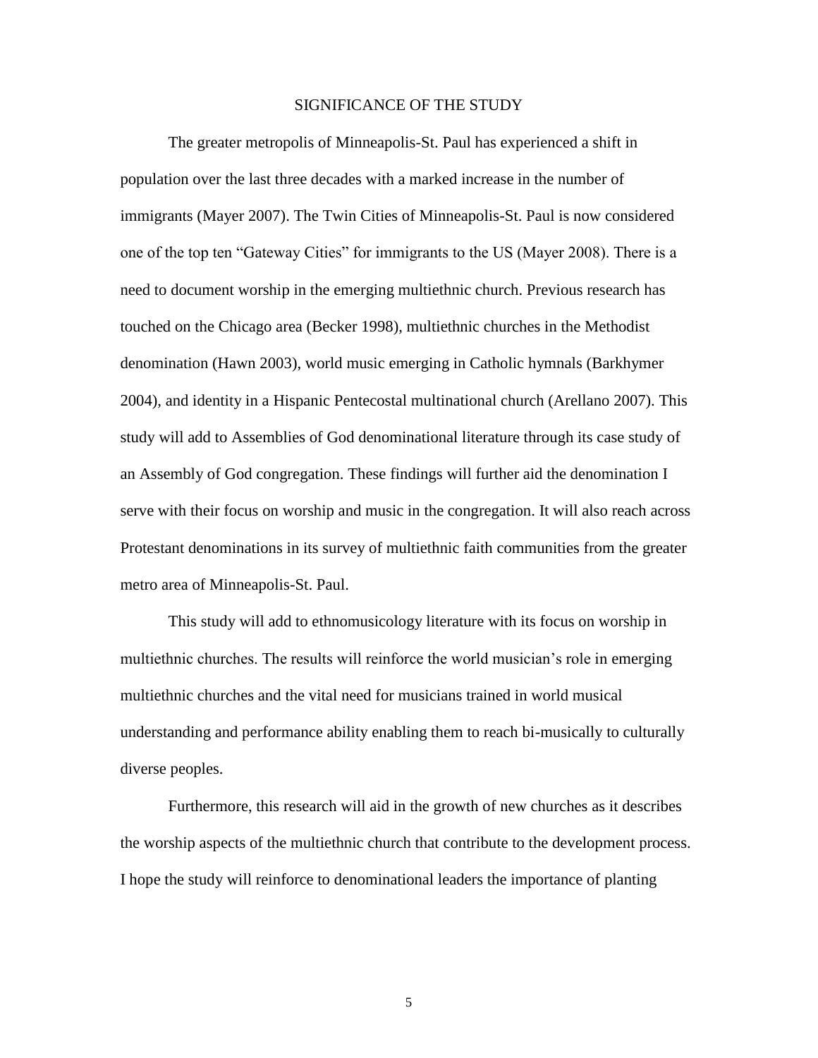## SIGNIFICANCE OF THE STUDY

The greater metropolis of Minneapolis-St. Paul has experienced a shift in population over the last three decades with a marked increase in the number of immigrants (Mayer 2007). The Twin Cities of Minneapolis-St. Paul is now considered one of the top ten "Gateway Cities" for immigrants to the US (Mayer 2008). There is a need to document worship in the emerging multiethnic church. Previous research has touched on the Chicago area (Becker 1998), multiethnic churches in the Methodist denomination (Hawn 2003), world music emerging in Catholic hymnals (Barkhymer 2004), and identity in a Hispanic Pentecostal multinational church (Arellano 2007). This study will add to Assemblies of God denominational literature through its case study of an Assembly of God congregation. These findings will further aid the denomination I serve with their focus on worship and music in the congregation. It will also reach across Protestant denominations in its survey of multiethnic faith communities from the greater metro area of Minneapolis-St. Paul.

This study will add to ethnomusicology literature with its focus on worship in multiethnic churches. The results will reinforce the world musician's role in emerging multiethnic churches and the vital need for musicians trained in world musical understanding and performance ability enabling them to reach bi-musically to culturally diverse peoples.

Furthermore, this research will aid in the growth of new churches as it describes the worship aspects of the multiethnic church that contribute to the development process. I hope the study will reinforce to denominational leaders the importance of planting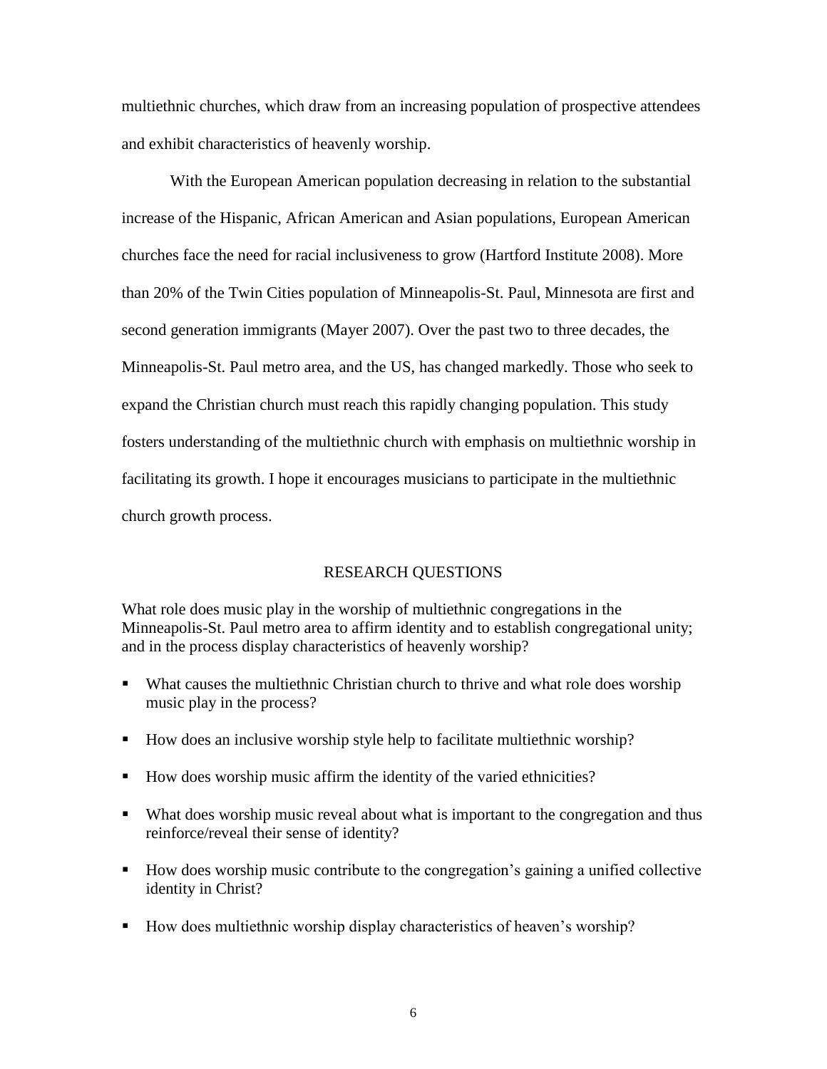multiethnic churches, which draw from an increasing population of prospective attendees and exhibit characteristics of heavenly worship.

With the European American population decreasing in relation to the substantial increase of the Hispanic, African American and Asian populations, European American churches face the need for racial inclusiveness to grow (Hartford Institute 2008). More than 20% of the Twin Cities population of Minneapolis-St. Paul, Minnesota are first and second generation immigrants (Mayer 2007). Over the past two to three decades, the Minneapolis-St. Paul metro area, and the US, has changed markedly. Those who seek to expand the Christian church must reach this rapidly changing population. This study fosters understanding of the multiethnic church with emphasis on multiethnic worship in facilitating its growth. I hope it encourages musicians to participate in the multiethnic church growth process.

## RESEARCH QUESTIONS

What role does music play in the worship of multiethnic congregations in the Minneapolis-St. Paul metro area to affirm identity and to establish congregational unity; and in the process display characteristics of heavenly worship?

- What causes the multiethnic Christian church to thrive and what role does worship music play in the process?
- How does an inclusive worship style help to facilitate multiethnic worship?
- How does worship music affirm the identity of the varied ethnicities?
- What does worship music reveal about what is important to the congregation and thus reinforce/reveal their sense of identity?
- How does worship music contribute to the congregation's gaining a unified collective identity in Christ?
- How does multiethnic worship display characteristics of heaven's worship?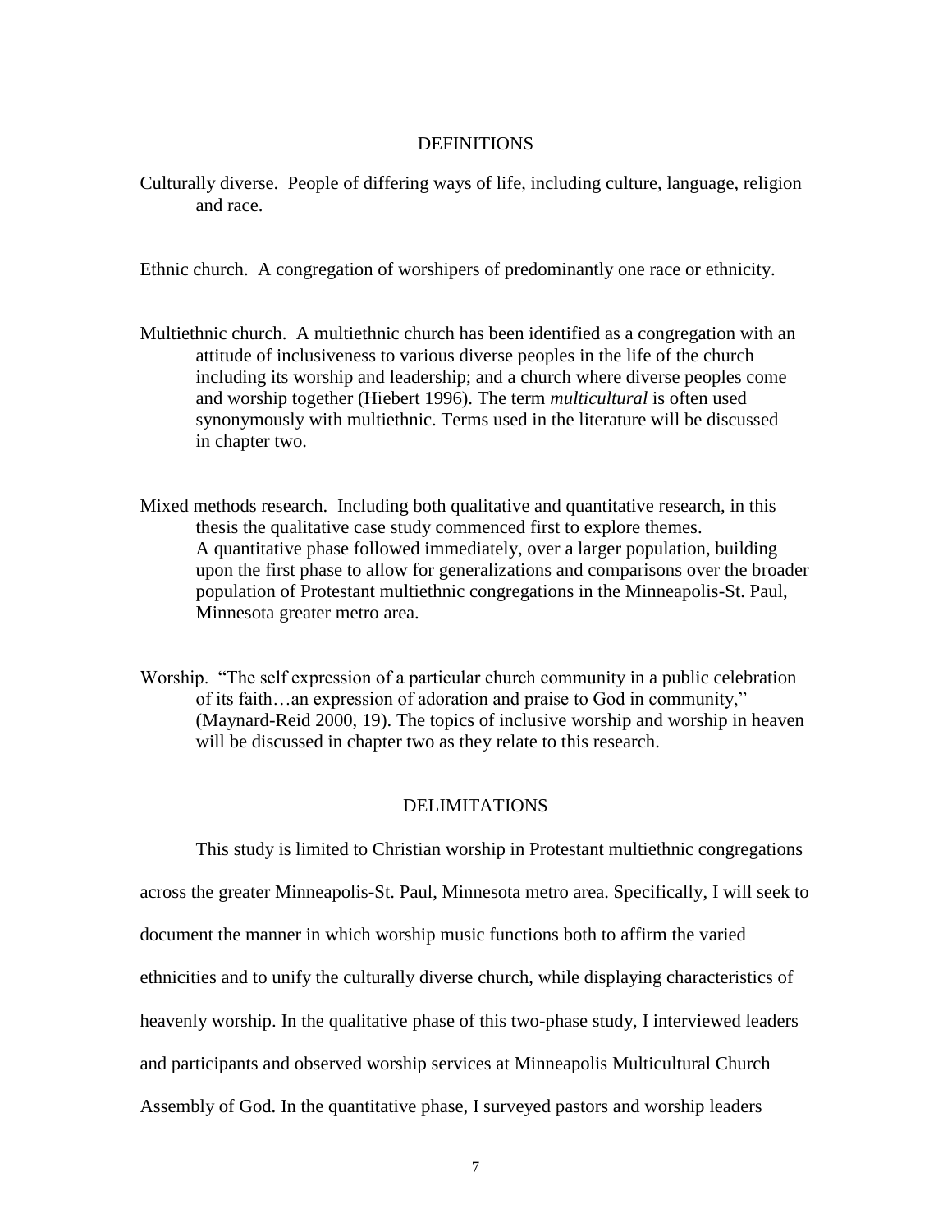## DEFINITIONS

Culturally diverse. People of differing ways of life, including culture, language, religion and race.

Ethnic church. A congregation of worshipers of predominantly one race or ethnicity.

Multiethnic church. A multiethnic church has been identified as a congregation with an attitude of inclusiveness to various diverse peoples in the life of the church including its worship and leadership; and a church where diverse peoples come and worship together (Hiebert 1996). The term *multicultural* is often used synonymously with multiethnic. Terms used in the literature will be discussed in chapter two.

Mixed methods research. Including both qualitative and quantitative research, in this thesis the qualitative case study commenced first to explore themes. A quantitative phase followed immediately, over a larger population, building upon the first phase to allow for generalizations and comparisons over the broader population of Protestant multiethnic congregations in the Minneapolis-St. Paul, Minnesota greater metro area.

Worship. "The self expression of a particular church community in a public celebration of its faith…an expression of adoration and praise to God in community," (Maynard-Reid 2000, 19). The topics of inclusive worship and worship in heaven will be discussed in chapter two as they relate to this research.

## DELIMITATIONS

This study is limited to Christian worship in Protestant multiethnic congregations across the greater Minneapolis-St. Paul, Minnesota metro area. Specifically, I will seek to document the manner in which worship music functions both to affirm the varied ethnicities and to unify the culturally diverse church, while displaying characteristics of heavenly worship. In the qualitative phase of this two-phase study, I interviewed leaders and participants and observed worship services at Minneapolis Multicultural Church Assembly of God. In the quantitative phase, I surveyed pastors and worship leaders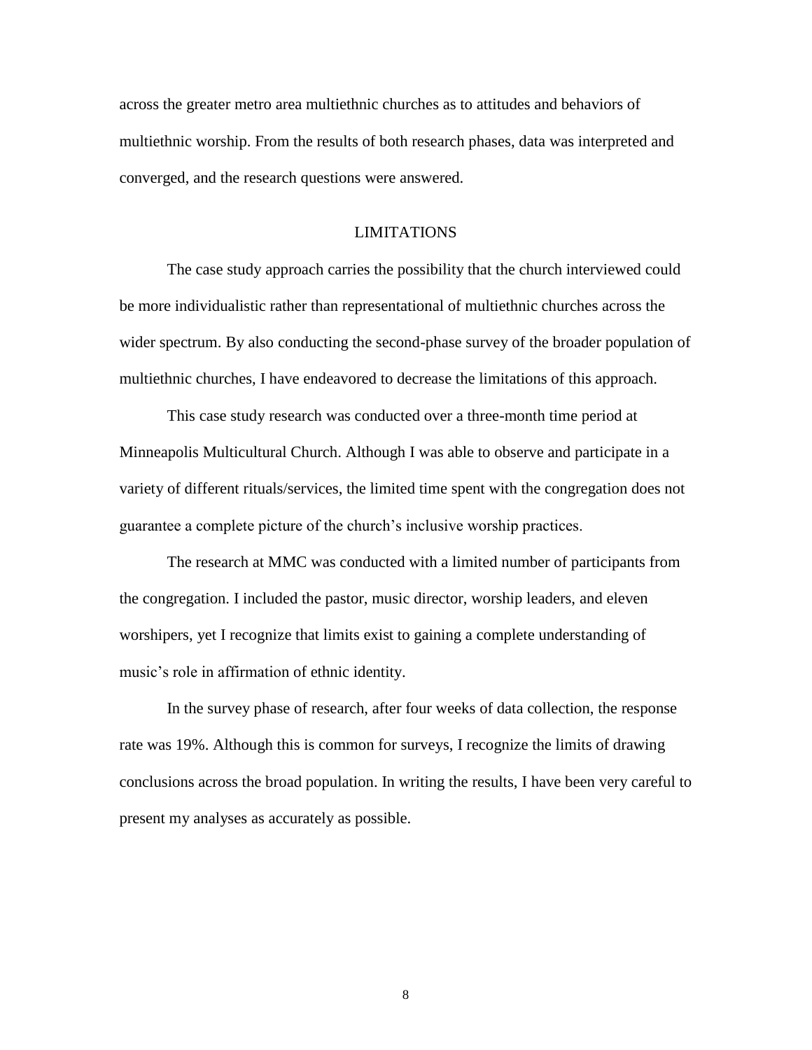across the greater metro area multiethnic churches as to attitudes and behaviors of multiethnic worship. From the results of both research phases, data was interpreted and converged, and the research questions were answered.

## LIMITATIONS

The case study approach carries the possibility that the church interviewed could be more individualistic rather than representational of multiethnic churches across the wider spectrum. By also conducting the second-phase survey of the broader population of multiethnic churches, I have endeavored to decrease the limitations of this approach.

This case study research was conducted over a three-month time period at Minneapolis Multicultural Church. Although I was able to observe and participate in a variety of different rituals/services, the limited time spent with the congregation does not guarantee a complete picture of the church's inclusive worship practices.

The research at MMC was conducted with a limited number of participants from the congregation. I included the pastor, music director, worship leaders, and eleven worshipers, yet I recognize that limits exist to gaining a complete understanding of music's role in affirmation of ethnic identity.

In the survey phase of research, after four weeks of data collection, the response rate was 19%. Although this is common for surveys, I recognize the limits of drawing conclusions across the broad population. In writing the results, I have been very careful to present my analyses as accurately as possible.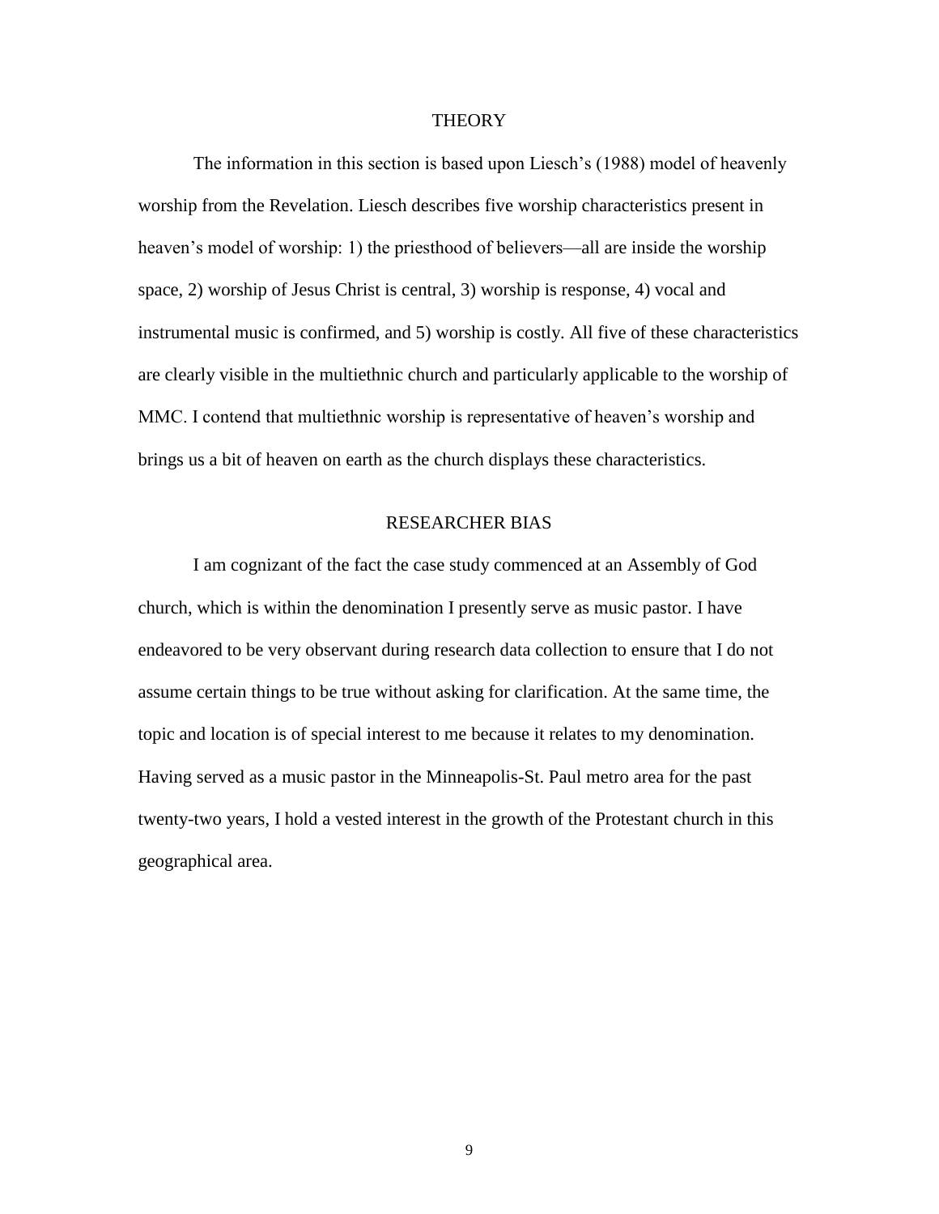## THEORY

The information in this section is based upon Liesch's (1988) model of heavenly worship from the Revelation. Liesch describes five worship characteristics present in heaven's model of worship: 1) the priesthood of believers—all are inside the worship space, 2) worship of Jesus Christ is central, 3) worship is response, 4) vocal and instrumental music is confirmed, and 5) worship is costly. All five of these characteristics are clearly visible in the multiethnic church and particularly applicable to the worship of MMC. I contend that multiethnic worship is representative of heaven's worship and brings us a bit of heaven on earth as the church displays these characteristics.

## RESEARCHER BIAS

I am cognizant of the fact the case study commenced at an Assembly of God church, which is within the denomination I presently serve as music pastor. I have endeavored to be very observant during research data collection to ensure that I do not assume certain things to be true without asking for clarification. At the same time, the topic and location is of special interest to me because it relates to my denomination. Having served as a music pastor in the Minneapolis-St. Paul metro area for the past twenty-two years, I hold a vested interest in the growth of the Protestant church in this geographical area.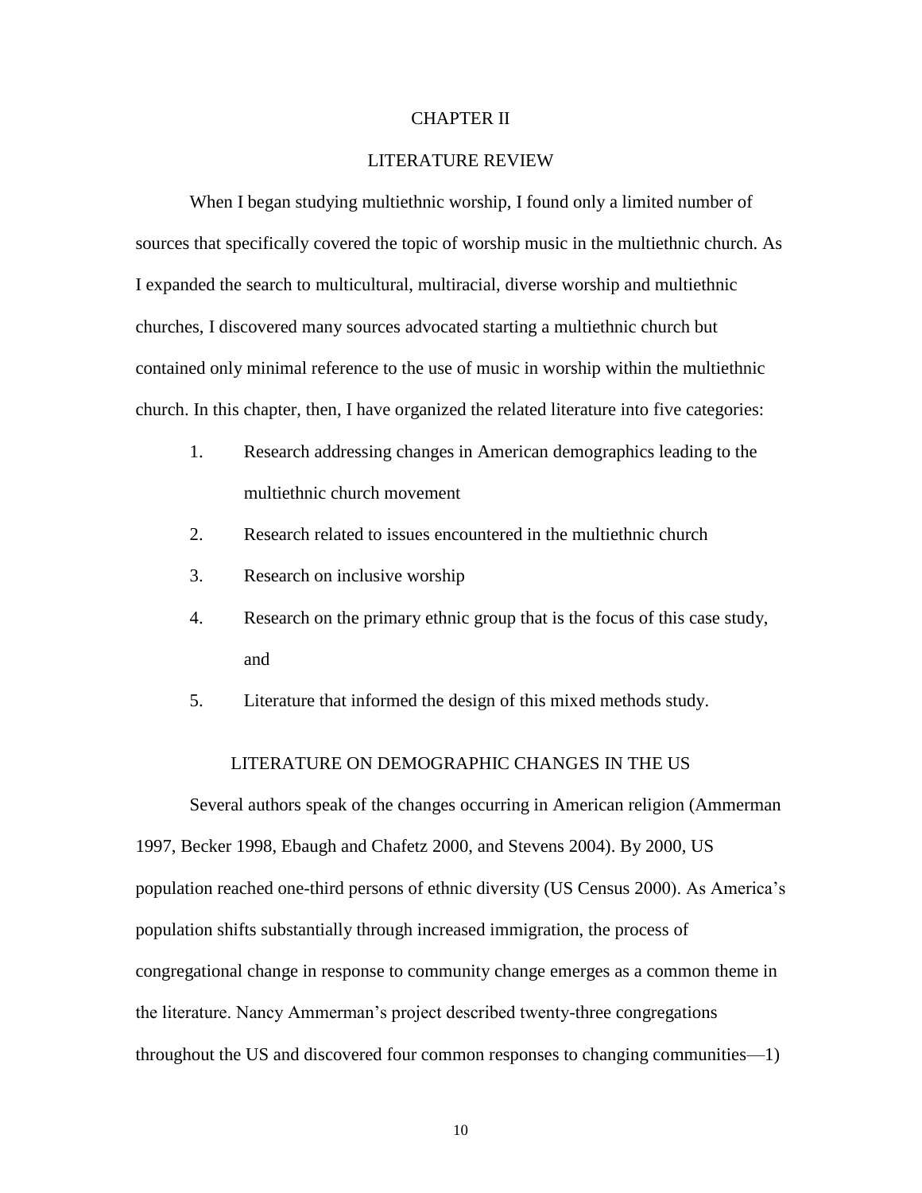# CHAPTER II

# LITERATURE REVIEW

When I began studying multiethnic worship, I found only a limited number of sources that specifically covered the topic of worship music in the multiethnic church. As I expanded the search to multicultural, multiracial, diverse worship and multiethnic churches, I discovered many sources advocated starting a multiethnic church but contained only minimal reference to the use of music in worship within the multiethnic church. In this chapter, then, I have organized the related literature into five categories:

1. Research addressing changes in American demographics leading to the multiethnic church movement
2. Research related to issues encountered in the multiethnic church
3. Research on inclusive worship
4. Research on the primary ethnic group that is the focus of this case study, and
5. Literature that informed the design of this mixed methods study.

## LITERATURE ON DEMOGRAPHIC CHANGES IN THE US

Several authors speak of the changes occurring in American religion (Ammerman 1997, Becker 1998, Ebaugh and Chafetz 2000, and Stevens 2004). By 2000, US population reached one-third persons of ethnic diversity (US Census 2000). As America's population shifts substantially through increased immigration, the process of congregational change in response to community change emerges as a common theme in the literature. Nancy Ammerman's project described twenty-three congregations throughout the US and discovered four common responses to changing communities—1)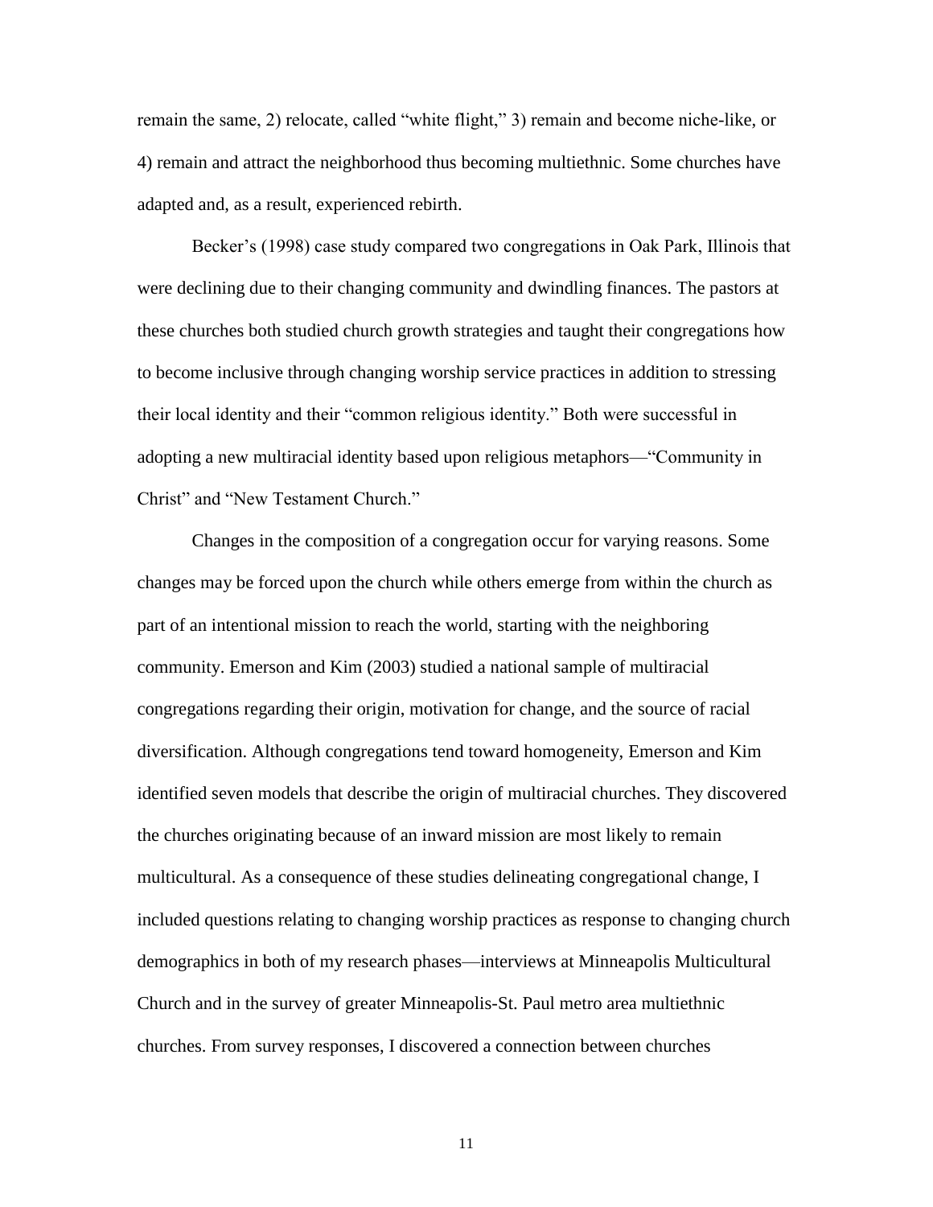remain the same, 2) relocate, called "white flight," 3) remain and become niche-like, or 4) remain and attract the neighborhood thus becoming multiethnic. Some churches have adapted and, as a result, experienced rebirth.

Becker's (1998) case study compared two congregations in Oak Park, Illinois that were declining due to their changing community and dwindling finances. The pastors at these churches both studied church growth strategies and taught their congregations how to become inclusive through changing worship service practices in addition to stressing their local identity and their "common religious identity." Both were successful in adopting a new multiracial identity based upon religious metaphors—"Community in Christ" and "New Testament Church."

Changes in the composition of a congregation occur for varying reasons. Some changes may be forced upon the church while others emerge from within the church as part of an intentional mission to reach the world, starting with the neighboring community. Emerson and Kim (2003) studied a national sample of multiracial congregations regarding their origin, motivation for change, and the source of racial diversification. Although congregations tend toward homogeneity, Emerson and Kim identified seven models that describe the origin of multiracial churches. They discovered the churches originating because of an inward mission are most likely to remain multicultural. As a consequence of these studies delineating congregational change, I included questions relating to changing worship practices as response to changing church demographics in both of my research phases—interviews at Minneapolis Multicultural Church and in the survey of greater Minneapolis-St. Paul metro area multiethnic churches. From survey responses, I discovered a connection between churches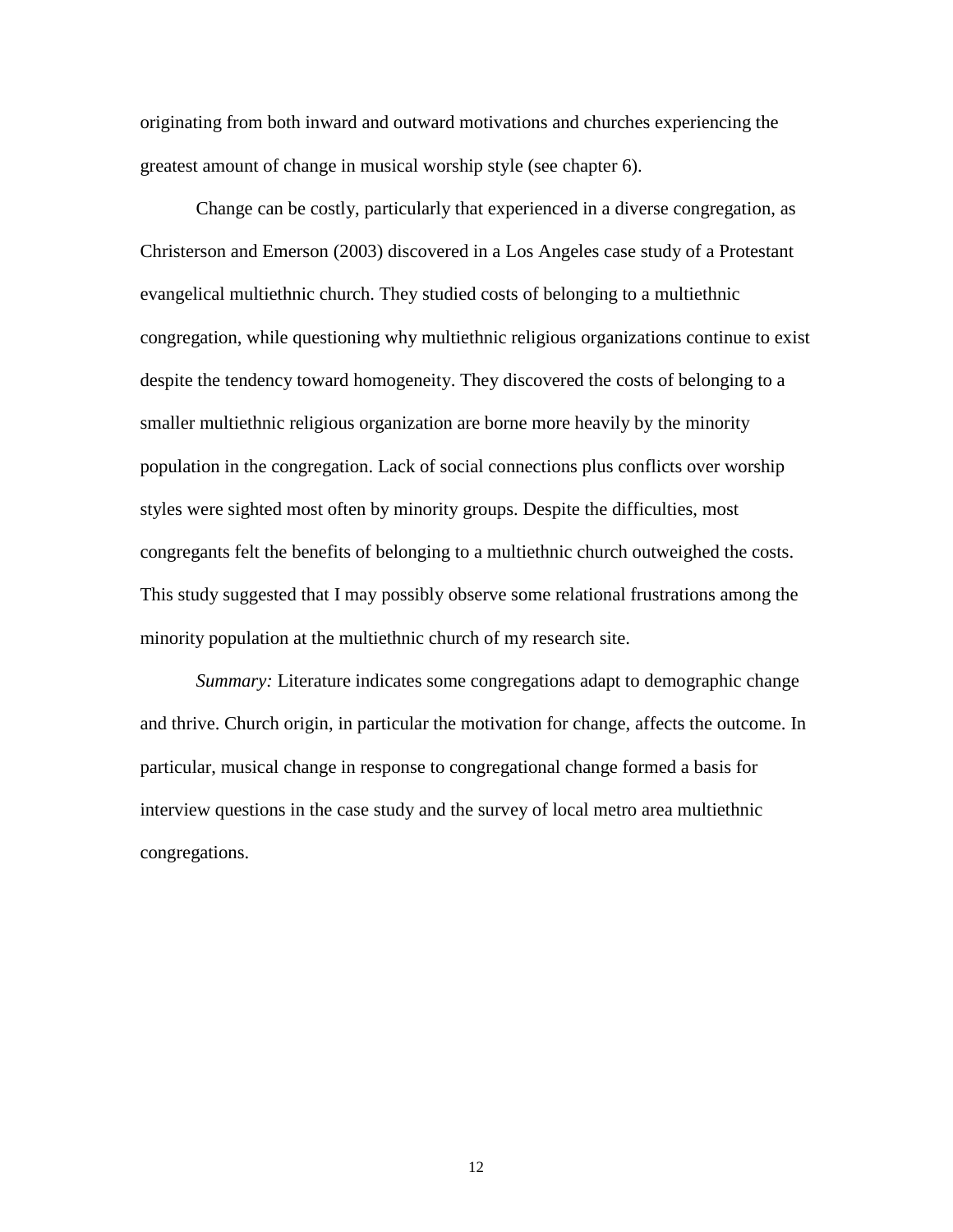originating from both inward and outward motivations and churches experiencing the greatest amount of change in musical worship style (see chapter 6).

Change can be costly, particularly that experienced in a diverse congregation, as Christerson and Emerson (2003) discovered in a Los Angeles case study of a Protestant evangelical multiethnic church. They studied costs of belonging to a multiethnic congregation, while questioning why multiethnic religious organizations continue to exist despite the tendency toward homogeneity. They discovered the costs of belonging to a smaller multiethnic religious organization are borne more heavily by the minority population in the congregation. Lack of social connections plus conflicts over worship styles were sighted most often by minority groups. Despite the difficulties, most congregants felt the benefits of belonging to a multiethnic church outweighed the costs. This study suggested that I may possibly observe some relational frustrations among the minority population at the multiethnic church of my research site.

*Summary:* Literature indicates some congregations adapt to demographic change and thrive. Church origin, in particular the motivation for change, affects the outcome. In particular, musical change in response to congregational change formed a basis for interview questions in the case study and the survey of local metro area multiethnic congregations.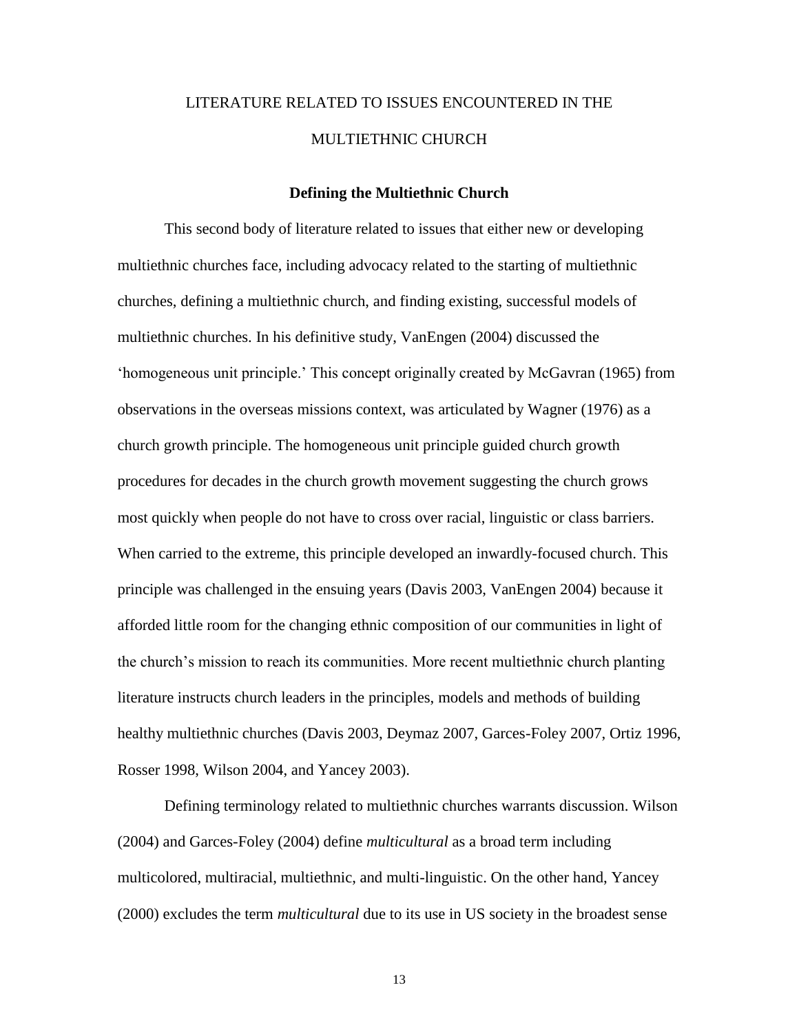# LITERATURE RELATED TO ISSUES ENCOUNTERED IN THE MULTIETHNIC CHURCH

## Defining the Multiethnic Church

This second body of literature related to issues that either new or developing multiethnic churches face, including advocacy related to the starting of multiethnic churches, defining a multiethnic church, and finding existing, successful models of multiethnic churches. In his definitive study, VanEngen (2004) discussed the 'homogeneous unit principle.' This concept originally created by McGavran (1965) from observations in the overseas missions context, was articulated by Wagner (1976) as a church growth principle. The homogeneous unit principle guided church growth procedures for decades in the church growth movement suggesting the church grows most quickly when people do not have to cross over racial, linguistic or class barriers. When carried to the extreme, this principle developed an inwardly-focused church. This principle was challenged in the ensuing years (Davis 2003, VanEngen 2004) because it afforded little room for the changing ethnic composition of our communities in light of the church's mission to reach its communities. More recent multiethnic church planting literature instructs church leaders in the principles, models and methods of building healthy multiethnic churches (Davis 2003, Deymaz 2007, Garces-Foley 2007, Ortiz 1996, Rosser 1998, Wilson 2004, and Yancey 2003).

Defining terminology related to multiethnic churches warrants discussion. Wilson (2004) and Garces-Foley (2004) define *multicultural* as a broad term including multicolored, multiracial, multiethnic, and multi-linguistic. On the other hand, Yancey (2000) excludes the term *multicultural* due to its use in US society in the broadest sense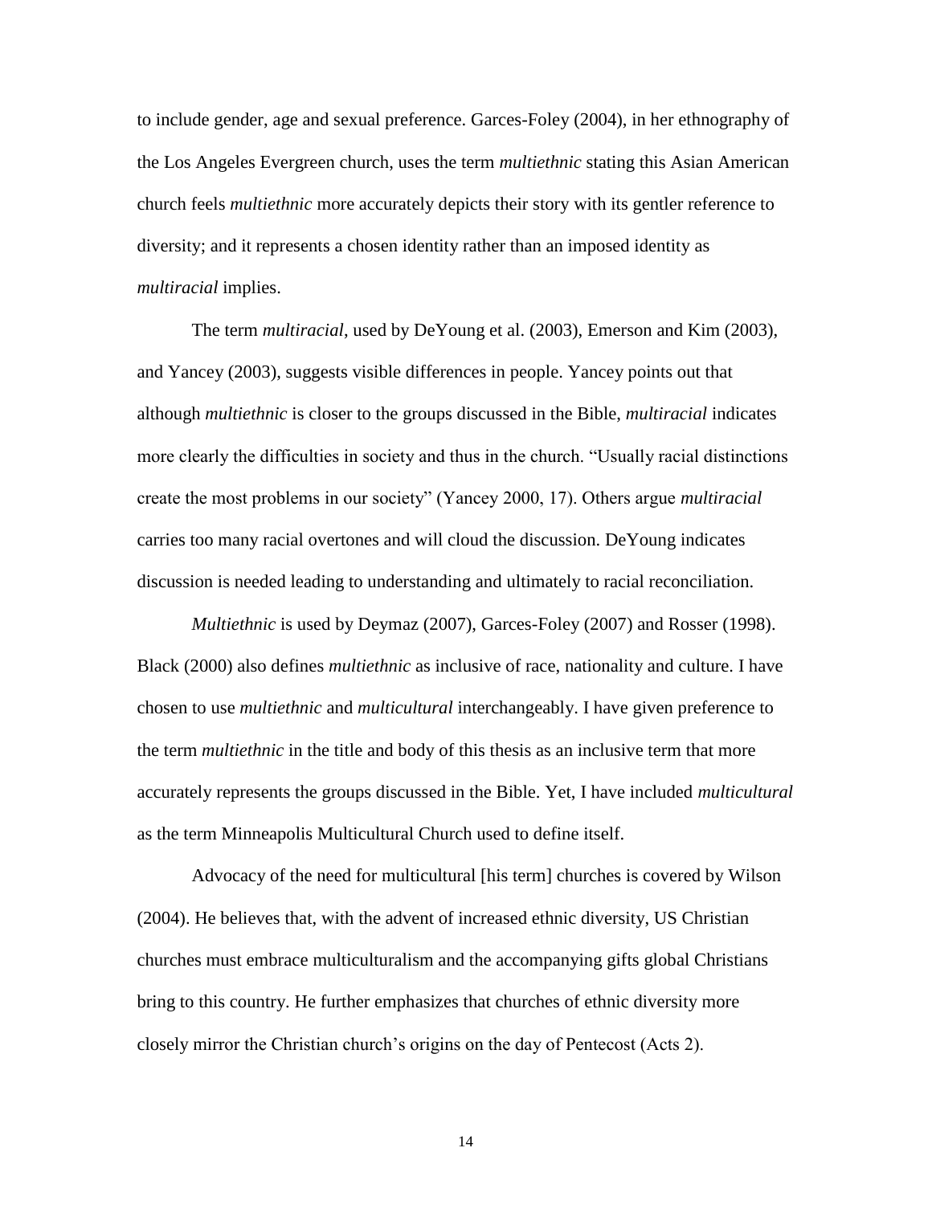to include gender, age and sexual preference. Garces-Foley (2004), in her ethnography of the Los Angeles Evergreen church, uses the term *multiethnic* stating this Asian American church feels *multiethnic* more accurately depicts their story with its gentler reference to diversity; and it represents a chosen identity rather than an imposed identity as *multiracial* implies.

The term *multiracial*, used by DeYoung et al. (2003), Emerson and Kim (2003), and Yancey (2003), suggests visible differences in people. Yancey points out that although *multiethnic* is closer to the groups discussed in the Bible, *multiracial* indicates more clearly the difficulties in society and thus in the church. "Usually racial distinctions create the most problems in our society" (Yancey 2000, 17). Others argue *multiracial* carries too many racial overtones and will cloud the discussion. DeYoung indicates discussion is needed leading to understanding and ultimately to racial reconciliation.

*Multiethnic* is used by Deymaz (2007), Garces-Foley (2007) and Rosser (1998). Black (2000) also defines *multiethnic* as inclusive of race, nationality and culture. I have chosen to use *multiethnic* and *multicultural* interchangeably. I have given preference to the term *multiethnic* in the title and body of this thesis as an inclusive term that more accurately represents the groups discussed in the Bible. Yet, I have included *multicultural* as the term Minneapolis Multicultural Church used to define itself.

Advocacy of the need for multicultural [his term] churches is covered by Wilson (2004). He believes that, with the advent of increased ethnic diversity, US Christian churches must embrace multiculturalism and the accompanying gifts global Christians bring to this country. He further emphasizes that churches of ethnic diversity more closely mirror the Christian church's origins on the day of Pentecost (Acts 2).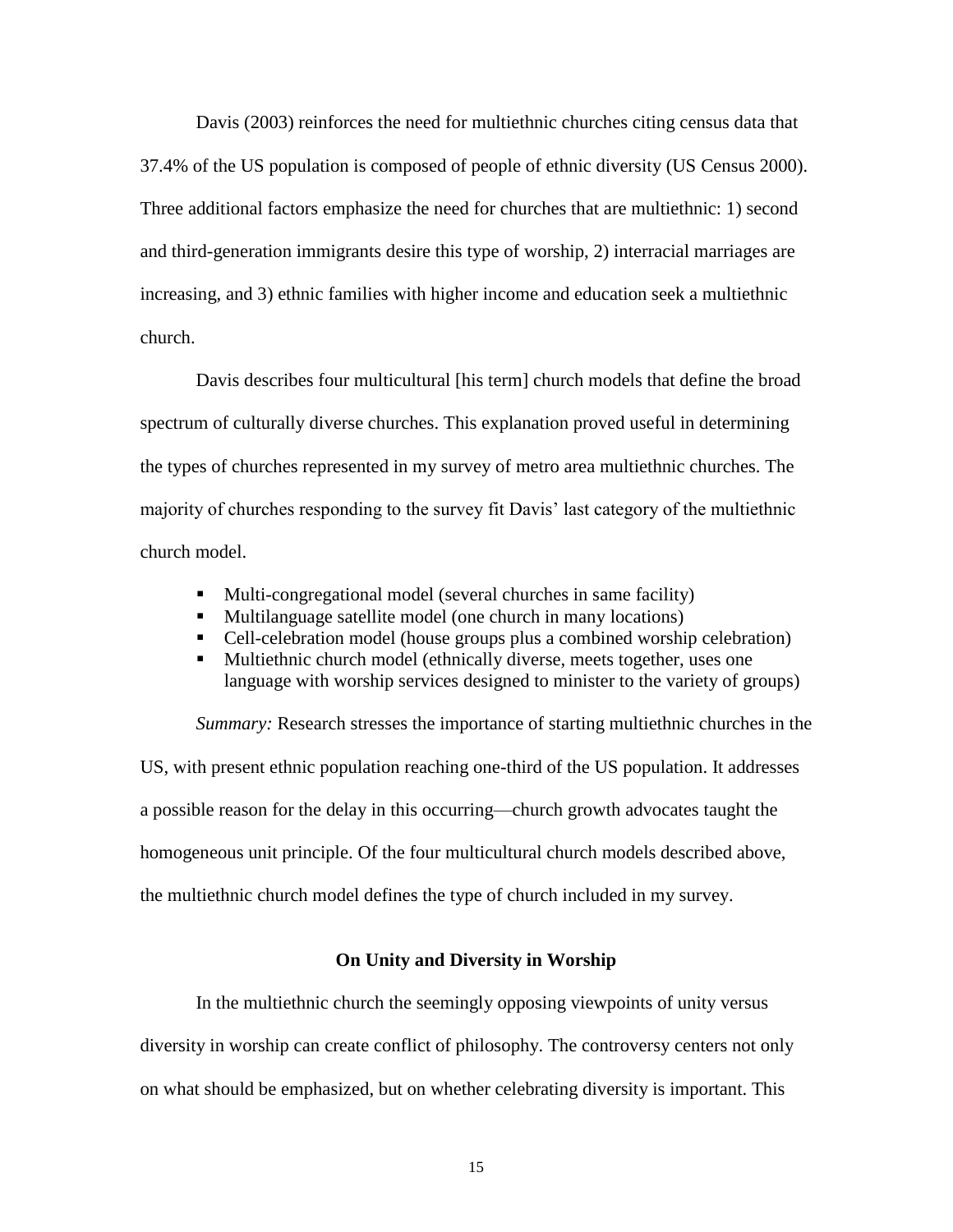Davis (2003) reinforces the need for multiethnic churches citing census data that 37.4% of the US population is composed of people of ethnic diversity (US Census 2000). Three additional factors emphasize the need for churches that are multiethnic: 1) second and third-generation immigrants desire this type of worship, 2) interracial marriages are increasing, and 3) ethnic families with higher income and education seek a multiethnic church.

Davis describes four multicultural [his term] church models that define the broad spectrum of culturally diverse churches. This explanation proved useful in determining the types of churches represented in my survey of metro area multiethnic churches. The majority of churches responding to the survey fit Davis' last category of the multiethnic church model.

- Multi-congregational model (several churches in same facility)
- Multilanguage satellite model (one church in many locations)
- Cell-celebration model (house groups plus a combined worship celebration)
- Multiethnic church model (ethnically diverse, meets together, uses one language with worship services designed to minister to the variety of groups)

*Summary:* Research stresses the importance of starting multiethnic churches in the US, with present ethnic population reaching one-third of the US population. It addresses a possible reason for the delay in this occurring—church growth advocates taught the homogeneous unit principle. Of the four multicultural church models described above, the multiethnic church model defines the type of church included in my survey.

## On Unity and Diversity in Worship

In the multiethnic church the seemingly opposing viewpoints of unity versus diversity in worship can create conflict of philosophy. The controversy centers not only on what should be emphasized, but on whether celebrating diversity is important. This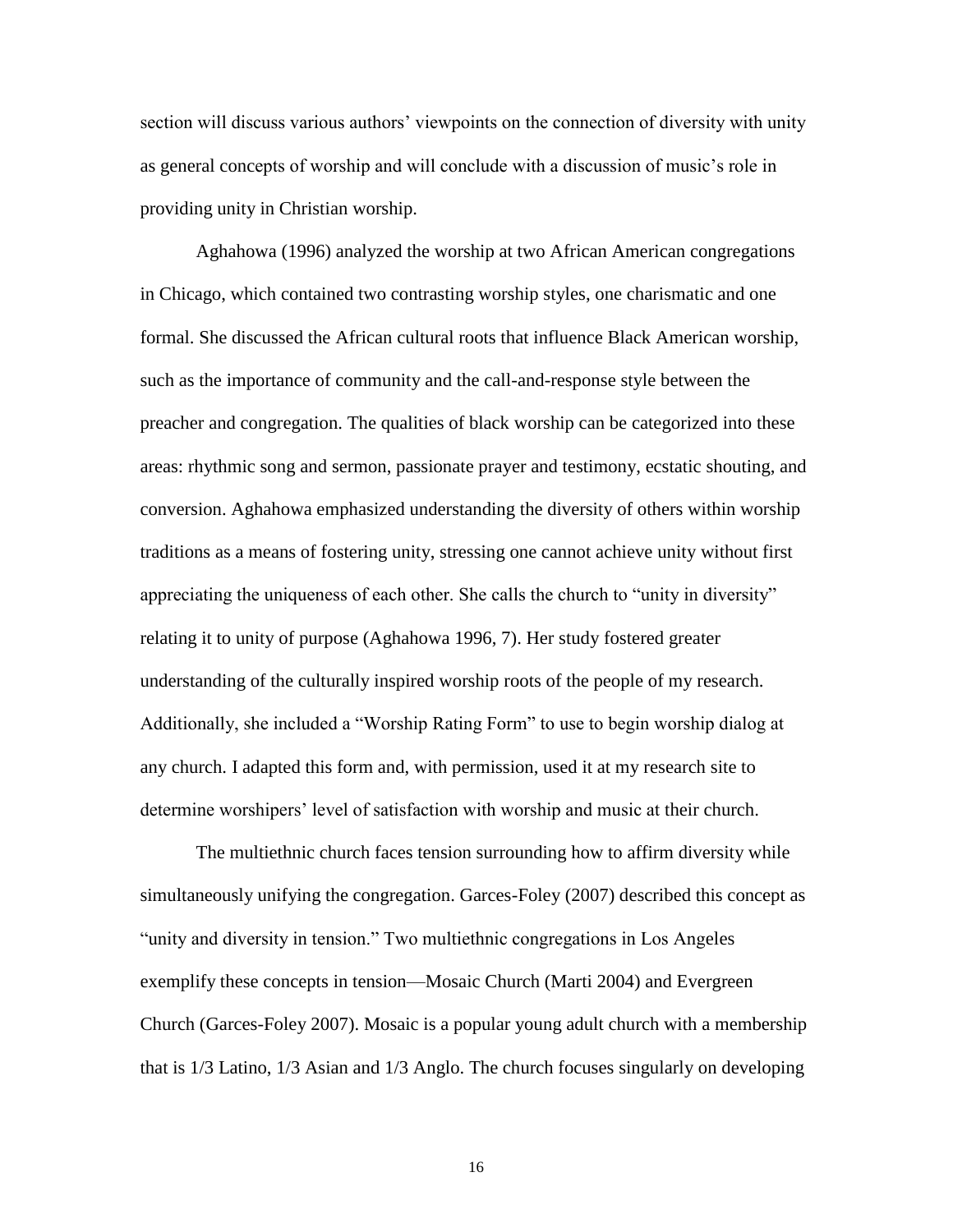section will discuss various authors' viewpoints on the connection of diversity with unity as general concepts of worship and will conclude with a discussion of music's role in providing unity in Christian worship.

Aghahowa (1996) analyzed the worship at two African American congregations in Chicago, which contained two contrasting worship styles, one charismatic and one formal. She discussed the African cultural roots that influence Black American worship, such as the importance of community and the call-and-response style between the preacher and congregation. The qualities of black worship can be categorized into these areas: rhythmic song and sermon, passionate prayer and testimony, ecstatic shouting, and conversion. Aghahowa emphasized understanding the diversity of others within worship traditions as a means of fostering unity, stressing one cannot achieve unity without first appreciating the uniqueness of each other. She calls the church to "unity in diversity" relating it to unity of purpose (Aghahowa 1996, 7). Her study fostered greater understanding of the culturally inspired worship roots of the people of my research. Additionally, she included a "Worship Rating Form" to use to begin worship dialog at any church. I adapted this form and, with permission, used it at my research site to determine worshipers' level of satisfaction with worship and music at their church.

The multiethnic church faces tension surrounding how to affirm diversity while simultaneously unifying the congregation. Garces-Foley (2007) described this concept as "unity and diversity in tension." Two multiethnic congregations in Los Angeles exemplify these concepts in tension—Mosaic Church (Marti 2004) and Evergreen Church (Garces-Foley 2007). Mosaic is a popular young adult church with a membership that is 1/3 Latino, 1/3 Asian and 1/3 Anglo. The church focuses singularly on developing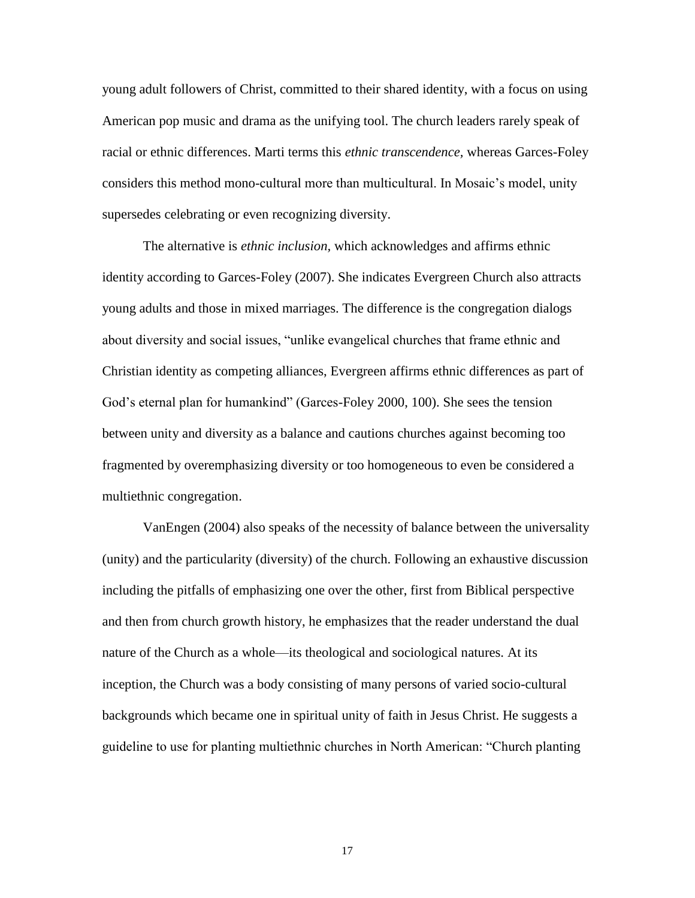young adult followers of Christ, committed to their shared identity, with a focus on using American pop music and drama as the unifying tool. The church leaders rarely speak of racial or ethnic differences. Marti terms this *ethnic transcendence,* whereas Garces-Foley considers this method mono-cultural more than multicultural. In Mosaic's model, unity supersedes celebrating or even recognizing diversity.

The alternative is *ethnic inclusion*, which acknowledges and affirms ethnic identity according to Garces-Foley (2007). She indicates Evergreen Church also attracts young adults and those in mixed marriages. The difference is the congregation dialogs about diversity and social issues, "unlike evangelical churches that frame ethnic and Christian identity as competing alliances, Evergreen affirms ethnic differences as part of God's eternal plan for humankind" (Garces-Foley 2000, 100). She sees the tension between unity and diversity as a balance and cautions churches against becoming too fragmented by overemphasizing diversity or too homogeneous to even be considered a multiethnic congregation.

VanEngen (2004) also speaks of the necessity of balance between the universality (unity) and the particularity (diversity) of the church. Following an exhaustive discussion including the pitfalls of emphasizing one over the other, first from Biblical perspective and then from church growth history, he emphasizes that the reader understand the dual nature of the Church as a whole—its theological and sociological natures. At its inception, the Church was a body consisting of many persons of varied socio-cultural backgrounds which became one in spiritual unity of faith in Jesus Christ. He suggests a guideline to use for planting multiethnic churches in North American: "Church planting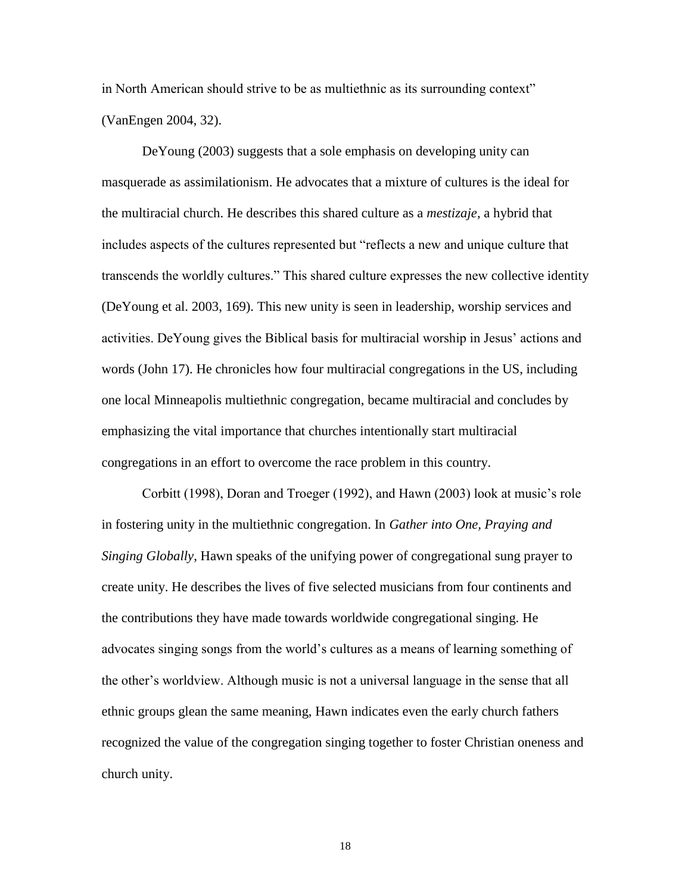in North American should strive to be as multiethnic as its surrounding context" (VanEngen 2004, 32).

DeYoung (2003) suggests that a sole emphasis on developing unity can masquerade as assimilationism. He advocates that a mixture of cultures is the ideal for the multiracial church. He describes this shared culture as a *mestizaje,* a hybrid that includes aspects of the cultures represented but "reflects a new and unique culture that transcends the worldly cultures." This shared culture expresses the new collective identity (DeYoung et al. 2003, 169). This new unity is seen in leadership, worship services and activities. DeYoung gives the Biblical basis for multiracial worship in Jesus' actions and words (John 17). He chronicles how four multiracial congregations in the US, including one local Minneapolis multiethnic congregation, became multiracial and concludes by emphasizing the vital importance that churches intentionally start multiracial congregations in an effort to overcome the race problem in this country.

Corbitt (1998), Doran and Troeger (1992), and Hawn (2003) look at music's role in fostering unity in the multiethnic congregation. In *Gather into One, Praying and Singing Globally*, Hawn speaks of the unifying power of congregational sung prayer to create unity. He describes the lives of five selected musicians from four continents and the contributions they have made towards worldwide congregational singing. He advocates singing songs from the world's cultures as a means of learning something of the other's worldview. Although music is not a universal language in the sense that all ethnic groups glean the same meaning, Hawn indicates even the early church fathers recognized the value of the congregation singing together to foster Christian oneness and church unity.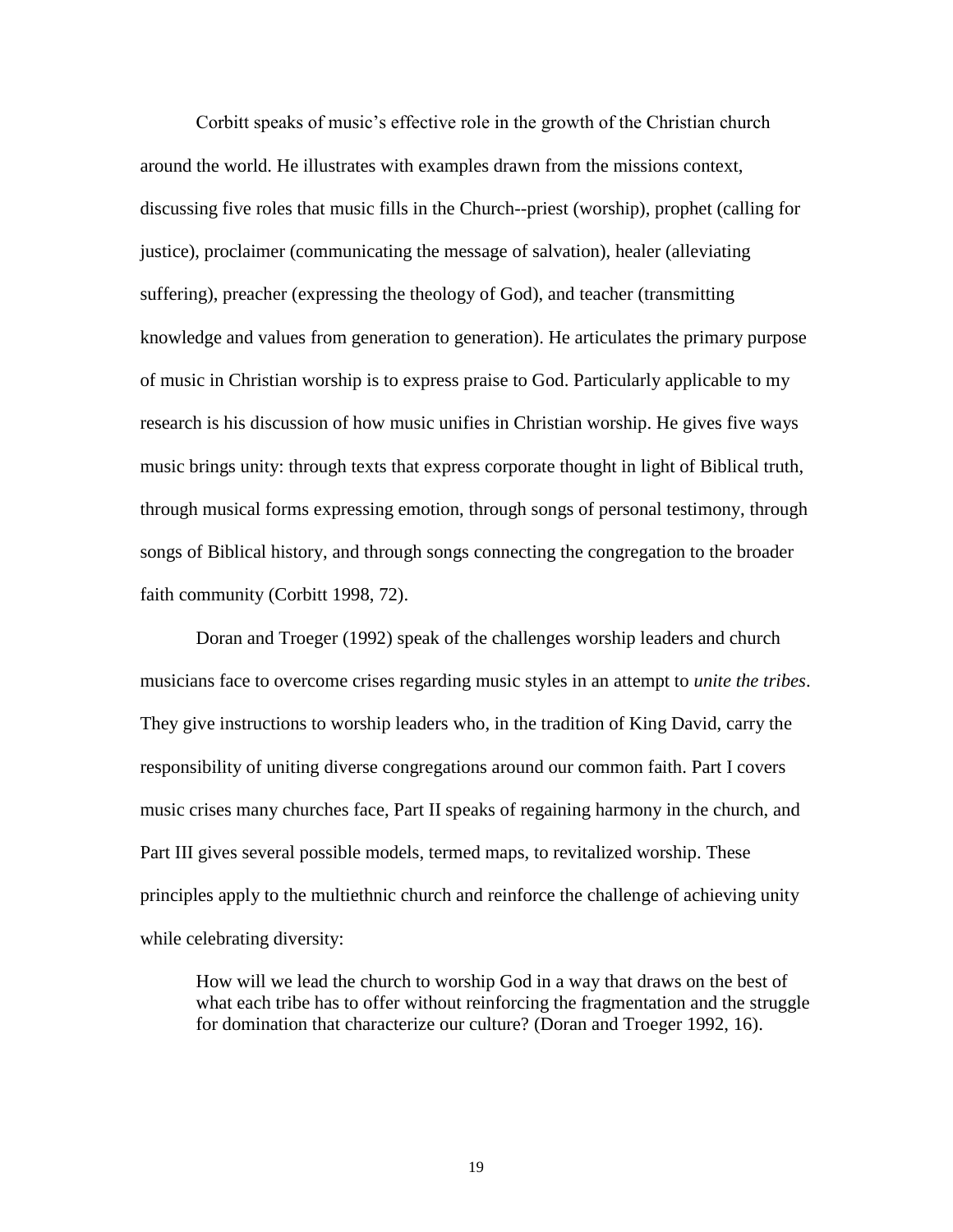Corbitt speaks of music's effective role in the growth of the Christian church around the world. He illustrates with examples drawn from the missions context, discussing five roles that music fills in the Church--priest (worship), prophet (calling for justice), proclaimer (communicating the message of salvation), healer (alleviating suffering), preacher (expressing the theology of God), and teacher (transmitting knowledge and values from generation to generation). He articulates the primary purpose of music in Christian worship is to express praise to God. Particularly applicable to my research is his discussion of how music unifies in Christian worship. He gives five ways music brings unity: through texts that express corporate thought in light of Biblical truth, through musical forms expressing emotion, through songs of personal testimony, through songs of Biblical history, and through songs connecting the congregation to the broader faith community (Corbitt 1998, 72).

Doran and Troeger (1992) speak of the challenges worship leaders and church musicians face to overcome crises regarding music styles in an attempt to *unite the tribes*. They give instructions to worship leaders who, in the tradition of King David, carry the responsibility of uniting diverse congregations around our common faith. Part I covers music crises many churches face, Part II speaks of regaining harmony in the church, and Part III gives several possible models, termed maps, to revitalized worship. These principles apply to the multiethnic church and reinforce the challenge of achieving unity while celebrating diversity:

> How will we lead the church to worship God in a way that draws on the best of what each tribe has to offer without reinforcing the fragmentation and the struggle for domination that characterize our culture? (Doran and Troeger 1992, 16).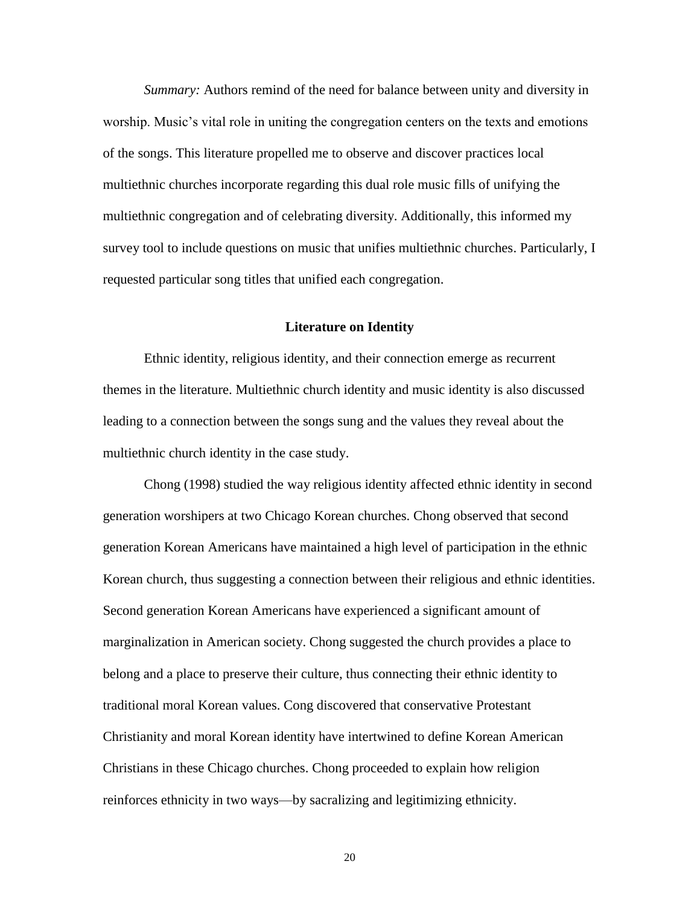*Summary:* Authors remind of the need for balance between unity and diversity in worship. Music's vital role in uniting the congregation centers on the texts and emotions of the songs. This literature propelled me to observe and discover practices local multiethnic churches incorporate regarding this dual role music fills of unifying the multiethnic congregation and of celebrating diversity. Additionally, this informed my survey tool to include questions on music that unifies multiethnic churches. Particularly, I requested particular song titles that unified each congregation.

## Literature on Identity

Ethnic identity, religious identity, and their connection emerge as recurrent themes in the literature. Multiethnic church identity and music identity is also discussed leading to a connection between the songs sung and the values they reveal about the multiethnic church identity in the case study.

Chong (1998) studied the way religious identity affected ethnic identity in second generation worshipers at two Chicago Korean churches. Chong observed that second generation Korean Americans have maintained a high level of participation in the ethnic Korean church, thus suggesting a connection between their religious and ethnic identities. Second generation Korean Americans have experienced a significant amount of marginalization in American society. Chong suggested the church provides a place to belong and a place to preserve their culture, thus connecting their ethnic identity to traditional moral Korean values. Cong discovered that conservative Protestant Christianity and moral Korean identity have intertwined to define Korean American Christians in these Chicago churches. Chong proceeded to explain how religion reinforces ethnicity in two ways—by sacralizing and legitimizing ethnicity.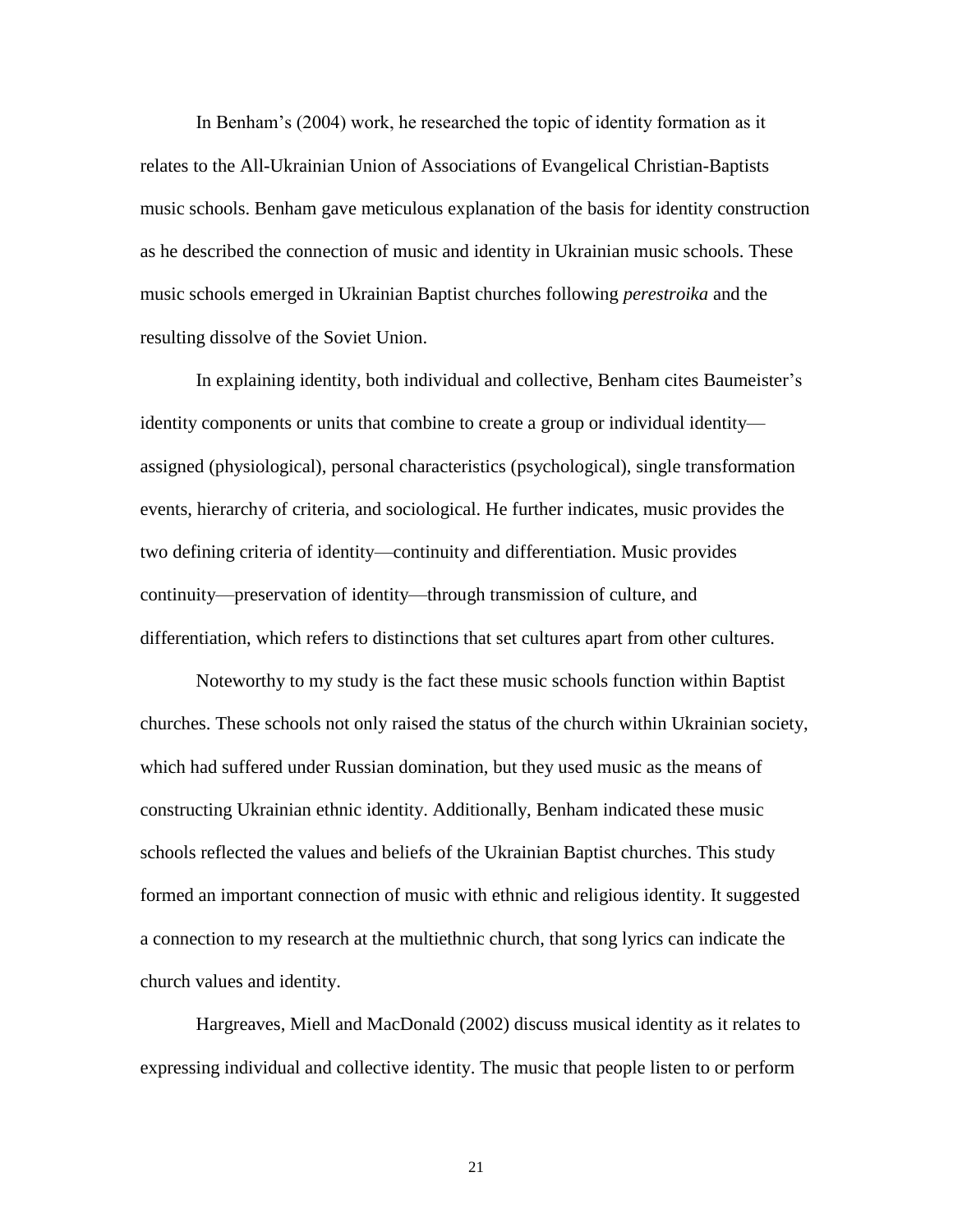In Benham's (2004) work, he researched the topic of identity formation as it relates to the All-Ukrainian Union of Associations of Evangelical Christian-Baptists music schools. Benham gave meticulous explanation of the basis for identity construction as he described the connection of music and identity in Ukrainian music schools. These music schools emerged in Ukrainian Baptist churches following *perestroika* and the resulting dissolve of the Soviet Union.

In explaining identity, both individual and collective, Benham cites Baumeister's identity components or units that combine to create a group or individual identity—assigned (physiological), personal characteristics (psychological), single transformation events, hierarchy of criteria, and sociological. He further indicates, music provides the two defining criteria of identity—continuity and differentiation. Music provides continuity—preservation of identity—through transmission of culture, and differentiation, which refers to distinctions that set cultures apart from other cultures.

Noteworthy to my study is the fact these music schools function within Baptist churches. These schools not only raised the status of the church within Ukrainian society, which had suffered under Russian domination, but they used music as the means of constructing Ukrainian ethnic identity. Additionally, Benham indicated these music schools reflected the values and beliefs of the Ukrainian Baptist churches. This study formed an important connection of music with ethnic and religious identity. It suggested a connection to my research at the multiethnic church, that song lyrics can indicate the church values and identity.

Hargreaves, Miell and MacDonald (2002) discuss musical identity as it relates to expressing individual and collective identity. The music that people listen to or perform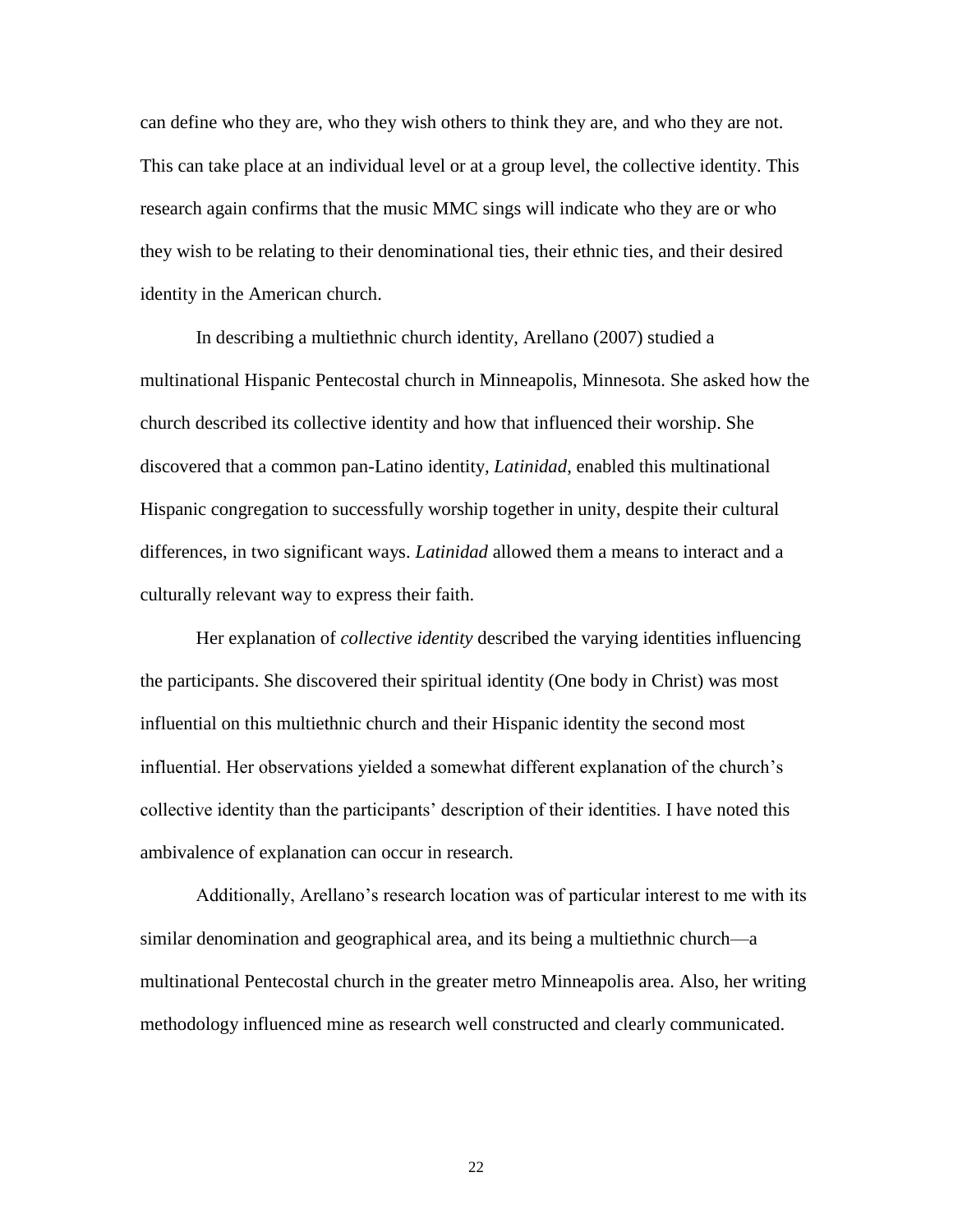can define who they are, who they wish others to think they are, and who they are not. This can take place at an individual level or at a group level, the collective identity. This research again confirms that the music MMC sings will indicate who they are or who they wish to be relating to their denominational ties, their ethnic ties, and their desired identity in the American church.

In describing a multiethnic church identity, Arellano (2007) studied a multinational Hispanic Pentecostal church in Minneapolis, Minnesota. She asked how the church described its collective identity and how that influenced their worship. She discovered that a common pan-Latino identity, *Latinidad*, enabled this multinational Hispanic congregation to successfully worship together in unity, despite their cultural differences, in two significant ways. *Latinidad* allowed them a means to interact and a culturally relevant way to express their faith.

Her explanation of *collective identity* described the varying identities influencing the participants. She discovered their spiritual identity (One body in Christ) was most influential on this multiethnic church and their Hispanic identity the second most influential. Her observations yielded a somewhat different explanation of the church's collective identity than the participants' description of their identities. I have noted this ambivalence of explanation can occur in research.

Additionally, Arellano's research location was of particular interest to me with its similar denomination and geographical area, and its being a multiethnic church—a multinational Pentecostal church in the greater metro Minneapolis area. Also, her writing methodology influenced mine as research well constructed and clearly communicated.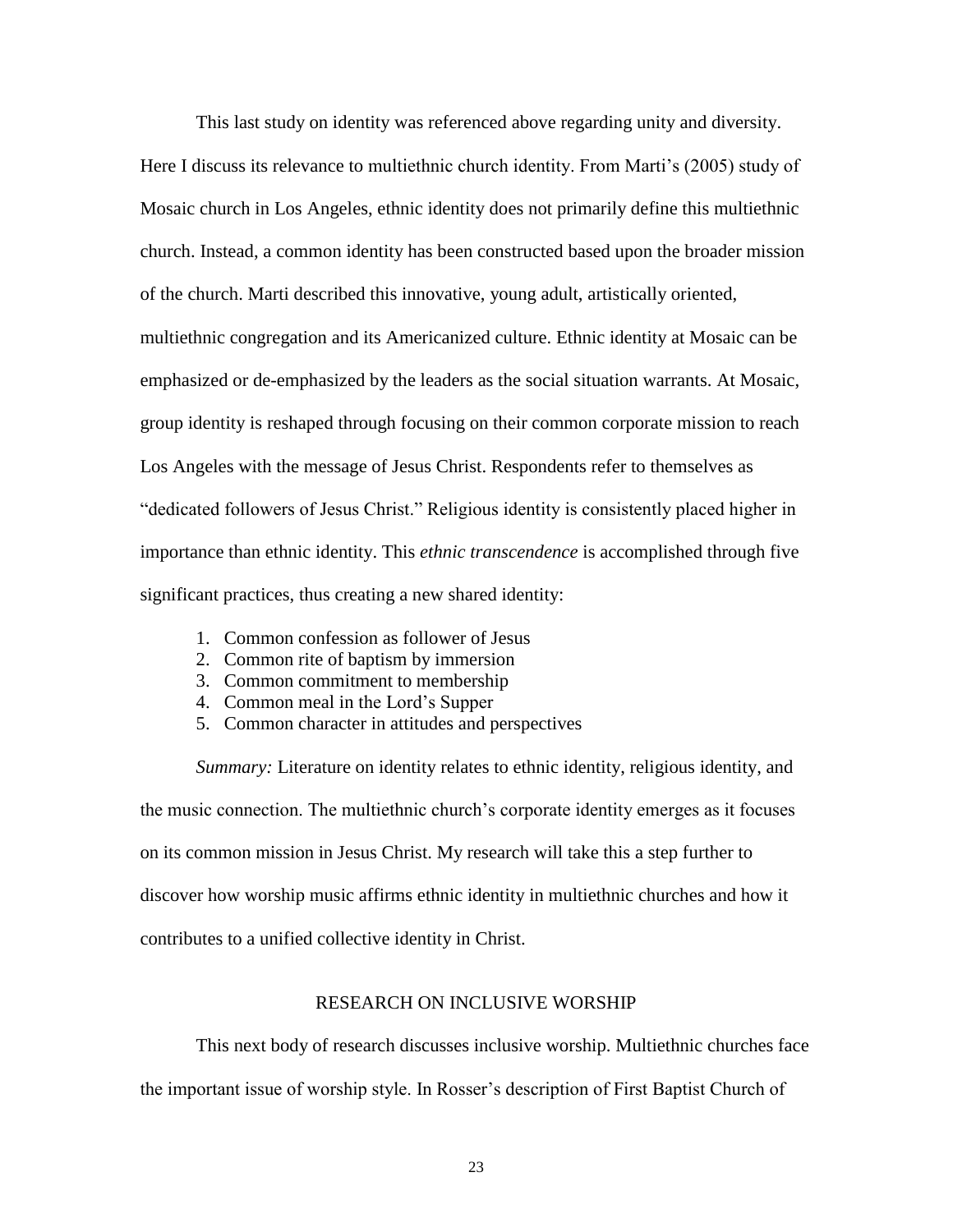This last study on identity was referenced above regarding unity and diversity. Here I discuss its relevance to multiethnic church identity. From Marti's (2005) study of Mosaic church in Los Angeles, ethnic identity does not primarily define this multiethnic church. Instead, a common identity has been constructed based upon the broader mission of the church. Marti described this innovative, young adult, artistically oriented, multiethnic congregation and its Americanized culture. Ethnic identity at Mosaic can be emphasized or de-emphasized by the leaders as the social situation warrants. At Mosaic, group identity is reshaped through focusing on their common corporate mission to reach Los Angeles with the message of Jesus Christ. Respondents refer to themselves as "dedicated followers of Jesus Christ." Religious identity is consistently placed higher in importance than ethnic identity. This *ethnic transcendence* is accomplished through five significant practices, thus creating a new shared identity:

1. Common confession as follower of Jesus
2. Common rite of baptism by immersion
3. Common commitment to membership
4. Common meal in the Lord's Supper
5. Common character in attitudes and perspectives

*Summary:* Literature on identity relates to ethnic identity, religious identity, and the music connection. The multiethnic church's corporate identity emerges as it focuses on its common mission in Jesus Christ. My research will take this a step further to discover how worship music affirms ethnic identity in multiethnic churches and how it contributes to a unified collective identity in Christ.

## RESEARCH ON INCLUSIVE WORSHIP

This next body of research discusses inclusive worship. Multiethnic churches face the important issue of worship style. In Rosser's description of First Baptist Church of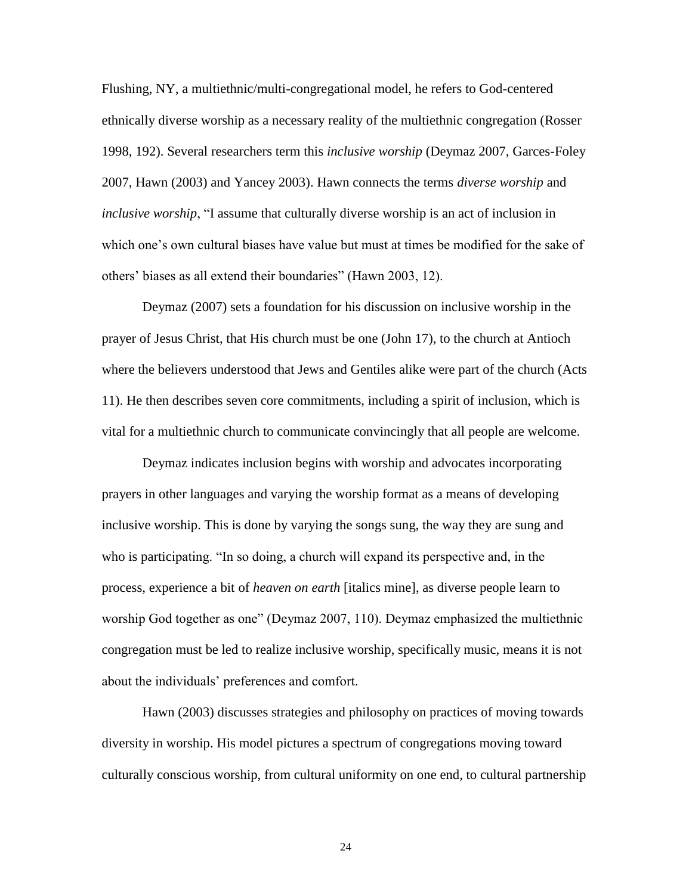Flushing, NY, a multiethnic/multi-congregational model, he refers to God-centered ethnically diverse worship as a necessary reality of the multiethnic congregation (Rosser 1998, 192). Several researchers term this *inclusive worship* (Deymaz 2007, Garces-Foley 2007, Hawn (2003) and Yancey 2003). Hawn connects the terms *diverse worship* and *inclusive worship*, "I assume that culturally diverse worship is an act of inclusion in which one's own cultural biases have value but must at times be modified for the sake of others' biases as all extend their boundaries" (Hawn 2003, 12).

Deymaz (2007) sets a foundation for his discussion on inclusive worship in the prayer of Jesus Christ, that His church must be one (John 17), to the church at Antioch where the believers understood that Jews and Gentiles alike were part of the church (Acts 11). He then describes seven core commitments, including a spirit of inclusion, which is vital for a multiethnic church to communicate convincingly that all people are welcome.

Deymaz indicates inclusion begins with worship and advocates incorporating prayers in other languages and varying the worship format as a means of developing inclusive worship. This is done by varying the songs sung, the way they are sung and who is participating. "In so doing, a church will expand its perspective and, in the process, experience a bit of *heaven on earth* [italics mine], as diverse people learn to worship God together as one" (Deymaz 2007, 110). Deymaz emphasized the multiethnic congregation must be led to realize inclusive worship, specifically music, means it is not about the individuals' preferences and comfort.

Hawn (2003) discusses strategies and philosophy on practices of moving towards diversity in worship. His model pictures a spectrum of congregations moving toward culturally conscious worship, from cultural uniformity on one end, to cultural partnership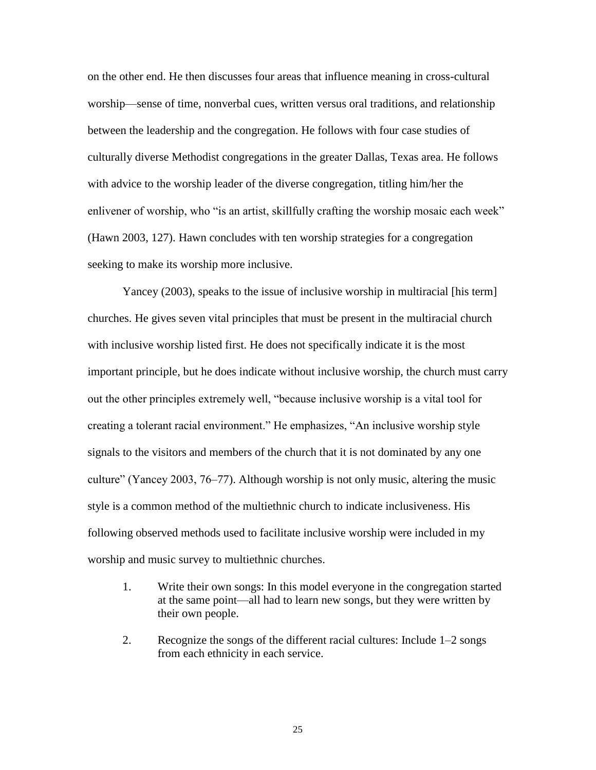on the other end. He then discusses four areas that influence meaning in cross-cultural worship—sense of time, nonverbal cues, written versus oral traditions, and relationship between the leadership and the congregation. He follows with four case studies of culturally diverse Methodist congregations in the greater Dallas, Texas area. He follows with advice to the worship leader of the diverse congregation, titling him/her the enlivener of worship, who "is an artist, skillfully crafting the worship mosaic each week" (Hawn 2003, 127). Hawn concludes with ten worship strategies for a congregation seeking to make its worship more inclusive.

Yancey (2003), speaks to the issue of inclusive worship in multiracial [his term] churches. He gives seven vital principles that must be present in the multiracial church with inclusive worship listed first. He does not specifically indicate it is the most important principle, but he does indicate without inclusive worship, the church must carry out the other principles extremely well, "because inclusive worship is a vital tool for creating a tolerant racial environment." He emphasizes, "An inclusive worship style signals to the visitors and members of the church that it is not dominated by any one culture" (Yancey 2003, 76–77). Although worship is not only music, altering the music style is a common method of the multiethnic church to indicate inclusiveness. His following observed methods used to facilitate inclusive worship were included in my worship and music survey to multiethnic churches.

1. Write their own songs: In this model everyone in the congregation started at the same point—all had to learn new songs, but they were written by their own people.

2. Recognize the songs of the different racial cultures: Include 1–2 songs from each ethnicity in each service.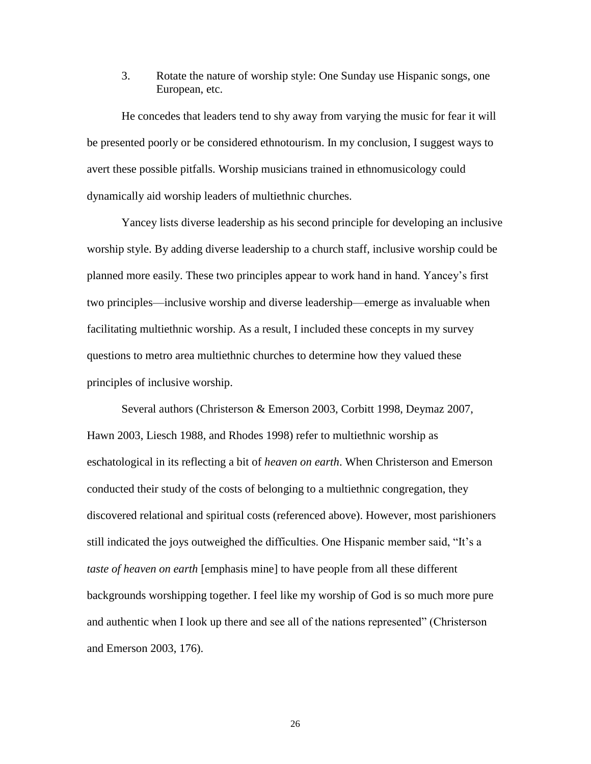3. Rotate the nature of worship style: One Sunday use Hispanic songs, one European, etc.

He concedes that leaders tend to shy away from varying the music for fear it will be presented poorly or be considered ethnotourism. In my conclusion, I suggest ways to avert these possible pitfalls. Worship musicians trained in ethnomusicology could dynamically aid worship leaders of multiethnic churches.

Yancey lists diverse leadership as his second principle for developing an inclusive worship style. By adding diverse leadership to a church staff, inclusive worship could be planned more easily. These two principles appear to work hand in hand. Yancey's first two principles—inclusive worship and diverse leadership—emerge as invaluable when facilitating multiethnic worship. As a result, I included these concepts in my survey questions to metro area multiethnic churches to determine how they valued these principles of inclusive worship.

Several authors (Christerson & Emerson 2003, Corbitt 1998, Deymaz 2007, Hawn 2003, Liesch 1988, and Rhodes 1998) refer to multiethnic worship as eschatological in its reflecting a bit of *heaven on earth*. When Christerson and Emerson conducted their study of the costs of belonging to a multiethnic congregation, they discovered relational and spiritual costs (referenced above). However, most parishioners still indicated the joys outweighed the difficulties. One Hispanic member said, "It's a *taste of heaven on earth* [emphasis mine] to have people from all these different backgrounds worshipping together. I feel like my worship of God is so much more pure and authentic when I look up there and see all of the nations represented" (Christerson and Emerson 2003, 176).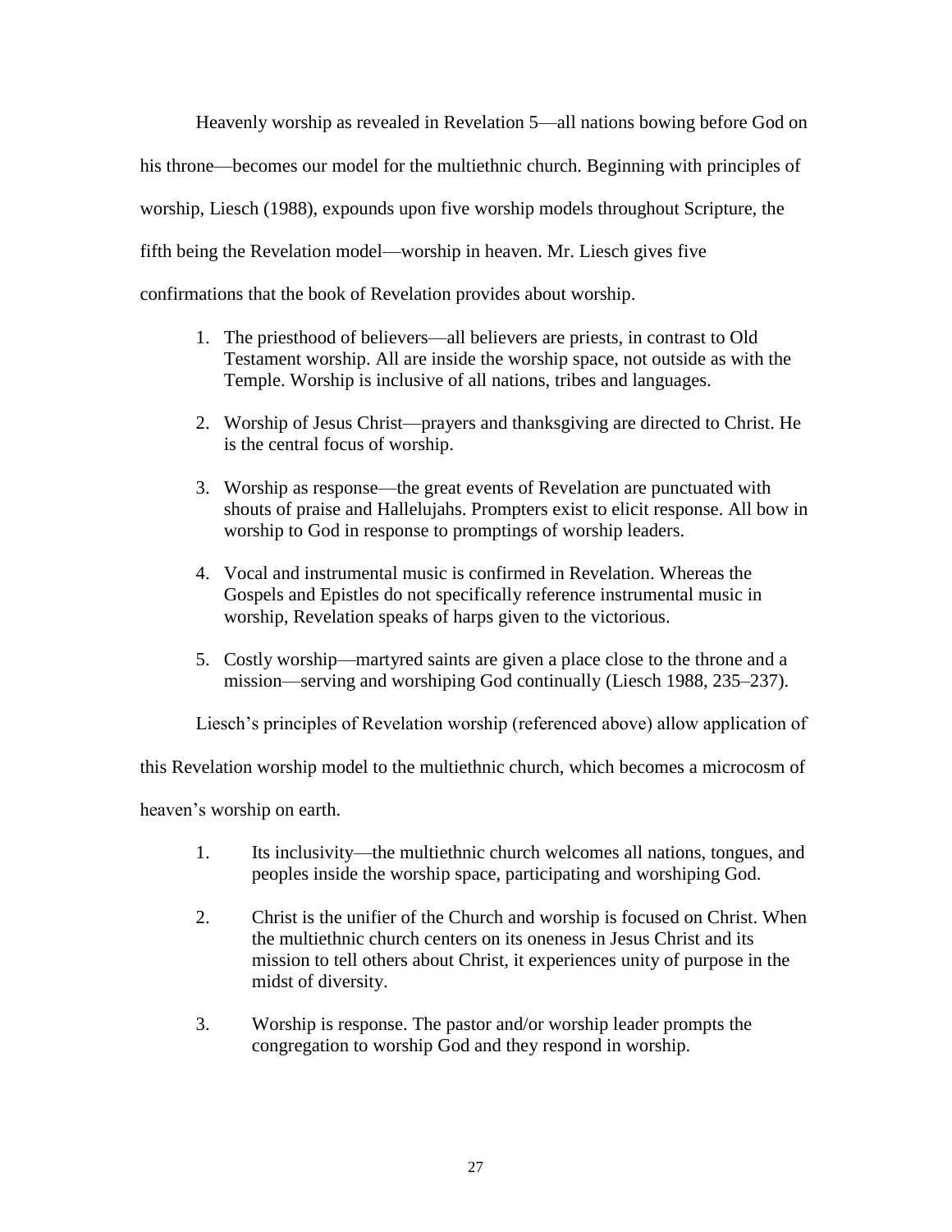Heavenly worship as revealed in Revelation 5—all nations bowing before God on his throne—becomes our model for the multiethnic church. Beginning with principles of worship, Liesch (1988), expounds upon five worship models throughout Scripture, the fifth being the Revelation model—worship in heaven. Mr. Liesch gives five confirmations that the book of Revelation provides about worship.

1. The priesthood of believers—all believers are priests, in contrast to Old Testament worship. All are inside the worship space, not outside as with the Temple. Worship is inclusive of all nations, tribes and languages.

2. Worship of Jesus Christ—prayers and thanksgiving are directed to Christ. He is the central focus of worship.

3. Worship as response—the great events of Revelation are punctuated with shouts of praise and Hallelujahs. Prompters exist to elicit response. All bow in worship to God in response to promptings of worship leaders.

4. Vocal and instrumental music is confirmed in Revelation. Whereas the Gospels and Epistles do not specifically reference instrumental music in worship, Revelation speaks of harps given to the victorious.

5. Costly worship—martyred saints are given a place close to the throne and a mission—serving and worshiping God continually (Liesch 1988, 235–237).

Liesch's principles of Revelation worship (referenced above) allow application of this Revelation worship model to the multiethnic church, which becomes a microcosm of heaven's worship on earth.

1. Its inclusivity—the multiethnic church welcomes all nations, tongues, and peoples inside the worship space, participating and worshiping God.

2. Christ is the unifier of the Church and worship is focused on Christ. When the multiethnic church centers on its oneness in Jesus Christ and its mission to tell others about Christ, it experiences unity of purpose in the midst of diversity.

3. Worship is response. The pastor and/or worship leader prompts the congregation to worship God and they respond in worship.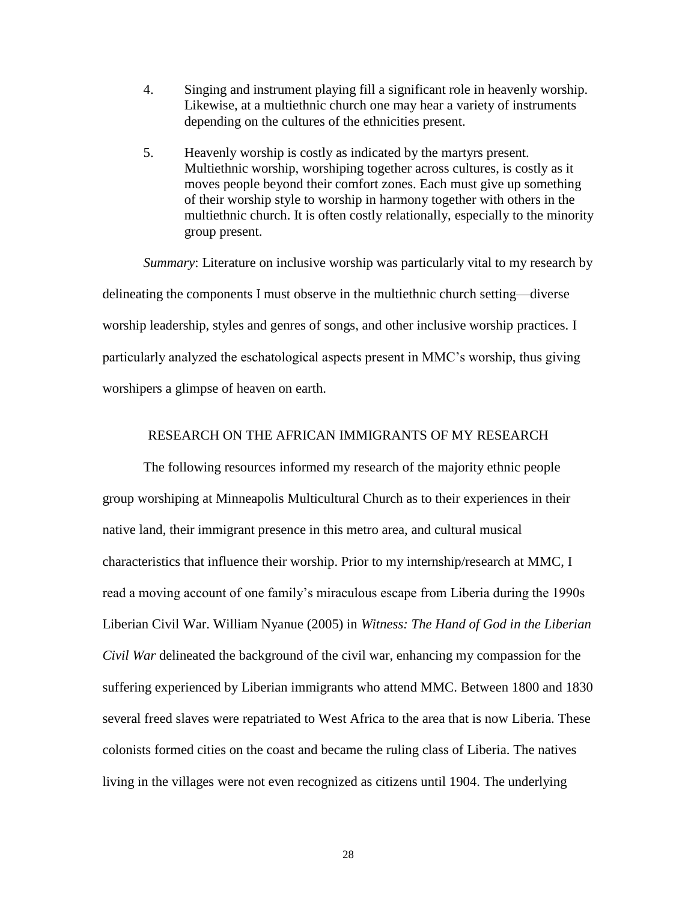4. Singing and instrument playing fill a significant role in heavenly worship. Likewise, at a multiethnic church one may hear a variety of instruments depending on the cultures of the ethnicities present.

5. Heavenly worship is costly as indicated by the martyrs present. Multiethnic worship, worshiping together across cultures, is costly as it moves people beyond their comfort zones. Each must give up something of their worship style to worship in harmony together with others in the multiethnic church. It is often costly relationally, especially to the minority group present.

*Summary*: Literature on inclusive worship was particularly vital to my research by delineating the components I must observe in the multiethnic church setting—diverse worship leadership, styles and genres of songs, and other inclusive worship practices. I particularly analyzed the eschatological aspects present in MMC's worship, thus giving worshipers a glimpse of heaven on earth.

## RESEARCH ON THE AFRICAN IMMIGRANTS OF MY RESEARCH

The following resources informed my research of the majority ethnic people group worshiping at Minneapolis Multicultural Church as to their experiences in their native land, their immigrant presence in this metro area, and cultural musical characteristics that influence their worship. Prior to my internship/research at MMC, I read a moving account of one family's miraculous escape from Liberia during the 1990s Liberian Civil War. William Nyanue (2005) in *Witness: The Hand of God in the Liberian Civil War* delineated the background of the civil war, enhancing my compassion for the suffering experienced by Liberian immigrants who attend MMC. Between 1800 and 1830 several freed slaves were repatriated to West Africa to the area that is now Liberia. These colonists formed cities on the coast and became the ruling class of Liberia. The natives living in the villages were not even recognized as citizens until 1904. The underlying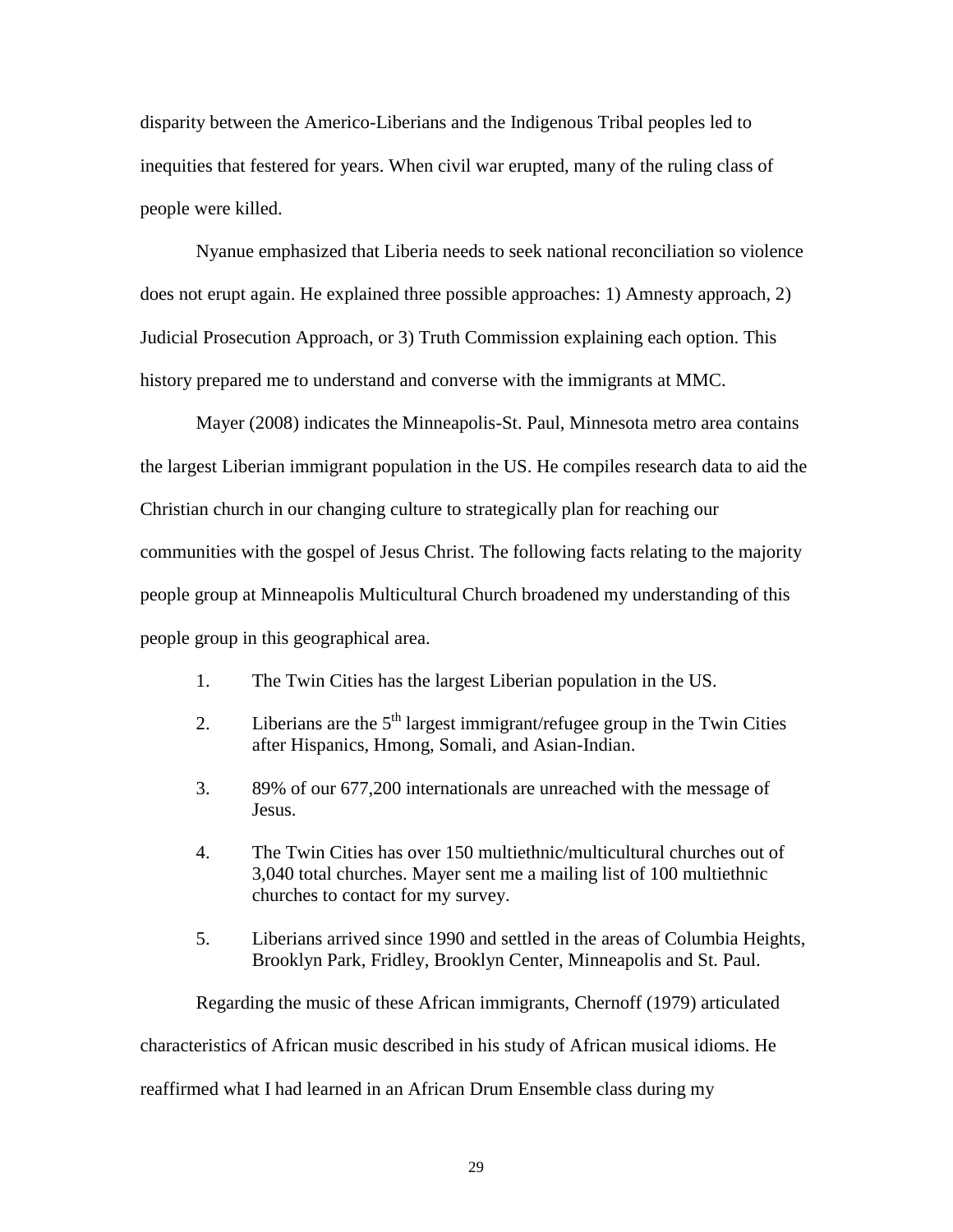disparity between the Americo-Liberians and the Indigenous Tribal peoples led to inequities that festered for years. When civil war erupted, many of the ruling class of people were killed.

Nyanue emphasized that Liberia needs to seek national reconciliation so violence does not erupt again. He explained three possible approaches: 1) Amnesty approach, 2) Judicial Prosecution Approach, or 3) Truth Commission explaining each option. This history prepared me to understand and converse with the immigrants at MMC.

Mayer (2008) indicates the Minneapolis-St. Paul, Minnesota metro area contains the largest Liberian immigrant population in the US. He compiles research data to aid the Christian church in our changing culture to strategically plan for reaching our communities with the gospel of Jesus Christ. The following facts relating to the majority people group at Minneapolis Multicultural Church broadened my understanding of this people group in this geographical area.

1. The Twin Cities has the largest Liberian population in the US.
2. Liberians are the 5th largest immigrant/refugee group in the Twin Cities after Hispanics, Hmong, Somali, and Asian-Indian.
3. 89% of our 677,200 internationals are unreached with the message of Jesus.
4. The Twin Cities has over 150 multiethnic/multicultural churches out of 3,040 total churches. Mayer sent me a mailing list of 100 multiethnic churches to contact for my survey.
5. Liberians arrived since 1990 and settled in the areas of Columbia Heights, Brooklyn Park, Fridley, Brooklyn Center, Minneapolis and St. Paul.

Regarding the music of these African immigrants, Chernoff (1979) articulated characteristics of African music described in his study of African musical idioms. He reaffirmed what I had learned in an African Drum Ensemble class during my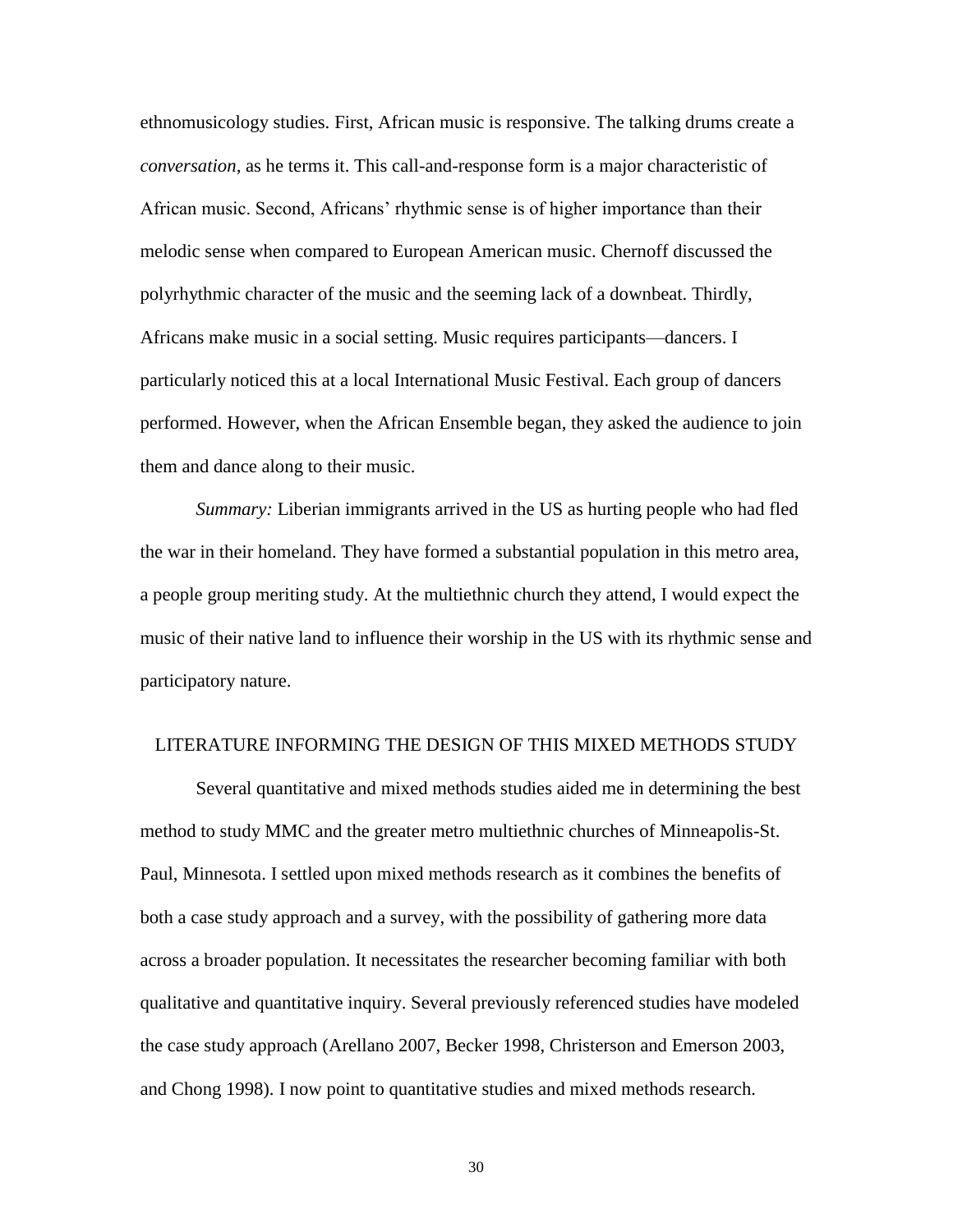ethnomusicology studies. First, African music is responsive. The talking drums create a *conversation*, as he terms it. This call-and-response form is a major characteristic of African music. Second, Africans' rhythmic sense is of higher importance than their melodic sense when compared to European American music. Chernoff discussed the polyrhythmic character of the music and the seeming lack of a downbeat. Thirdly, Africans make music in a social setting. Music requires participants—dancers. I particularly noticed this at a local International Music Festival. Each group of dancers performed. However, when the African Ensemble began, they asked the audience to join them and dance along to their music.

*Summary:* Liberian immigrants arrived in the US as hurting people who had fled the war in their homeland. They have formed a substantial population in this metro area, a people group meriting study. At the multiethnic church they attend, I would expect the music of their native land to influence their worship in the US with its rhythmic sense and participatory nature.

## LITERATURE INFORMING THE DESIGN OF THIS MIXED METHODS STUDY

Several quantitative and mixed methods studies aided me in determining the best method to study MMC and the greater metro multiethnic churches of Minneapolis-St. Paul, Minnesota. I settled upon mixed methods research as it combines the benefits of both a case study approach and a survey, with the possibility of gathering more data across a broader population. It necessitates the researcher becoming familiar with both qualitative and quantitative inquiry. Several previously referenced studies have modeled the case study approach (Arellano 2007, Becker 1998, Christerson and Emerson 2003, and Chong 1998). I now point to quantitative studies and mixed methods research.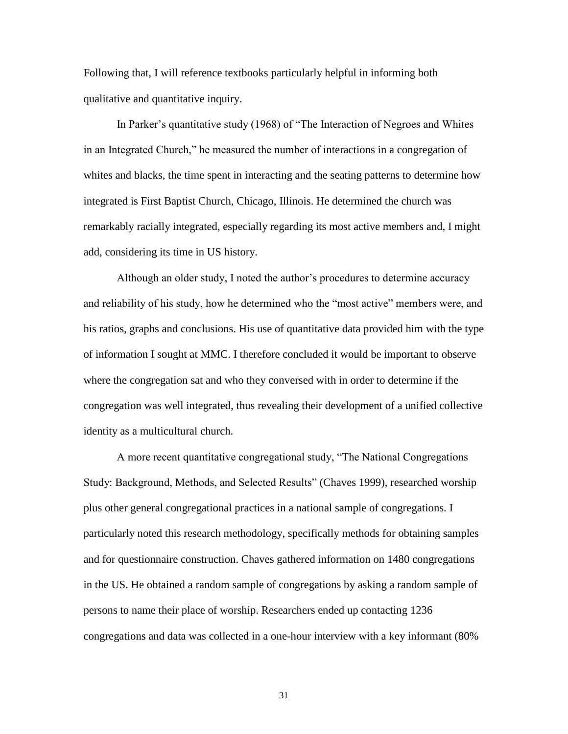Following that, I will reference textbooks particularly helpful in informing both qualitative and quantitative inquiry.

In Parker's quantitative study (1968) of "The Interaction of Negroes and Whites in an Integrated Church," he measured the number of interactions in a congregation of whites and blacks, the time spent in interacting and the seating patterns to determine how integrated is First Baptist Church, Chicago, Illinois. He determined the church was remarkably racially integrated, especially regarding its most active members and, I might add, considering its time in US history.

Although an older study, I noted the author's procedures to determine accuracy and reliability of his study, how he determined who the "most active" members were, and his ratios, graphs and conclusions. His use of quantitative data provided him with the type of information I sought at MMC. I therefore concluded it would be important to observe where the congregation sat and who they conversed with in order to determine if the congregation was well integrated, thus revealing their development of a unified collective identity as a multicultural church.

A more recent quantitative congregational study, "The National Congregations Study: Background, Methods, and Selected Results" (Chaves 1999), researched worship plus other general congregational practices in a national sample of congregations. I particularly noted this research methodology, specifically methods for obtaining samples and for questionnaire construction. Chaves gathered information on 1480 congregations in the US. He obtained a random sample of congregations by asking a random sample of persons to name their place of worship. Researchers ended up contacting 1236 congregations and data was collected in a one-hour interview with a key informant (80%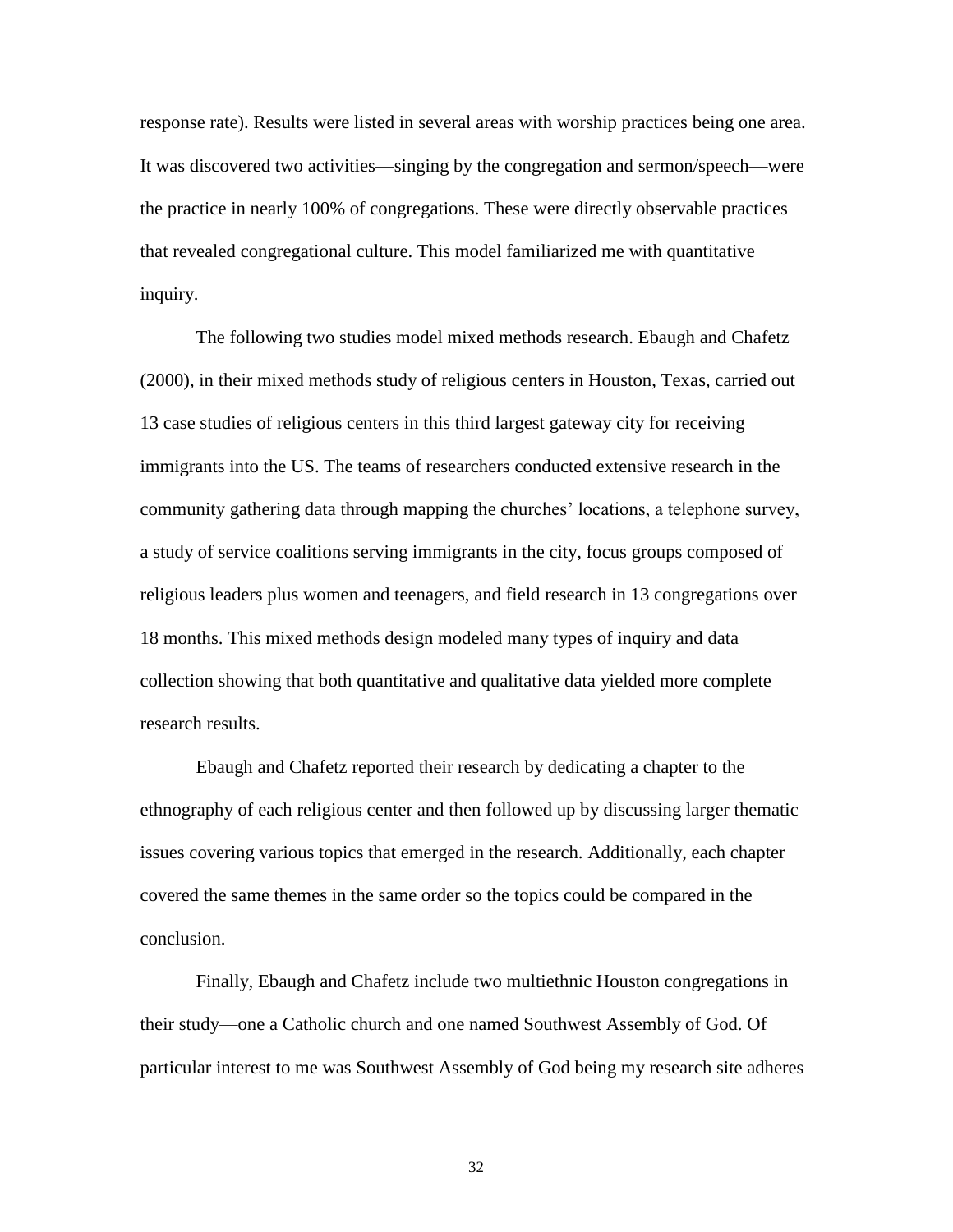response rate). Results were listed in several areas with worship practices being one area. It was discovered two activities—singing by the congregation and sermon/speech—were the practice in nearly 100% of congregations. These were directly observable practices that revealed congregational culture. This model familiarized me with quantitative inquiry.

The following two studies model mixed methods research. Ebaugh and Chafetz (2000), in their mixed methods study of religious centers in Houston, Texas, carried out 13 case studies of religious centers in this third largest gateway city for receiving immigrants into the US. The teams of researchers conducted extensive research in the community gathering data through mapping the churches' locations, a telephone survey, a study of service coalitions serving immigrants in the city, focus groups composed of religious leaders plus women and teenagers, and field research in 13 congregations over 18 months. This mixed methods design modeled many types of inquiry and data collection showing that both quantitative and qualitative data yielded more complete research results.

Ebaugh and Chafetz reported their research by dedicating a chapter to the ethnography of each religious center and then followed up by discussing larger thematic issues covering various topics that emerged in the research. Additionally, each chapter covered the same themes in the same order so the topics could be compared in the conclusion.

Finally, Ebaugh and Chafetz include two multiethnic Houston congregations in their study—one a Catholic church and one named Southwest Assembly of God. Of particular interest to me was Southwest Assembly of God being my research site adheres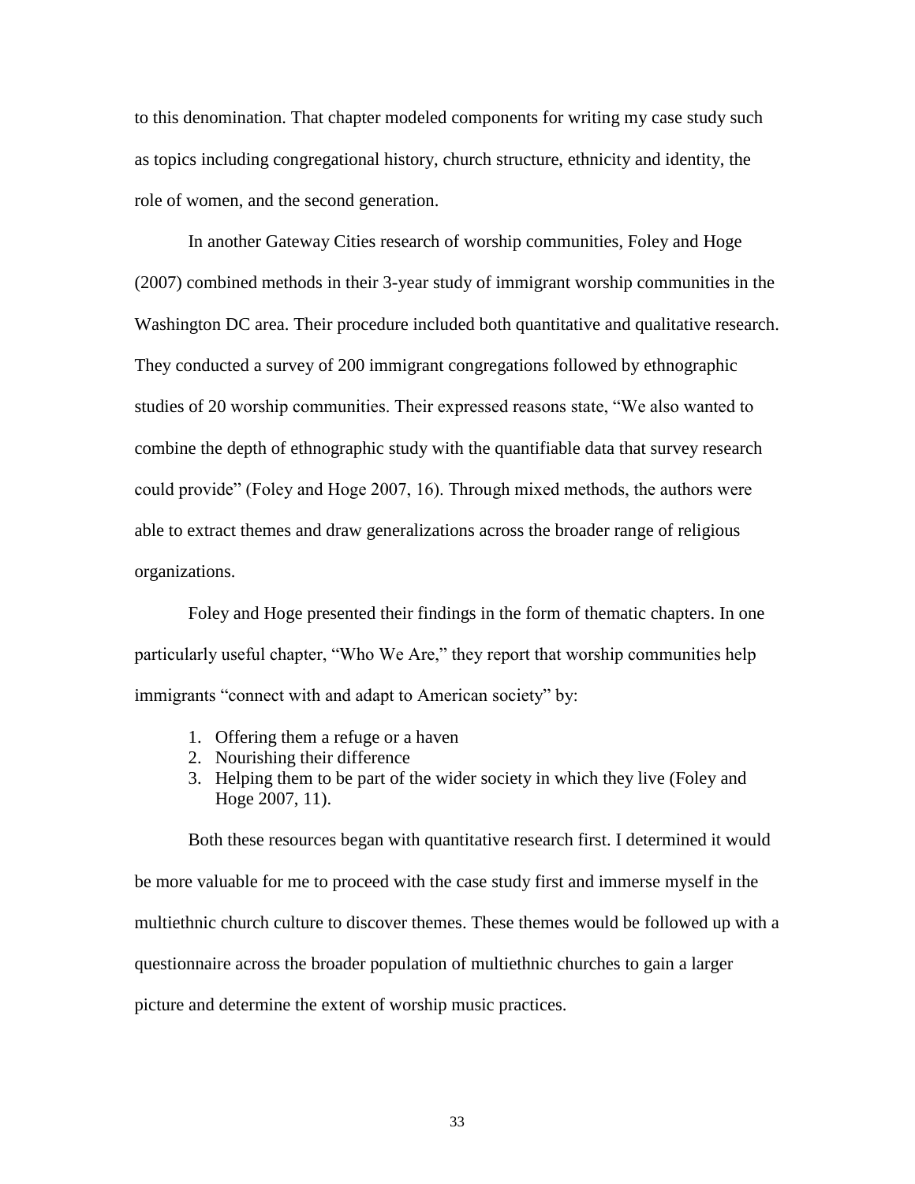to this denomination. That chapter modeled components for writing my case study such as topics including congregational history, church structure, ethnicity and identity, the role of women, and the second generation.

In another Gateway Cities research of worship communities, Foley and Hoge (2007) combined methods in their 3-year study of immigrant worship communities in the Washington DC area. Their procedure included both quantitative and qualitative research. They conducted a survey of 200 immigrant congregations followed by ethnographic studies of 20 worship communities. Their expressed reasons state, "We also wanted to combine the depth of ethnographic study with the quantifiable data that survey research could provide" (Foley and Hoge 2007, 16). Through mixed methods, the authors were able to extract themes and draw generalizations across the broader range of religious organizations.

Foley and Hoge presented their findings in the form of thematic chapters. In one particularly useful chapter, "Who We Are," they report that worship communities help immigrants "connect with and adapt to American society" by:

1. Offering them a refuge or a haven
2. Nourishing their difference
3. Helping them to be part of the wider society in which they live (Foley and Hoge 2007, 11).

Both these resources began with quantitative research first. I determined it would be more valuable for me to proceed with the case study first and immerse myself in the multiethnic church culture to discover themes. These themes would be followed up with a questionnaire across the broader population of multiethnic churches to gain a larger picture and determine the extent of worship music practices.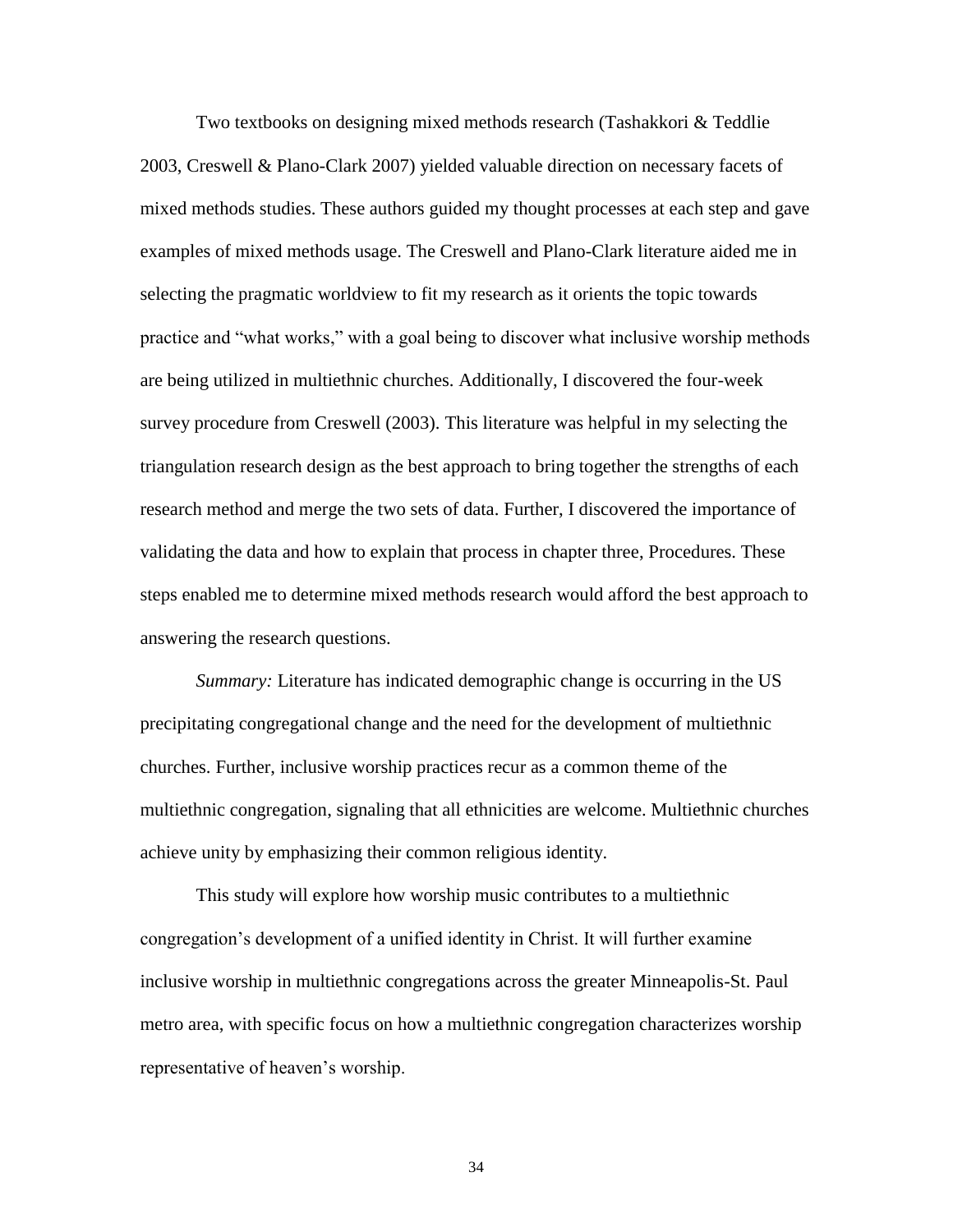Two textbooks on designing mixed methods research (Tashakkori & Teddlie 2003, Creswell & Plano-Clark 2007) yielded valuable direction on necessary facets of mixed methods studies. These authors guided my thought processes at each step and gave examples of mixed methods usage. The Creswell and Plano-Clark literature aided me in selecting the pragmatic worldview to fit my research as it orients the topic towards practice and "what works," with a goal being to discover what inclusive worship methods are being utilized in multiethnic churches. Additionally, I discovered the four-week survey procedure from Creswell (2003). This literature was helpful in my selecting the triangulation research design as the best approach to bring together the strengths of each research method and merge the two sets of data. Further, I discovered the importance of validating the data and how to explain that process in chapter three, Procedures. These steps enabled me to determine mixed methods research would afford the best approach to answering the research questions.

*Summary:* Literature has indicated demographic change is occurring in the US precipitating congregational change and the need for the development of multiethnic churches. Further, inclusive worship practices recur as a common theme of the multiethnic congregation, signaling that all ethnicities are welcome. Multiethnic churches achieve unity by emphasizing their common religious identity.

This study will explore how worship music contributes to a multiethnic congregation's development of a unified identity in Christ. It will further examine inclusive worship in multiethnic congregations across the greater Minneapolis-St. Paul metro area, with specific focus on how a multiethnic congregation characterizes worship representative of heaven's worship.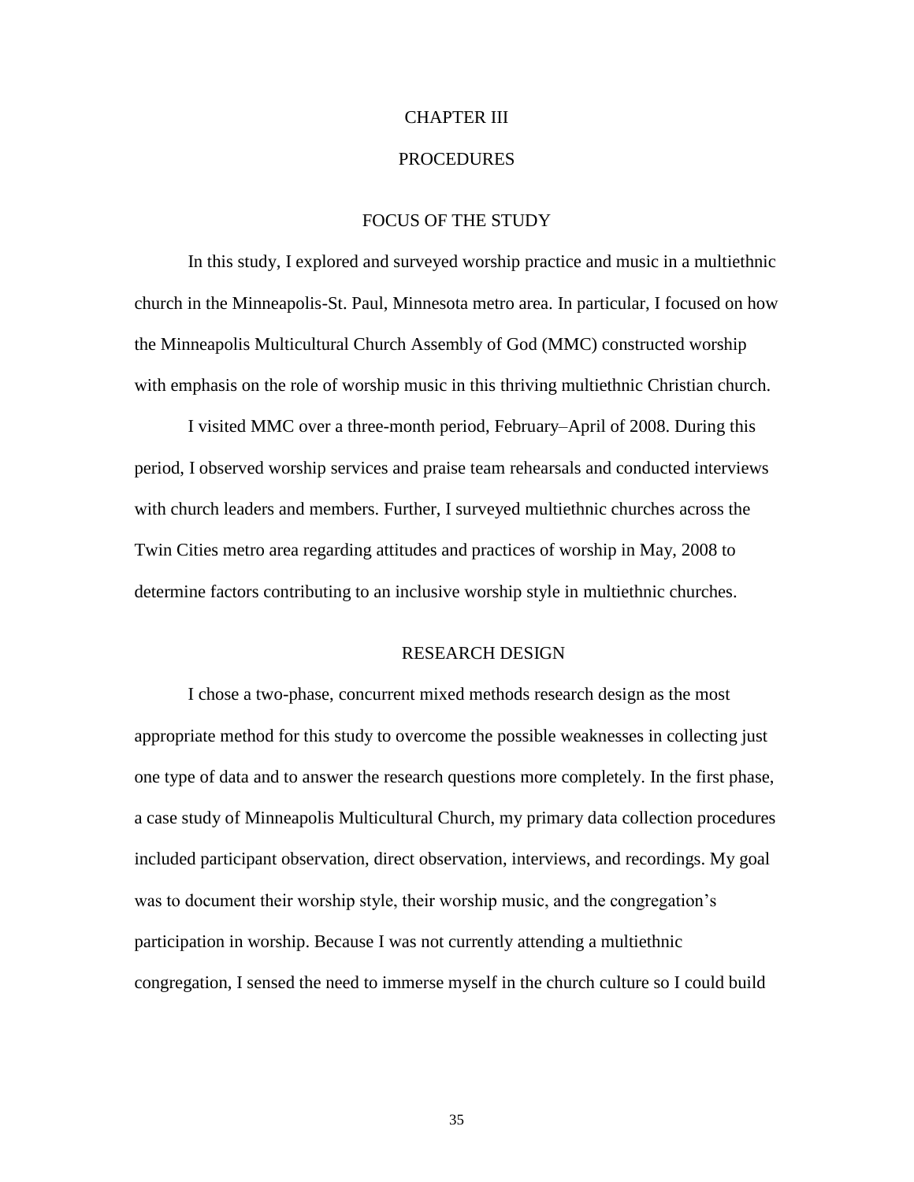# CHAPTER III

# PROCEDURES

## FOCUS OF THE STUDY

In this study, I explored and surveyed worship practice and music in a multiethnic church in the Minneapolis-St. Paul, Minnesota metro area. In particular, I focused on how the Minneapolis Multicultural Church Assembly of God (MMC) constructed worship with emphasis on the role of worship music in this thriving multiethnic Christian church.

I visited MMC over a three-month period, February–April of 2008. During this period, I observed worship services and praise team rehearsals and conducted interviews with church leaders and members. Further, I surveyed multiethnic churches across the Twin Cities metro area regarding attitudes and practices of worship in May, 2008 to determine factors contributing to an inclusive worship style in multiethnic churches.

## RESEARCH DESIGN

I chose a two-phase, concurrent mixed methods research design as the most appropriate method for this study to overcome the possible weaknesses in collecting just one type of data and to answer the research questions more completely. In the first phase, a case study of Minneapolis Multicultural Church, my primary data collection procedures included participant observation, direct observation, interviews, and recordings. My goal was to document their worship style, their worship music, and the congregation's participation in worship. Because I was not currently attending a multiethnic congregation, I sensed the need to immerse myself in the church culture so I could build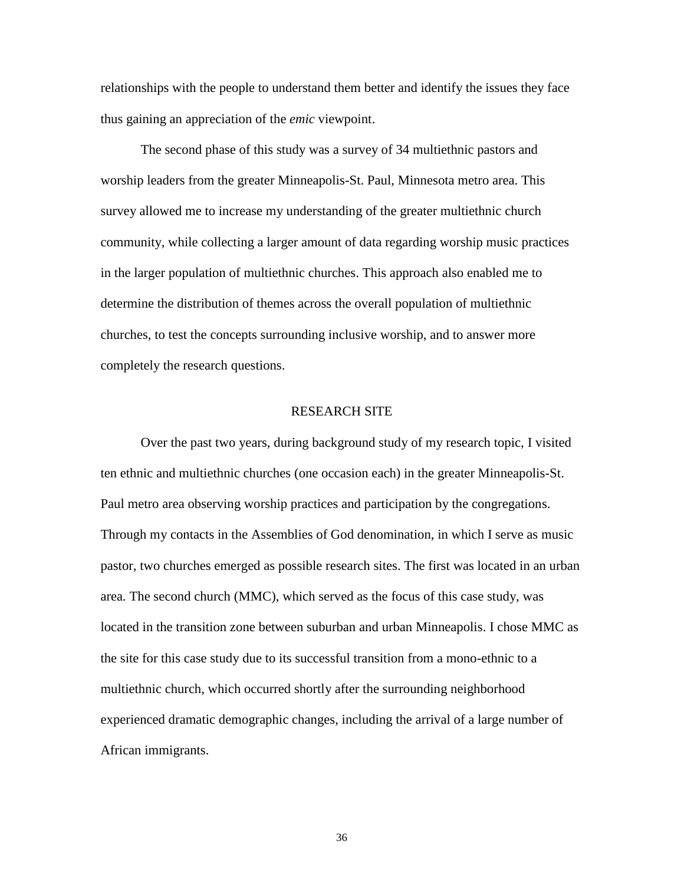relationships with the people to understand them better and identify the issues they face thus gaining an appreciation of the *emic* viewpoint.

The second phase of this study was a survey of 34 multiethnic pastors and worship leaders from the greater Minneapolis-St. Paul, Minnesota metro area. This survey allowed me to increase my understanding of the greater multiethnic church community, while collecting a larger amount of data regarding worship music practices in the larger population of multiethnic churches. This approach also enabled me to determine the distribution of themes across the overall population of multiethnic churches, to test the concepts surrounding inclusive worship, and to answer more completely the research questions.

## RESEARCH SITE

Over the past two years, during background study of my research topic, I visited ten ethnic and multiethnic churches (one occasion each) in the greater Minneapolis-St. Paul metro area observing worship practices and participation by the congregations. Through my contacts in the Assemblies of God denomination, in which I serve as music pastor, two churches emerged as possible research sites. The first was located in an urban area. The second church (MMC), which served as the focus of this case study, was located in the transition zone between suburban and urban Minneapolis. I chose MMC as the site for this case study due to its successful transition from a mono-ethnic to a multiethnic church, which occurred shortly after the surrounding neighborhood experienced dramatic demographic changes, including the arrival of a large number of African immigrants.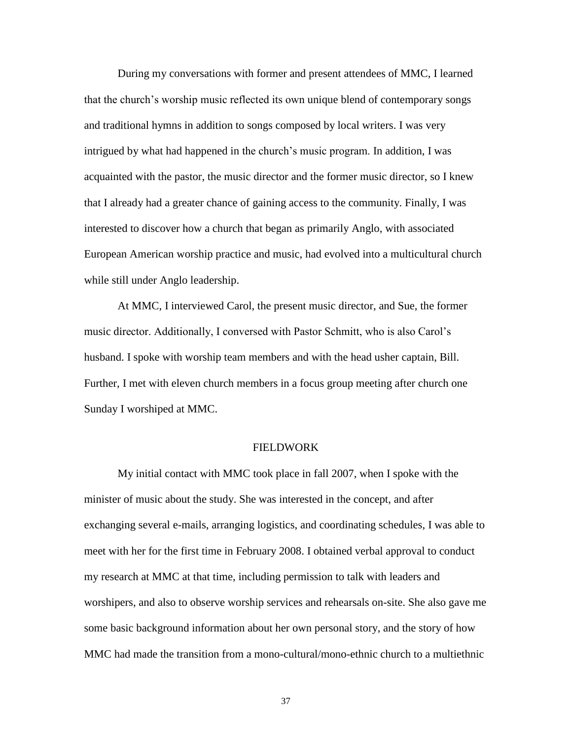During my conversations with former and present attendees of MMC, I learned that the church's worship music reflected its own unique blend of contemporary songs and traditional hymns in addition to songs composed by local writers. I was very intrigued by what had happened in the church's music program. In addition, I was acquainted with the pastor, the music director and the former music director, so I knew that I already had a greater chance of gaining access to the community. Finally, I was interested to discover how a church that began as primarily Anglo, with associated European American worship practice and music, had evolved into a multicultural church while still under Anglo leadership.

At MMC, I interviewed Carol, the present music director, and Sue, the former music director. Additionally, I conversed with Pastor Schmitt, who is also Carol's husband. I spoke with worship team members and with the head usher captain, Bill. Further, I met with eleven church members in a focus group meeting after church one Sunday I worshiped at MMC.

## FIELDWORK

My initial contact with MMC took place in fall 2007, when I spoke with the minister of music about the study. She was interested in the concept, and after exchanging several e-mails, arranging logistics, and coordinating schedules, I was able to meet with her for the first time in February 2008. I obtained verbal approval to conduct my research at MMC at that time, including permission to talk with leaders and worshipers, and also to observe worship services and rehearsals on-site. She also gave me some basic background information about her own personal story, and the story of how MMC had made the transition from a mono-cultural/mono-ethnic church to a multiethnic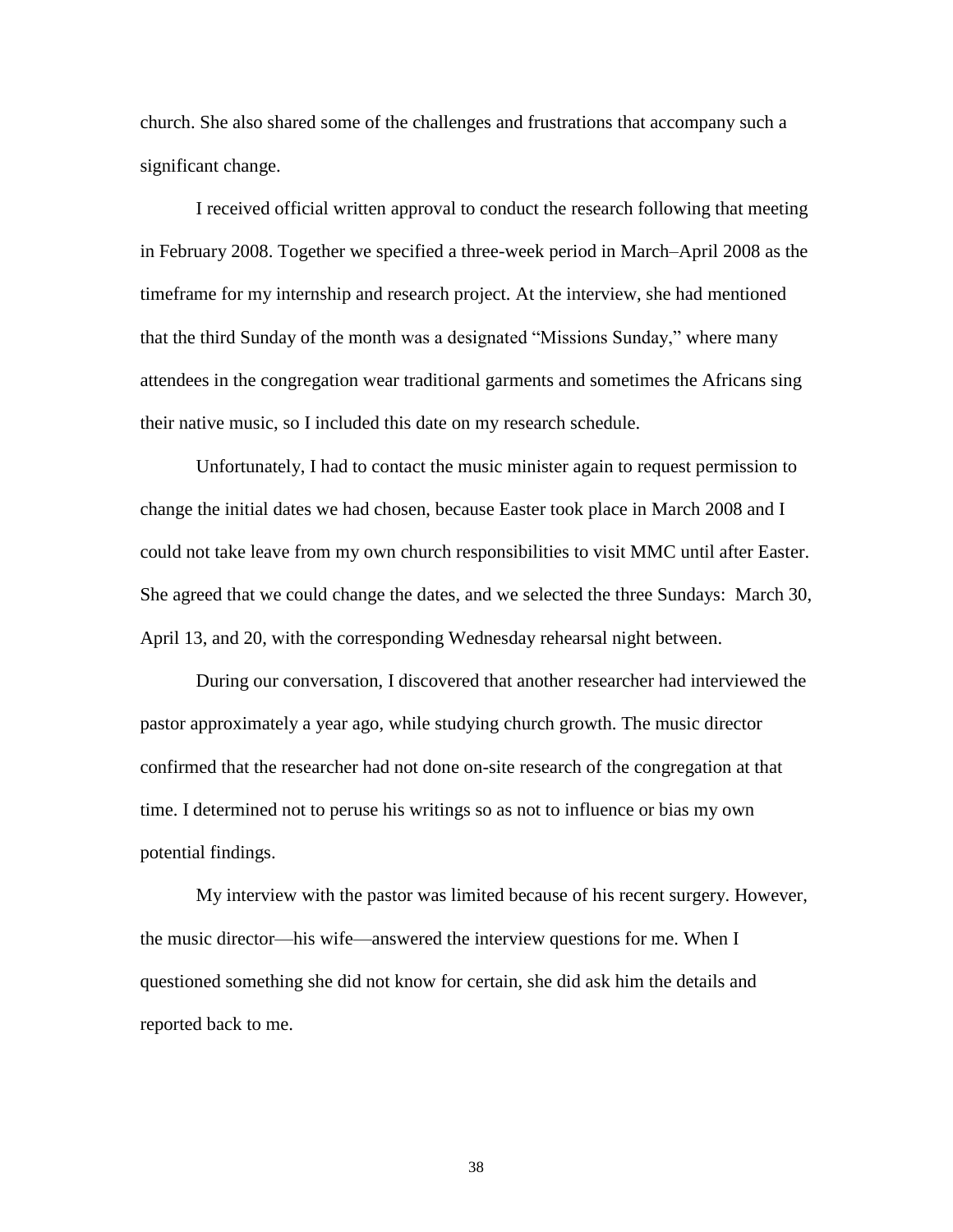church. She also shared some of the challenges and frustrations that accompany such a significant change.

I received official written approval to conduct the research following that meeting in February 2008. Together we specified a three-week period in March–April 2008 as the timeframe for my internship and research project. At the interview, she had mentioned that the third Sunday of the month was a designated "Missions Sunday," where many attendees in the congregation wear traditional garments and sometimes the Africans sing their native music, so I included this date on my research schedule.

Unfortunately, I had to contact the music minister again to request permission to change the initial dates we had chosen, because Easter took place in March 2008 and I could not take leave from my own church responsibilities to visit MMC until after Easter. She agreed that we could change the dates, and we selected the three Sundays: March 30, April 13, and 20, with the corresponding Wednesday rehearsal night between.

During our conversation, I discovered that another researcher had interviewed the pastor approximately a year ago, while studying church growth. The music director confirmed that the researcher had not done on-site research of the congregation at that time. I determined not to peruse his writings so as not to influence or bias my own potential findings.

My interview with the pastor was limited because of his recent surgery. However, the music director—his wife—answered the interview questions for me. When I questioned something she did not know for certain, she did ask him the details and reported back to me.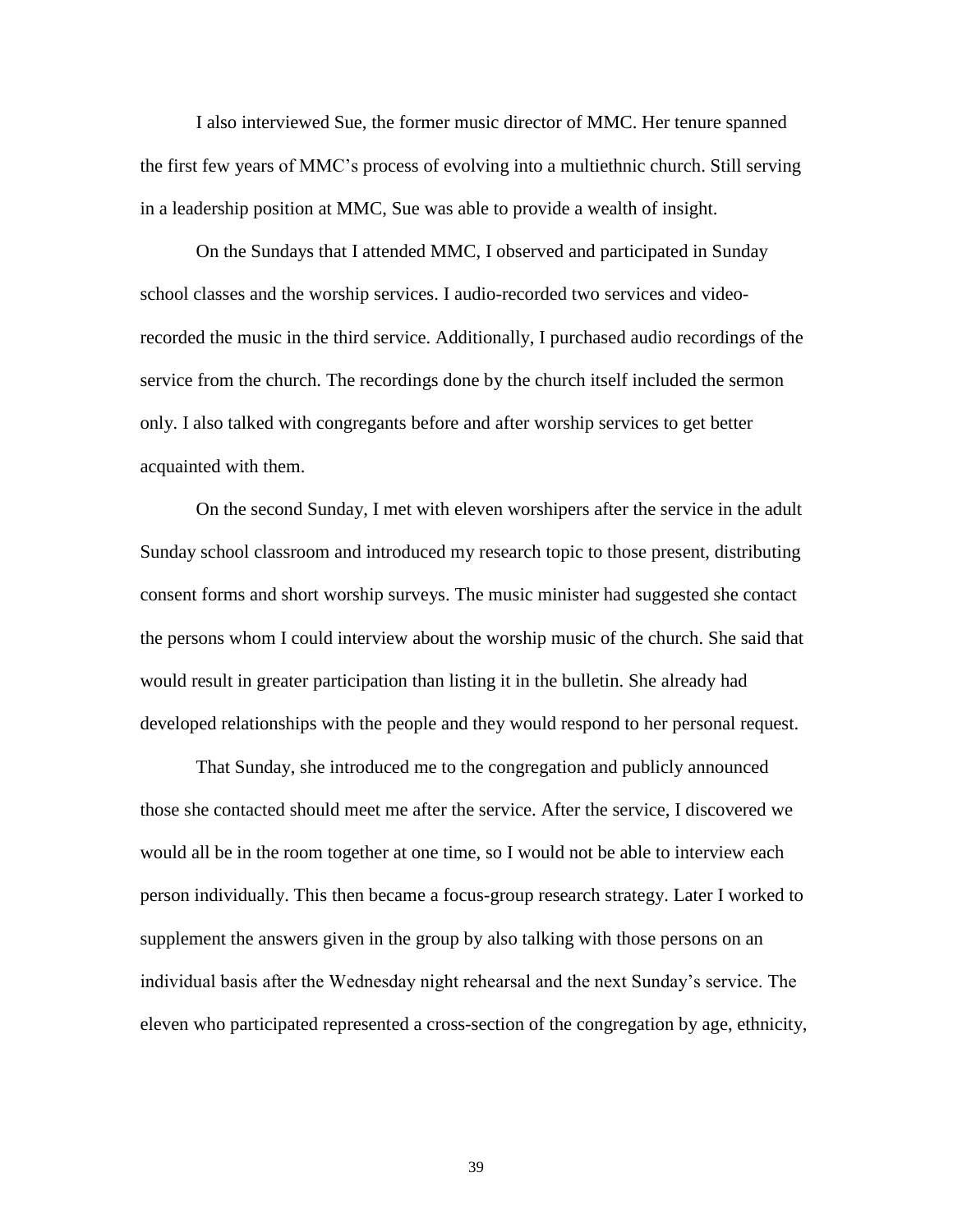I also interviewed Sue, the former music director of MMC. Her tenure spanned the first few years of MMC's process of evolving into a multiethnic church. Still serving in a leadership position at MMC, Sue was able to provide a wealth of insight.

On the Sundays that I attended MMC, I observed and participated in Sunday school classes and the worship services. I audio-recorded two services and video-recorded the music in the third service. Additionally, I purchased audio recordings of the service from the church. The recordings done by the church itself included the sermon only. I also talked with congregants before and after worship services to get better acquainted with them.

On the second Sunday, I met with eleven worshipers after the service in the adult Sunday school classroom and introduced my research topic to those present, distributing consent forms and short worship surveys. The music minister had suggested she contact the persons whom I could interview about the worship music of the church. She said that would result in greater participation than listing it in the bulletin. She already had developed relationships with the people and they would respond to her personal request.

That Sunday, she introduced me to the congregation and publicly announced those she contacted should meet me after the service. After the service, I discovered we would all be in the room together at one time, so I would not be able to interview each person individually. This then became a focus-group research strategy. Later I worked to supplement the answers given in the group by also talking with those persons on an individual basis after the Wednesday night rehearsal and the next Sunday's service. The eleven who participated represented a cross-section of the congregation by age, ethnicity,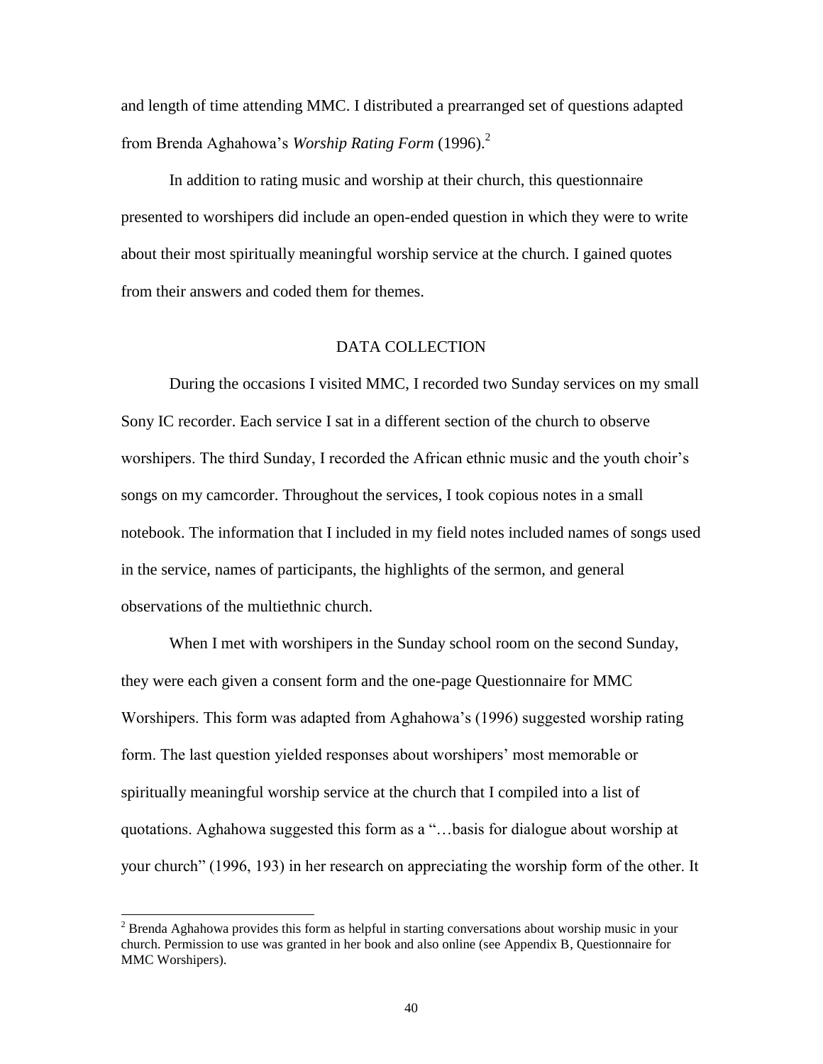and length of time attending MMC. I distributed a prearranged set of questions adapted from Brenda Aghahowa's *Worship Rating Form* (1996).[2]

In addition to rating music and worship at their church, this questionnaire presented to worshipers did include an open-ended question in which they were to write about their most spiritually meaningful worship service at the church. I gained quotes from their answers and coded them for themes.

## DATA COLLECTION

During the occasions I visited MMC, I recorded two Sunday services on my small Sony IC recorder. Each service I sat in a different section of the church to observe worshipers. The third Sunday, I recorded the African ethnic music and the youth choir's songs on my camcorder. Throughout the services, I took copious notes in a small notebook. The information that I included in my field notes included names of songs used in the service, names of participants, the highlights of the sermon, and general observations of the multiethnic church.

When I met with worshipers in the Sunday school room on the second Sunday, they were each given a consent form and the one-page Questionnaire for MMC Worshipers. This form was adapted from Aghahowa's (1996) suggested worship rating form. The last question yielded responses about worshipers' most memorable or spiritually meaningful worship service at the church that I compiled into a list of quotations. Aghahowa suggested this form as a "…basis for dialogue about worship at your church" (1996, 193) in her research on appreciating the worship form of the other. It

---

[2] Brenda Aghahowa provides this form as helpful in starting conversations about worship music in your church. Permission to use was granted in her book and also online (see Appendix B, Questionnaire for MMC Worshipers).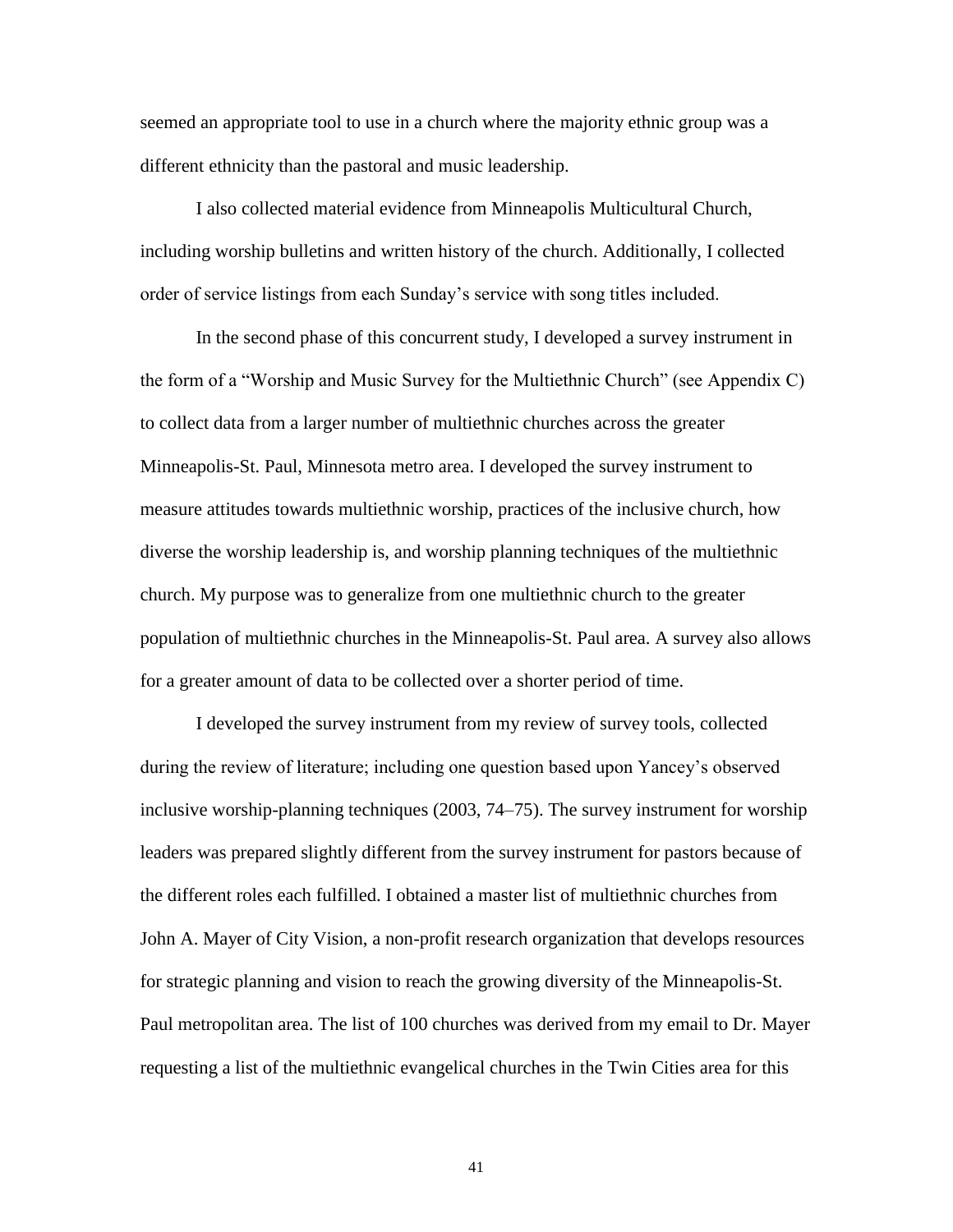seemed an appropriate tool to use in a church where the majority ethnic group was a different ethnicity than the pastoral and music leadership.

I also collected material evidence from Minneapolis Multicultural Church, including worship bulletins and written history of the church. Additionally, I collected order of service listings from each Sunday's service with song titles included.

In the second phase of this concurrent study, I developed a survey instrument in the form of a "Worship and Music Survey for the Multiethnic Church" (see Appendix C) to collect data from a larger number of multiethnic churches across the greater Minneapolis-St. Paul, Minnesota metro area. I developed the survey instrument to measure attitudes towards multiethnic worship, practices of the inclusive church, how diverse the worship leadership is, and worship planning techniques of the multiethnic church. My purpose was to generalize from one multiethnic church to the greater population of multiethnic churches in the Minneapolis-St. Paul area. A survey also allows for a greater amount of data to be collected over a shorter period of time.

I developed the survey instrument from my review of survey tools, collected during the review of literature; including one question based upon Yancey's observed inclusive worship-planning techniques (2003, 74–75). The survey instrument for worship leaders was prepared slightly different from the survey instrument for pastors because of the different roles each fulfilled. I obtained a master list of multiethnic churches from John A. Mayer of City Vision, a non-profit research organization that develops resources for strategic planning and vision to reach the growing diversity of the Minneapolis-St. Paul metropolitan area. The list of 100 churches was derived from my email to Dr. Mayer requesting a list of the multiethnic evangelical churches in the Twin Cities area for this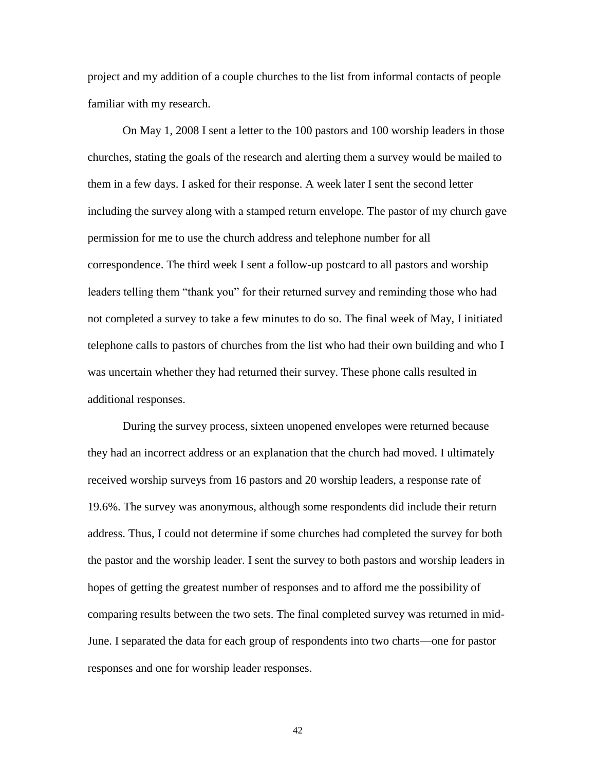project and my addition of a couple churches to the list from informal contacts of people familiar with my research.

On May 1, 2008 I sent a letter to the 100 pastors and 100 worship leaders in those churches, stating the goals of the research and alerting them a survey would be mailed to them in a few days. I asked for their response. A week later I sent the second letter including the survey along with a stamped return envelope. The pastor of my church gave permission for me to use the church address and telephone number for all correspondence. The third week I sent a follow-up postcard to all pastors and worship leaders telling them "thank you" for their returned survey and reminding those who had not completed a survey to take a few minutes to do so. The final week of May, I initiated telephone calls to pastors of churches from the list who had their own building and who I was uncertain whether they had returned their survey. These phone calls resulted in additional responses.

During the survey process, sixteen unopened envelopes were returned because they had an incorrect address or an explanation that the church had moved. I ultimately received worship surveys from 16 pastors and 20 worship leaders, a response rate of 19.6%. The survey was anonymous, although some respondents did include their return address. Thus, I could not determine if some churches had completed the survey for both the pastor and the worship leader. I sent the survey to both pastors and worship leaders in hopes of getting the greatest number of responses and to afford me the possibility of comparing results between the two sets. The final completed survey was returned in mid-June. I separated the data for each group of respondents into two charts—one for pastor responses and one for worship leader responses.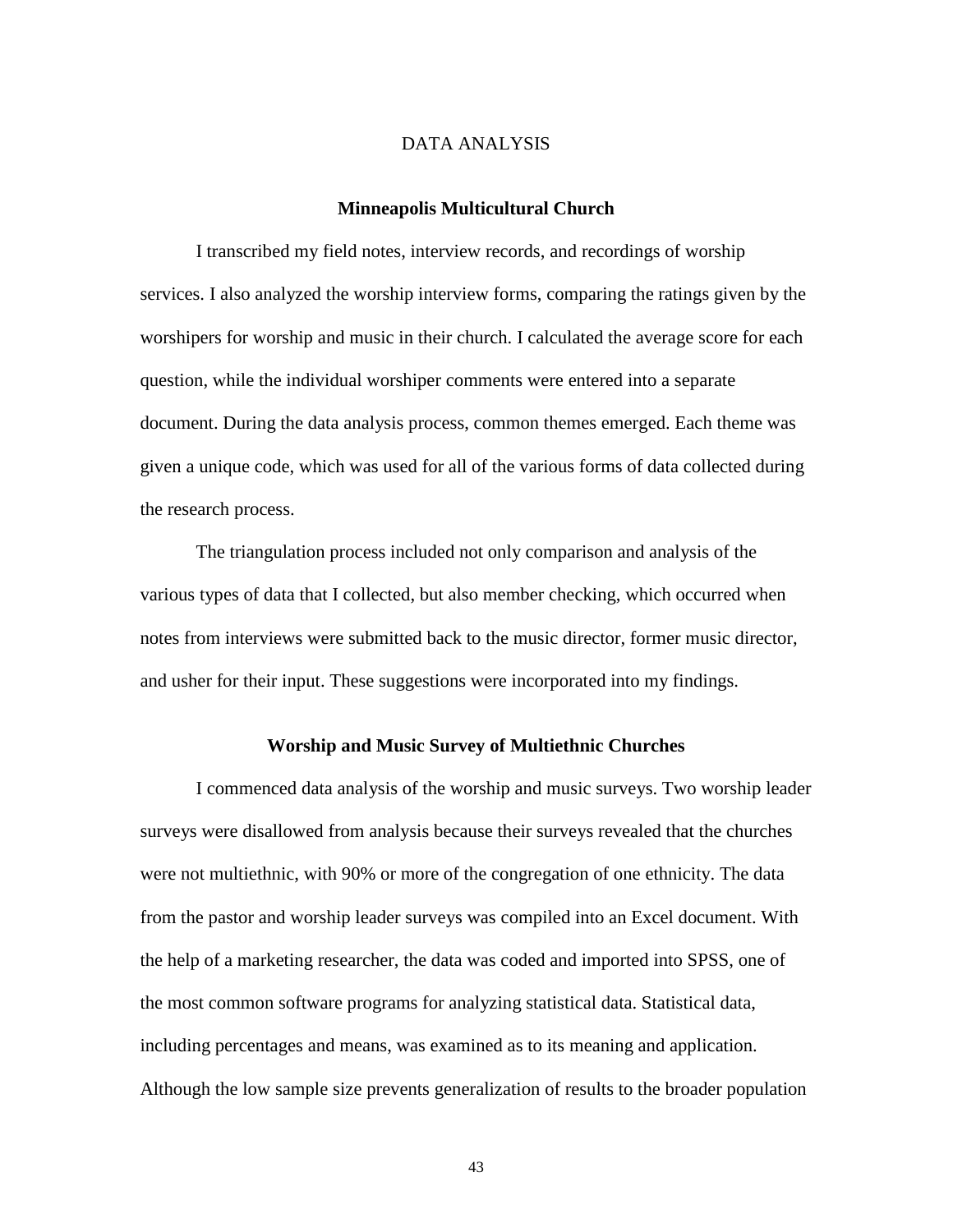# DATA ANALYSIS

## Minneapolis Multicultural Church

I transcribed my field notes, interview records, and recordings of worship services. I also analyzed the worship interview forms, comparing the ratings given by the worshipers for worship and music in their church. I calculated the average score for each question, while the individual worshiper comments were entered into a separate document. During the data analysis process, common themes emerged. Each theme was given a unique code, which was used for all of the various forms of data collected during the research process.

The triangulation process included not only comparison and analysis of the various types of data that I collected, but also member checking, which occurred when notes from interviews were submitted back to the music director, former music director, and usher for their input. These suggestions were incorporated into my findings.

## Worship and Music Survey of Multiethnic Churches

I commenced data analysis of the worship and music surveys. Two worship leader surveys were disallowed from analysis because their surveys revealed that the churches were not multiethnic, with 90% or more of the congregation of one ethnicity. The data from the pastor and worship leader surveys was compiled into an Excel document. With the help of a marketing researcher, the data was coded and imported into SPSS, one of the most common software programs for analyzing statistical data. Statistical data, including percentages and means, was examined as to its meaning and application. Although the low sample size prevents generalization of results to the broader population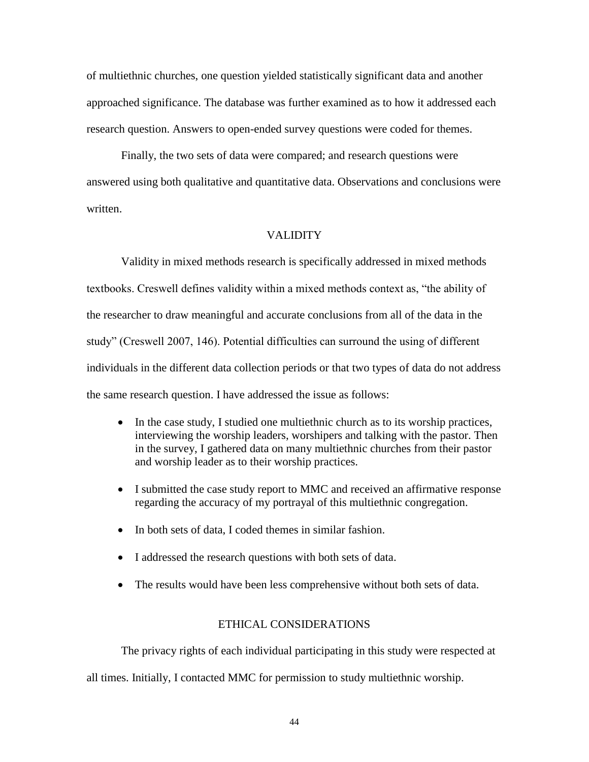of multiethnic churches, one question yielded statistically significant data and another approached significance. The database was further examined as to how it addressed each research question. Answers to open-ended survey questions were coded for themes.

Finally, the two sets of data were compared; and research questions were answered using both qualitative and quantitative data. Observations and conclusions were written.

## VALIDITY

Validity in mixed methods research is specifically addressed in mixed methods textbooks. Creswell defines validity within a mixed methods context as, "the ability of the researcher to draw meaningful and accurate conclusions from all of the data in the study" (Creswell 2007, 146). Potential difficulties can surround the using of different individuals in the different data collection periods or that two types of data do not address the same research question. I have addressed the issue as follows:

- In the case study, I studied one multiethnic church as to its worship practices, interviewing the worship leaders, worshipers and talking with the pastor. Then in the survey, I gathered data on many multiethnic churches from their pastor and worship leader as to their worship practices.
- I submitted the case study report to MMC and received an affirmative response regarding the accuracy of my portrayal of this multiethnic congregation.
- In both sets of data, I coded themes in similar fashion.
- I addressed the research questions with both sets of data.
- The results would have been less comprehensive without both sets of data.

## ETHICAL CONSIDERATIONS

The privacy rights of each individual participating in this study were respected at all times. Initially, I contacted MMC for permission to study multiethnic worship.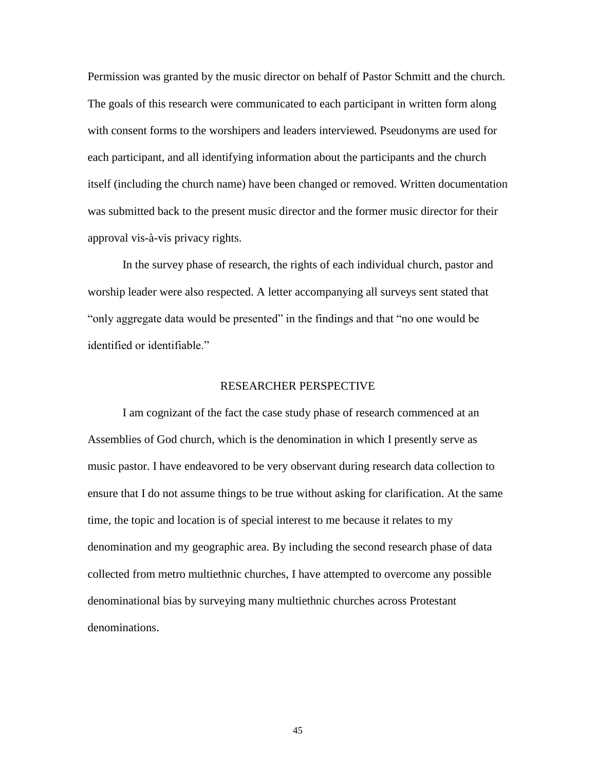Permission was granted by the music director on behalf of Pastor Schmitt and the church. The goals of this research were communicated to each participant in written form along with consent forms to the worshipers and leaders interviewed. Pseudonyms are used for each participant, and all identifying information about the participants and the church itself (including the church name) have been changed or removed. Written documentation was submitted back to the present music director and the former music director for their approval vis-à-vis privacy rights.

In the survey phase of research, the rights of each individual church, pastor and worship leader were also respected. A letter accompanying all surveys sent stated that "only aggregate data would be presented" in the findings and that "no one would be identified or identifiable."

## RESEARCHER PERSPECTIVE

I am cognizant of the fact the case study phase of research commenced at an Assemblies of God church, which is the denomination in which I presently serve as music pastor. I have endeavored to be very observant during research data collection to ensure that I do not assume things to be true without asking for clarification. At the same time, the topic and location is of special interest to me because it relates to my denomination and my geographic area. By including the second research phase of data collected from metro multiethnic churches, I have attempted to overcome any possible denominational bias by surveying many multiethnic churches across Protestant denominations.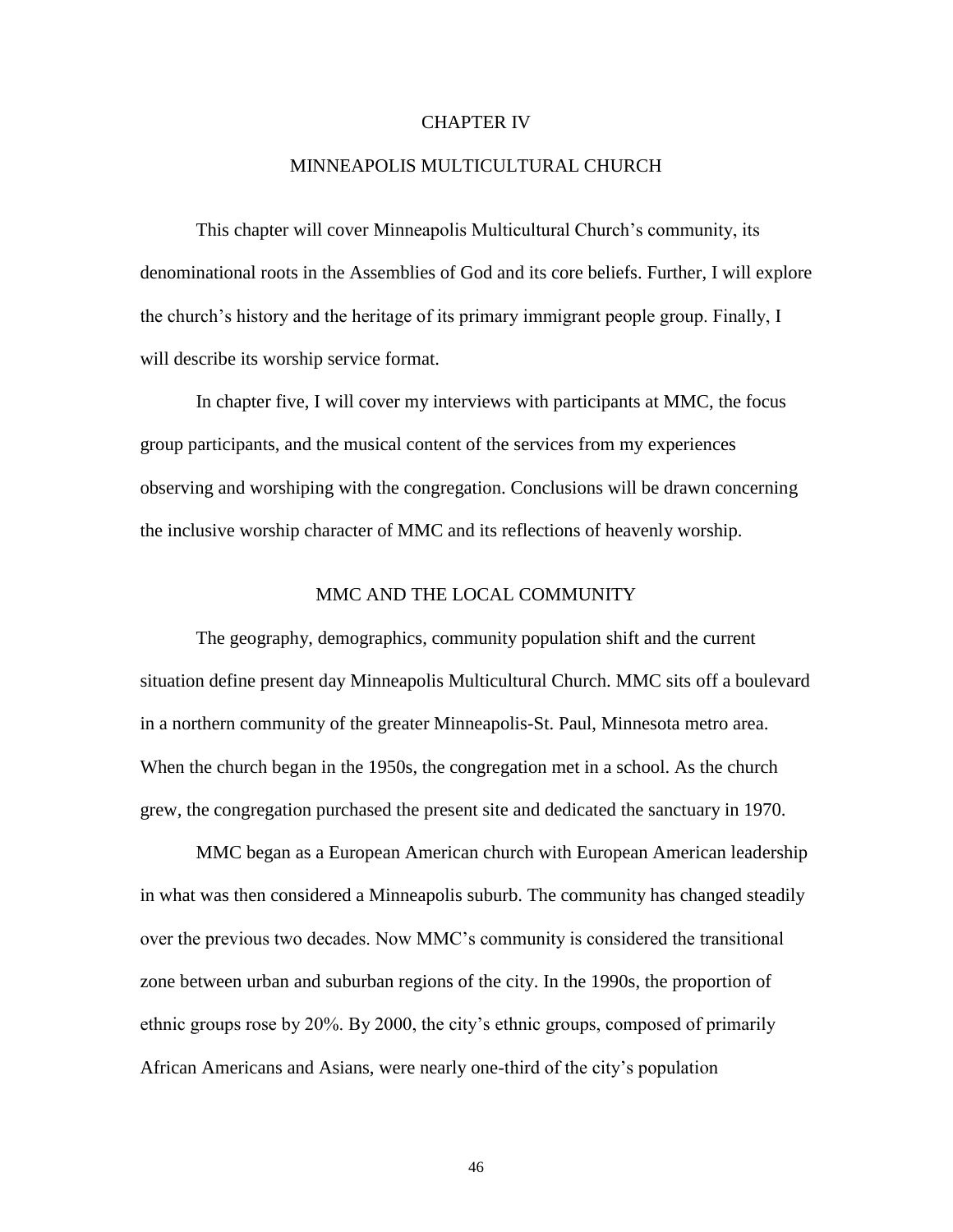# CHAPTER IV

# MINNEAPOLIS MULTICULTURAL CHURCH

This chapter will cover Minneapolis Multicultural Church's community, its denominational roots in the Assemblies of God and its core beliefs. Further, I will explore the church's history and the heritage of its primary immigrant people group. Finally, I will describe its worship service format.

In chapter five, I will cover my interviews with participants at MMC, the focus group participants, and the musical content of the services from my experiences observing and worshiping with the congregation. Conclusions will be drawn concerning the inclusive worship character of MMC and its reflections of heavenly worship.

## MMC AND THE LOCAL COMMUNITY

The geography, demographics, community population shift and the current situation define present day Minneapolis Multicultural Church. MMC sits off a boulevard in a northern community of the greater Minneapolis-St. Paul, Minnesota metro area. When the church began in the 1950s, the congregation met in a school. As the church grew, the congregation purchased the present site and dedicated the sanctuary in 1970.

MMC began as a European American church with European American leadership in what was then considered a Minneapolis suburb. The community has changed steadily over the previous two decades. Now MMC's community is considered the transitional zone between urban and suburban regions of the city. In the 1990s, the proportion of ethnic groups rose by 20%. By 2000, the city's ethnic groups, composed of primarily African Americans and Asians, were nearly one-third of the city's population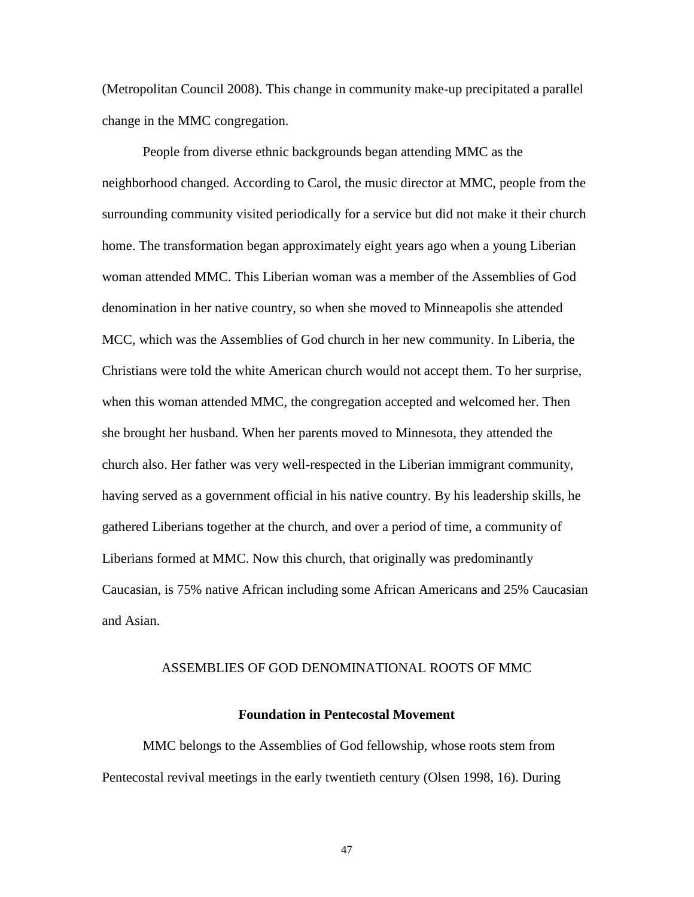(Metropolitan Council 2008). This change in community make-up precipitated a parallel change in the MMC congregation.

People from diverse ethnic backgrounds began attending MMC as the neighborhood changed. According to Carol, the music director at MMC, people from the surrounding community visited periodically for a service but did not make it their church home. The transformation began approximately eight years ago when a young Liberian woman attended MMC. This Liberian woman was a member of the Assemblies of God denomination in her native country, so when she moved to Minneapolis she attended MCC, which was the Assemblies of God church in her new community. In Liberia, the Christians were told the white American church would not accept them. To her surprise, when this woman attended MMC, the congregation accepted and welcomed her. Then she brought her husband. When her parents moved to Minnesota, they attended the church also. Her father was very well-respected in the Liberian immigrant community, having served as a government official in his native country. By his leadership skills, he gathered Liberians together at the church, and over a period of time, a community of Liberians formed at MMC. Now this church, that originally was predominantly Caucasian, is 75% native African including some African Americans and 25% Caucasian and Asian.

## ASSEMBLIES OF GOD DENOMINATIONAL ROOTS OF MMC

### Foundation in Pentecostal Movement

MMC belongs to the Assemblies of God fellowship, whose roots stem from Pentecostal revival meetings in the early twentieth century (Olsen 1998, 16). During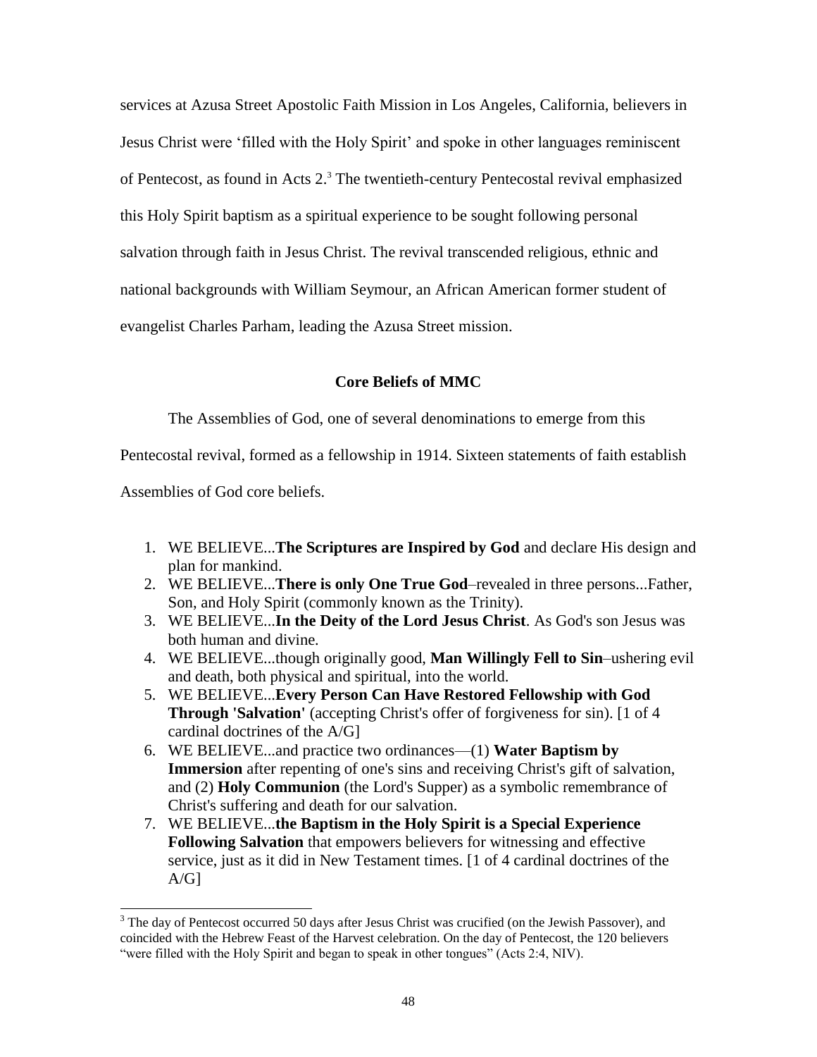services at Azusa Street Apostolic Faith Mission in Los Angeles, California, believers in Jesus Christ were 'filled with the Holy Spirit' and spoke in other languages reminiscent of Pentecost, as found in Acts 2.[3] The twentieth-century Pentecostal revival emphasized this Holy Spirit baptism as a spiritual experience to be sought following personal salvation through faith in Jesus Christ. The revival transcended religious, ethnic and national backgrounds with William Seymour, an African American former student of evangelist Charles Parham, leading the Azusa Street mission.

### Core Beliefs of MMC

The Assemblies of God, one of several denominations to emerge from this Pentecostal revival, formed as a fellowship in 1914. Sixteen statements of faith establish Assemblies of God core beliefs.

1. WE BELIEVE...**The Scriptures are Inspired by God** and declare His design and plan for mankind.
2. WE BELIEVE...**There is only One True God**–revealed in three persons...Father, Son, and Holy Spirit (commonly known as the Trinity).
3. WE BELIEVE...**In the Deity of the Lord Jesus Christ**. As God's son Jesus was both human and divine.
4. WE BELIEVE...though originally good, **Man Willingly Fell to Sin**–ushering evil and death, both physical and spiritual, into the world.
5. WE BELIEVE...**Every Person Can Have Restored Fellowship with God Through 'Salvation'** (accepting Christ's offer of forgiveness for sin). [1 of 4 cardinal doctrines of the A/G]
6. WE BELIEVE...and practice two ordinances—(1) **Water Baptism by Immersion** after repenting of one's sins and receiving Christ's gift of salvation, and (2) **Holy Communion** (the Lord's Supper) as a symbolic remembrance of Christ's suffering and death for our salvation.
7. WE BELIEVE...**the Baptism in the Holy Spirit is a Special Experience Following Salvation** that empowers believers for witnessing and effective service, just as it did in New Testament times. [1 of 4 cardinal doctrines of the A/G]

[3] The day of Pentecost occurred 50 days after Jesus Christ was crucified (on the Jewish Passover), and coincided with the Hebrew Feast of the Harvest celebration. On the day of Pentecost, the 120 believers "were filled with the Holy Spirit and began to speak in other tongues" (Acts 2:4, NIV).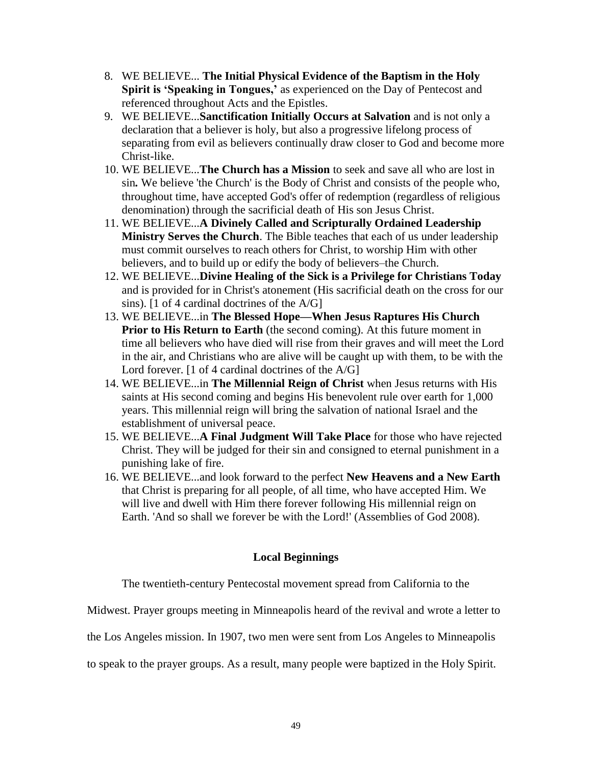8. WE BELIEVE... **The Initial Physical Evidence of the Baptism in the Holy Spirit is 'Speaking in Tongues,'** as experienced on the Day of Pentecost and referenced throughout Acts and the Epistles.
9. WE BELIEVE...**Sanctification Initially Occurs at Salvation** and is not only a declaration that a believer is holy, but also a progressive lifelong process of separating from evil as believers continually draw closer to God and become more Christ-like.
10. WE BELIEVE...**The Church has a Mission** to seek and save all who are lost in sin***.*** We believe 'the Church' is the Body of Christ and consists of the people who, throughout time, have accepted God's offer of redemption (regardless of religious denomination) through the sacrificial death of His son Jesus Christ.
11. WE BELIEVE...**A Divinely Called and Scripturally Ordained Leadership Ministry Serves the Church**. The Bible teaches that each of us under leadership must commit ourselves to reach others for Christ, to worship Him with other believers, and to build up or edify the body of believers–the Church.
12. WE BELIEVE...**Divine Healing of the Sick is a Privilege for Christians Today** and is provided for in Christ's atonement (His sacrificial death on the cross for our sins). [1 of 4 cardinal doctrines of the A/G]
13. WE BELIEVE...in **The Blessed Hope—When Jesus Raptures His Church Prior to His Return to Earth** (the second coming). At this future moment in time all believers who have died will rise from their graves and will meet the Lord in the air, and Christians who are alive will be caught up with them, to be with the Lord forever. [1 of 4 cardinal doctrines of the A/G]
14. WE BELIEVE...in **The Millennial Reign of Christ** when Jesus returns with His saints at His second coming and begins His benevolent rule over earth for 1,000 years. This millennial reign will bring the salvation of national Israel and the establishment of universal peace.
15. WE BELIEVE...**A Final Judgment Will Take Place** for those who have rejected Christ. They will be judged for their sin and consigned to eternal punishment in a punishing lake of fire.
16. WE BELIEVE...and look forward to the perfect **New Heavens and a New Earth** that Christ is preparing for all people, of all time, who have accepted Him. We will live and dwell with Him there forever following His millennial reign on Earth. 'And so shall we forever be with the Lord!' (Assemblies of God 2008).

## Local Beginnings

The twentieth-century Pentecostal movement spread from California to the Midwest. Prayer groups meeting in Minneapolis heard of the revival and wrote a letter to the Los Angeles mission. In 1907, two men were sent from Los Angeles to Minneapolis to speak to the prayer groups. As a result, many people were baptized in the Holy Spirit.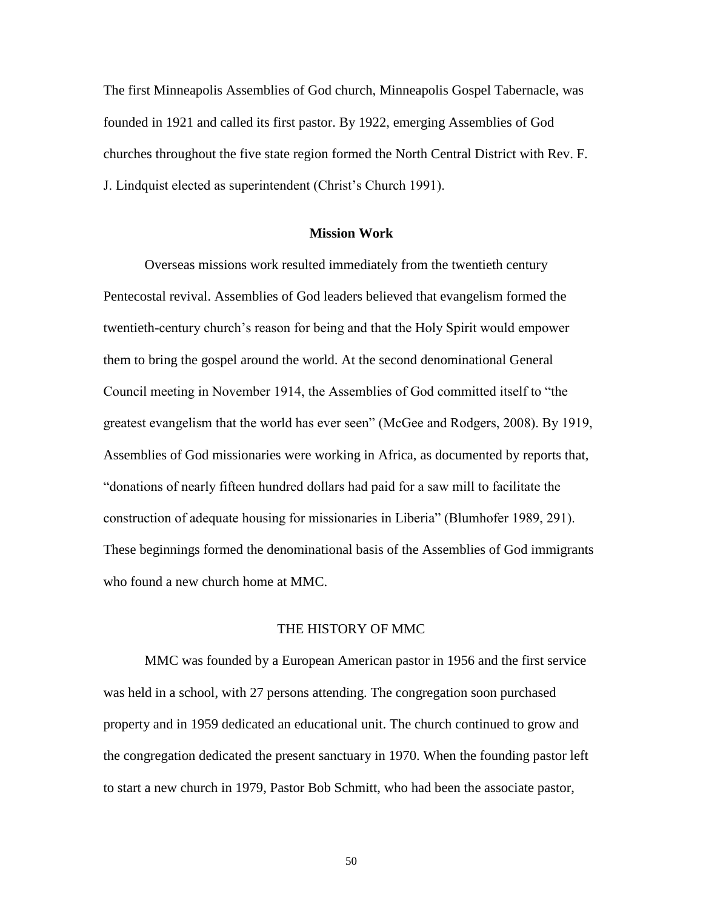The first Minneapolis Assemblies of God church, Minneapolis Gospel Tabernacle, was founded in 1921 and called its first pastor. By 1922, emerging Assemblies of God churches throughout the five state region formed the North Central District with Rev. F. J. Lindquist elected as superintendent (Christ's Church 1991).

### Mission Work

Overseas missions work resulted immediately from the twentieth century Pentecostal revival. Assemblies of God leaders believed that evangelism formed the twentieth-century church's reason for being and that the Holy Spirit would empower them to bring the gospel around the world. At the second denominational General Council meeting in November 1914, the Assemblies of God committed itself to "the greatest evangelism that the world has ever seen" (McGee and Rodgers, 2008). By 1919, Assemblies of God missionaries were working in Africa, as documented by reports that, "donations of nearly fifteen hundred dollars had paid for a saw mill to facilitate the construction of adequate housing for missionaries in Liberia" (Blumhofer 1989, 291). These beginnings formed the denominational basis of the Assemblies of God immigrants who found a new church home at MMC.

## THE HISTORY OF MMC

MMC was founded by a European American pastor in 1956 and the first service was held in a school, with 27 persons attending. The congregation soon purchased property and in 1959 dedicated an educational unit. The church continued to grow and the congregation dedicated the present sanctuary in 1970. When the founding pastor left to start a new church in 1979, Pastor Bob Schmitt, who had been the associate pastor,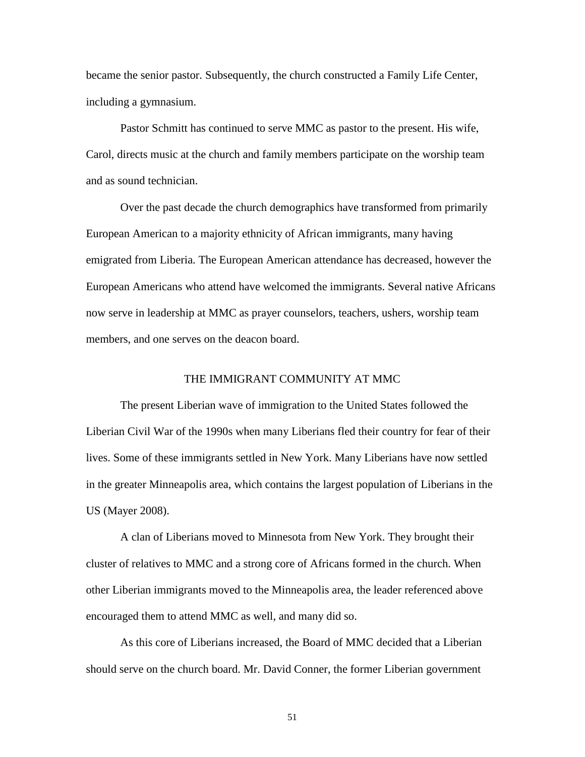became the senior pastor. Subsequently, the church constructed a Family Life Center, including a gymnasium.

Pastor Schmitt has continued to serve MMC as pastor to the present. His wife, Carol, directs music at the church and family members participate on the worship team and as sound technician.

Over the past decade the church demographics have transformed from primarily European American to a majority ethnicity of African immigrants, many having emigrated from Liberia. The European American attendance has decreased, however the European Americans who attend have welcomed the immigrants. Several native Africans now serve in leadership at MMC as prayer counselors, teachers, ushers, worship team members, and one serves on the deacon board.

## THE IMMIGRANT COMMUNITY AT MMC

The present Liberian wave of immigration to the United States followed the Liberian Civil War of the 1990s when many Liberians fled their country for fear of their lives. Some of these immigrants settled in New York. Many Liberians have now settled in the greater Minneapolis area, which contains the largest population of Liberians in the US (Mayer 2008).

A clan of Liberians moved to Minnesota from New York. They brought their cluster of relatives to MMC and a strong core of Africans formed in the church. When other Liberian immigrants moved to the Minneapolis area, the leader referenced above encouraged them to attend MMC as well, and many did so.

As this core of Liberians increased, the Board of MMC decided that a Liberian should serve on the church board. Mr. David Conner, the former Liberian government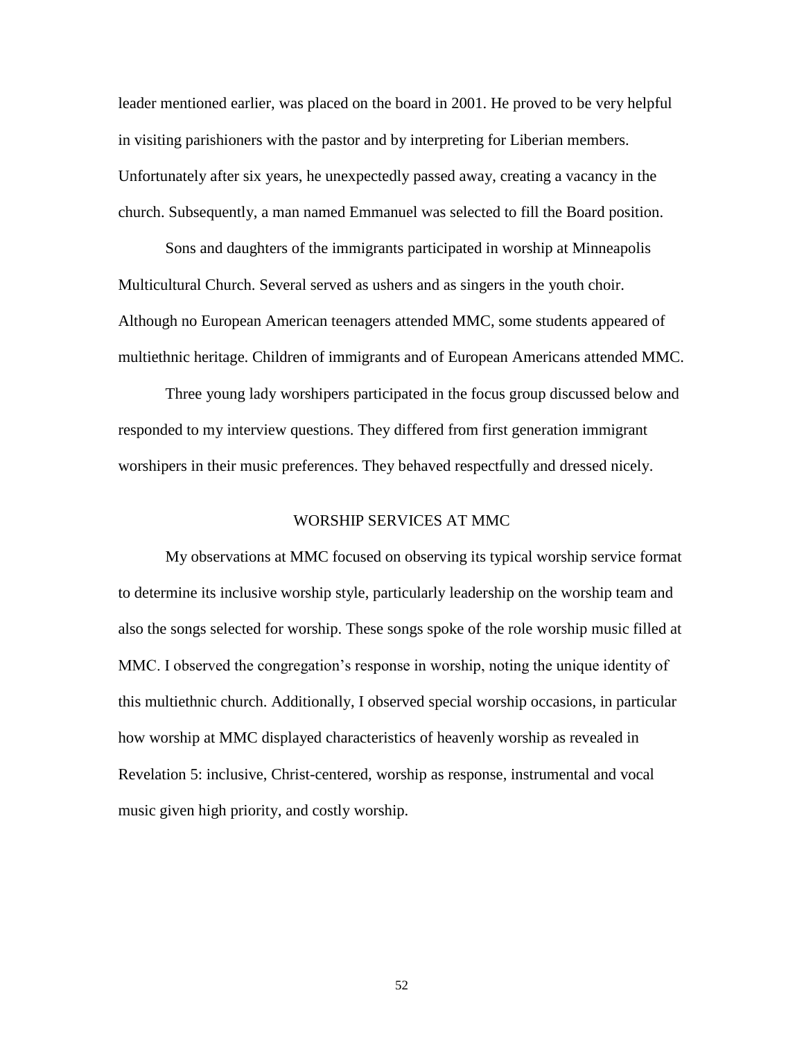leader mentioned earlier, was placed on the board in 2001. He proved to be very helpful in visiting parishioners with the pastor and by interpreting for Liberian members. Unfortunately after six years, he unexpectedly passed away, creating a vacancy in the church. Subsequently, a man named Emmanuel was selected to fill the Board position.

Sons and daughters of the immigrants participated in worship at Minneapolis Multicultural Church. Several served as ushers and as singers in the youth choir. Although no European American teenagers attended MMC, some students appeared of multiethnic heritage. Children of immigrants and of European Americans attended MMC.

Three young lady worshipers participated in the focus group discussed below and responded to my interview questions. They differed from first generation immigrant worshipers in their music preferences. They behaved respectfully and dressed nicely.

## WORSHIP SERVICES AT MMC

My observations at MMC focused on observing its typical worship service format to determine its inclusive worship style, particularly leadership on the worship team and also the songs selected for worship. These songs spoke of the role worship music filled at MMC. I observed the congregation's response in worship, noting the unique identity of this multiethnic church. Additionally, I observed special worship occasions, in particular how worship at MMC displayed characteristics of heavenly worship as revealed in Revelation 5: inclusive, Christ-centered, worship as response, instrumental and vocal music given high priority, and costly worship.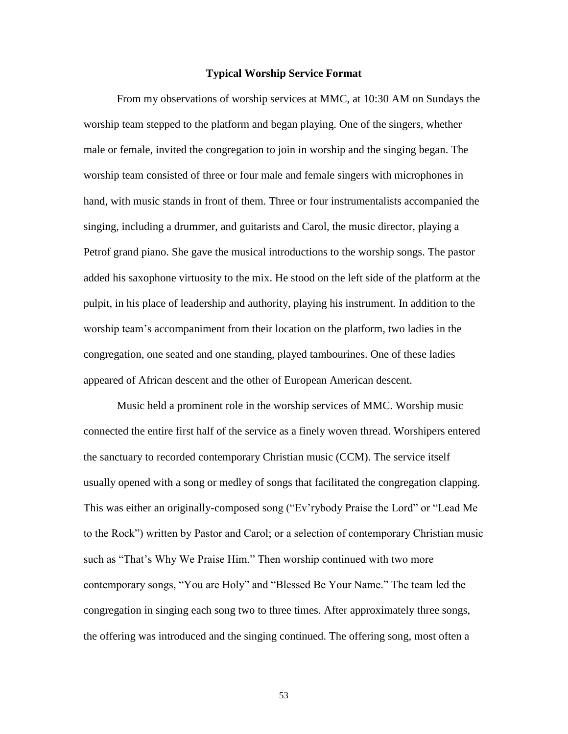## Typical Worship Service Format

From my observations of worship services at MMC, at 10:30 AM on Sundays the worship team stepped to the platform and began playing. One of the singers, whether male or female, invited the congregation to join in worship and the singing began. The worship team consisted of three or four male and female singers with microphones in hand, with music stands in front of them. Three or four instrumentalists accompanied the singing, including a drummer, and guitarists and Carol, the music director, playing a Petrof grand piano. She gave the musical introductions to the worship songs. The pastor added his saxophone virtuosity to the mix. He stood on the left side of the platform at the pulpit, in his place of leadership and authority, playing his instrument. In addition to the worship team's accompaniment from their location on the platform, two ladies in the congregation, one seated and one standing, played tambourines. One of these ladies appeared of African descent and the other of European American descent.

Music held a prominent role in the worship services of MMC. Worship music connected the entire first half of the service as a finely woven thread. Worshipers entered the sanctuary to recorded contemporary Christian music (CCM). The service itself usually opened with a song or medley of songs that facilitated the congregation clapping. This was either an originally-composed song ("Ev'rybody Praise the Lord" or "Lead Me to the Rock") written by Pastor and Carol; or a selection of contemporary Christian music such as "That's Why We Praise Him." Then worship continued with two more contemporary songs, "You are Holy" and "Blessed Be Your Name." The team led the congregation in singing each song two to three times. After approximately three songs, the offering was introduced and the singing continued. The offering song, most often a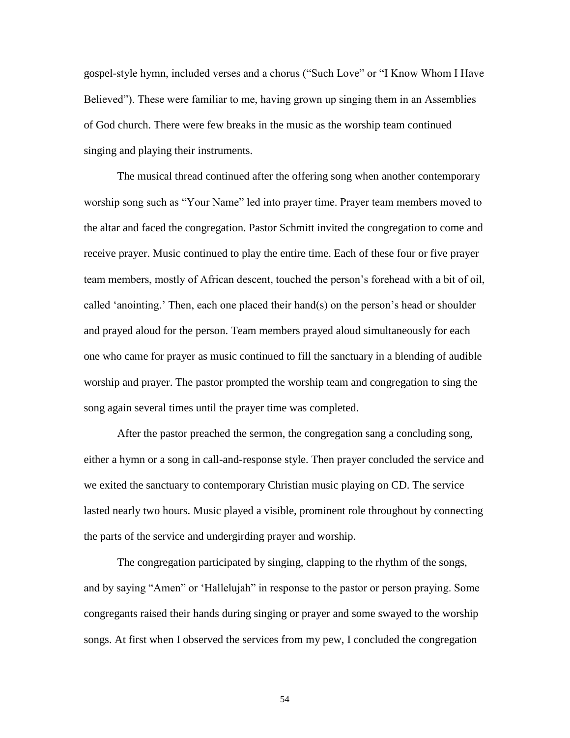gospel-style hymn, included verses and a chorus ("Such Love" or "I Know Whom I Have Believed"). These were familiar to me, having grown up singing them in an Assemblies of God church. There were few breaks in the music as the worship team continued singing and playing their instruments.

The musical thread continued after the offering song when another contemporary worship song such as "Your Name" led into prayer time. Prayer team members moved to the altar and faced the congregation. Pastor Schmitt invited the congregation to come and receive prayer. Music continued to play the entire time. Each of these four or five prayer team members, mostly of African descent, touched the person's forehead with a bit of oil, called 'anointing.' Then, each one placed their hand(s) on the person's head or shoulder and prayed aloud for the person. Team members prayed aloud simultaneously for each one who came for prayer as music continued to fill the sanctuary in a blending of audible worship and prayer. The pastor prompted the worship team and congregation to sing the song again several times until the prayer time was completed.

After the pastor preached the sermon, the congregation sang a concluding song, either a hymn or a song in call-and-response style. Then prayer concluded the service and we exited the sanctuary to contemporary Christian music playing on CD. The service lasted nearly two hours. Music played a visible, prominent role throughout by connecting the parts of the service and undergirding prayer and worship.

The congregation participated by singing, clapping to the rhythm of the songs, and by saying "Amen" or 'Hallelujah" in response to the pastor or person praying. Some congregants raised their hands during singing or prayer and some swayed to the worship songs. At first when I observed the services from my pew, I concluded the congregation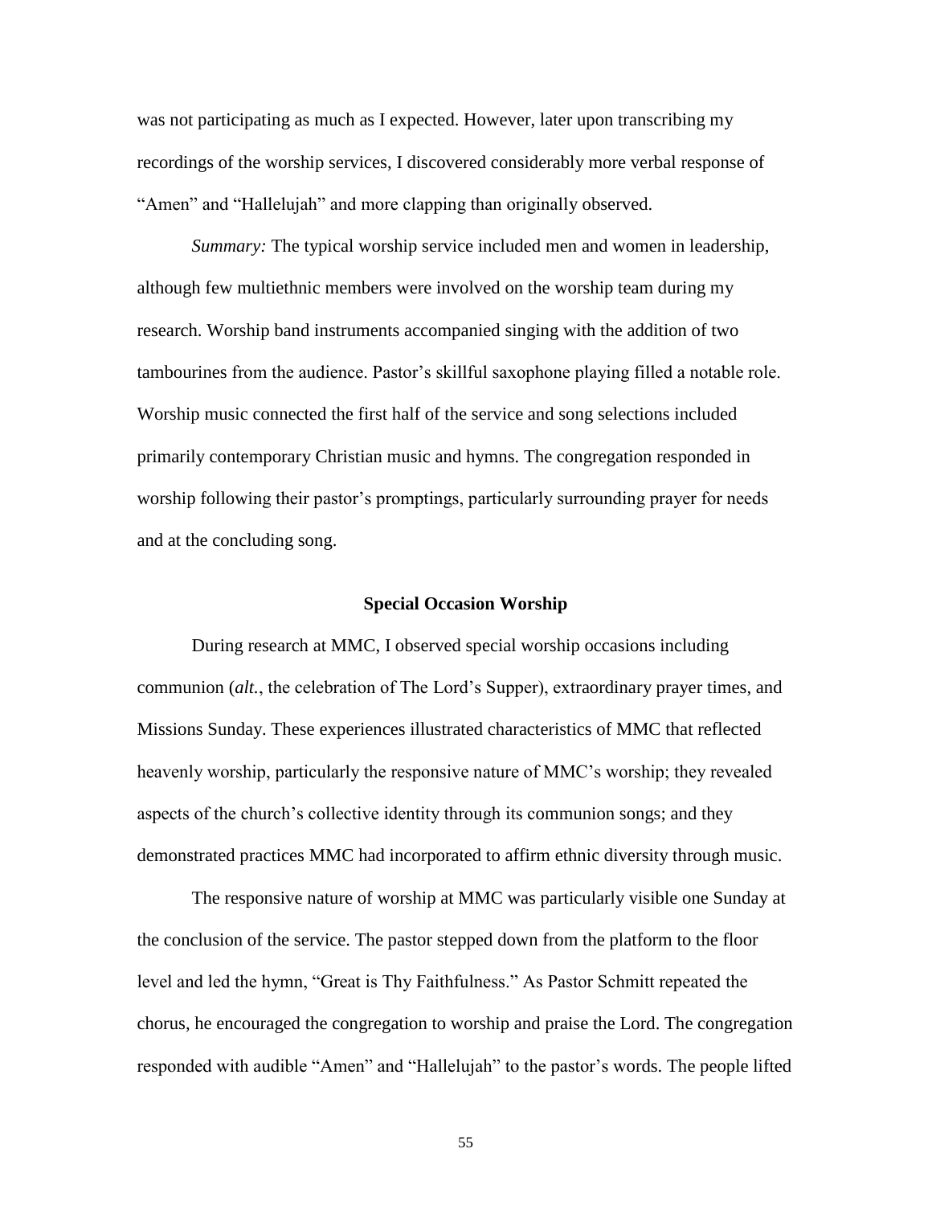was not participating as much as I expected. However, later upon transcribing my recordings of the worship services, I discovered considerably more verbal response of "Amen" and "Hallelujah" and more clapping than originally observed.

*Summary:* The typical worship service included men and women in leadership, although few multiethnic members were involved on the worship team during my research. Worship band instruments accompanied singing with the addition of two tambourines from the audience. Pastor's skillful saxophone playing filled a notable role. Worship music connected the first half of the service and song selections included primarily contemporary Christian music and hymns. The congregation responded in worship following their pastor's promptings, particularly surrounding prayer for needs and at the concluding song.

## Special Occasion Worship

During research at MMC, I observed special worship occasions including communion (*alt.*, the celebration of The Lord's Supper), extraordinary prayer times, and Missions Sunday. These experiences illustrated characteristics of MMC that reflected heavenly worship, particularly the responsive nature of MMC's worship; they revealed aspects of the church's collective identity through its communion songs; and they demonstrated practices MMC had incorporated to affirm ethnic diversity through music.

The responsive nature of worship at MMC was particularly visible one Sunday at the conclusion of the service. The pastor stepped down from the platform to the floor level and led the hymn, "Great is Thy Faithfulness." As Pastor Schmitt repeated the chorus, he encouraged the congregation to worship and praise the Lord. The congregation responded with audible "Amen" and "Hallelujah" to the pastor's words. The people lifted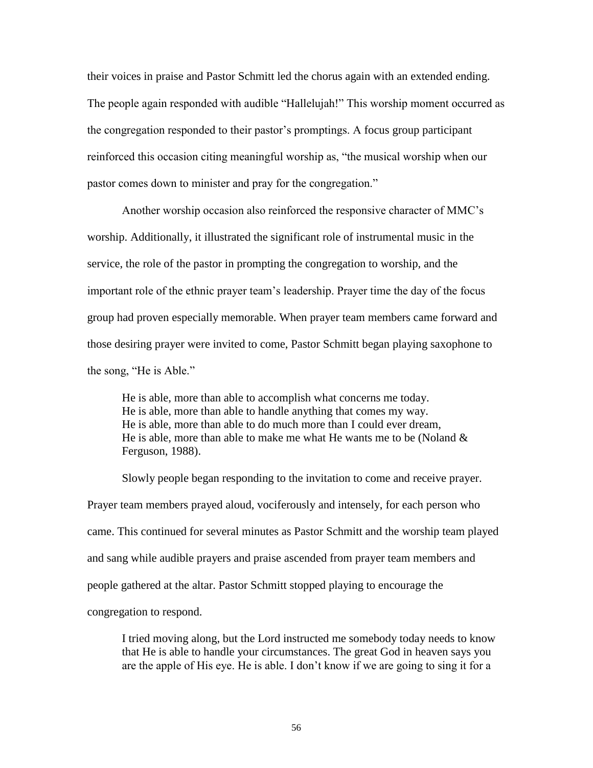their voices in praise and Pastor Schmitt led the chorus again with an extended ending. The people again responded with audible "Hallelujah!" This worship moment occurred as the congregation responded to their pastor's promptings. A focus group participant reinforced this occasion citing meaningful worship as, "the musical worship when our pastor comes down to minister and pray for the congregation."

Another worship occasion also reinforced the responsive character of MMC's worship. Additionally, it illustrated the significant role of instrumental music in the service, the role of the pastor in prompting the congregation to worship, and the important role of the ethnic prayer team's leadership. Prayer time the day of the focus group had proven especially memorable. When prayer team members came forward and those desiring prayer were invited to come, Pastor Schmitt began playing saxophone to the song, "He is Able."

> He is able, more than able to accomplish what concerns me today.
> He is able, more than able to handle anything that comes my way.
> He is able, more than able to do much more than I could ever dream,
> He is able, more than able to make me what He wants me to be (Noland & Ferguson, 1988).

Slowly people began responding to the invitation to come and receive prayer. Prayer team members prayed aloud, vociferously and intensely, for each person who came. This continued for several minutes as Pastor Schmitt and the worship team played and sang while audible prayers and praise ascended from prayer team members and people gathered at the altar. Pastor Schmitt stopped playing to encourage the congregation to respond.

> I tried moving along, but the Lord instructed me somebody today needs to know that He is able to handle your circumstances. The great God in heaven says you are the apple of His eye. He is able. I don't know if we are going to sing it for a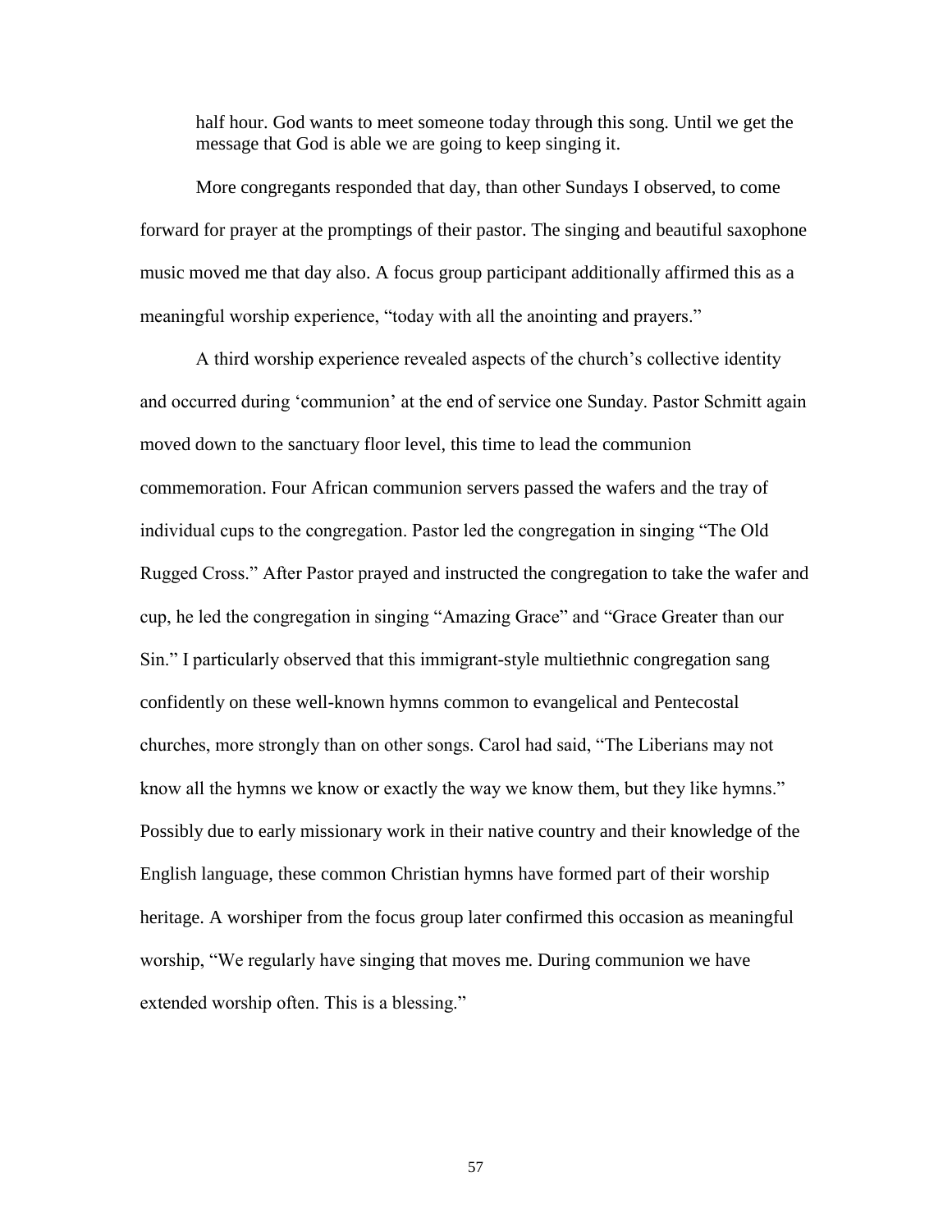> half hour. God wants to meet someone today through this song. Until we get the message that God is able we are going to keep singing it.

More congregants responded that day, than other Sundays I observed, to come forward for prayer at the promptings of their pastor. The singing and beautiful saxophone music moved me that day also. A focus group participant additionally affirmed this as a meaningful worship experience, "today with all the anointing and prayers."

A third worship experience revealed aspects of the church's collective identity and occurred during 'communion' at the end of service one Sunday. Pastor Schmitt again moved down to the sanctuary floor level, this time to lead the communion commemoration. Four African communion servers passed the wafers and the tray of individual cups to the congregation. Pastor led the congregation in singing "The Old Rugged Cross." After Pastor prayed and instructed the congregation to take the wafer and cup, he led the congregation in singing "Amazing Grace" and "Grace Greater than our Sin." I particularly observed that this immigrant-style multiethnic congregation sang confidently on these well-known hymns common to evangelical and Pentecostal churches, more strongly than on other songs. Carol had said, "The Liberians may not know all the hymns we know or exactly the way we know them, but they like hymns." Possibly due to early missionary work in their native country and their knowledge of the English language, these common Christian hymns have formed part of their worship heritage. A worshiper from the focus group later confirmed this occasion as meaningful worship, "We regularly have singing that moves me. During communion we have extended worship often. This is a blessing."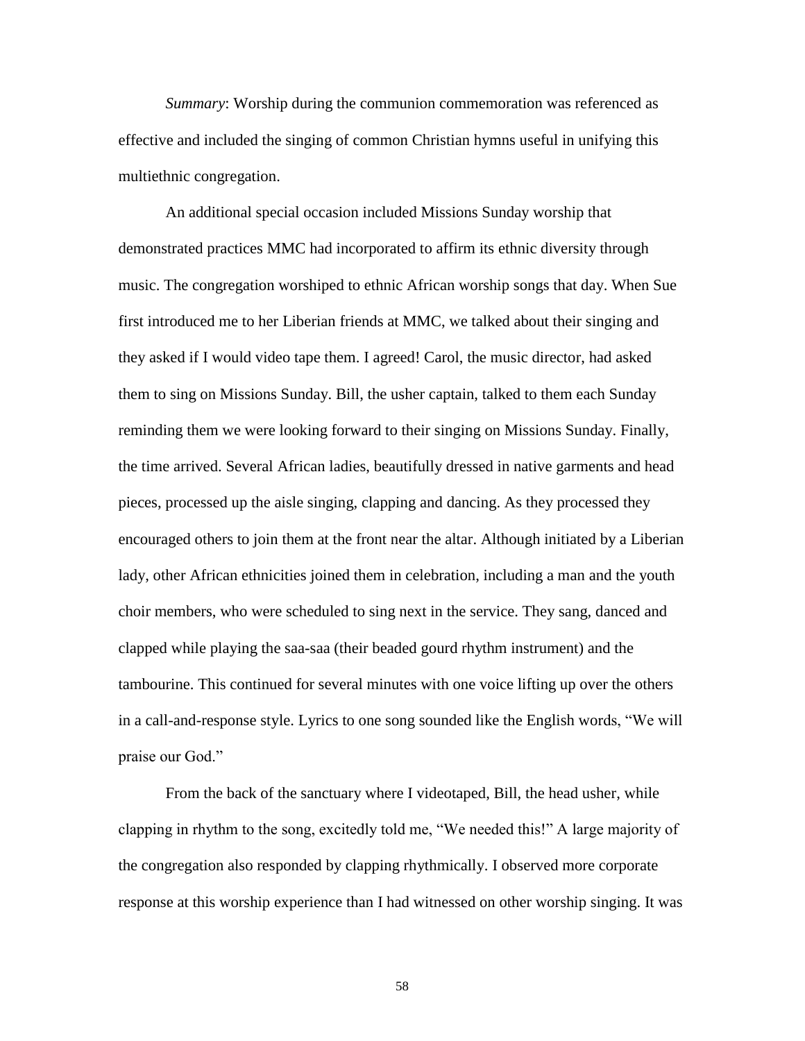*Summary*: Worship during the communion commemoration was referenced as effective and included the singing of common Christian hymns useful in unifying this multiethnic congregation.

An additional special occasion included Missions Sunday worship that demonstrated practices MMC had incorporated to affirm its ethnic diversity through music. The congregation worshiped to ethnic African worship songs that day. When Sue first introduced me to her Liberian friends at MMC, we talked about their singing and they asked if I would video tape them. I agreed! Carol, the music director, had asked them to sing on Missions Sunday. Bill, the usher captain, talked to them each Sunday reminding them we were looking forward to their singing on Missions Sunday. Finally, the time arrived. Several African ladies, beautifully dressed in native garments and head pieces, processed up the aisle singing, clapping and dancing. As they processed they encouraged others to join them at the front near the altar. Although initiated by a Liberian lady, other African ethnicities joined them in celebration, including a man and the youth choir members, who were scheduled to sing next in the service. They sang, danced and clapped while playing the saa-saa (their beaded gourd rhythm instrument) and the tambourine. This continued for several minutes with one voice lifting up over the others in a call-and-response style. Lyrics to one song sounded like the English words, "We will praise our God."

From the back of the sanctuary where I videotaped, Bill, the head usher, while clapping in rhythm to the song, excitedly told me, "We needed this!" A large majority of the congregation also responded by clapping rhythmically. I observed more corporate response at this worship experience than I had witnessed on other worship singing. It was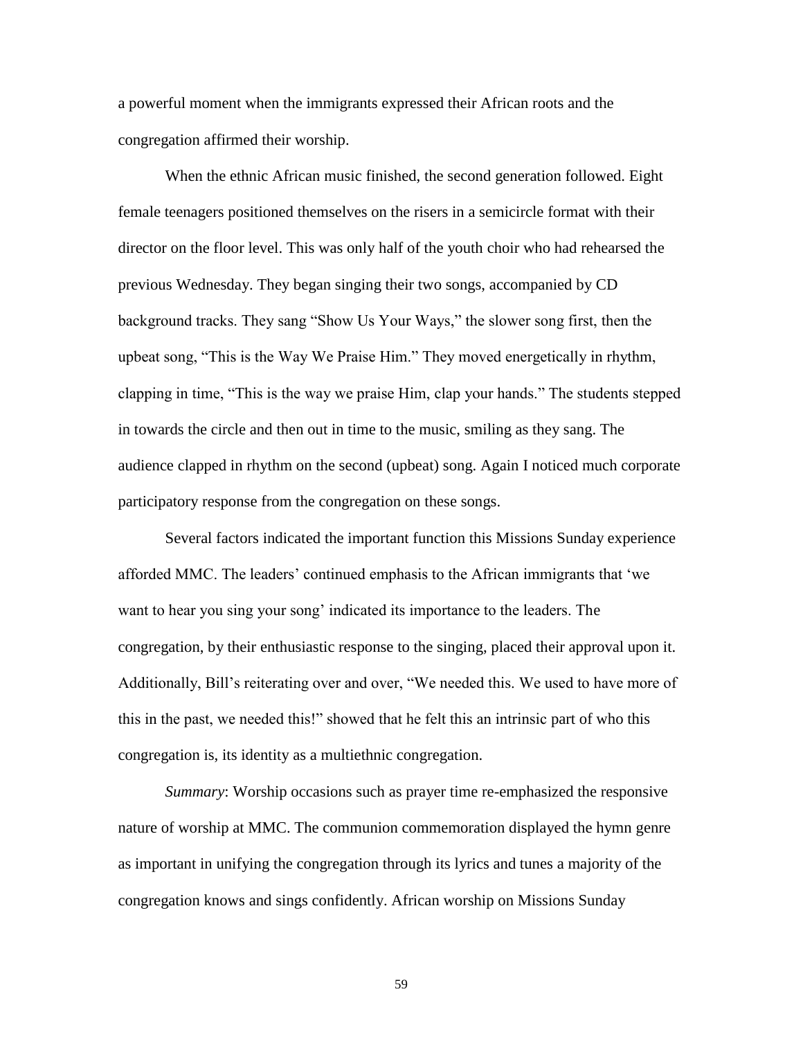a powerful moment when the immigrants expressed their African roots and the congregation affirmed their worship.

When the ethnic African music finished, the second generation followed. Eight female teenagers positioned themselves on the risers in a semicircle format with their director on the floor level. This was only half of the youth choir who had rehearsed the previous Wednesday. They began singing their two songs, accompanied by CD background tracks. They sang "Show Us Your Ways," the slower song first, then the upbeat song, "This is the Way We Praise Him." They moved energetically in rhythm, clapping in time, "This is the way we praise Him, clap your hands." The students stepped in towards the circle and then out in time to the music, smiling as they sang. The audience clapped in rhythm on the second (upbeat) song. Again I noticed much corporate participatory response from the congregation on these songs.

Several factors indicated the important function this Missions Sunday experience afforded MMC. The leaders' continued emphasis to the African immigrants that 'we want to hear you sing your song' indicated its importance to the leaders. The congregation, by their enthusiastic response to the singing, placed their approval upon it. Additionally, Bill's reiterating over and over, "We needed this. We used to have more of this in the past, we needed this!" showed that he felt this an intrinsic part of who this congregation is, its identity as a multiethnic congregation.

*Summary*: Worship occasions such as prayer time re-emphasized the responsive nature of worship at MMC. The communion commemoration displayed the hymn genre as important in unifying the congregation through its lyrics and tunes a majority of the congregation knows and sings confidently. African worship on Missions Sunday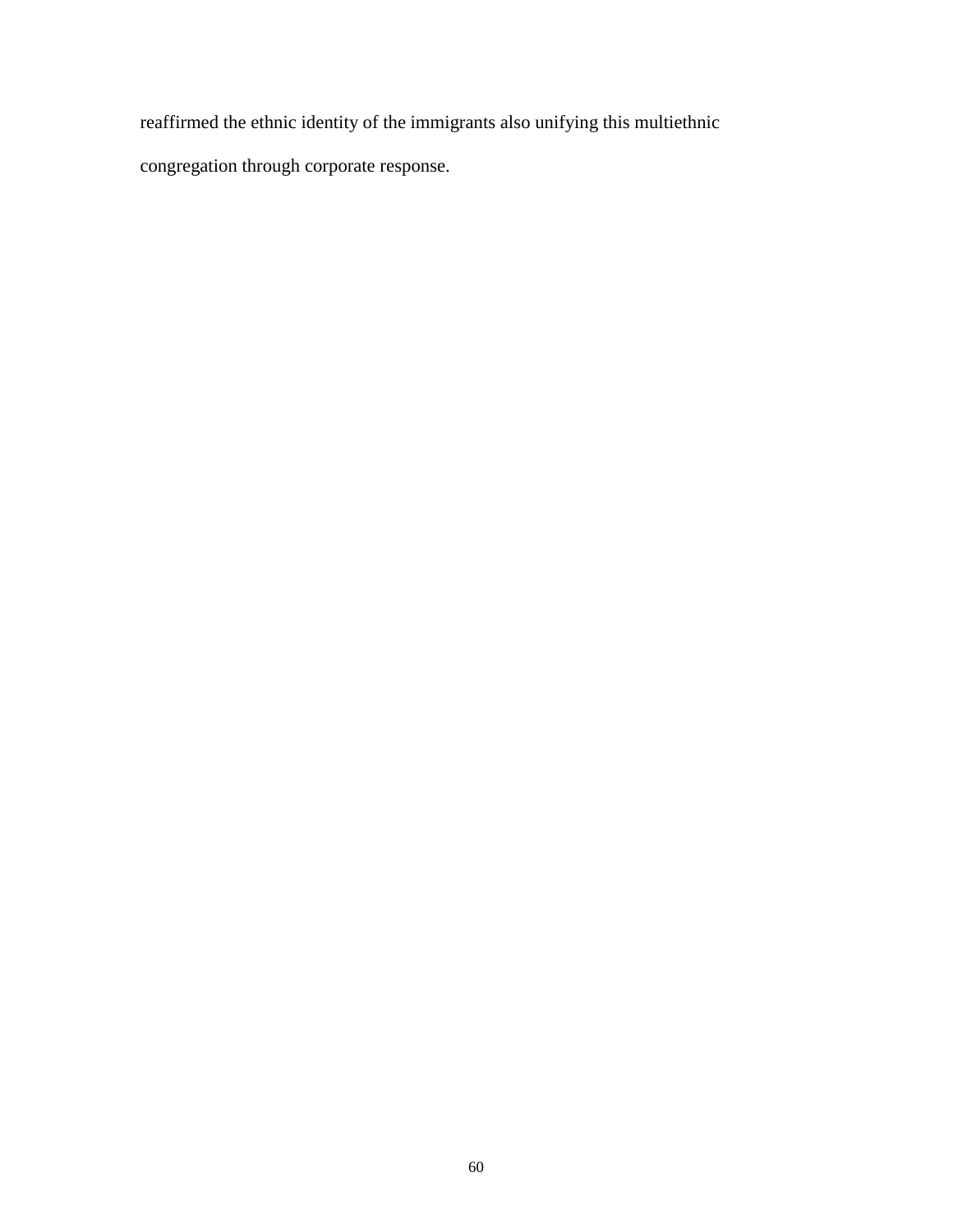reaffirmed the ethnic identity of the immigrants also unifying this multiethnic congregation through corporate response.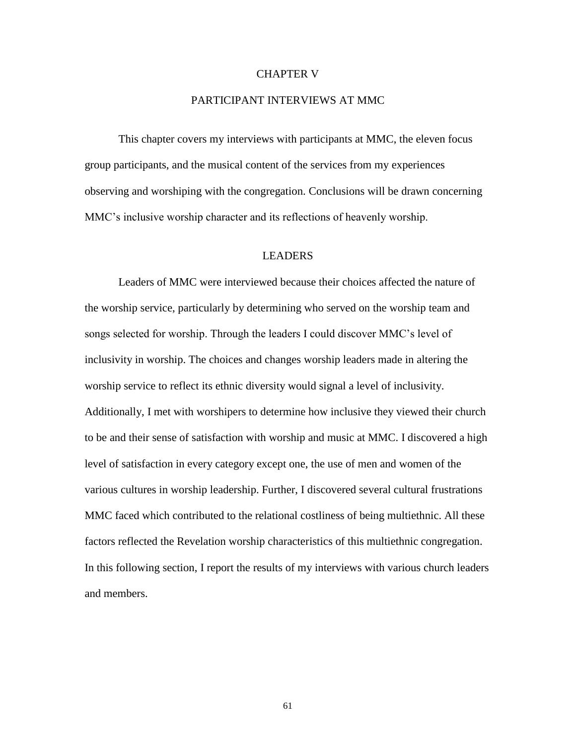# CHAPTER V

# PARTICIPANT INTERVIEWS AT MMC

This chapter covers my interviews with participants at MMC, the eleven focus group participants, and the musical content of the services from my experiences observing and worshiping with the congregation. Conclusions will be drawn concerning MMC's inclusive worship character and its reflections of heavenly worship.

## LEADERS

Leaders of MMC were interviewed because their choices affected the nature of the worship service, particularly by determining who served on the worship team and songs selected for worship. Through the leaders I could discover MMC's level of inclusivity in worship. The choices and changes worship leaders made in altering the worship service to reflect its ethnic diversity would signal a level of inclusivity. Additionally, I met with worshipers to determine how inclusive they viewed their church to be and their sense of satisfaction with worship and music at MMC. I discovered a high level of satisfaction in every category except one, the use of men and women of the various cultures in worship leadership. Further, I discovered several cultural frustrations MMC faced which contributed to the relational costliness of being multiethnic. All these factors reflected the Revelation worship characteristics of this multiethnic congregation. In this following section, I report the results of my interviews with various church leaders and members.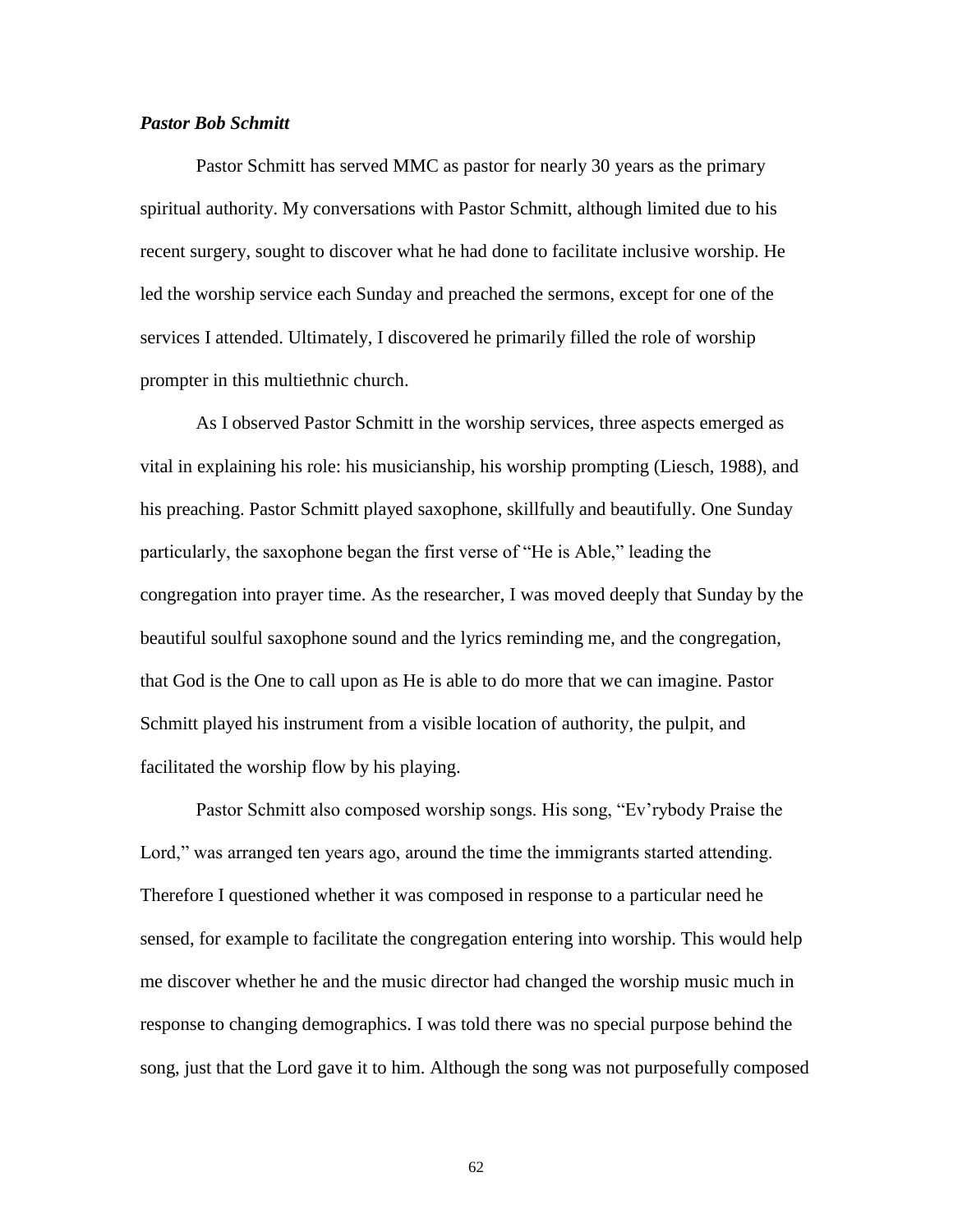***Pastor Bob Schmitt***

Pastor Schmitt has served MMC as pastor for nearly 30 years as the primary spiritual authority. My conversations with Pastor Schmitt, although limited due to his recent surgery, sought to discover what he had done to facilitate inclusive worship. He led the worship service each Sunday and preached the sermons, except for one of the services I attended. Ultimately, I discovered he primarily filled the role of worship prompter in this multiethnic church.

As I observed Pastor Schmitt in the worship services, three aspects emerged as vital in explaining his role: his musicianship, his worship prompting (Liesch, 1988), and his preaching. Pastor Schmitt played saxophone, skillfully and beautifully. One Sunday particularly, the saxophone began the first verse of "He is Able," leading the congregation into prayer time. As the researcher, I was moved deeply that Sunday by the beautiful soulful saxophone sound and the lyrics reminding me, and the congregation, that God is the One to call upon as He is able to do more that we can imagine. Pastor Schmitt played his instrument from a visible location of authority, the pulpit, and facilitated the worship flow by his playing.

Pastor Schmitt also composed worship songs. His song, "Ev'rybody Praise the Lord," was arranged ten years ago, around the time the immigrants started attending. Therefore I questioned whether it was composed in response to a particular need he sensed, for example to facilitate the congregation entering into worship. This would help me discover whether he and the music director had changed the worship music much in response to changing demographics. I was told there was no special purpose behind the song, just that the Lord gave it to him. Although the song was not purposefully composed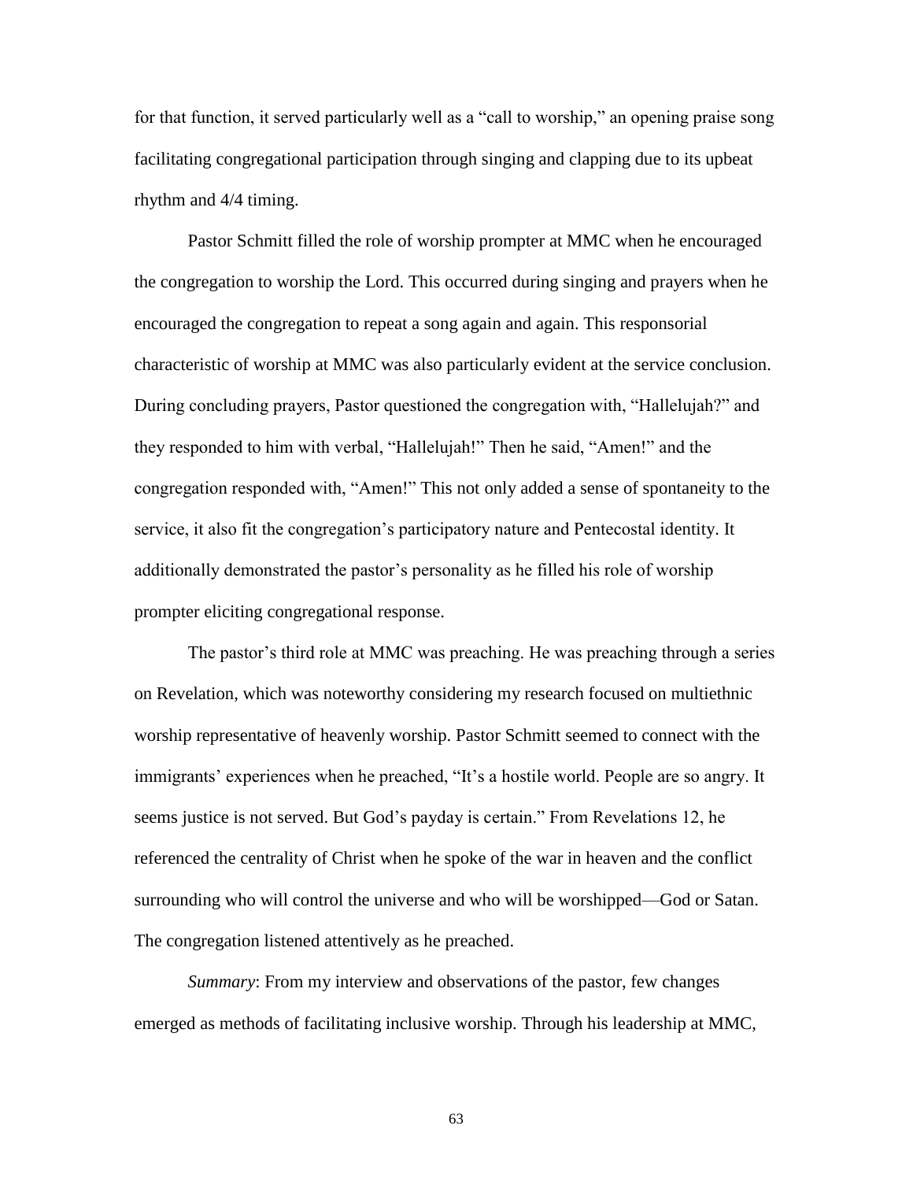for that function, it served particularly well as a "call to worship," an opening praise song facilitating congregational participation through singing and clapping due to its upbeat rhythm and 4/4 timing.

Pastor Schmitt filled the role of worship prompter at MMC when he encouraged the congregation to worship the Lord. This occurred during singing and prayers when he encouraged the congregation to repeat a song again and again. This responsorial characteristic of worship at MMC was also particularly evident at the service conclusion. During concluding prayers, Pastor questioned the congregation with, "Hallelujah?" and they responded to him with verbal, "Hallelujah!" Then he said, "Amen!" and the congregation responded with, "Amen!" This not only added a sense of spontaneity to the service, it also fit the congregation's participatory nature and Pentecostal identity. It additionally demonstrated the pastor's personality as he filled his role of worship prompter eliciting congregational response.

The pastor's third role at MMC was preaching. He was preaching through a series on Revelation, which was noteworthy considering my research focused on multiethnic worship representative of heavenly worship. Pastor Schmitt seemed to connect with the immigrants' experiences when he preached, "It's a hostile world. People are so angry. It seems justice is not served. But God's payday is certain." From Revelations 12, he referenced the centrality of Christ when he spoke of the war in heaven and the conflict surrounding who will control the universe and who will be worshipped—God or Satan. The congregation listened attentively as he preached.

*Summary*: From my interview and observations of the pastor, few changes emerged as methods of facilitating inclusive worship. Through his leadership at MMC,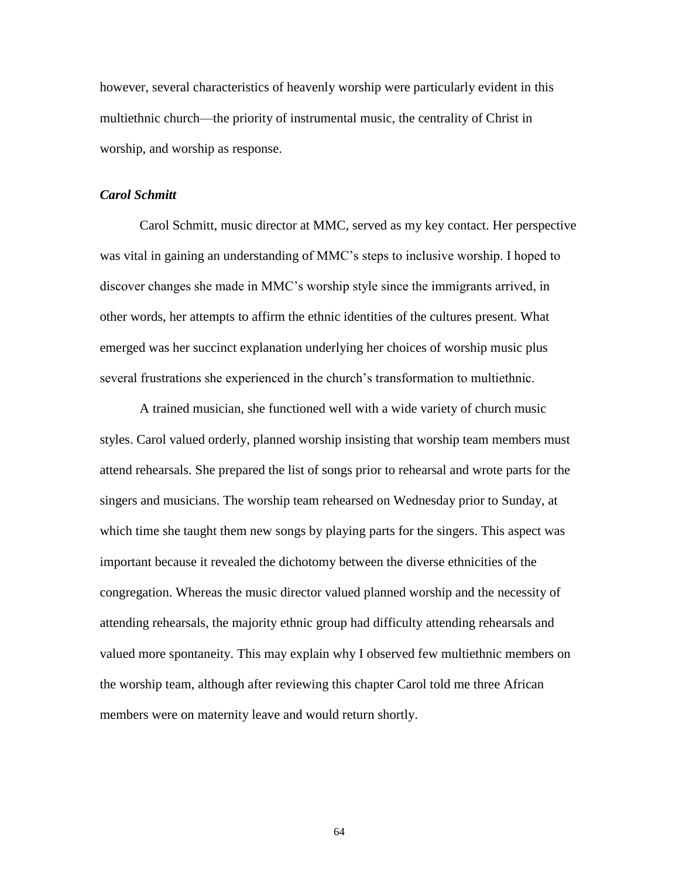however, several characteristics of heavenly worship were particularly evident in this multiethnic church—the priority of instrumental music, the centrality of Christ in worship, and worship as response.

### *Carol Schmitt*

Carol Schmitt, music director at MMC, served as my key contact. Her perspective was vital in gaining an understanding of MMC's steps to inclusive worship. I hoped to discover changes she made in MMC's worship style since the immigrants arrived, in other words, her attempts to affirm the ethnic identities of the cultures present. What emerged was her succinct explanation underlying her choices of worship music plus several frustrations she experienced in the church's transformation to multiethnic.

A trained musician, she functioned well with a wide variety of church music styles. Carol valued orderly, planned worship insisting that worship team members must attend rehearsals. She prepared the list of songs prior to rehearsal and wrote parts for the singers and musicians. The worship team rehearsed on Wednesday prior to Sunday, at which time she taught them new songs by playing parts for the singers. This aspect was important because it revealed the dichotomy between the diverse ethnicities of the congregation. Whereas the music director valued planned worship and the necessity of attending rehearsals, the majority ethnic group had difficulty attending rehearsals and valued more spontaneity. This may explain why I observed few multiethnic members on the worship team, although after reviewing this chapter Carol told me three African members were on maternity leave and would return shortly.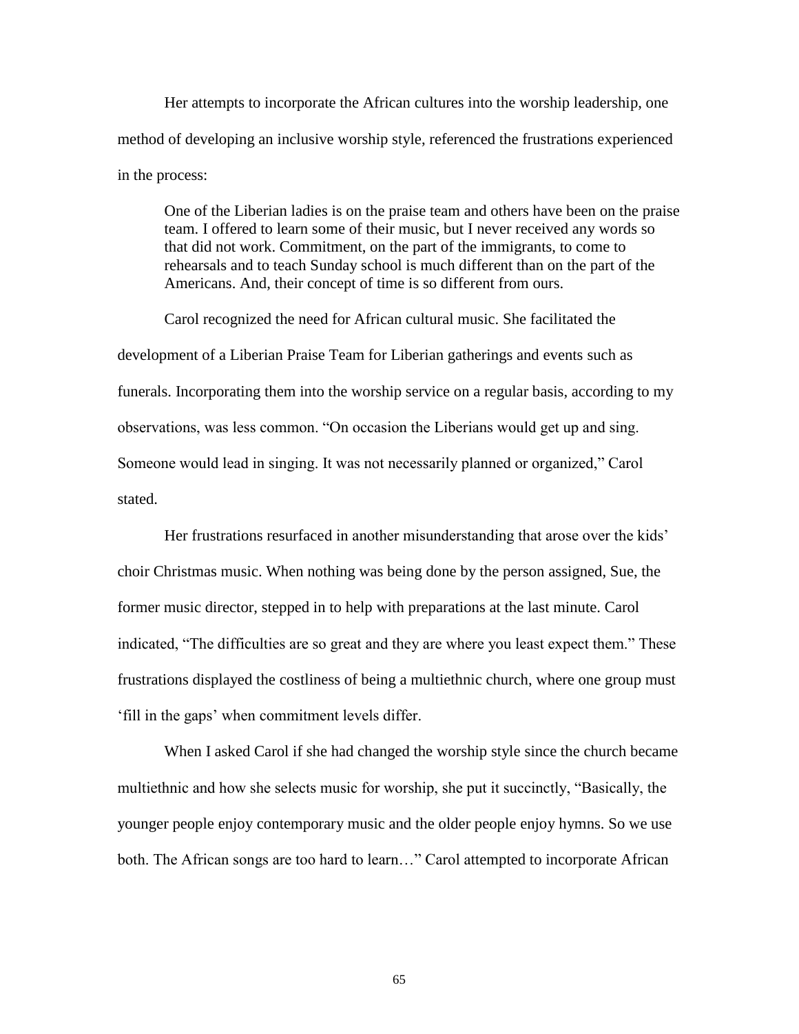Her attempts to incorporate the African cultures into the worship leadership, one method of developing an inclusive worship style, referenced the frustrations experienced in the process:

> One of the Liberian ladies is on the praise team and others have been on the praise team. I offered to learn some of their music, but I never received any words so that did not work. Commitment, on the part of the immigrants, to come to rehearsals and to teach Sunday school is much different than on the part of the Americans. And, their concept of time is so different from ours.

Carol recognized the need for African cultural music. She facilitated the development of a Liberian Praise Team for Liberian gatherings and events such as funerals. Incorporating them into the worship service on a regular basis, according to my observations, was less common. "On occasion the Liberians would get up and sing. Someone would lead in singing. It was not necessarily planned or organized," Carol stated.

Her frustrations resurfaced in another misunderstanding that arose over the kids' choir Christmas music. When nothing was being done by the person assigned, Sue, the former music director, stepped in to help with preparations at the last minute. Carol indicated, "The difficulties are so great and they are where you least expect them." These frustrations displayed the costliness of being a multiethnic church, where one group must 'fill in the gaps' when commitment levels differ.

When I asked Carol if she had changed the worship style since the church became multiethnic and how she selects music for worship, she put it succinctly, "Basically, the younger people enjoy contemporary music and the older people enjoy hymns. So we use both. The African songs are too hard to learn…" Carol attempted to incorporate African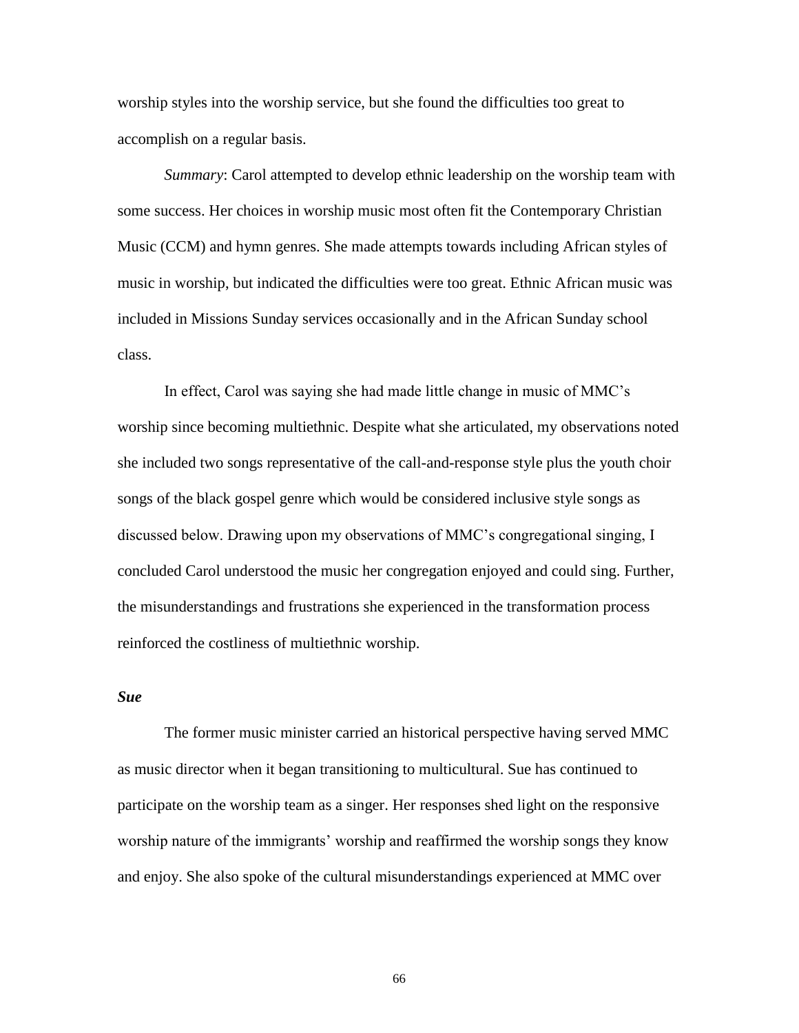worship styles into the worship service, but she found the difficulties too great to accomplish on a regular basis.

*Summary*: Carol attempted to develop ethnic leadership on the worship team with some success. Her choices in worship music most often fit the Contemporary Christian Music (CCM) and hymn genres. She made attempts towards including African styles of music in worship, but indicated the difficulties were too great. Ethnic African music was included in Missions Sunday services occasionally and in the African Sunday school class.

In effect, Carol was saying she had made little change in music of MMC's worship since becoming multiethnic. Despite what she articulated, my observations noted she included two songs representative of the call-and-response style plus the youth choir songs of the black gospel genre which would be considered inclusive style songs as discussed below. Drawing upon my observations of MMC's congregational singing, I concluded Carol understood the music her congregation enjoyed and could sing. Further, the misunderstandings and frustrations she experienced in the transformation process reinforced the costliness of multiethnic worship.

### *Sue*

The former music minister carried an historical perspective having served MMC as music director when it began transitioning to multicultural. Sue has continued to participate on the worship team as a singer. Her responses shed light on the responsive worship nature of the immigrants' worship and reaffirmed the worship songs they know and enjoy. She also spoke of the cultural misunderstandings experienced at MMC over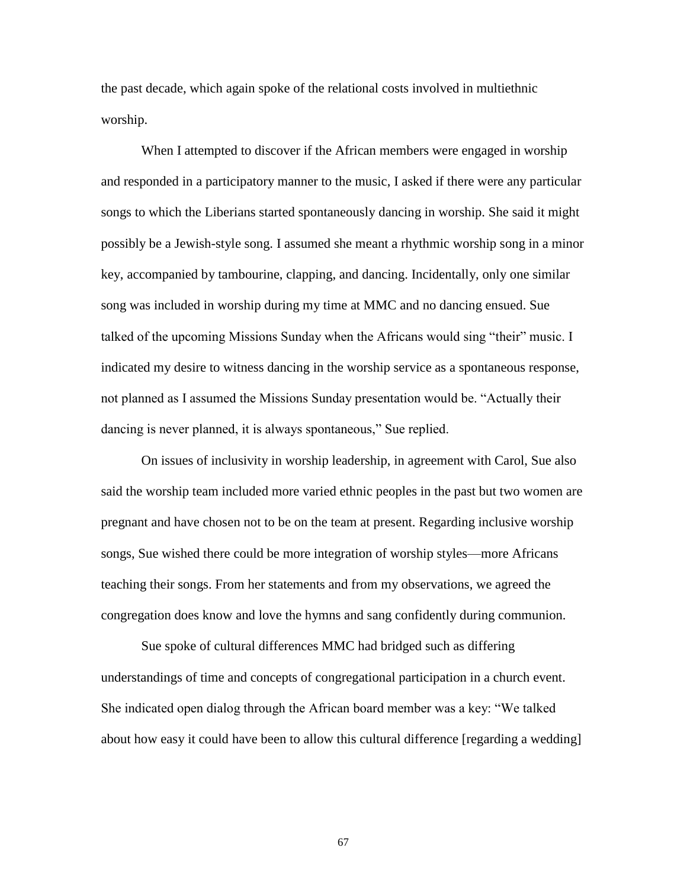the past decade, which again spoke of the relational costs involved in multiethnic worship.

When I attempted to discover if the African members were engaged in worship and responded in a participatory manner to the music, I asked if there were any particular songs to which the Liberians started spontaneously dancing in worship. She said it might possibly be a Jewish-style song. I assumed she meant a rhythmic worship song in a minor key, accompanied by tambourine, clapping, and dancing. Incidentally, only one similar song was included in worship during my time at MMC and no dancing ensued. Sue talked of the upcoming Missions Sunday when the Africans would sing "their" music. I indicated my desire to witness dancing in the worship service as a spontaneous response, not planned as I assumed the Missions Sunday presentation would be. "Actually their dancing is never planned, it is always spontaneous," Sue replied.

On issues of inclusivity in worship leadership, in agreement with Carol, Sue also said the worship team included more varied ethnic peoples in the past but two women are pregnant and have chosen not to be on the team at present. Regarding inclusive worship songs, Sue wished there could be more integration of worship styles—more Africans teaching their songs. From her statements and from my observations, we agreed the congregation does know and love the hymns and sang confidently during communion.

Sue spoke of cultural differences MMC had bridged such as differing understandings of time and concepts of congregational participation in a church event. She indicated open dialog through the African board member was a key: "We talked about how easy it could have been to allow this cultural difference [regarding a wedding]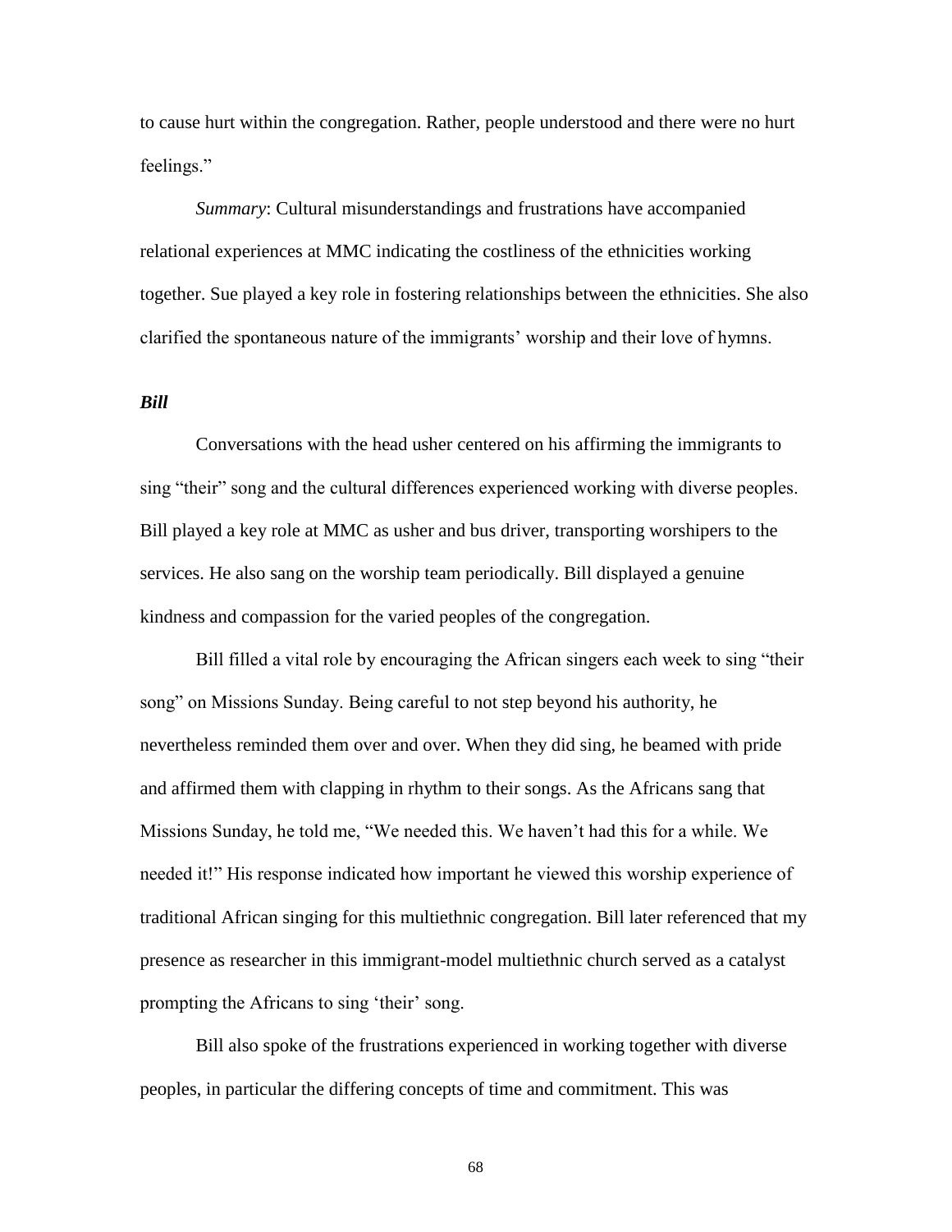to cause hurt within the congregation. Rather, people understood and there were no hurt feelings."

*Summary*: Cultural misunderstandings and frustrations have accompanied relational experiences at MMC indicating the costliness of the ethnicities working together. Sue played a key role in fostering relationships between the ethnicities. She also clarified the spontaneous nature of the immigrants' worship and their love of hymns.

### *Bill*

Conversations with the head usher centered on his affirming the immigrants to sing "their" song and the cultural differences experienced working with diverse peoples. Bill played a key role at MMC as usher and bus driver, transporting worshipers to the services. He also sang on the worship team periodically. Bill displayed a genuine kindness and compassion for the varied peoples of the congregation.

Bill filled a vital role by encouraging the African singers each week to sing "their song" on Missions Sunday. Being careful to not step beyond his authority, he nevertheless reminded them over and over. When they did sing, he beamed with pride and affirmed them with clapping in rhythm to their songs. As the Africans sang that Missions Sunday, he told me, "We needed this. We haven't had this for a while. We needed it!" His response indicated how important he viewed this worship experience of traditional African singing for this multiethnic congregation. Bill later referenced that my presence as researcher in this immigrant-model multiethnic church served as a catalyst prompting the Africans to sing 'their' song.

Bill also spoke of the frustrations experienced in working together with diverse peoples, in particular the differing concepts of time and commitment. This was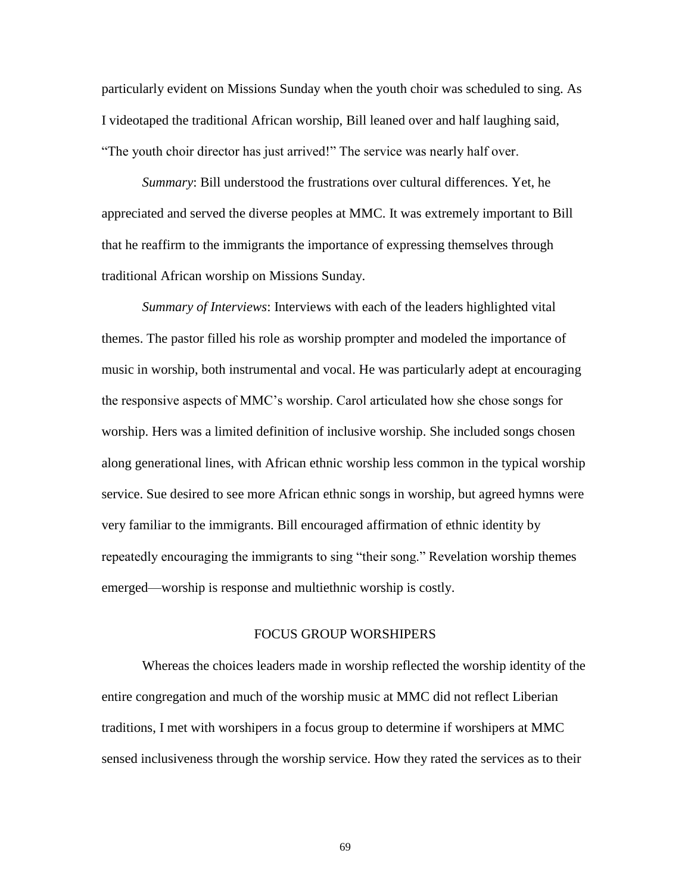particularly evident on Missions Sunday when the youth choir was scheduled to sing. As I videotaped the traditional African worship, Bill leaned over and half laughing said, "The youth choir director has just arrived!" The service was nearly half over.

*Summary*: Bill understood the frustrations over cultural differences. Yet, he appreciated and served the diverse peoples at MMC. It was extremely important to Bill that he reaffirm to the immigrants the importance of expressing themselves through traditional African worship on Missions Sunday.

*Summary of Interviews*: Interviews with each of the leaders highlighted vital themes. The pastor filled his role as worship prompter and modeled the importance of music in worship, both instrumental and vocal. He was particularly adept at encouraging the responsive aspects of MMC's worship. Carol articulated how she chose songs for worship. Hers was a limited definition of inclusive worship. She included songs chosen along generational lines, with African ethnic worship less common in the typical worship service. Sue desired to see more African ethnic songs in worship, but agreed hymns were very familiar to the immigrants. Bill encouraged affirmation of ethnic identity by repeatedly encouraging the immigrants to sing "their song." Revelation worship themes emerged—worship is response and multiethnic worship is costly.

## FOCUS GROUP WORSHIPERS

Whereas the choices leaders made in worship reflected the worship identity of the entire congregation and much of the worship music at MMC did not reflect Liberian traditions, I met with worshipers in a focus group to determine if worshipers at MMC sensed inclusiveness through the worship service. How they rated the services as to their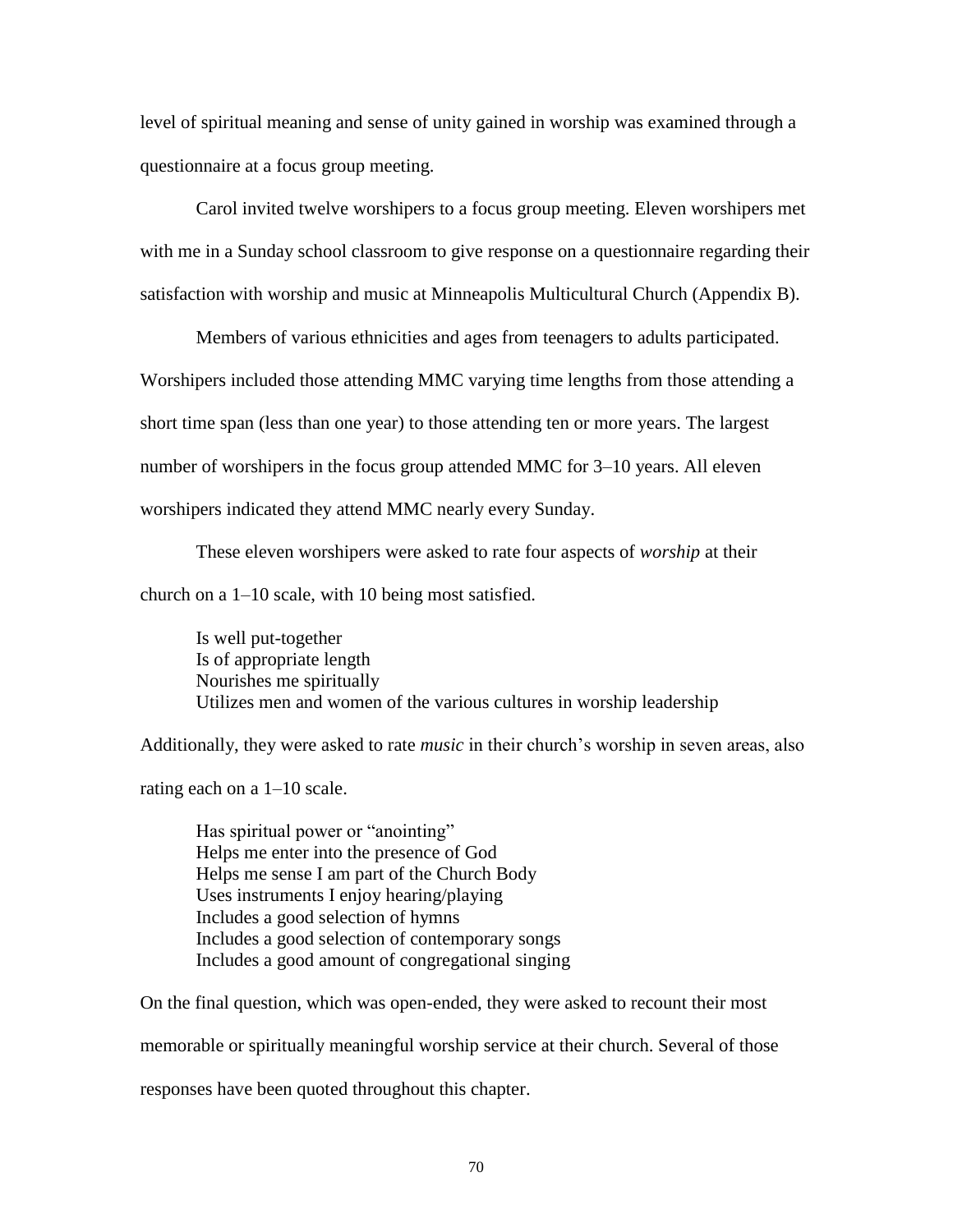level of spiritual meaning and sense of unity gained in worship was examined through a questionnaire at a focus group meeting.

Carol invited twelve worshipers to a focus group meeting. Eleven worshipers met with me in a Sunday school classroom to give response on a questionnaire regarding their satisfaction with worship and music at Minneapolis Multicultural Church (Appendix B).

Members of various ethnicities and ages from teenagers to adults participated. Worshipers included those attending MMC varying time lengths from those attending a short time span (less than one year) to those attending ten or more years. The largest number of worshipers in the focus group attended MMC for 3–10 years. All eleven worshipers indicated they attend MMC nearly every Sunday.

These eleven worshipers were asked to rate four aspects of *worship* at their church on a 1–10 scale, with 10 being most satisfied.

> Is well put-together  
> Is of appropriate length  
> Nourishes me spiritually  
> Utilizes men and women of the various cultures in worship leadership

Additionally, they were asked to rate *music* in their church's worship in seven areas, also rating each on a 1–10 scale.

> Has spiritual power or "anointing"  
> Helps me enter into the presence of God  
> Helps me sense I am part of the Church Body  
> Uses instruments I enjoy hearing/playing  
> Includes a good selection of hymns  
> Includes a good selection of contemporary songs  
> Includes a good amount of congregational singing

On the final question, which was open-ended, they were asked to recount their most memorable or spiritually meaningful worship service at their church. Several of those responses have been quoted throughout this chapter.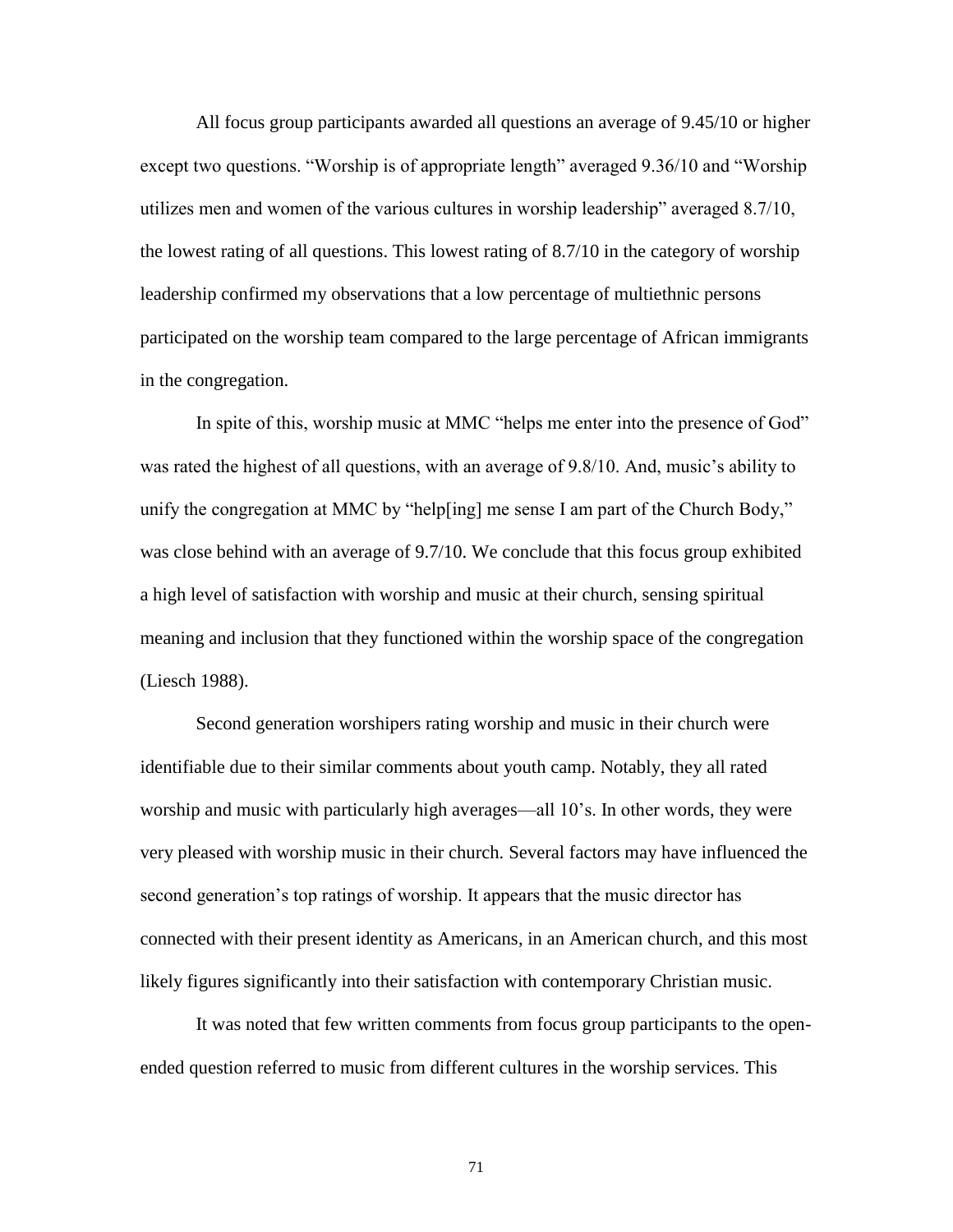All focus group participants awarded all questions an average of 9.45/10 or higher except two questions. “Worship is of appropriate length” averaged 9.36/10 and “Worship utilizes men and women of the various cultures in worship leadership” averaged 8.7/10, the lowest rating of all questions. This lowest rating of 8.7/10 in the category of worship leadership confirmed my observations that a low percentage of multiethnic persons participated on the worship team compared to the large percentage of African immigrants in the congregation.

In spite of this, worship music at MMC “helps me enter into the presence of God” was rated the highest of all questions, with an average of 9.8/10. And, music’s ability to unify the congregation at MMC by “help[ing] me sense I am part of the Church Body,” was close behind with an average of 9.7/10. We conclude that this focus group exhibited a high level of satisfaction with worship and music at their church, sensing spiritual meaning and inclusion that they functioned within the worship space of the congregation (Liesch 1988).

Second generation worshipers rating worship and music in their church were identifiable due to their similar comments about youth camp. Notably, they all rated worship and music with particularly high averages—all 10’s. In other words, they were very pleased with worship music in their church. Several factors may have influenced the second generation’s top ratings of worship. It appears that the music director has connected with their present identity as Americans, in an American church, and this most likely figures significantly into their satisfaction with contemporary Christian music.

It was noted that few written comments from focus group participants to the open-ended question referred to music from different cultures in the worship services. This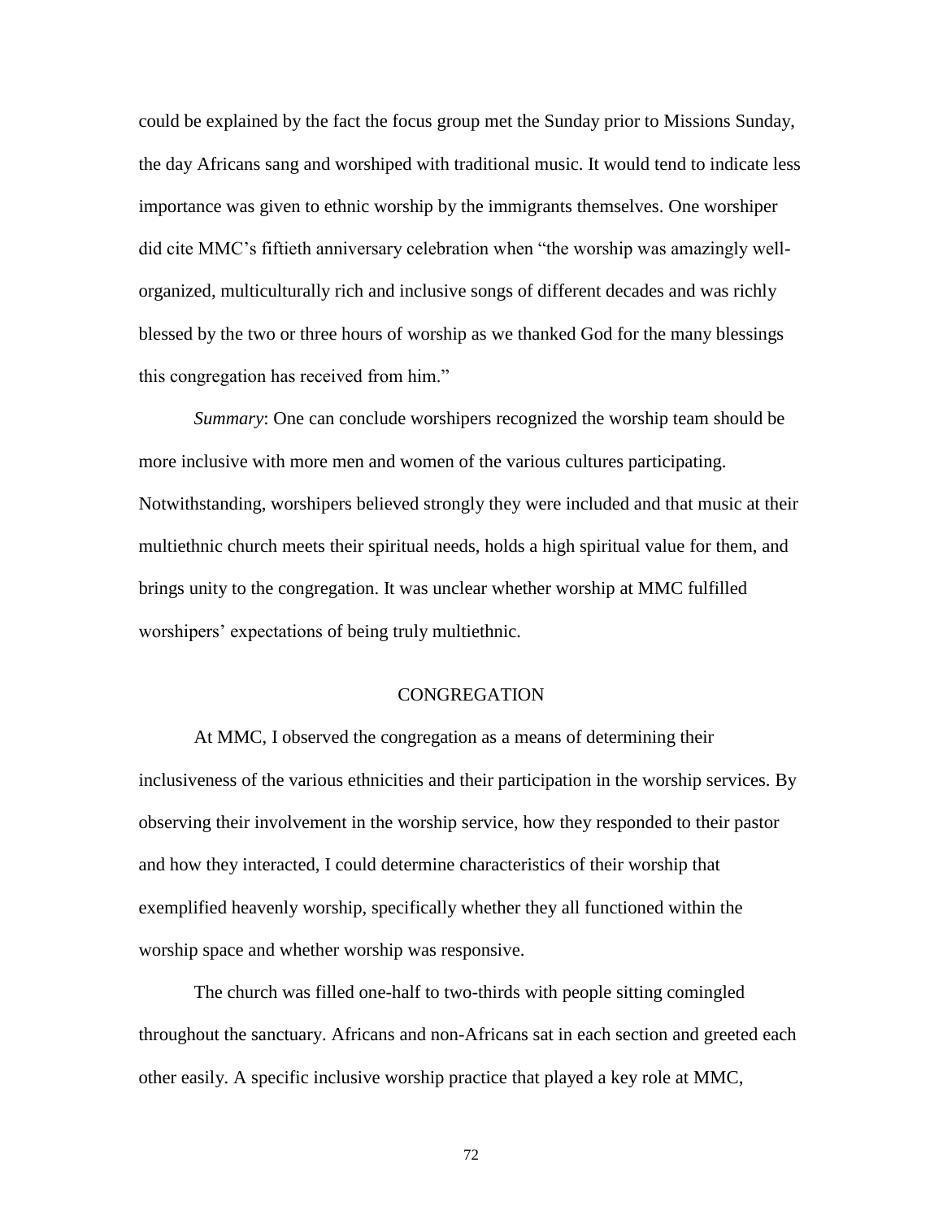could be explained by the fact the focus group met the Sunday prior to Missions Sunday, the day Africans sang and worshiped with traditional music. It would tend to indicate less importance was given to ethnic worship by the immigrants themselves. One worshiper did cite MMC's fiftieth anniversary celebration when "the worship was amazingly well-organized, multiculturally rich and inclusive songs of different decades and was richly blessed by the two or three hours of worship as we thanked God for the many blessings this congregation has received from him."

*Summary*: One can conclude worshipers recognized the worship team should be more inclusive with more men and women of the various cultures participating. Notwithstanding, worshipers believed strongly they were included and that music at their multiethnic church meets their spiritual needs, holds a high spiritual value for them, and brings unity to the congregation. It was unclear whether worship at MMC fulfilled worshipers' expectations of being truly multiethnic.

## CONGREGATION

At MMC, I observed the congregation as a means of determining their inclusiveness of the various ethnicities and their participation in the worship services. By observing their involvement in the worship service, how they responded to their pastor and how they interacted, I could determine characteristics of their worship that exemplified heavenly worship, specifically whether they all functioned within the worship space and whether worship was responsive.

The church was filled one-half to two-thirds with people sitting comingled throughout the sanctuary. Africans and non-Africans sat in each section and greeted each other easily. A specific inclusive worship practice that played a key role at MMC,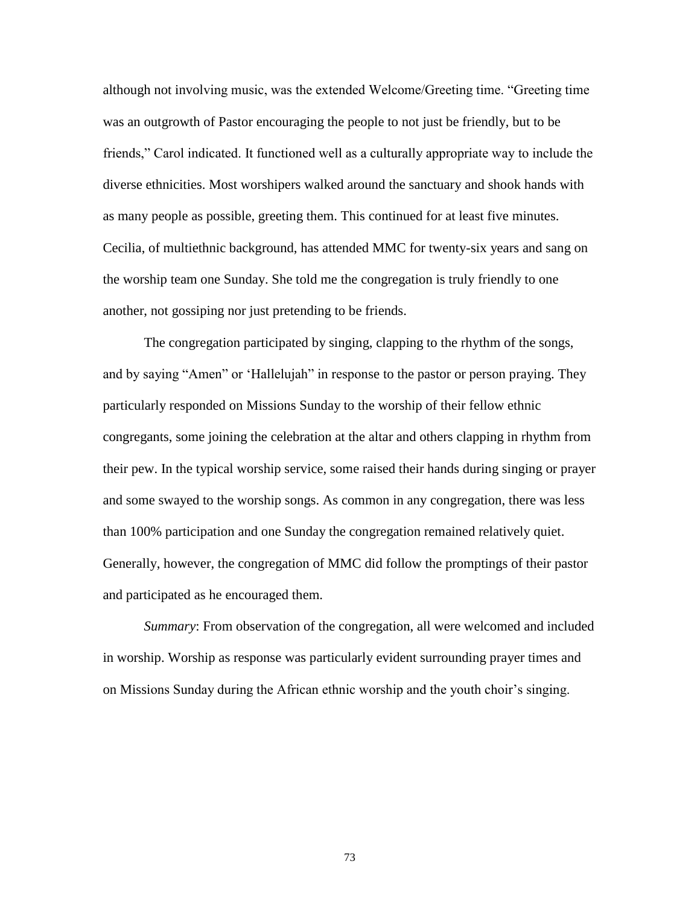although not involving music, was the extended Welcome/Greeting time. "Greeting time was an outgrowth of Pastor encouraging the people to not just be friendly, but to be friends," Carol indicated. It functioned well as a culturally appropriate way to include the diverse ethnicities. Most worshipers walked around the sanctuary and shook hands with as many people as possible, greeting them. This continued for at least five minutes. Cecilia, of multiethnic background, has attended MMC for twenty-six years and sang on the worship team one Sunday. She told me the congregation is truly friendly to one another, not gossiping nor just pretending to be friends.

The congregation participated by singing, clapping to the rhythm of the songs, and by saying "Amen" or 'Hallelujah" in response to the pastor or person praying. They particularly responded on Missions Sunday to the worship of their fellow ethnic congregants, some joining the celebration at the altar and others clapping in rhythm from their pew. In the typical worship service, some raised their hands during singing or prayer and some swayed to the worship songs. As common in any congregation, there was less than 100% participation and one Sunday the congregation remained relatively quiet. Generally, however, the congregation of MMC did follow the promptings of their pastor and participated as he encouraged them.

*Summary*: From observation of the congregation, all were welcomed and included in worship. Worship as response was particularly evident surrounding prayer times and on Missions Sunday during the African ethnic worship and the youth choir's singing.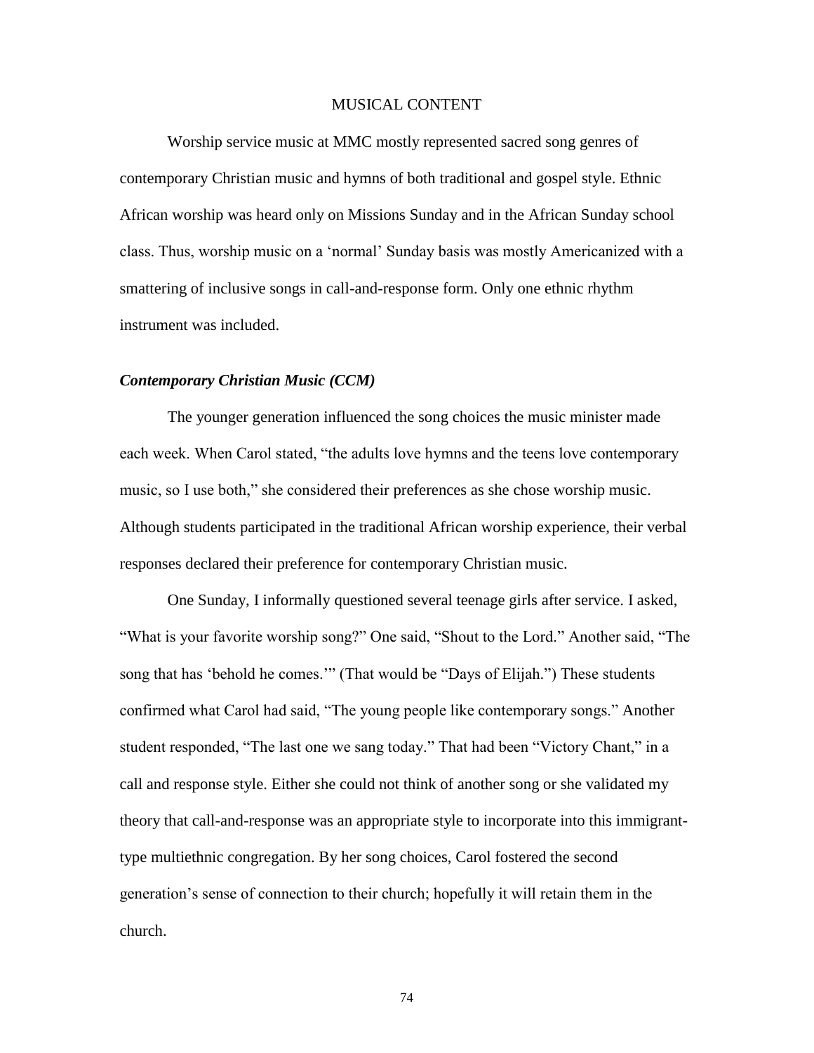## MUSICAL CONTENT

Worship service music at MMC mostly represented sacred song genres of contemporary Christian music and hymns of both traditional and gospel style. Ethnic African worship was heard only on Missions Sunday and in the African Sunday school class. Thus, worship music on a 'normal' Sunday basis was mostly Americanized with a smattering of inclusive songs in call-and-response form. Only one ethnic rhythm instrument was included.

### *Contemporary Christian Music (CCM)*

The younger generation influenced the song choices the music minister made each week. When Carol stated, "the adults love hymns and the teens love contemporary music, so I use both," she considered their preferences as she chose worship music. Although students participated in the traditional African worship experience, their verbal responses declared their preference for contemporary Christian music.

One Sunday, I informally questioned several teenage girls after service. I asked, "What is your favorite worship song?" One said, "Shout to the Lord." Another said, "The song that has 'behold he comes.'" (That would be "Days of Elijah.") These students confirmed what Carol had said, "The young people like contemporary songs." Another student responded, "The last one we sang today." That had been "Victory Chant," in a call and response style. Either she could not think of another song or she validated my theory that call-and-response was an appropriate style to incorporate into this immigrant-type multiethnic congregation. By her song choices, Carol fostered the second generation's sense of connection to their church; hopefully it will retain them in the church.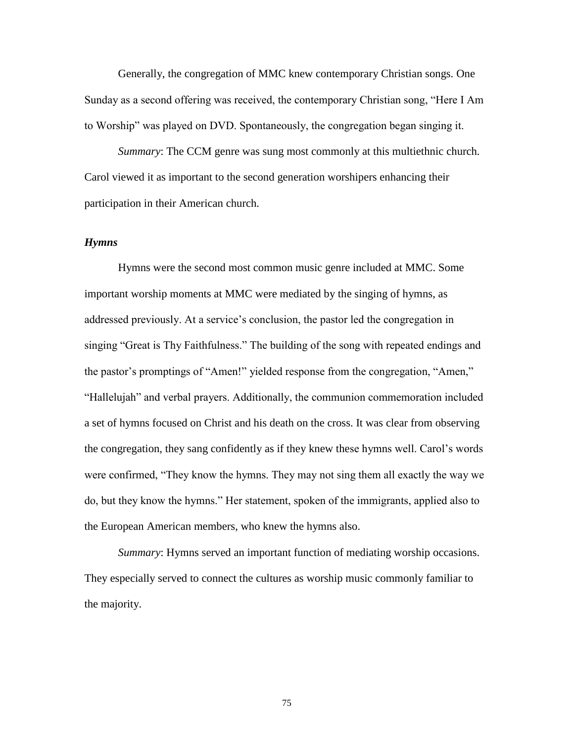Generally, the congregation of MMC knew contemporary Christian songs. One Sunday as a second offering was received, the contemporary Christian song, "Here I Am to Worship" was played on DVD. Spontaneously, the congregation began singing it.

*Summary*: The CCM genre was sung most commonly at this multiethnic church. Carol viewed it as important to the second generation worshipers enhancing their participation in their American church.

### *Hymns*

Hymns were the second most common music genre included at MMC. Some important worship moments at MMC were mediated by the singing of hymns, as addressed previously. At a service's conclusion, the pastor led the congregation in singing "Great is Thy Faithfulness." The building of the song with repeated endings and the pastor's promptings of "Amen!" yielded response from the congregation, "Amen," "Hallelujah" and verbal prayers. Additionally, the communion commemoration included a set of hymns focused on Christ and his death on the cross. It was clear from observing the congregation, they sang confidently as if they knew these hymns well. Carol's words were confirmed, "They know the hymns. They may not sing them all exactly the way we do, but they know the hymns." Her statement, spoken of the immigrants, applied also to the European American members, who knew the hymns also.

*Summary*: Hymns served an important function of mediating worship occasions. They especially served to connect the cultures as worship music commonly familiar to the majority.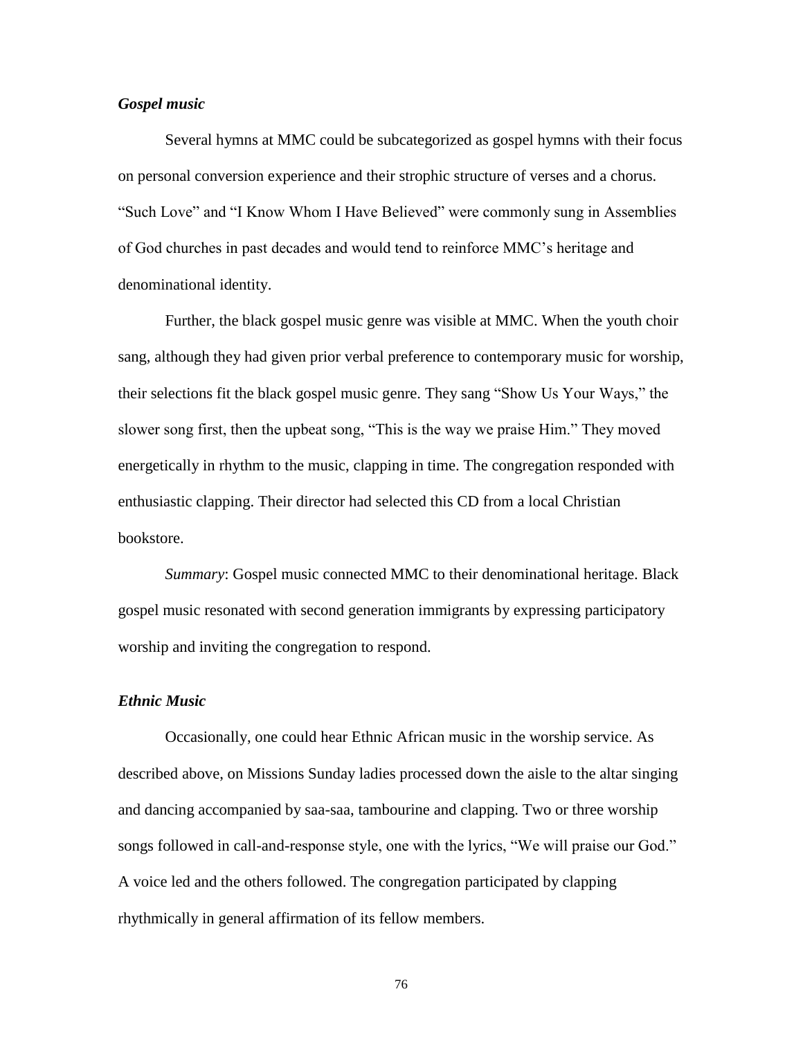### *Gospel music*

Several hymns at MMC could be subcategorized as gospel hymns with their focus on personal conversion experience and their strophic structure of verses and a chorus. “Such Love” and “I Know Whom I Have Believed” were commonly sung in Assemblies of God churches in past decades and would tend to reinforce MMC’s heritage and denominational identity.

Further, the black gospel music genre was visible at MMC. When the youth choir sang, although they had given prior verbal preference to contemporary music for worship, their selections fit the black gospel music genre. They sang “Show Us Your Ways,” the slower song first, then the upbeat song, “This is the way we praise Him.” They moved energetically in rhythm to the music, clapping in time. The congregation responded with enthusiastic clapping. Their director had selected this CD from a local Christian bookstore.

*Summary*: Gospel music connected MMC to their denominational heritage. Black gospel music resonated with second generation immigrants by expressing participatory worship and inviting the congregation to respond.

### *Ethnic Music*

Occasionally, one could hear Ethnic African music in the worship service. As described above, on Missions Sunday ladies processed down the aisle to the altar singing and dancing accompanied by saa-saa, tambourine and clapping. Two or three worship songs followed in call-and-response style, one with the lyrics, “We will praise our God.” A voice led and the others followed. The congregation participated by clapping rhythmically in general affirmation of its fellow members.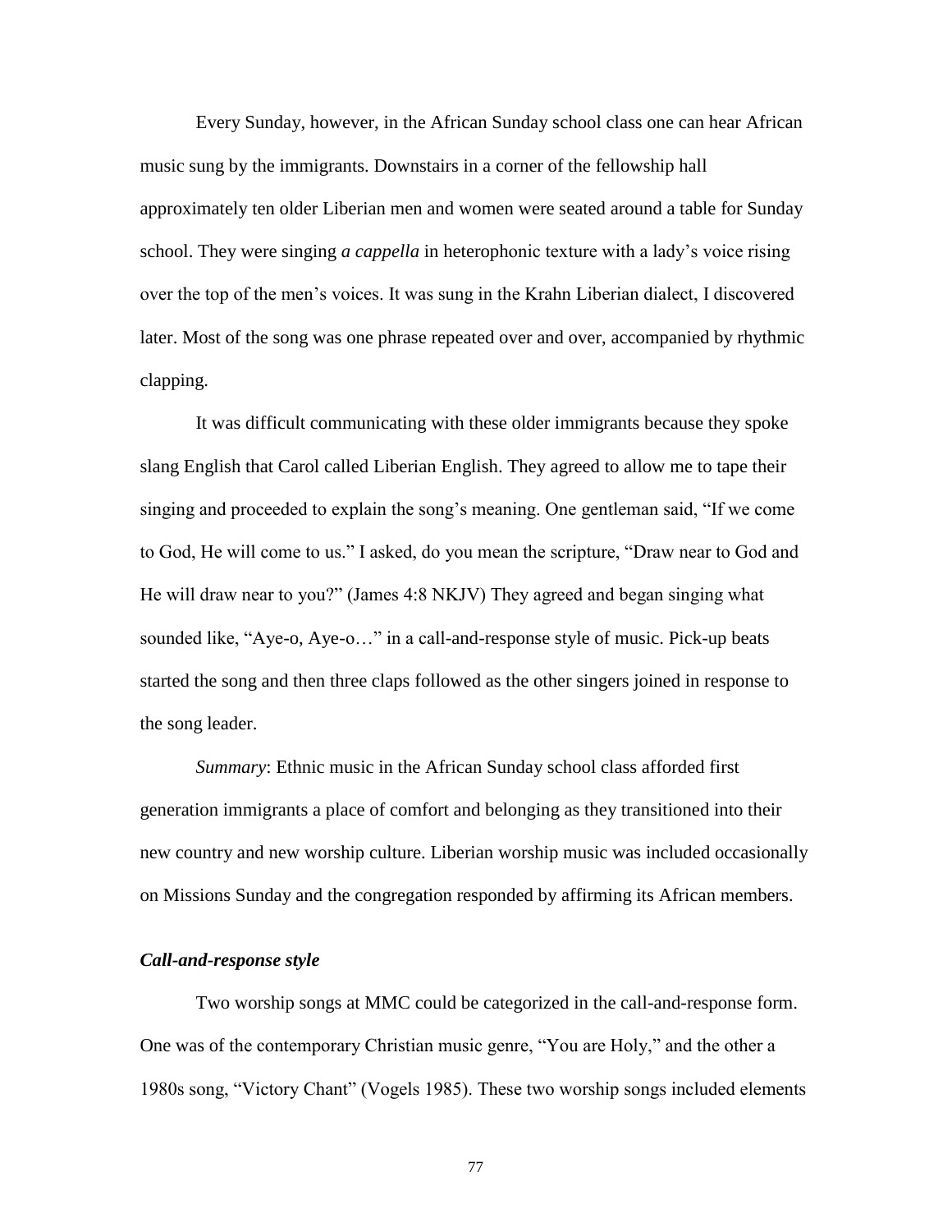Every Sunday, however, in the African Sunday school class one can hear African music sung by the immigrants. Downstairs in a corner of the fellowship hall approximately ten older Liberian men and women were seated around a table for Sunday school. They were singing *a cappella* in heterophonic texture with a lady's voice rising over the top of the men's voices. It was sung in the Krahn Liberian dialect, I discovered later. Most of the song was one phrase repeated over and over, accompanied by rhythmic clapping.

It was difficult communicating with these older immigrants because they spoke slang English that Carol called Liberian English. They agreed to allow me to tape their singing and proceeded to explain the song's meaning. One gentleman said, "If we come to God, He will come to us." I asked, do you mean the scripture, "Draw near to God and He will draw near to you?" (James 4:8 NKJV) They agreed and began singing what sounded like, "Aye-o, Aye-o…" in a call-and-response style of music. Pick-up beats started the song and then three claps followed as the other singers joined in response to the song leader.

*Summary*: Ethnic music in the African Sunday school class afforded first generation immigrants a place of comfort and belonging as they transitioned into their new country and new worship culture. Liberian worship music was included occasionally on Missions Sunday and the congregation responded by affirming its African members.

### *Call-and-response style*

Two worship songs at MMC could be categorized in the call-and-response form. One was of the contemporary Christian music genre, "You are Holy," and the other a 1980s song, "Victory Chant" (Vogels 1985). These two worship songs included elements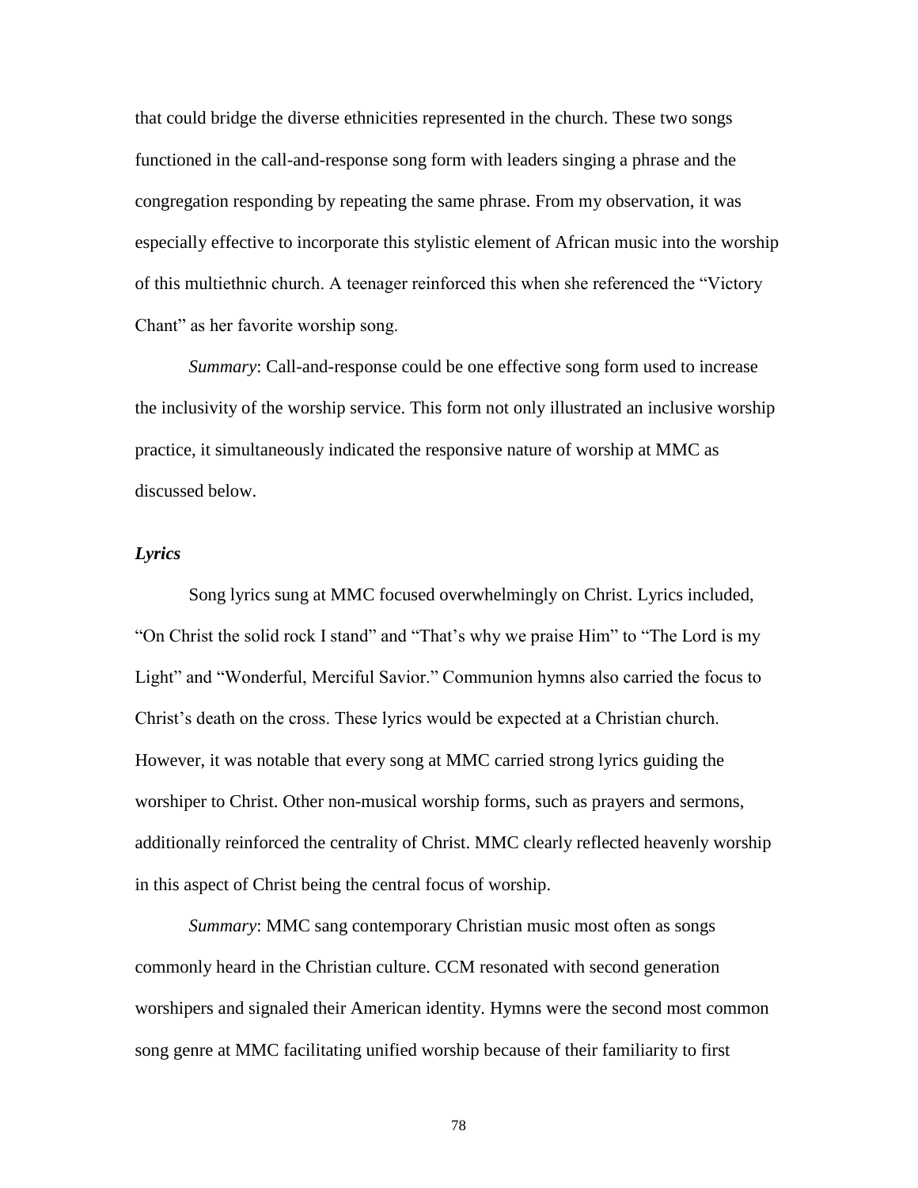that could bridge the diverse ethnicities represented in the church. These two songs functioned in the call-and-response song form with leaders singing a phrase and the congregation responding by repeating the same phrase. From my observation, it was especially effective to incorporate this stylistic element of African music into the worship of this multiethnic church. A teenager reinforced this when she referenced the "Victory Chant" as her favorite worship song.

*Summary*: Call-and-response could be one effective song form used to increase the inclusivity of the worship service. This form not only illustrated an inclusive worship practice, it simultaneously indicated the responsive nature of worship at MMC as discussed below.

### *Lyrics*

Song lyrics sung at MMC focused overwhelmingly on Christ. Lyrics included, "On Christ the solid rock I stand" and "That's why we praise Him" to "The Lord is my Light" and "Wonderful, Merciful Savior." Communion hymns also carried the focus to Christ's death on the cross. These lyrics would be expected at a Christian church. However, it was notable that every song at MMC carried strong lyrics guiding the worshiper to Christ. Other non-musical worship forms, such as prayers and sermons, additionally reinforced the centrality of Christ. MMC clearly reflected heavenly worship in this aspect of Christ being the central focus of worship.

*Summary*: MMC sang contemporary Christian music most often as songs commonly heard in the Christian culture. CCM resonated with second generation worshipers and signaled their American identity. Hymns were the second most common song genre at MMC facilitating unified worship because of their familiarity to first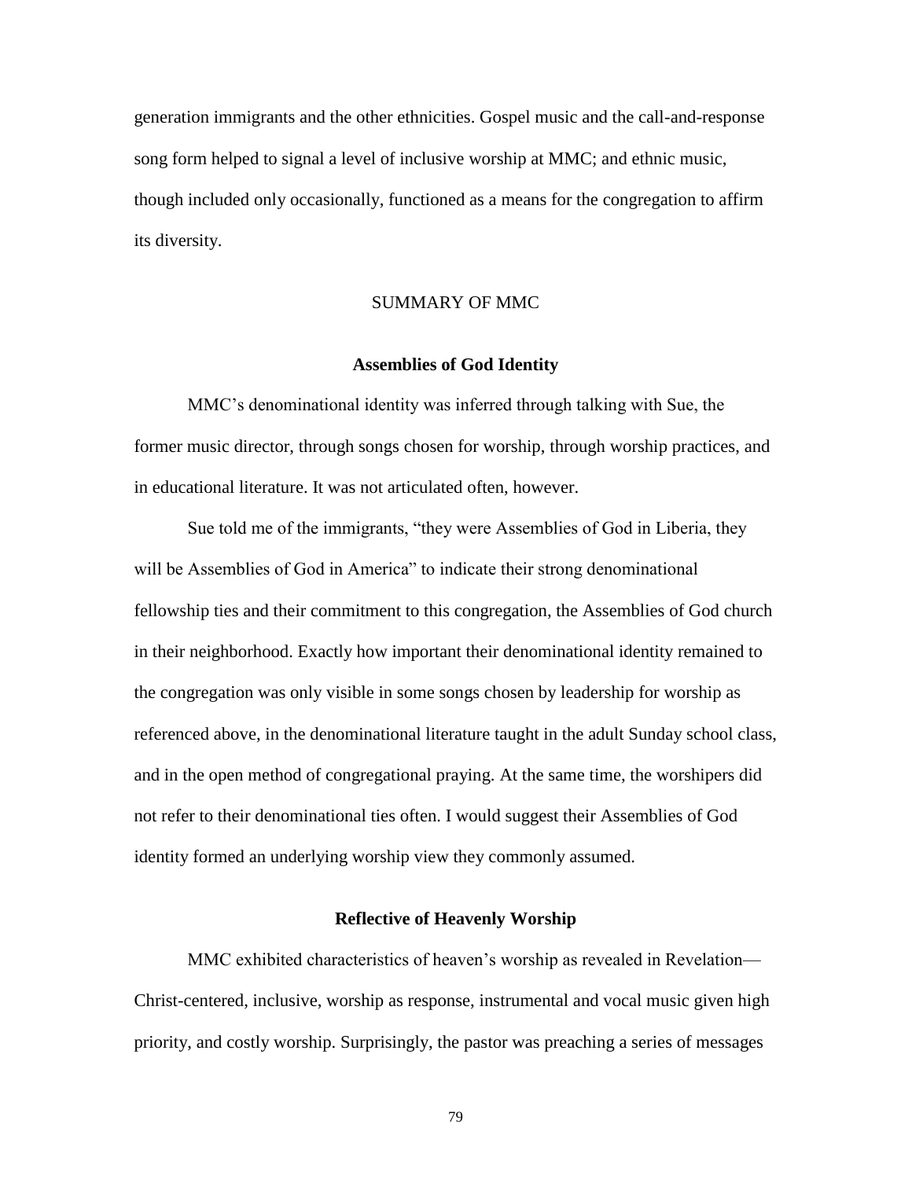generation immigrants and the other ethnicities. Gospel music and the call-and-response song form helped to signal a level of inclusive worship at MMC; and ethnic music, though included only occasionally, functioned as a means for the congregation to affirm its diversity.

## SUMMARY OF MMC

### Assemblies of God Identity

MMC's denominational identity was inferred through talking with Sue, the former music director, through songs chosen for worship, through worship practices, and in educational literature. It was not articulated often, however.

Sue told me of the immigrants, "they were Assemblies of God in Liberia, they will be Assemblies of God in America" to indicate their strong denominational fellowship ties and their commitment to this congregation, the Assemblies of God church in their neighborhood. Exactly how important their denominational identity remained to the congregation was only visible in some songs chosen by leadership for worship as referenced above, in the denominational literature taught in the adult Sunday school class, and in the open method of congregational praying. At the same time, the worshipers did not refer to their denominational ties often. I would suggest their Assemblies of God identity formed an underlying worship view they commonly assumed.

### Reflective of Heavenly Worship

MMC exhibited characteristics of heaven's worship as revealed in Revelation—Christ-centered, inclusive, worship as response, instrumental and vocal music given high priority, and costly worship. Surprisingly, the pastor was preaching a series of messages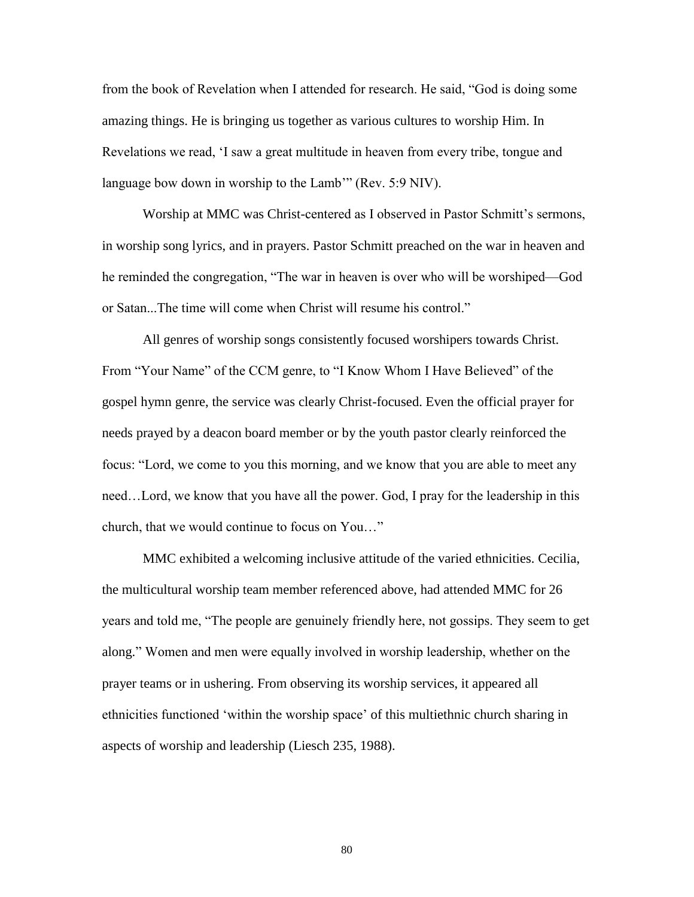from the book of Revelation when I attended for research. He said, “God is doing some amazing things. He is bringing us together as various cultures to worship Him. In Revelations we read, ‘I saw a great multitude in heaven from every tribe, tongue and language bow down in worship to the Lamb’” (Rev. 5:9 NIV).

Worship at MMC was Christ-centered as I observed in Pastor Schmitt’s sermons, in worship song lyrics, and in prayers. Pastor Schmitt preached on the war in heaven and he reminded the congregation, “The war in heaven is over who will be worshiped—God or Satan...The time will come when Christ will resume his control.”

All genres of worship songs consistently focused worshipers towards Christ. From “Your Name” of the CCM genre, to “I Know Whom I Have Believed” of the gospel hymn genre, the service was clearly Christ-focused. Even the official prayer for needs prayed by a deacon board member or by the youth pastor clearly reinforced the focus: “Lord, we come to you this morning, and we know that you are able to meet any need…Lord, we know that you have all the power. God, I pray for the leadership in this church, that we would continue to focus on You…”

MMC exhibited a welcoming inclusive attitude of the varied ethnicities. Cecilia, the multicultural worship team member referenced above, had attended MMC for 26 years and told me, “The people are genuinely friendly here, not gossips. They seem to get along.” Women and men were equally involved in worship leadership, whether on the prayer teams or in ushering. From observing its worship services, it appeared all ethnicities functioned ‘within the worship space’ of this multiethnic church sharing in aspects of worship and leadership (Liesch 235, 1988).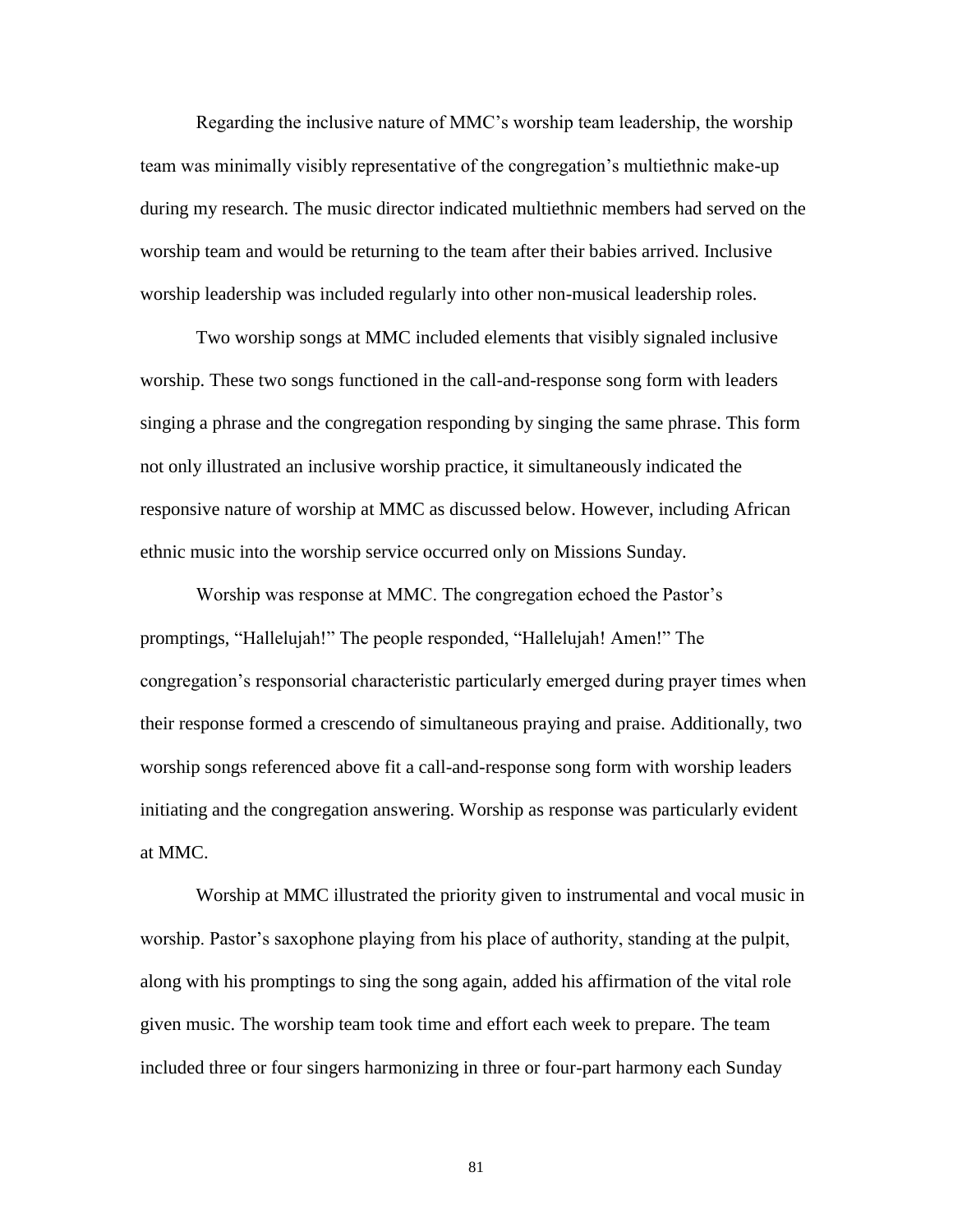Regarding the inclusive nature of MMC's worship team leadership, the worship team was minimally visibly representative of the congregation's multiethnic make-up during my research. The music director indicated multiethnic members had served on the worship team and would be returning to the team after their babies arrived. Inclusive worship leadership was included regularly into other non-musical leadership roles.

Two worship songs at MMC included elements that visibly signaled inclusive worship. These two songs functioned in the call-and-response song form with leaders singing a phrase and the congregation responding by singing the same phrase. This form not only illustrated an inclusive worship practice, it simultaneously indicated the responsive nature of worship at MMC as discussed below. However, including African ethnic music into the worship service occurred only on Missions Sunday.

Worship was response at MMC. The congregation echoed the Pastor's promptings, "Hallelujah!" The people responded, "Hallelujah! Amen!" The congregation's responsorial characteristic particularly emerged during prayer times when their response formed a crescendo of simultaneous praying and praise. Additionally, two worship songs referenced above fit a call-and-response song form with worship leaders initiating and the congregation answering. Worship as response was particularly evident at MMC.

Worship at MMC illustrated the priority given to instrumental and vocal music in worship. Pastor's saxophone playing from his place of authority, standing at the pulpit, along with his promptings to sing the song again, added his affirmation of the vital role given music. The worship team took time and effort each week to prepare. The team included three or four singers harmonizing in three or four-part harmony each Sunday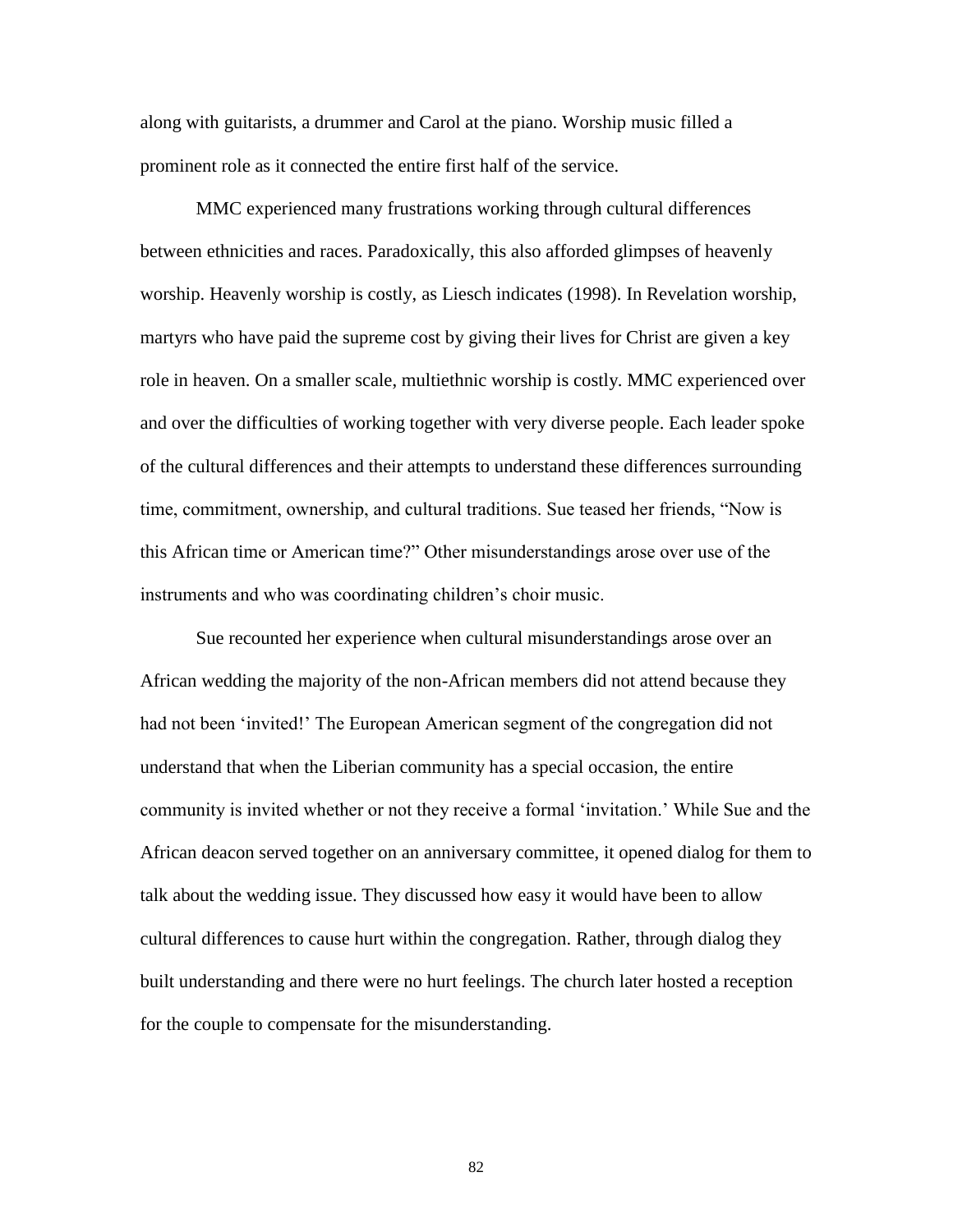along with guitarists, a drummer and Carol at the piano. Worship music filled a prominent role as it connected the entire first half of the service.

MMC experienced many frustrations working through cultural differences between ethnicities and races. Paradoxically, this also afforded glimpses of heavenly worship. Heavenly worship is costly, as Liesch indicates (1998). In Revelation worship, martyrs who have paid the supreme cost by giving their lives for Christ are given a key role in heaven. On a smaller scale, multiethnic worship is costly. MMC experienced over and over the difficulties of working together with very diverse people. Each leader spoke of the cultural differences and their attempts to understand these differences surrounding time, commitment, ownership, and cultural traditions. Sue teased her friends, "Now is this African time or American time?" Other misunderstandings arose over use of the instruments and who was coordinating children's choir music.

Sue recounted her experience when cultural misunderstandings arose over an African wedding the majority of the non-African members did not attend because they had not been 'invited!' The European American segment of the congregation did not understand that when the Liberian community has a special occasion, the entire community is invited whether or not they receive a formal 'invitation.' While Sue and the African deacon served together on an anniversary committee, it opened dialog for them to talk about the wedding issue. They discussed how easy it would have been to allow cultural differences to cause hurt within the congregation. Rather, through dialog they built understanding and there were no hurt feelings. The church later hosted a reception for the couple to compensate for the misunderstanding.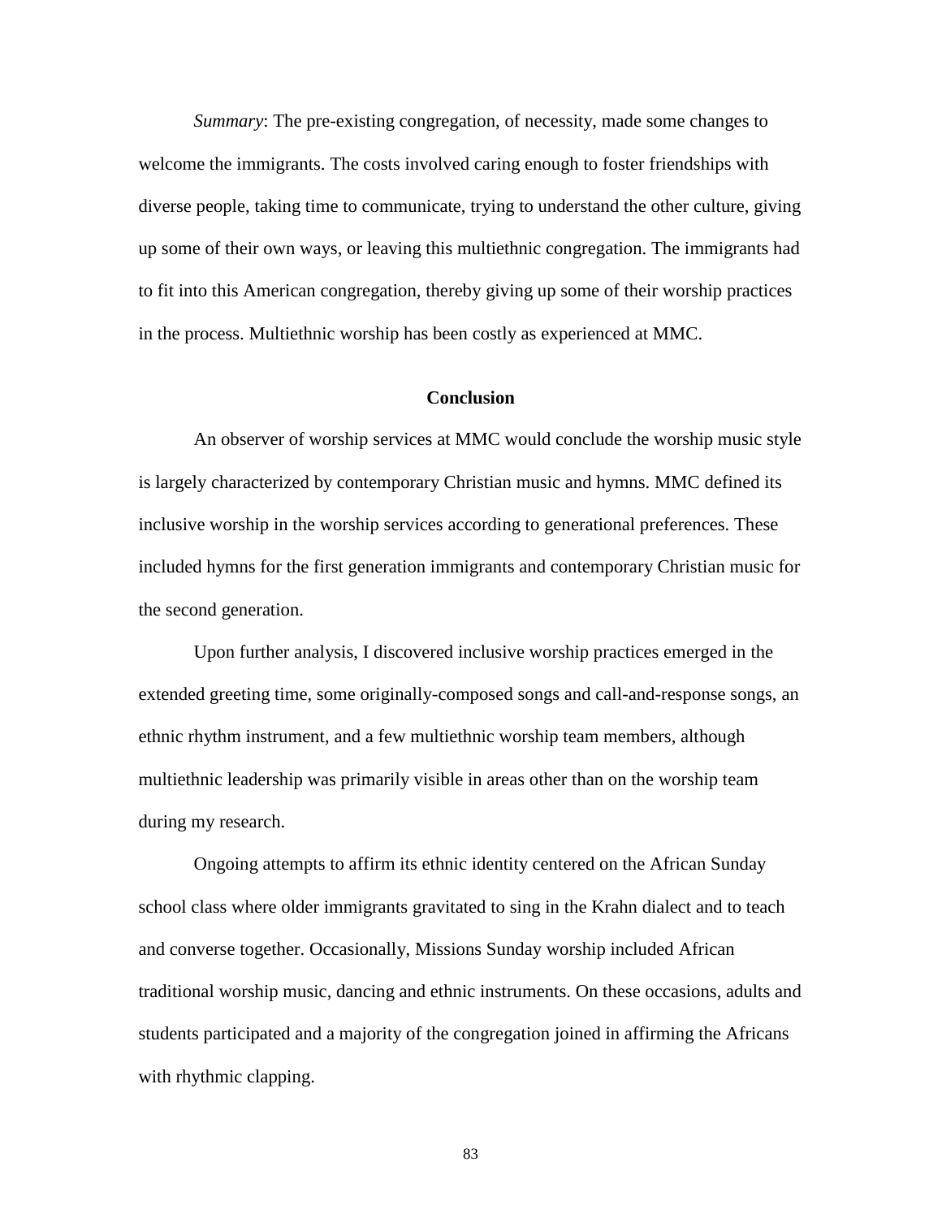*Summary*: The pre-existing congregation, of necessity, made some changes to welcome the immigrants. The costs involved caring enough to foster friendships with diverse people, taking time to communicate, trying to understand the other culture, giving up some of their own ways, or leaving this multiethnic congregation. The immigrants had to fit into this American congregation, thereby giving up some of their worship practices in the process. Multiethnic worship has been costly as experienced at MMC.

## Conclusion

An observer of worship services at MMC would conclude the worship music style is largely characterized by contemporary Christian music and hymns. MMC defined its inclusive worship in the worship services according to generational preferences. These included hymns for the first generation immigrants and contemporary Christian music for the second generation.

Upon further analysis, I discovered inclusive worship practices emerged in the extended greeting time, some originally-composed songs and call-and-response songs, an ethnic rhythm instrument, and a few multiethnic worship team members, although multiethnic leadership was primarily visible in areas other than on the worship team during my research.

Ongoing attempts to affirm its ethnic identity centered on the African Sunday school class where older immigrants gravitated to sing in the Krahn dialect and to teach and converse together. Occasionally, Missions Sunday worship included African traditional worship music, dancing and ethnic instruments. On these occasions, adults and students participated and a majority of the congregation joined in affirming the Africans with rhythmic clapping.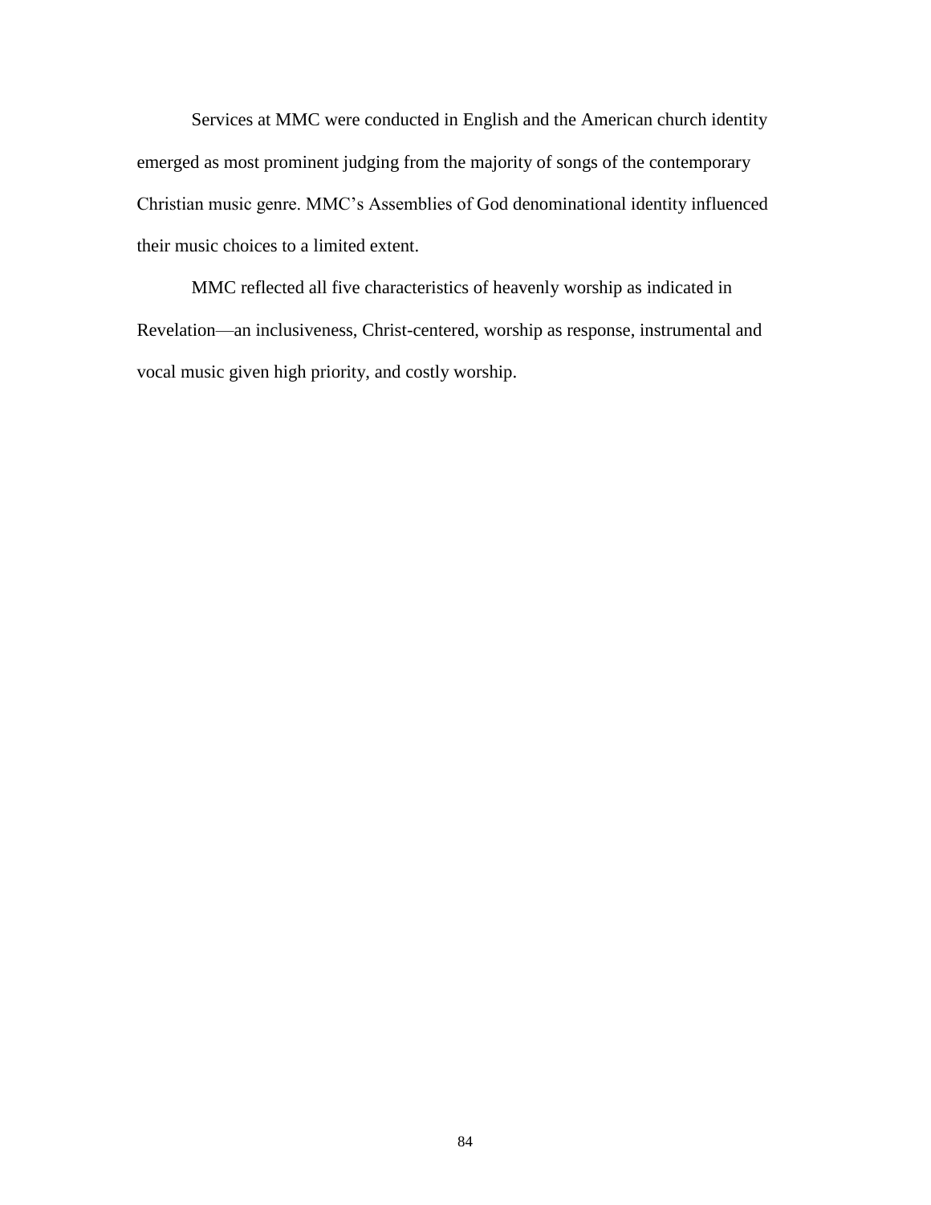Services at MMC were conducted in English and the American church identity emerged as most prominent judging from the majority of songs of the contemporary Christian music genre. MMC's Assemblies of God denominational identity influenced their music choices to a limited extent.

MMC reflected all five characteristics of heavenly worship as indicated in Revelation—an inclusiveness, Christ-centered, worship as response, instrumental and vocal music given high priority, and costly worship.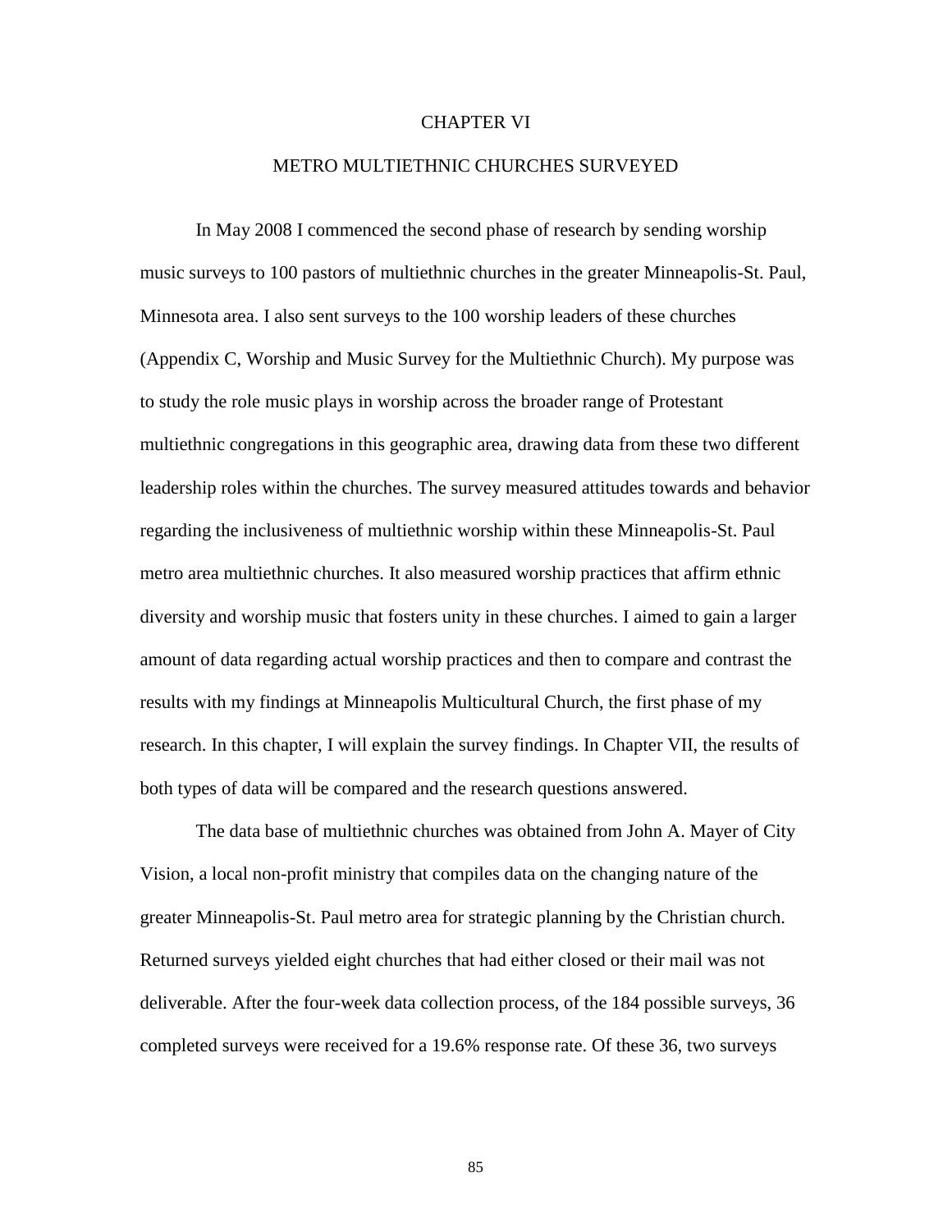# CHAPTER VI

## METRO MULTIETHNIC CHURCHES SURVEYED

In May 2008 I commenced the second phase of research by sending worship music surveys to 100 pastors of multiethnic churches in the greater Minneapolis-St. Paul, Minnesota area. I also sent surveys to the 100 worship leaders of these churches (Appendix C, Worship and Music Survey for the Multiethnic Church). My purpose was to study the role music plays in worship across the broader range of Protestant multiethnic congregations in this geographic area, drawing data from these two different leadership roles within the churches. The survey measured attitudes towards and behavior regarding the inclusiveness of multiethnic worship within these Minneapolis-St. Paul metro area multiethnic churches. It also measured worship practices that affirm ethnic diversity and worship music that fosters unity in these churches. I aimed to gain a larger amount of data regarding actual worship practices and then to compare and contrast the results with my findings at Minneapolis Multicultural Church, the first phase of my research. In this chapter, I will explain the survey findings. In Chapter VII, the results of both types of data will be compared and the research questions answered.

The data base of multiethnic churches was obtained from John A. Mayer of City Vision, a local non-profit ministry that compiles data on the changing nature of the greater Minneapolis-St. Paul metro area for strategic planning by the Christian church. Returned surveys yielded eight churches that had either closed or their mail was not deliverable. After the four-week data collection process, of the 184 possible surveys, 36 completed surveys were received for a 19.6% response rate. Of these 36, two surveys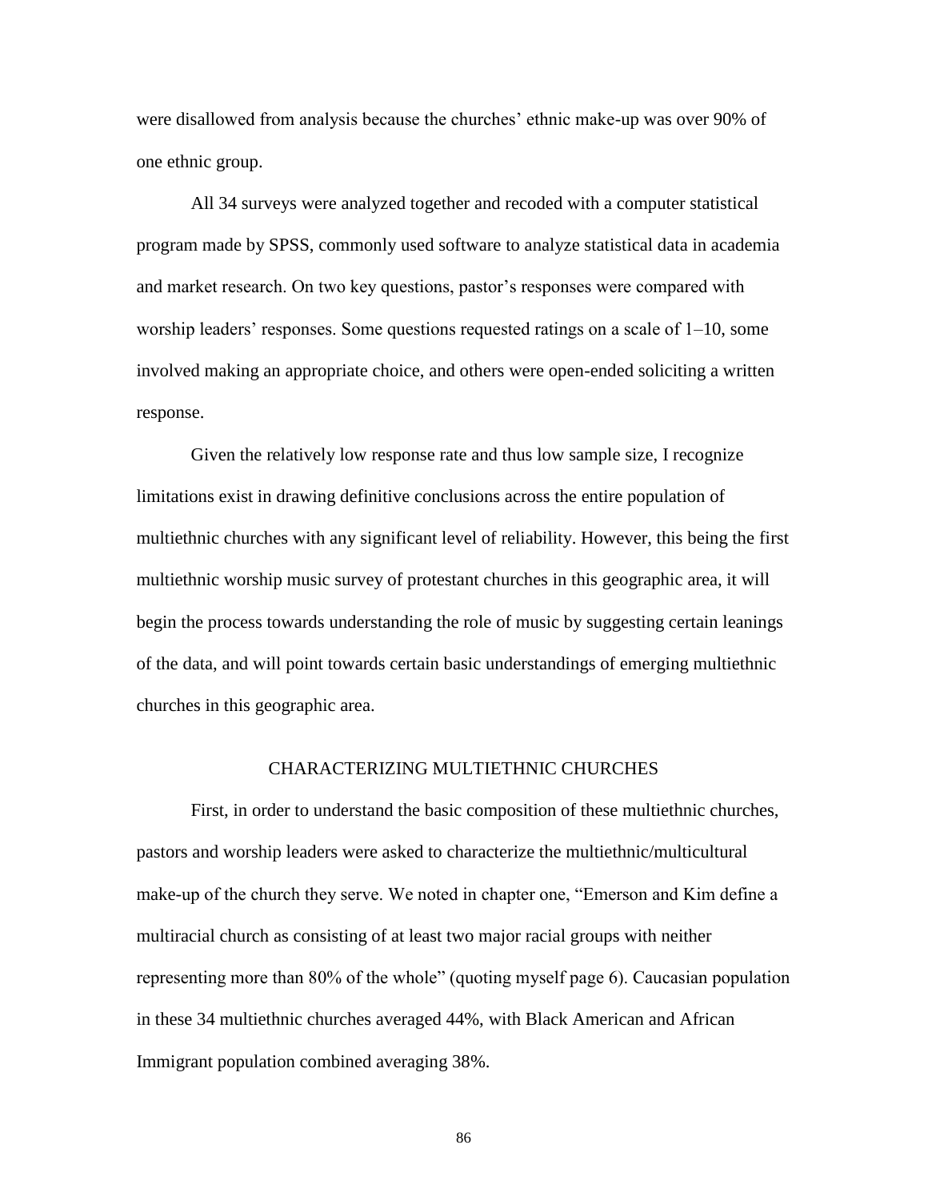were disallowed from analysis because the churches' ethnic make-up was over 90% of one ethnic group.

All 34 surveys were analyzed together and recoded with a computer statistical program made by SPSS, commonly used software to analyze statistical data in academia and market research. On two key questions, pastor's responses were compared with worship leaders' responses. Some questions requested ratings on a scale of 1–10, some involved making an appropriate choice, and others were open-ended soliciting a written response.

Given the relatively low response rate and thus low sample size, I recognize limitations exist in drawing definitive conclusions across the entire population of multiethnic churches with any significant level of reliability. However, this being the first multiethnic worship music survey of protestant churches in this geographic area, it will begin the process towards understanding the role of music by suggesting certain leanings of the data, and will point towards certain basic understandings of emerging multiethnic churches in this geographic area.

## CHARACTERIZING MULTIETHNIC CHURCHES

First, in order to understand the basic composition of these multiethnic churches, pastors and worship leaders were asked to characterize the multiethnic/multicultural make-up of the church they serve. We noted in chapter one, "Emerson and Kim define a multiracial church as consisting of at least two major racial groups with neither representing more than 80% of the whole" (quoting myself page 6). Caucasian population in these 34 multiethnic churches averaged 44%, with Black American and African Immigrant population combined averaging 38%.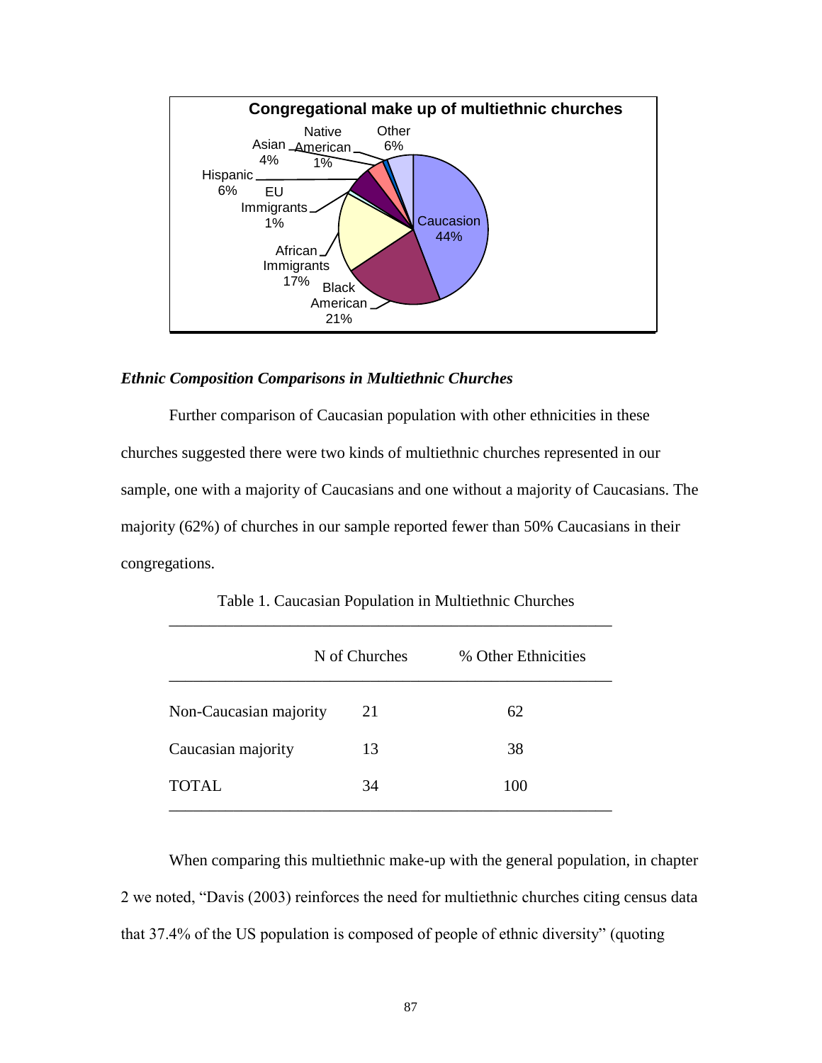**Congregational make up of multiethnic churches**

| Ethnicity | % |
|---|---|
| Caucasion | 44% |
| Black American | 21% |
| African Immigrants | 17% |
| EU Immigrants | 1% |
| Hispanic | 6% |
| Asian | 4% |
| Native American | 1% |
| Other | 6% |

### *Ethnic Composition Comparisons in Multiethnic Churches*

Further comparison of Caucasian population with other ethnicities in these churches suggested there were two kinds of multiethnic churches represented in our sample, one with a majority of Caucasians and one without a majority of Caucasians. The majority (62%) of churches in our sample reported fewer than 50% Caucasians in their congregations.

Table 1. Caucasian Population in Multiethnic Churches

| | N of Churches | % Other Ethnicities |
|---|---|---|
| Non-Caucasian majority | 21 | 62 |
| Caucasian majority | 13 | 38 |
| TOTAL | 34 | 100 |

When comparing this multiethnic make-up with the general population, in chapter 2 we noted, "Davis (2003) reinforces the need for multiethnic churches citing census data that 37.4% of the US population is composed of people of ethnic diversity" (quoting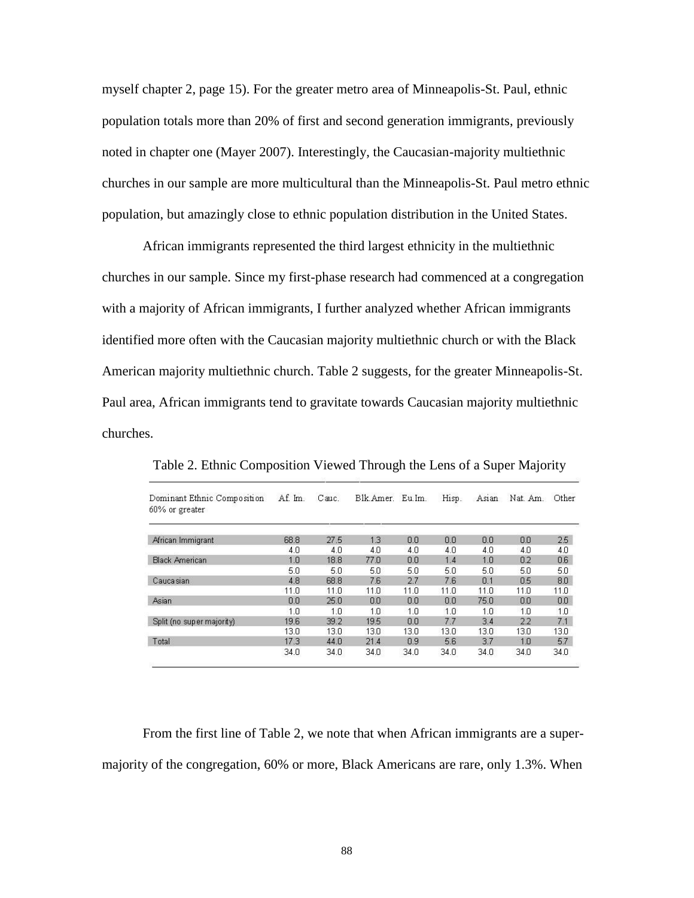myself chapter 2, page 15). For the greater metro area of Minneapolis-St. Paul, ethnic population totals more than 20% of first and second generation immigrants, previously noted in chapter one (Mayer 2007). Interestingly, the Caucasian-majority multiethnic churches in our sample are more multicultural than the Minneapolis-St. Paul metro ethnic population, but amazingly close to ethnic population distribution in the United States.

African immigrants represented the third largest ethnicity in the multiethnic churches in our sample. Since my first-phase research had commenced at a congregation with a majority of African immigrants, I further analyzed whether African immigrants identified more often with the Caucasian majority multiethnic church or with the Black American majority multiethnic church. Table 2 suggests, for the greater Minneapolis-St. Paul area, African immigrants tend to gravitate towards Caucasian majority multiethnic churches.

Table 2. Ethnic Composition Viewed Through the Lens of a Super Majority

| Dominant Ethnic Composition 60% or greater | Af. Im. | Cauc. | Blk.Amer. | Eu.Im. | Hisp. | Asian | Nat. Am. | Other |
|---|---|---|---|---|---|---|---|---|
| African Immigrant | 68.8 | 27.5 | 1.3 | 0.0 | 0.0 | 0.0 | 0.0 | 2.5 |
| | 4.0 | 4.0 | 4.0 | 4.0 | 4.0 | 4.0 | 4.0 | 4.0 |
| Black American | 1.0 | 18.8 | 77.0 | 0.0 | 1.4 | 1.0 | 0.2 | 0.6 |
| | 5.0 | 5.0 | 5.0 | 5.0 | 5.0 | 5.0 | 5.0 | 5.0 |
| Caucasian | 4.8 | 68.8 | 7.6 | 2.7 | 7.6 | 0.1 | 0.5 | 8.0 |
| | 11.0 | 11.0 | 11.0 | 11.0 | 11.0 | 11.0 | 11.0 | 11.0 |
| Asian | 0.0 | 25.0 | 0.0 | 0.0 | 0.0 | 75.0 | 0.0 | 0.0 |
| | 1.0 | 1.0 | 1.0 | 1.0 | 1.0 | 1.0 | 1.0 | 1.0 |
| Split (no super majority) | 19.6 | 39.2 | 19.5 | 0.0 | 7.7 | 3.4 | 2.2 | 7.1 |
| | 13.0 | 13.0 | 13.0 | 13.0 | 13.0 | 13.0 | 13.0 | 13.0 |
| Total | 17.3 | 44.0 | 21.4 | 0.9 | 5.6 | 3.7 | 1.0 | 5.7 |
| | 34.0 | 34.0 | 34.0 | 34.0 | 34.0 | 34.0 | 34.0 | 34.0 |

From the first line of Table 2, we note that when African immigrants are a super-majority of the congregation, 60% or more, Black Americans are rare, only 1.3%. When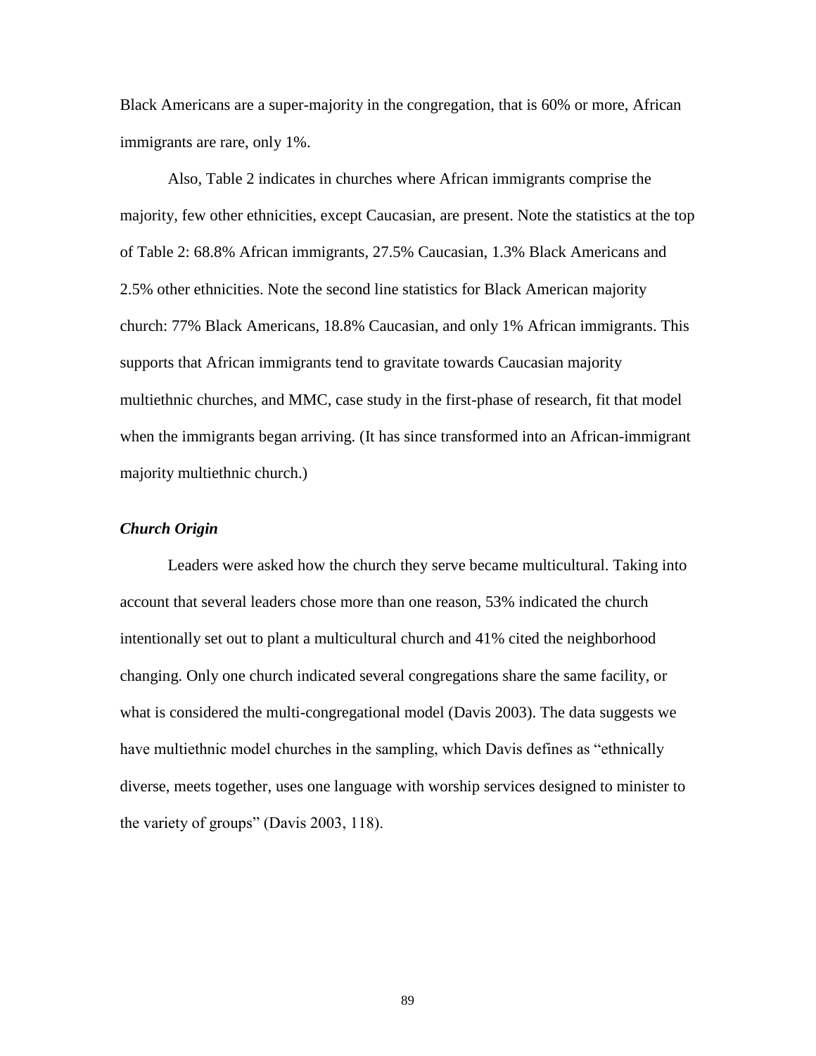Black Americans are a super-majority in the congregation, that is 60% or more, African immigrants are rare, only 1%.

Also, Table 2 indicates in churches where African immigrants comprise the majority, few other ethnicities, except Caucasian, are present. Note the statistics at the top of Table 2: 68.8% African immigrants, 27.5% Caucasian, 1.3% Black Americans and 2.5% other ethnicities. Note the second line statistics for Black American majority church: 77% Black Americans, 18.8% Caucasian, and only 1% African immigrants. This supports that African immigrants tend to gravitate towards Caucasian majority multiethnic churches, and MMC, case study in the first-phase of research, fit that model when the immigrants began arriving. (It has since transformed into an African-immigrant majority multiethnic church.)

### *Church Origin*

Leaders were asked how the church they serve became multicultural. Taking into account that several leaders chose more than one reason, 53% indicated the church intentionally set out to plant a multicultural church and 41% cited the neighborhood changing. Only one church indicated several congregations share the same facility, or what is considered the multi-congregational model (Davis 2003). The data suggests we have multiethnic model churches in the sampling, which Davis defines as "ethnically diverse, meets together, uses one language with worship services designed to minister to the variety of groups" (Davis 2003, 118).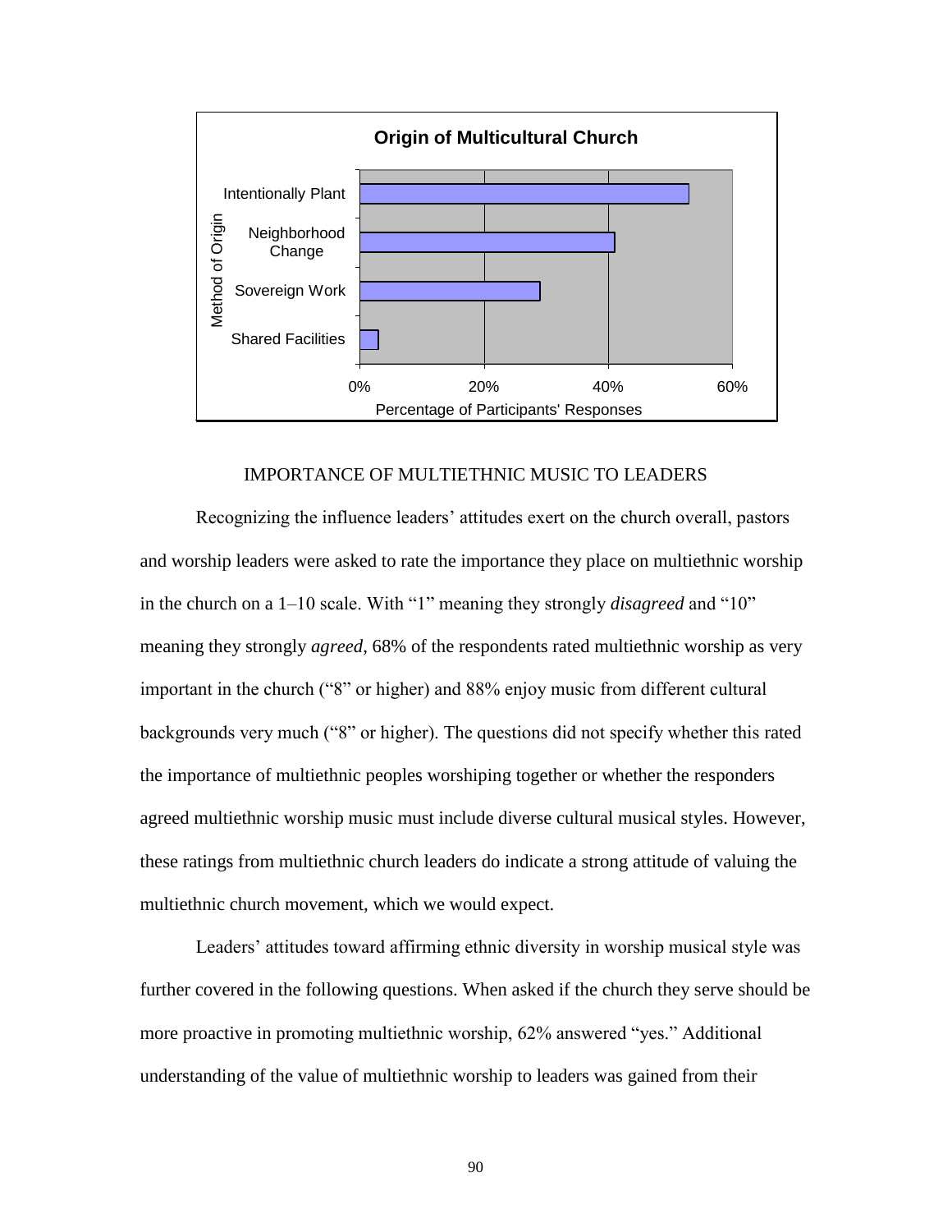**Origin of Multicultural Church**

Method of Origin: Intentionally Plant, Neighborhood Change, Sovereign Work, Shared Facilities

Percentage of Participants' Responses: 0%, 20%, 40%, 60%

IMPORTANCE OF MULTIETHNIC MUSIC TO LEADERS

Recognizing the influence leaders' attitudes exert on the church overall, pastors and worship leaders were asked to rate the importance they place on multiethnic worship in the church on a 1–10 scale. With "1" meaning they strongly *disagreed* and "10" meaning they strongly *agreed*, 68% of the respondents rated multiethnic worship as very important in the church ("8" or higher) and 88% enjoy music from different cultural backgrounds very much ("8" or higher). The questions did not specify whether this rated the importance of multiethnic peoples worshiping together or whether the responders agreed multiethnic worship music must include diverse cultural musical styles. However, these ratings from multiethnic church leaders do indicate a strong attitude of valuing the multiethnic church movement, which we would expect.

Leaders' attitudes toward affirming ethnic diversity in worship musical style was further covered in the following questions. When asked if the church they serve should be more proactive in promoting multiethnic worship, 62% answered "yes." Additional understanding of the value of multiethnic worship to leaders was gained from their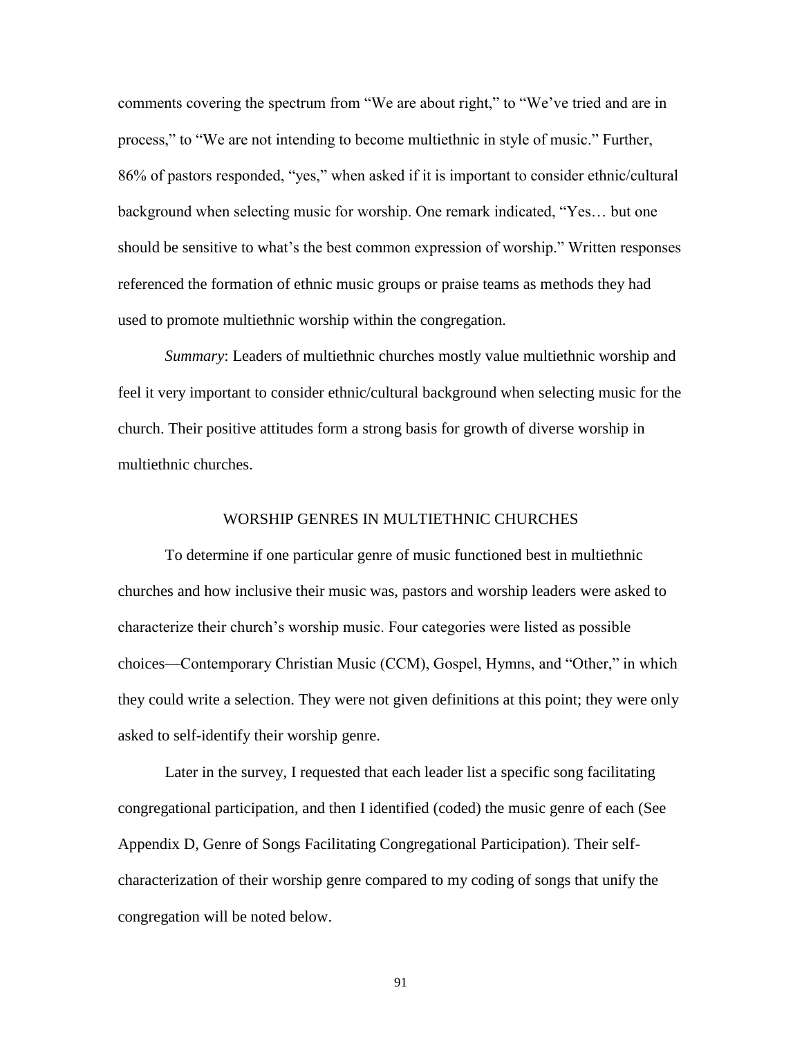comments covering the spectrum from "We are about right," to "We've tried and are in process," to "We are not intending to become multiethnic in style of music." Further, 86% of pastors responded, "yes," when asked if it is important to consider ethnic/cultural background when selecting music for worship. One remark indicated, "Yes… but one should be sensitive to what's the best common expression of worship." Written responses referenced the formation of ethnic music groups or praise teams as methods they had used to promote multiethnic worship within the congregation.

*Summary*: Leaders of multiethnic churches mostly value multiethnic worship and feel it very important to consider ethnic/cultural background when selecting music for the church. Their positive attitudes form a strong basis for growth of diverse worship in multiethnic churches.

## WORSHIP GENRES IN MULTIETHNIC CHURCHES

To determine if one particular genre of music functioned best in multiethnic churches and how inclusive their music was, pastors and worship leaders were asked to characterize their church's worship music. Four categories were listed as possible choices—Contemporary Christian Music (CCM), Gospel, Hymns, and "Other," in which they could write a selection. They were not given definitions at this point; they were only asked to self-identify their worship genre.

Later in the survey, I requested that each leader list a specific song facilitating congregational participation, and then I identified (coded) the music genre of each (See Appendix D, Genre of Songs Facilitating Congregational Participation). Their self-characterization of their worship genre compared to my coding of songs that unify the congregation will be noted below.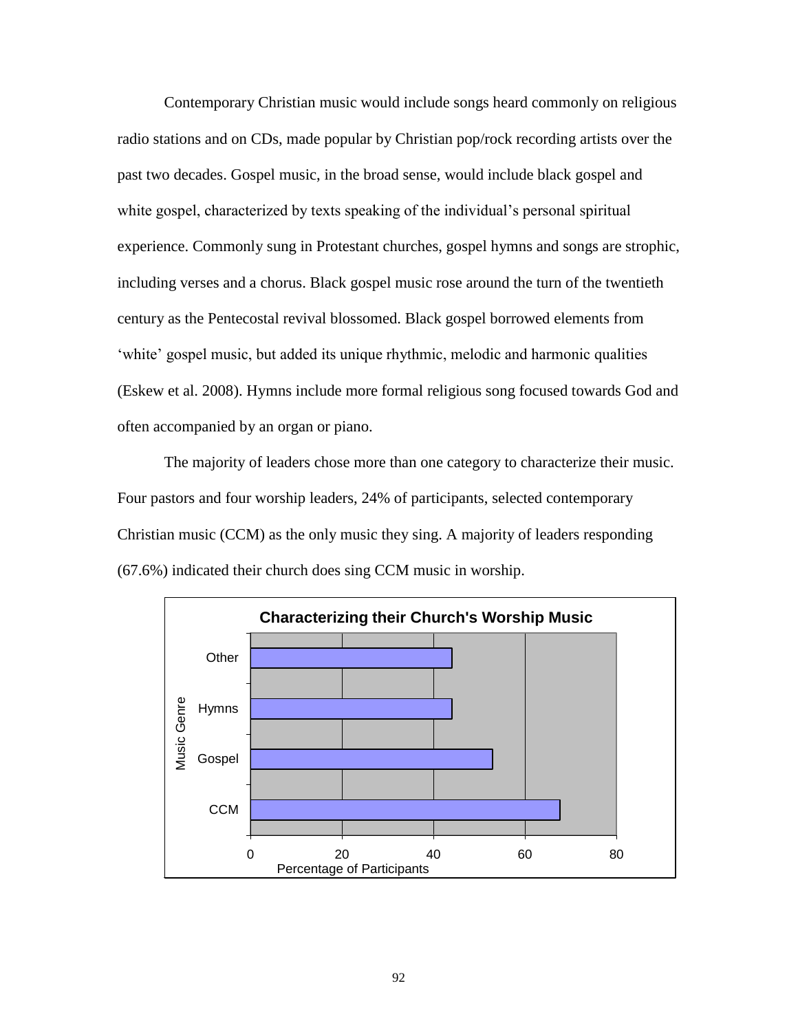Contemporary Christian music would include songs heard commonly on religious radio stations and on CDs, made popular by Christian pop/rock recording artists over the past two decades. Gospel music, in the broad sense, would include black gospel and white gospel, characterized by texts speaking of the individual's personal spiritual experience. Commonly sung in Protestant churches, gospel hymns and songs are strophic, including verses and a chorus. Black gospel music rose around the turn of the twentieth century as the Pentecostal revival blossomed. Black gospel borrowed elements from 'white' gospel music, but added its unique rhythmic, melodic and harmonic qualities (Eskew et al. 2008). Hymns include more formal religious song focused towards God and often accompanied by an organ or piano.

The majority of leaders chose more than one category to characterize their music. Four pastors and four worship leaders, 24% of participants, selected contemporary Christian music (CCM) as the only music they sing. A majority of leaders responding (67.6%) indicated their church does sing CCM music in worship.

**Characterizing their Church's Worship Music**

| Music Genre | Percentage of Participants |
|---|---|
| Other | ~44 |
| Hymns | ~44 |
| Gospel | ~53 |
| CCM | ~67.6 |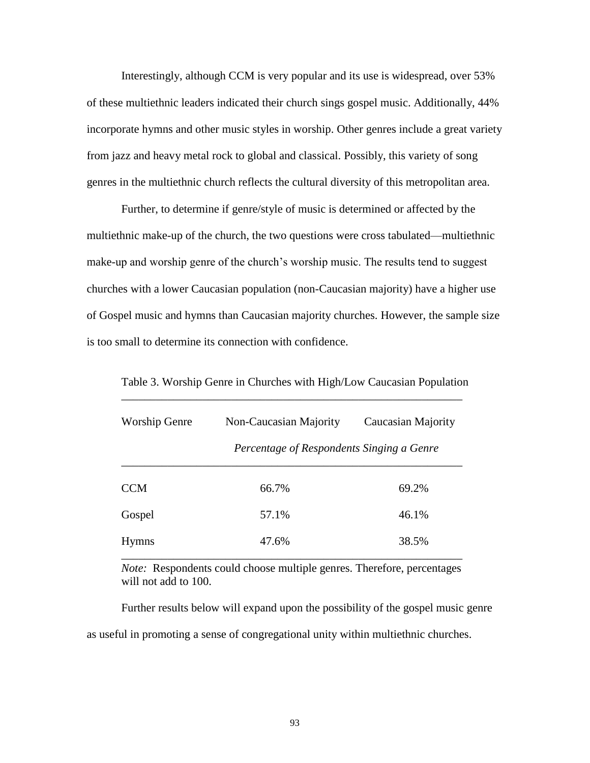Interestingly, although CCM is very popular and its use is widespread, over 53% of these multiethnic leaders indicated their church sings gospel music. Additionally, 44% incorporate hymns and other music styles in worship. Other genres include a great variety from jazz and heavy metal rock to global and classical. Possibly, this variety of song genres in the multiethnic church reflects the cultural diversity of this metropolitan area.

Further, to determine if genre/style of music is determined or affected by the multiethnic make-up of the church, the two questions were cross tabulated—multiethnic make-up and worship genre of the church's worship music. The results tend to suggest churches with a lower Caucasian population (non-Caucasian majority) have a higher use of Gospel music and hymns than Caucasian majority churches. However, the sample size is too small to determine its connection with confidence.

Table 3. Worship Genre in Churches with High/Low Caucasian Population

| Worship Genre | Non-Caucasian Majority | Caucasian Majority |
|---|---|---|
| | *Percentage of Respondents Singing a Genre* | |
| CCM | 66.7% | 69.2% |
| Gospel | 57.1% | 46.1% |
| Hymns | 47.6% | 38.5% |

*Note:* Respondents could choose multiple genres. Therefore, percentages will not add to 100.

Further results below will expand upon the possibility of the gospel music genre as useful in promoting a sense of congregational unity within multiethnic churches.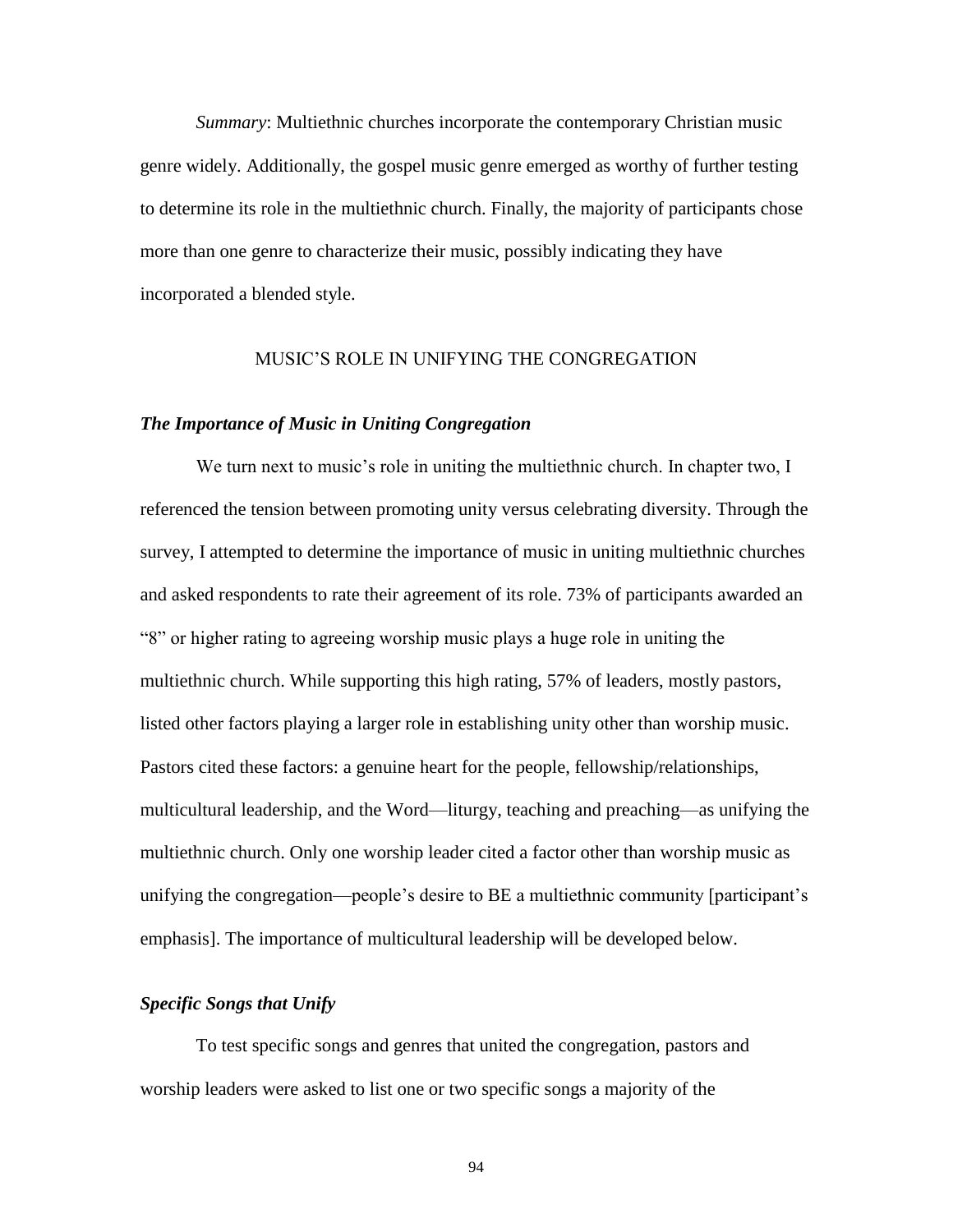*Summary*: Multiethnic churches incorporate the contemporary Christian music genre widely. Additionally, the gospel music genre emerged as worthy of further testing to determine its role in the multiethnic church. Finally, the majority of participants chose more than one genre to characterize their music, possibly indicating they have incorporated a blended style.

## MUSIC'S ROLE IN UNIFYING THE CONGREGATION

### *The Importance of Music in Uniting Congregation*

We turn next to music's role in uniting the multiethnic church. In chapter two, I referenced the tension between promoting unity versus celebrating diversity. Through the survey, I attempted to determine the importance of music in uniting multiethnic churches and asked respondents to rate their agreement of its role. 73% of participants awarded an "8" or higher rating to agreeing worship music plays a huge role in uniting the multiethnic church. While supporting this high rating, 57% of leaders, mostly pastors, listed other factors playing a larger role in establishing unity other than worship music. Pastors cited these factors: a genuine heart for the people, fellowship/relationships, multicultural leadership, and the Word—liturgy, teaching and preaching—as unifying the multiethnic church. Only one worship leader cited a factor other than worship music as unifying the congregation—people's desire to BE a multiethnic community [participant's emphasis]. The importance of multicultural leadership will be developed below.

### *Specific Songs that Unify*

To test specific songs and genres that united the congregation, pastors and worship leaders were asked to list one or two specific songs a majority of the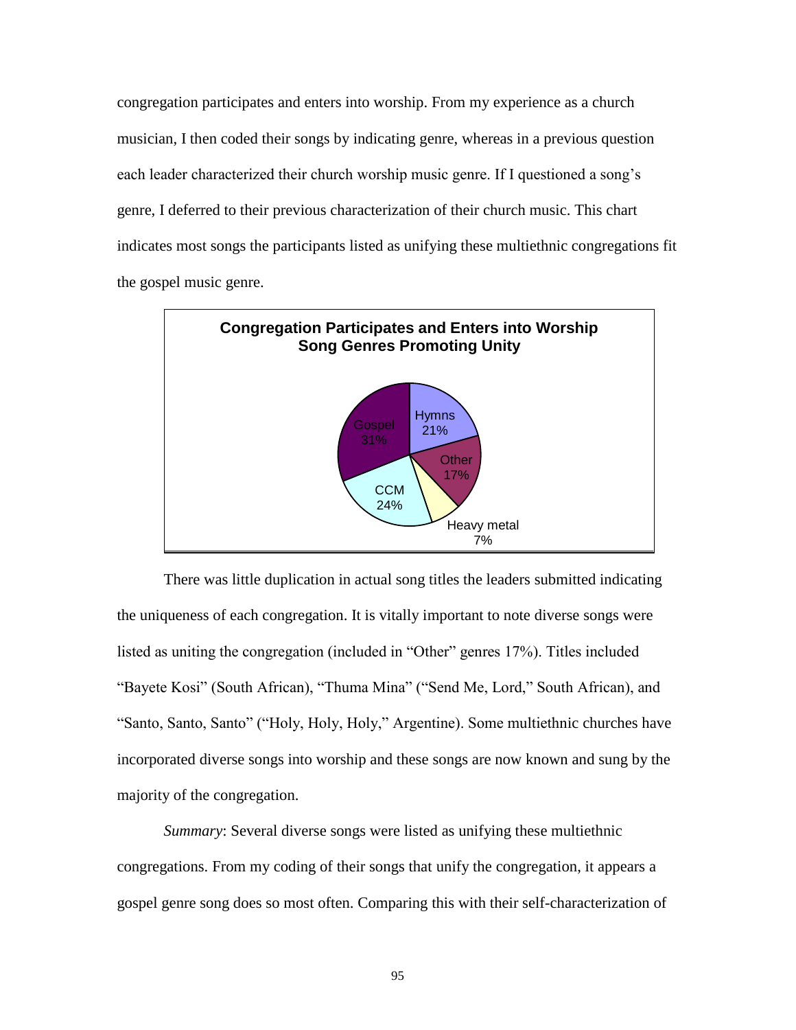congregation participates and enters into worship. From my experience as a church musician, I then coded their songs by indicating genre, whereas in a previous question each leader characterized their church worship music genre. If I questioned a song's genre, I deferred to their previous characterization of their church music. This chart indicates most songs the participants listed as unifying these multiethnic congregations fit the gospel music genre.

**Congregation Participates and Enters into Worship**
**Song Genres Promoting Unity**

| Genre | Percent |
| --- | --- |
| Gospel | 31% |
| Hymns | 21% |
| Other | 17% |
| Heavy metal | 7% |
| CCM | 24% |

There was little duplication in actual song titles the leaders submitted indicating the uniqueness of each congregation. It is vitally important to note diverse songs were listed as uniting the congregation (included in "Other" genres 17%). Titles included "Bayete Kosi" (South African), "Thuma Mina" ("Send Me, Lord," South African), and "Santo, Santo, Santo" ("Holy, Holy, Holy," Argentine). Some multiethnic churches have incorporated diverse songs into worship and these songs are now known and sung by the majority of the congregation.

*Summary*: Several diverse songs were listed as unifying these multiethnic congregations. From my coding of their songs that unify the congregation, it appears a gospel genre song does so most often. Comparing this with their self-characterization of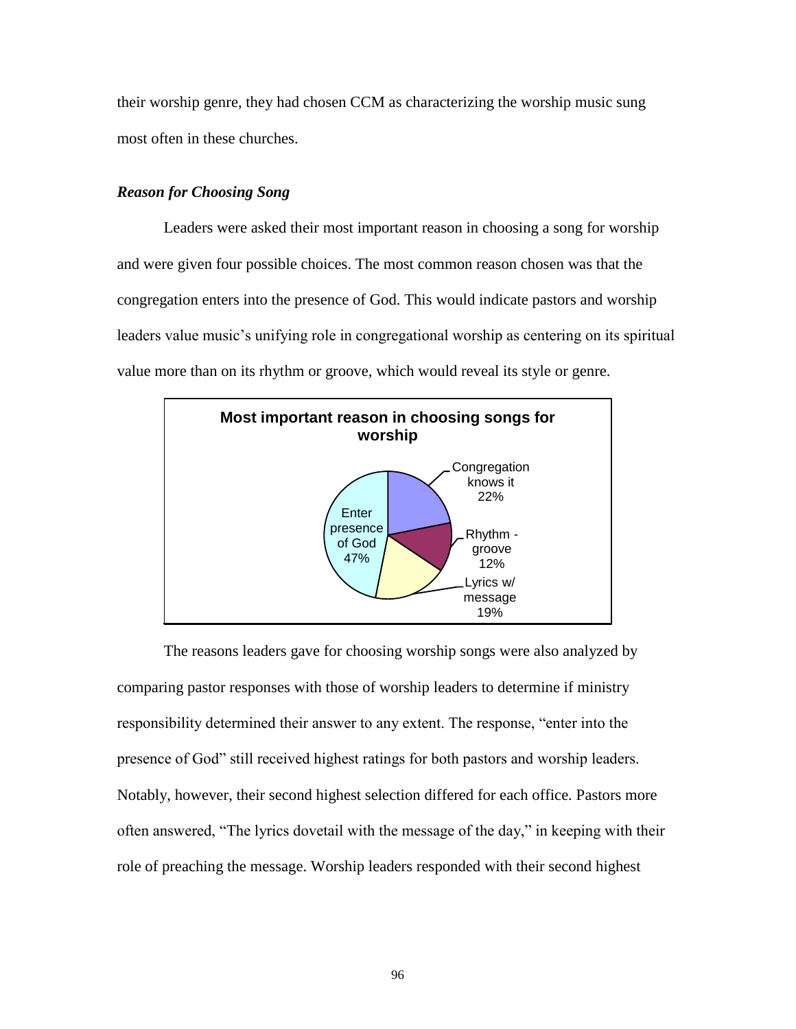their worship genre, they had chosen CCM as characterizing the worship music sung most often in these churches.

### *Reason for Choosing Song*

Leaders were asked their most important reason in choosing a song for worship and were given four possible choices. The most common reason chosen was that the congregation enters into the presence of God. This would indicate pastors and worship leaders value music's unifying role in congregational worship as centering on its spiritual value more than on its rhythm or groove, which would reveal its style or genre.

**Most important reason in choosing songs for worship**

| Reason | Percentage |
|---|---|
| Enter presence of God | 47% |
| Congregation knows it | 22% |
| Lyrics w/ message | 19% |
| Rhythm - groove | 12% |

The reasons leaders gave for choosing worship songs were also analyzed by comparing pastor responses with those of worship leaders to determine if ministry responsibility determined their answer to any extent. The response, "enter into the presence of God" still received highest ratings for both pastors and worship leaders. Notably, however, their second highest selection differed for each office. Pastors more often answered, "The lyrics dovetail with the message of the day," in keeping with their role of preaching the message. Worship leaders responded with their second highest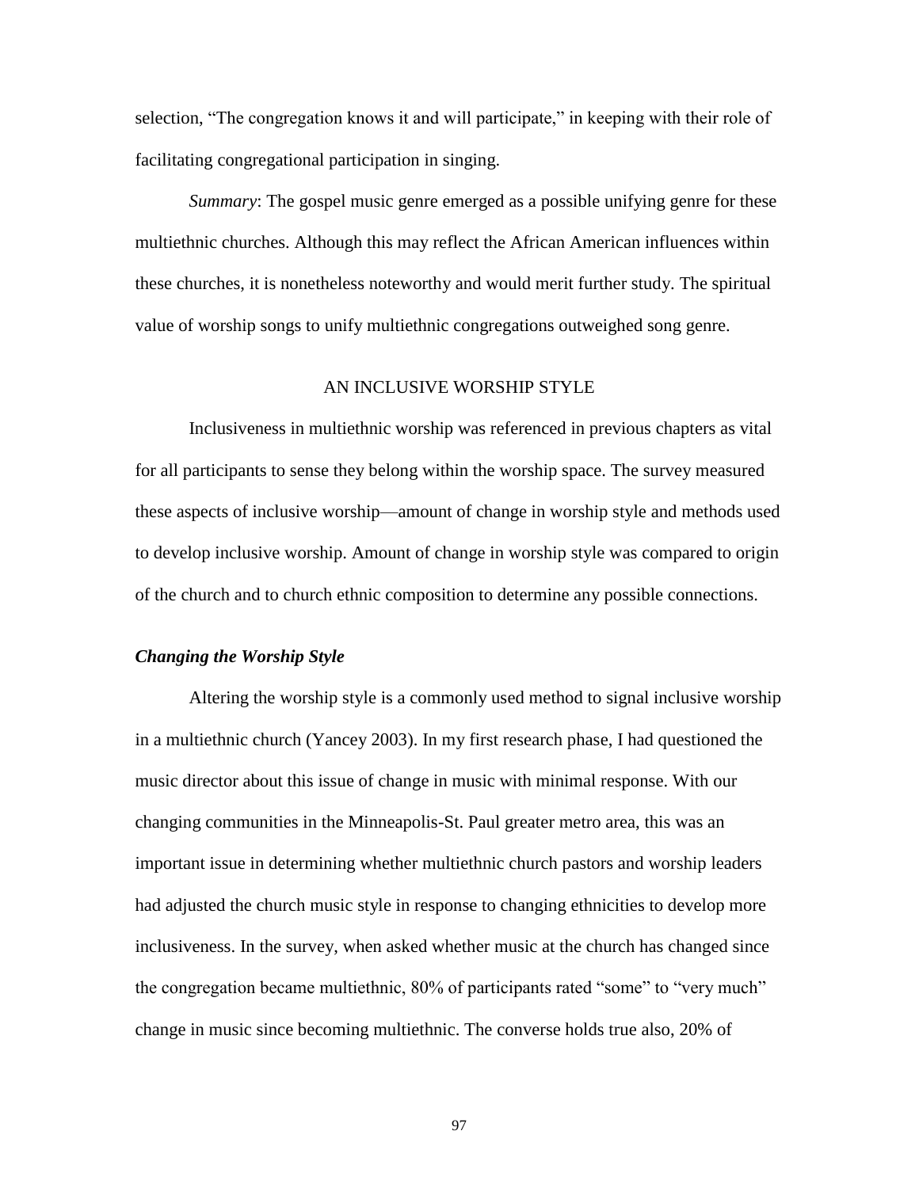selection, "The congregation knows it and will participate," in keeping with their role of facilitating congregational participation in singing.

*Summary*: The gospel music genre emerged as a possible unifying genre for these multiethnic churches. Although this may reflect the African American influences within these churches, it is nonetheless noteworthy and would merit further study. The spiritual value of worship songs to unify multiethnic congregations outweighed song genre.

## AN INCLUSIVE WORSHIP STYLE

Inclusiveness in multiethnic worship was referenced in previous chapters as vital for all participants to sense they belong within the worship space. The survey measured these aspects of inclusive worship—amount of change in worship style and methods used to develop inclusive worship. Amount of change in worship style was compared to origin of the church and to church ethnic composition to determine any possible connections.

### *Changing the Worship Style*

Altering the worship style is a commonly used method to signal inclusive worship in a multiethnic church (Yancey 2003). In my first research phase, I had questioned the music director about this issue of change in music with minimal response. With our changing communities in the Minneapolis-St. Paul greater metro area, this was an important issue in determining whether multiethnic church pastors and worship leaders had adjusted the church music style in response to changing ethnicities to develop more inclusiveness. In the survey, when asked whether music at the church has changed since the congregation became multiethnic, 80% of participants rated "some" to "very much" change in music since becoming multiethnic. The converse holds true also, 20% of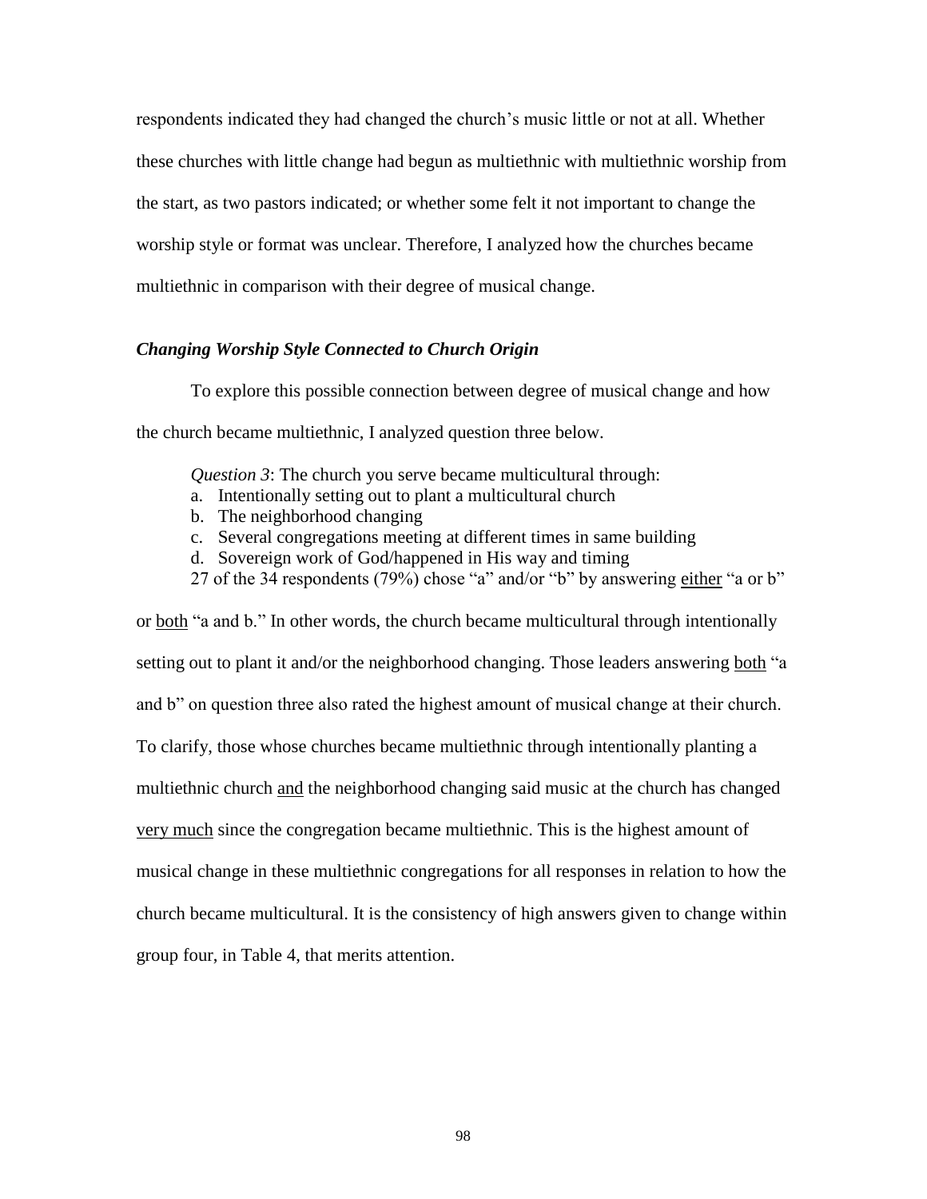respondents indicated they had changed the church's music little or not at all. Whether these churches with little change had begun as multiethnic with multiethnic worship from the start, as two pastors indicated; or whether some felt it not important to change the worship style or format was unclear. Therefore, I analyzed how the churches became multiethnic in comparison with their degree of musical change.

### *Changing Worship Style Connected to Church Origin*

To explore this possible connection between degree of musical change and how the church became multiethnic, I analyzed question three below.

> *Question 3*: The church you serve became multicultural through:
> a. Intentionally setting out to plant a multicultural church
> b. The neighborhood changing
> c. Several congregations meeting at different times in same building
> d. Sovereign work of God/happened in His way and timing

27 of the 34 respondents (79%) chose "a" and/or "b" by answering <u>either</u> "a or b" or <u>both</u> "a and b." In other words, the church became multicultural through intentionally setting out to plant it and/or the neighborhood changing. Those leaders answering <u>both</u> "a and b" on question three also rated the highest amount of musical change at their church. To clarify, those whose churches became multiethnic through intentionally planting a multiethnic church <u>and</u> the neighborhood changing said music at the church has changed <u>very much</u> since the congregation became multiethnic. This is the highest amount of musical change in these multiethnic congregations for all responses in relation to how the church became multicultural. It is the consistency of high answers given to change within group four, in Table 4, that merits attention.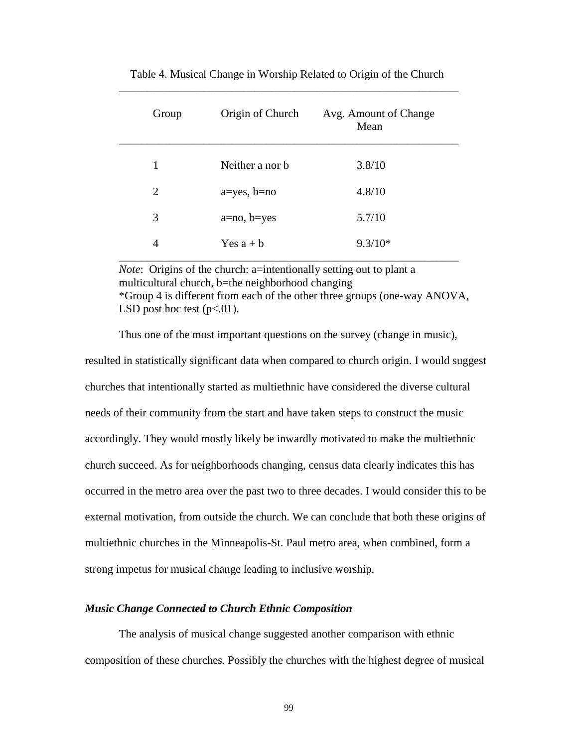Table 4. Musical Change in Worship Related to Origin of the Church

| Group | Origin of Church | Avg. Amount of Change Mean |
|---|---|---|
| 1 | Neither a nor b | 3.8/10 |
| 2 | a=yes, b=no | 4.8/10 |
| 3 | a=no, b=yes | 5.7/10 |
| 4 | Yes a + b | 9.3/10* |

*Note*: Origins of the church: a=intentionally setting out to plant a multicultural church, b=the neighborhood changing
*Group 4 is different from each of the other three groups (one-way ANOVA, LSD post hoc test ($p<.01$).

Thus one of the most important questions on the survey (change in music), resulted in statistically significant data when compared to church origin. I would suggest churches that intentionally started as multiethnic have considered the diverse cultural needs of their community from the start and have taken steps to construct the music accordingly. They would mostly likely be inwardly motivated to make the multiethnic church succeed. As for neighborhoods changing, census data clearly indicates this has occurred in the metro area over the past two to three decades. I would consider this to be external motivation, from outside the church. We can conclude that both these origins of multiethnic churches in the Minneapolis-St. Paul metro area, when combined, form a strong impetus for musical change leading to inclusive worship.

### *Music Change Connected to Church Ethnic Composition*

The analysis of musical change suggested another comparison with ethnic composition of these churches. Possibly the churches with the highest degree of musical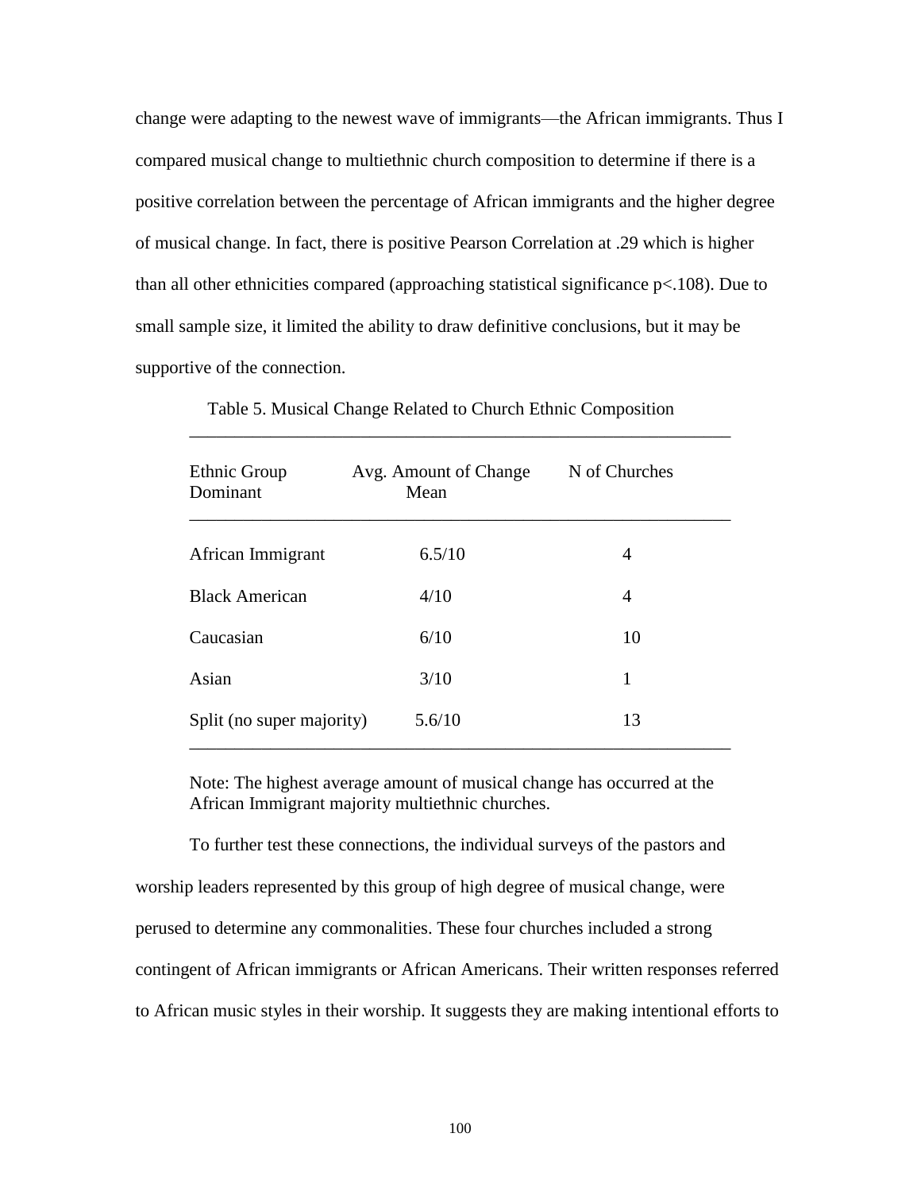change were adapting to the newest wave of immigrants—the African immigrants. Thus I compared musical change to multiethnic church composition to determine if there is a positive correlation between the percentage of African immigrants and the higher degree of musical change. In fact, there is positive Pearson Correlation at .29 which is higher than all other ethnicities compared (approaching statistical significance $p<.108$). Due to small sample size, it limited the ability to draw definitive conclusions, but it may be supportive of the connection.

Table 5. Musical Change Related to Church Ethnic Composition

| Ethnic Group Dominant | Avg. Amount of Change Mean | N of Churches |
|---|---|---|
| African Immigrant | 6.5/10 | 4 |
| Black American | 4/10 | 4 |
| Caucasian | 6/10 | 10 |
| Asian | 3/10 | 1 |
| Split (no super majority) | 5.6/10 | 13 |

Note: The highest average amount of musical change has occurred at the African Immigrant majority multiethnic churches.

To further test these connections, the individual surveys of the pastors and worship leaders represented by this group of high degree of musical change, were perused to determine any commonalities. These four churches included a strong contingent of African immigrants or African Americans. Their written responses referred to African music styles in their worship. It suggests they are making intentional efforts to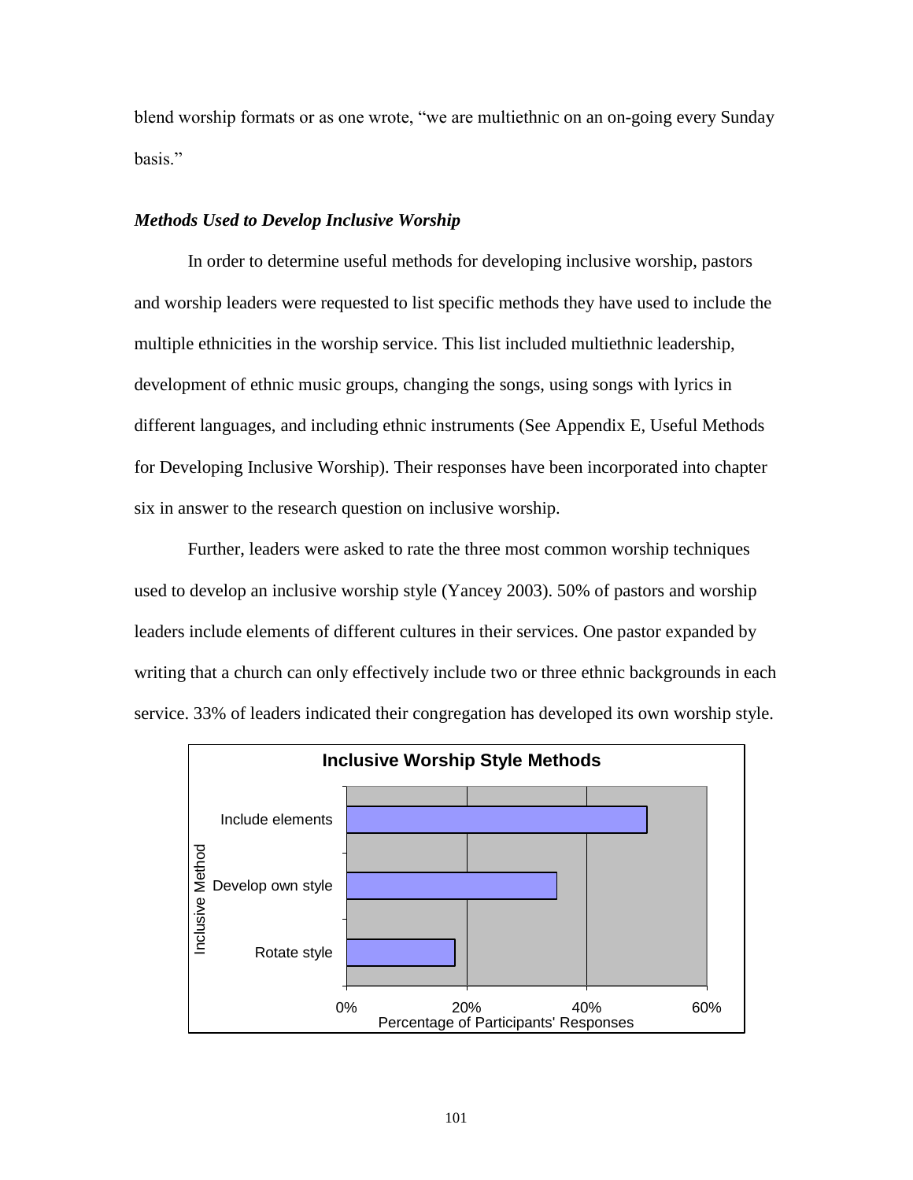blend worship formats or as one wrote, "we are multiethnic on an on-going every Sunday basis."

### *Methods Used to Develop Inclusive Worship*

In order to determine useful methods for developing inclusive worship, pastors and worship leaders were requested to list specific methods they have used to include the multiple ethnicities in the worship service. This list included multiethnic leadership, development of ethnic music groups, changing the songs, using songs with lyrics in different languages, and including ethnic instruments (See Appendix E, Useful Methods for Developing Inclusive Worship). Their responses have been incorporated into chapter six in answer to the research question on inclusive worship.

Further, leaders were asked to rate the three most common worship techniques used to develop an inclusive worship style (Yancey 2003). 50% of pastors and worship leaders include elements of different cultures in their services. One pastor expanded by writing that a church can only effectively include two or three ethnic backgrounds in each service. 33% of leaders indicated their congregation has developed its own worship style.

**Inclusive Worship Style Methods**

| Inclusive Method | Percentage of Participants' Responses |
|---|---|
| Include elements | 50% |
| Develop own style | 35% |
| Rotate style | 18% |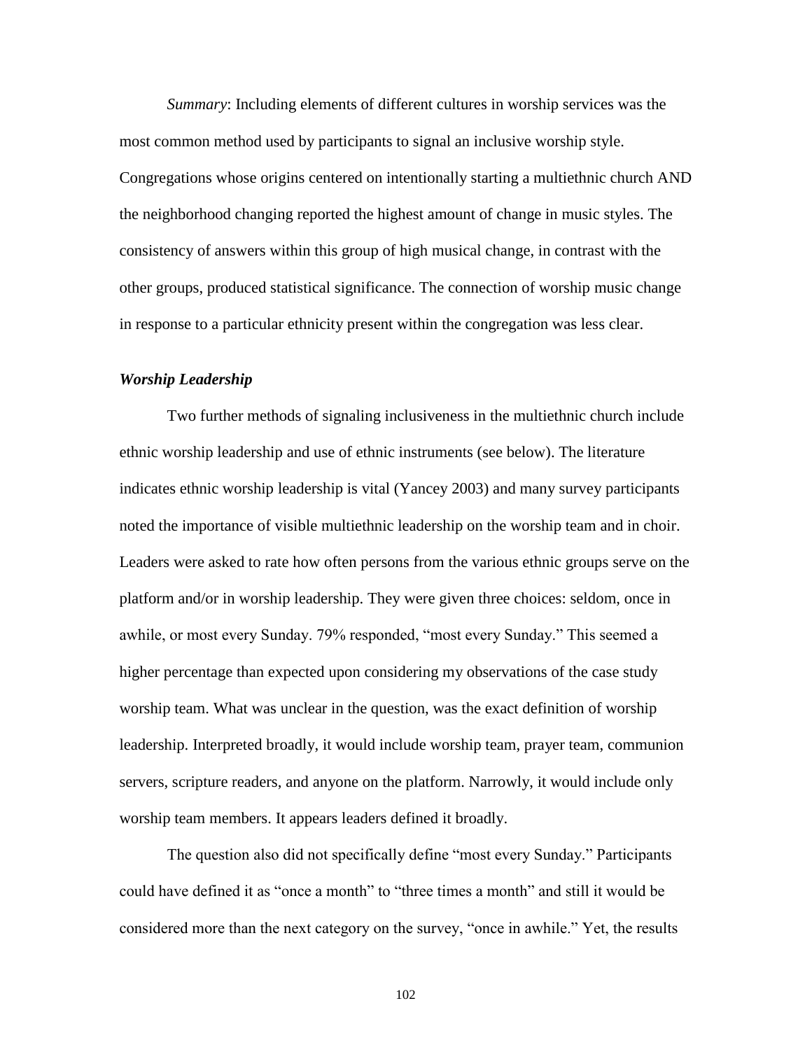*Summary*: Including elements of different cultures in worship services was the most common method used by participants to signal an inclusive worship style. Congregations whose origins centered on intentionally starting a multiethnic church AND the neighborhood changing reported the highest amount of change in music styles. The consistency of answers within this group of high musical change, in contrast with the other groups, produced statistical significance. The connection of worship music change in response to a particular ethnicity present within the congregation was less clear.

### *Worship Leadership*

Two further methods of signaling inclusiveness in the multiethnic church include ethnic worship leadership and use of ethnic instruments (see below). The literature indicates ethnic worship leadership is vital (Yancey 2003) and many survey participants noted the importance of visible multiethnic leadership on the worship team and in choir. Leaders were asked to rate how often persons from the various ethnic groups serve on the platform and/or in worship leadership. They were given three choices: seldom, once in awhile, or most every Sunday. 79% responded, "most every Sunday." This seemed a higher percentage than expected upon considering my observations of the case study worship team. What was unclear in the question, was the exact definition of worship leadership. Interpreted broadly, it would include worship team, prayer team, communion servers, scripture readers, and anyone on the platform. Narrowly, it would include only worship team members. It appears leaders defined it broadly.

The question also did not specifically define "most every Sunday." Participants could have defined it as "once a month" to "three times a month" and still it would be considered more than the next category on the survey, "once in awhile." Yet, the results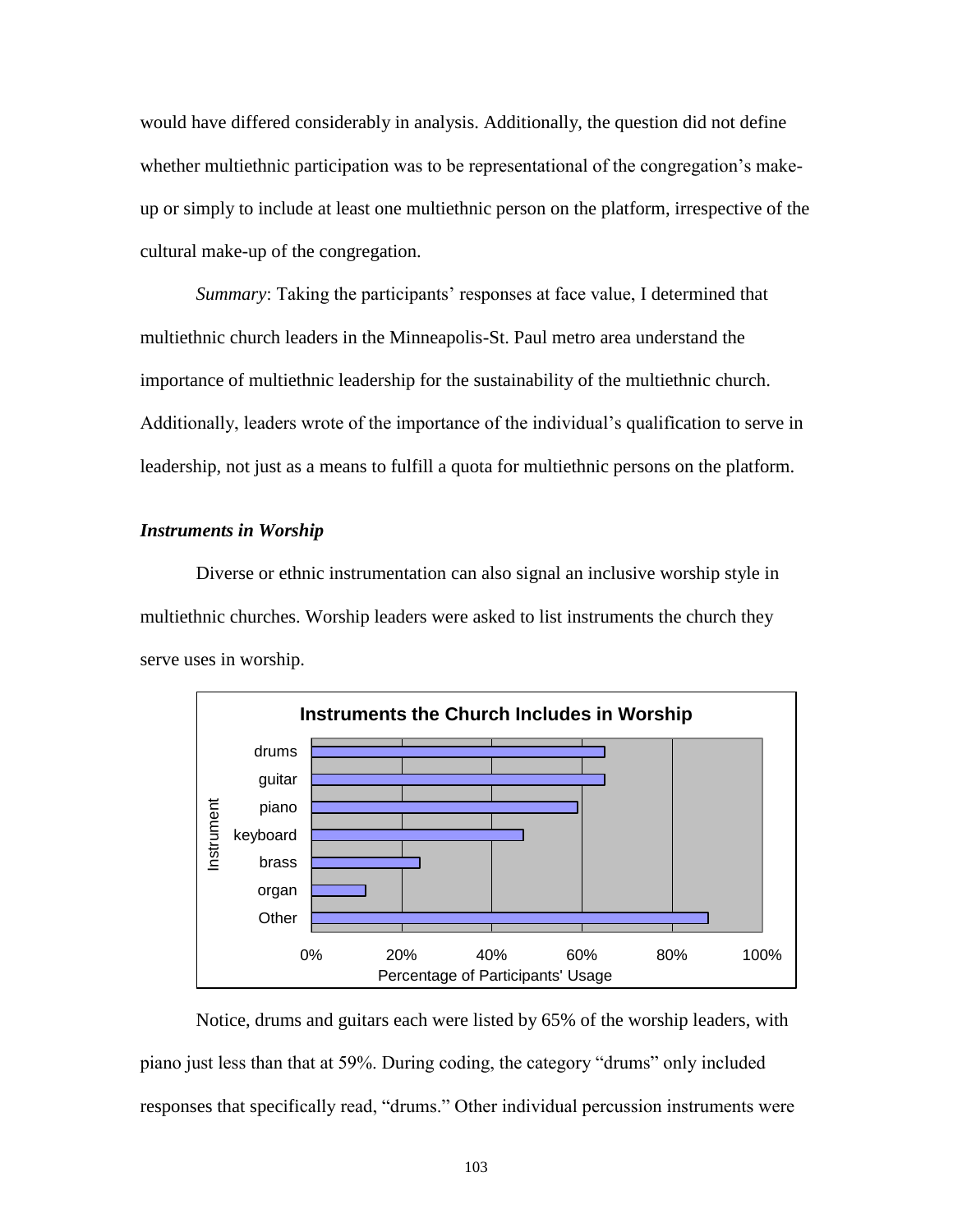would have differed considerably in analysis. Additionally, the question did not define whether multiethnic participation was to be representational of the congregation's make-up or simply to include at least one multiethnic person on the platform, irrespective of the cultural make-up of the congregation.

*Summary*: Taking the participants' responses at face value, I determined that multiethnic church leaders in the Minneapolis-St. Paul metro area understand the importance of multiethnic leadership for the sustainability of the multiethnic church. Additionally, leaders wrote of the importance of the individual's qualification to serve in leadership, not just as a means to fulfill a quota for multiethnic persons on the platform.

### *Instruments in Worship*

Diverse or ethnic instrumentation can also signal an inclusive worship style in multiethnic churches. Worship leaders were asked to list instruments the church they serve uses in worship.

**Instruments the Church Includes in Worship**

Instrument: drums, guitar, piano, keyboard, brass, organ, Other

Percentage of Participants' Usage: 0%, 20%, 40%, 60%, 80%, 100%

Notice, drums and guitars each were listed by 65% of the worship leaders, with piano just less than that at 59%. During coding, the category "drums" only included responses that specifically read, "drums." Other individual percussion instruments were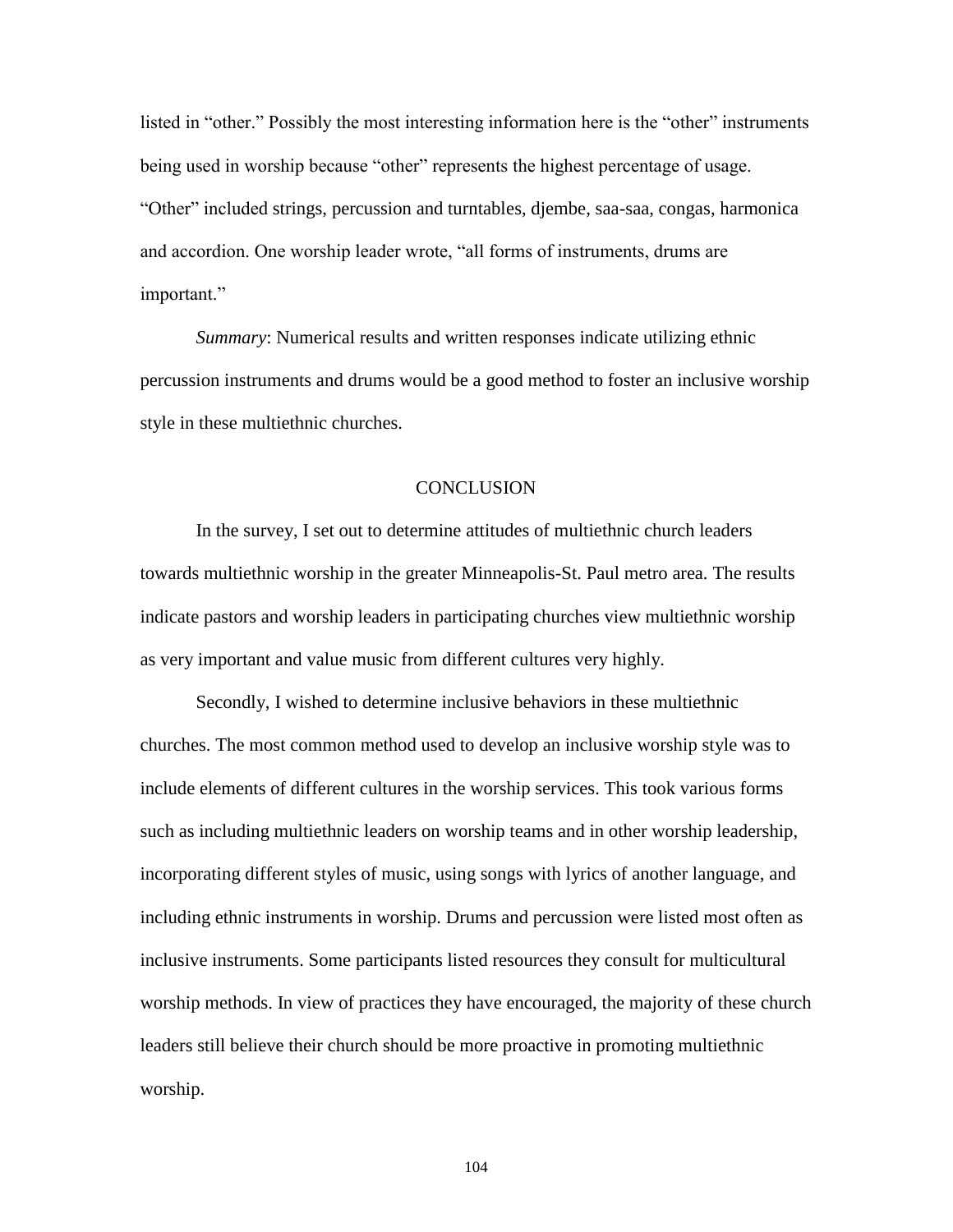listed in "other." Possibly the most interesting information here is the "other" instruments being used in worship because "other" represents the highest percentage of usage. "Other" included strings, percussion and turntables, djembe, saa-saa, congas, harmonica and accordion. One worship leader wrote, "all forms of instruments, drums are important."

*Summary*: Numerical results and written responses indicate utilizing ethnic percussion instruments and drums would be a good method to foster an inclusive worship style in these multiethnic churches.

## CONCLUSION

In the survey, I set out to determine attitudes of multiethnic church leaders towards multiethnic worship in the greater Minneapolis-St. Paul metro area. The results indicate pastors and worship leaders in participating churches view multiethnic worship as very important and value music from different cultures very highly.

Secondly, I wished to determine inclusive behaviors in these multiethnic churches. The most common method used to develop an inclusive worship style was to include elements of different cultures in the worship services. This took various forms such as including multiethnic leaders on worship teams and in other worship leadership, incorporating different styles of music, using songs with lyrics of another language, and including ethnic instruments in worship. Drums and percussion were listed most often as inclusive instruments. Some participants listed resources they consult for multicultural worship methods. In view of practices they have encouraged, the majority of these church leaders still believe their church should be more proactive in promoting multiethnic worship.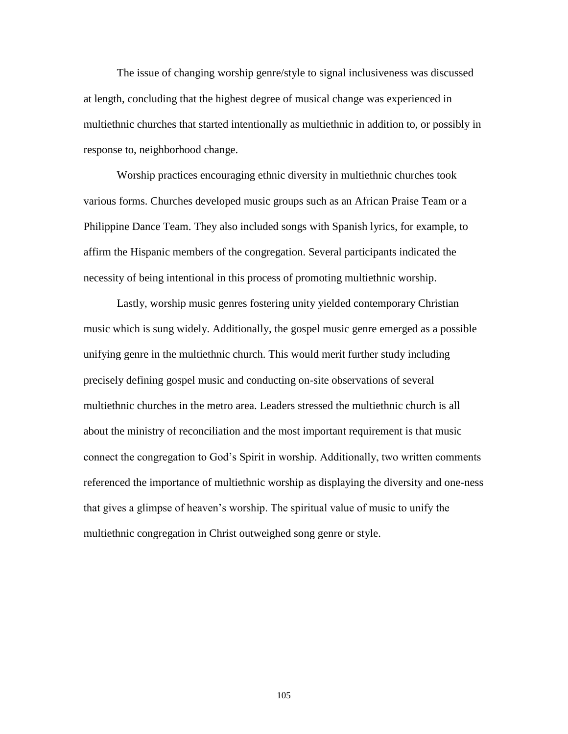The issue of changing worship genre/style to signal inclusiveness was discussed at length, concluding that the highest degree of musical change was experienced in multiethnic churches that started intentionally as multiethnic in addition to, or possibly in response to, neighborhood change.

Worship practices encouraging ethnic diversity in multiethnic churches took various forms. Churches developed music groups such as an African Praise Team or a Philippine Dance Team. They also included songs with Spanish lyrics, for example, to affirm the Hispanic members of the congregation. Several participants indicated the necessity of being intentional in this process of promoting multiethnic worship.

Lastly, worship music genres fostering unity yielded contemporary Christian music which is sung widely. Additionally, the gospel music genre emerged as a possible unifying genre in the multiethnic church. This would merit further study including precisely defining gospel music and conducting on-site observations of several multiethnic churches in the metro area. Leaders stressed the multiethnic church is all about the ministry of reconciliation and the most important requirement is that music connect the congregation to God's Spirit in worship. Additionally, two written comments referenced the importance of multiethnic worship as displaying the diversity and one-ness that gives a glimpse of heaven's worship. The spiritual value of music to unify the multiethnic congregation in Christ outweighed song genre or style.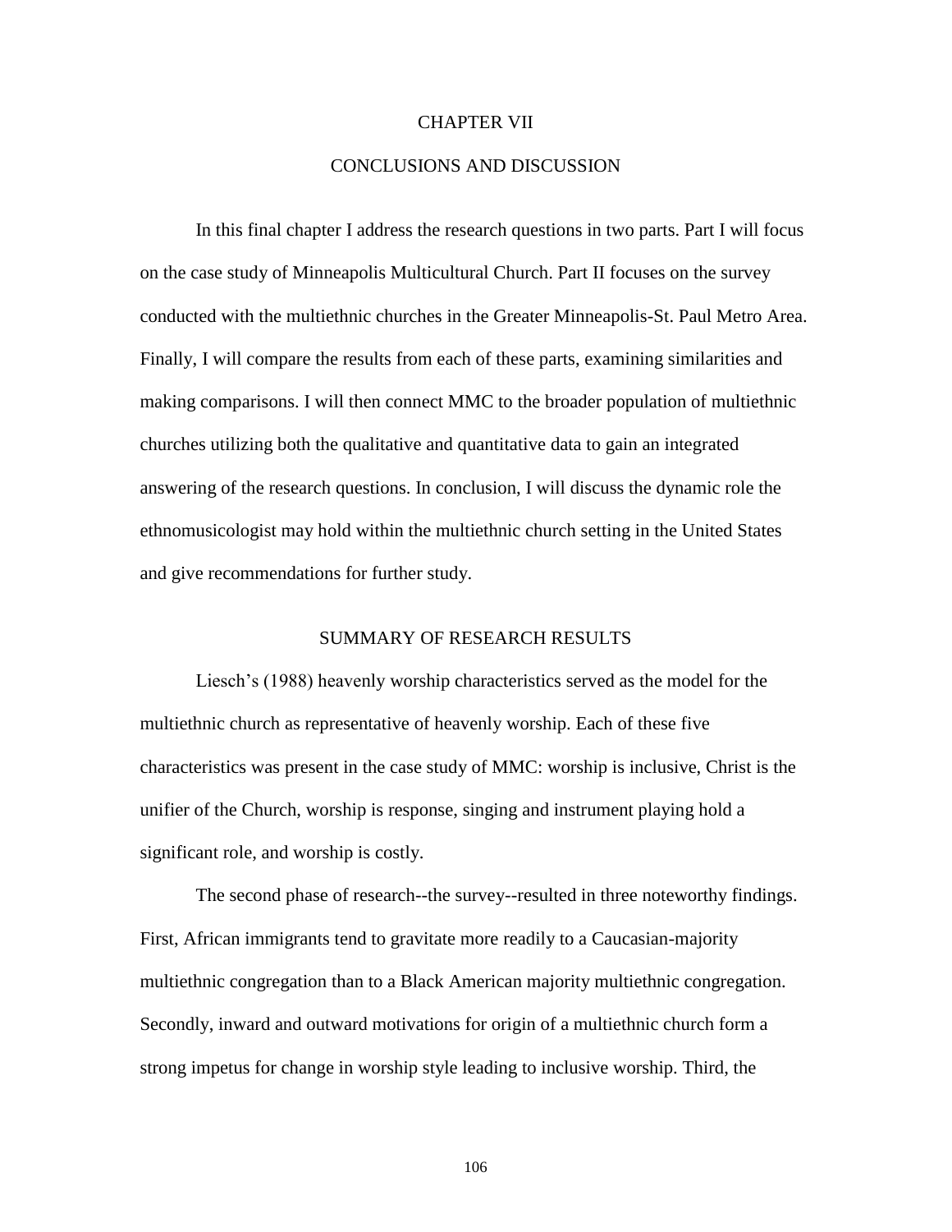# CHAPTER VII

# CONCLUSIONS AND DISCUSSION

In this final chapter I address the research questions in two parts. Part I will focus on the case study of Minneapolis Multicultural Church. Part II focuses on the survey conducted with the multiethnic churches in the Greater Minneapolis-St. Paul Metro Area. Finally, I will compare the results from each of these parts, examining similarities and making comparisons. I will then connect MMC to the broader population of multiethnic churches utilizing both the qualitative and quantitative data to gain an integrated answering of the research questions. In conclusion, I will discuss the dynamic role the ethnomusicologist may hold within the multiethnic church setting in the United States and give recommendations for further study.

## SUMMARY OF RESEARCH RESULTS

Liesch's (1988) heavenly worship characteristics served as the model for the multiethnic church as representative of heavenly worship. Each of these five characteristics was present in the case study of MMC: worship is inclusive, Christ is the unifier of the Church, worship is response, singing and instrument playing hold a significant role, and worship is costly.

The second phase of research--the survey--resulted in three noteworthy findings. First, African immigrants tend to gravitate more readily to a Caucasian-majority multiethnic congregation than to a Black American majority multiethnic congregation. Secondly, inward and outward motivations for origin of a multiethnic church form a strong impetus for change in worship style leading to inclusive worship. Third, the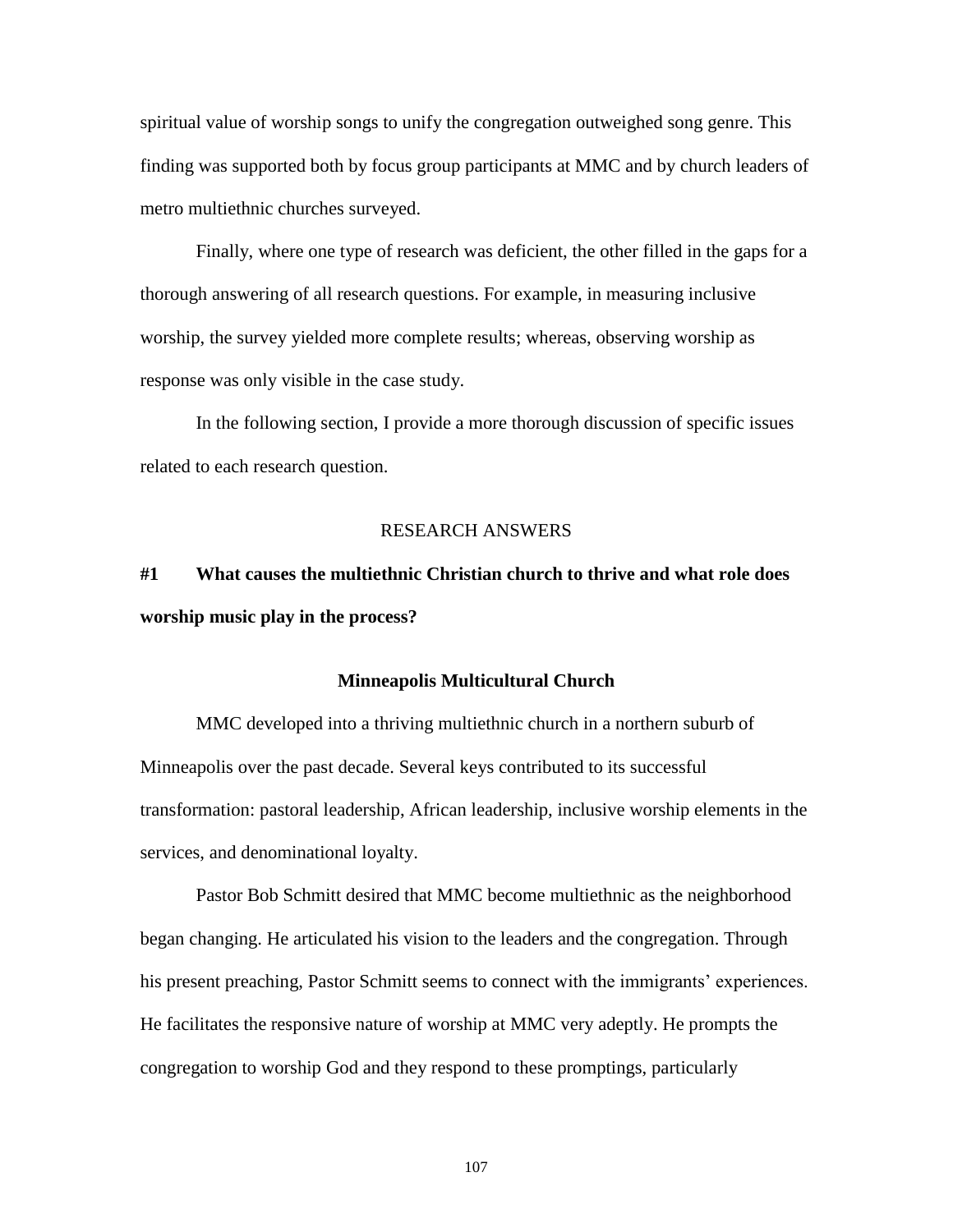spiritual value of worship songs to unify the congregation outweighed song genre. This finding was supported both by focus group participants at MMC and by church leaders of metro multiethnic churches surveyed.

Finally, where one type of research was deficient, the other filled in the gaps for a thorough answering of all research questions. For example, in measuring inclusive worship, the survey yielded more complete results; whereas, observing worship as response was only visible in the case study.

In the following section, I provide a more thorough discussion of specific issues related to each research question.

## RESEARCH ANSWERS

### #1 What causes the multiethnic Christian church to thrive and what role does worship music play in the process?

#### Minneapolis Multicultural Church

MMC developed into a thriving multiethnic church in a northern suburb of Minneapolis over the past decade. Several keys contributed to its successful transformation: pastoral leadership, African leadership, inclusive worship elements in the services, and denominational loyalty.

Pastor Bob Schmitt desired that MMC become multiethnic as the neighborhood began changing. He articulated his vision to the leaders and the congregation. Through his present preaching, Pastor Schmitt seems to connect with the immigrants' experiences. He facilitates the responsive nature of worship at MMC very adeptly. He prompts the congregation to worship God and they respond to these promptings, particularly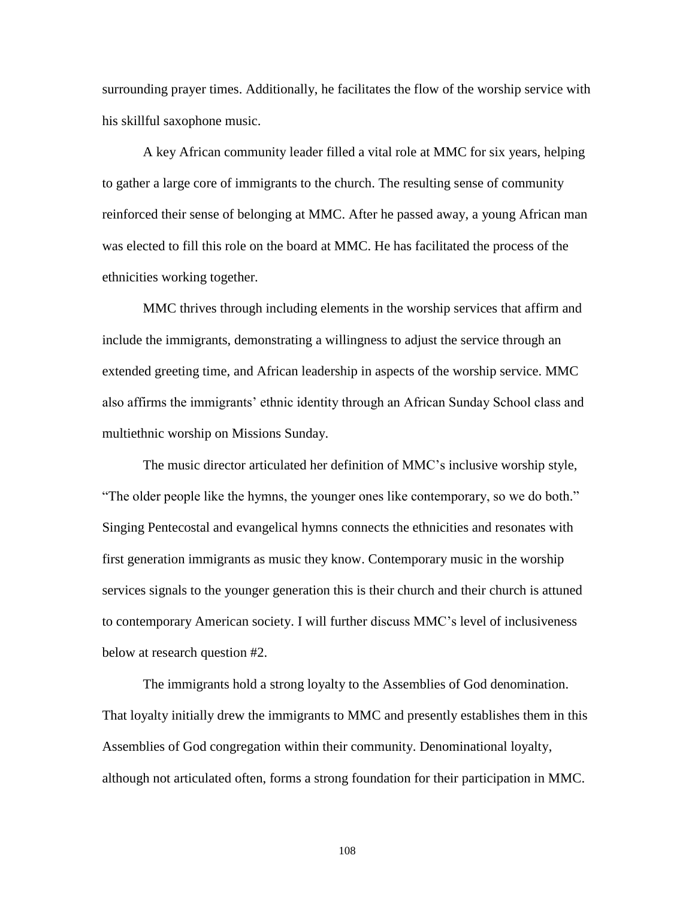surrounding prayer times. Additionally, he facilitates the flow of the worship service with his skillful saxophone music.

A key African community leader filled a vital role at MMC for six years, helping to gather a large core of immigrants to the church. The resulting sense of community reinforced their sense of belonging at MMC. After he passed away, a young African man was elected to fill this role on the board at MMC. He has facilitated the process of the ethnicities working together.

MMC thrives through including elements in the worship services that affirm and include the immigrants, demonstrating a willingness to adjust the service through an extended greeting time, and African leadership in aspects of the worship service. MMC also affirms the immigrants' ethnic identity through an African Sunday School class and multiethnic worship on Missions Sunday.

The music director articulated her definition of MMC's inclusive worship style, "The older people like the hymns, the younger ones like contemporary, so we do both." Singing Pentecostal and evangelical hymns connects the ethnicities and resonates with first generation immigrants as music they know. Contemporary music in the worship services signals to the younger generation this is their church and their church is attuned to contemporary American society. I will further discuss MMC's level of inclusiveness below at research question #2.

The immigrants hold a strong loyalty to the Assemblies of God denomination. That loyalty initially drew the immigrants to MMC and presently establishes them in this Assemblies of God congregation within their community. Denominational loyalty, although not articulated often, forms a strong foundation for their participation in MMC.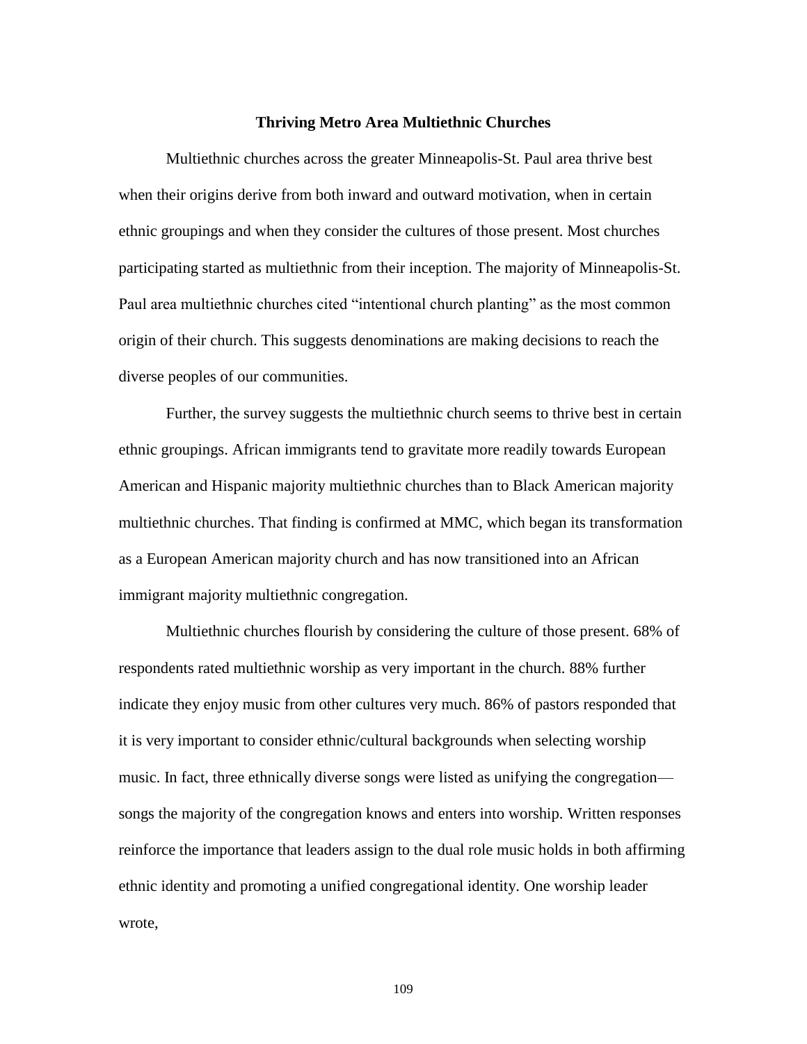## Thriving Metro Area Multiethnic Churches

Multiethnic churches across the greater Minneapolis-St. Paul area thrive best when their origins derive from both inward and outward motivation, when in certain ethnic groupings and when they consider the cultures of those present. Most churches participating started as multiethnic from their inception. The majority of Minneapolis-St. Paul area multiethnic churches cited "intentional church planting" as the most common origin of their church. This suggests denominations are making decisions to reach the diverse peoples of our communities.

Further, the survey suggests the multiethnic church seems to thrive best in certain ethnic groupings. African immigrants tend to gravitate more readily towards European American and Hispanic majority multiethnic churches than to Black American majority multiethnic churches. That finding is confirmed at MMC, which began its transformation as a European American majority church and has now transitioned into an African immigrant majority multiethnic congregation.

Multiethnic churches flourish by considering the culture of those present. 68% of respondents rated multiethnic worship as very important in the church. 88% further indicate they enjoy music from other cultures very much. 86% of pastors responded that it is very important to consider ethnic/cultural backgrounds when selecting worship music. In fact, three ethnically diverse songs were listed as unifying the congregation—songs the majority of the congregation knows and enters into worship. Written responses reinforce the importance that leaders assign to the dual role music holds in both affirming ethnic identity and promoting a unified congregational identity. One worship leader wrote,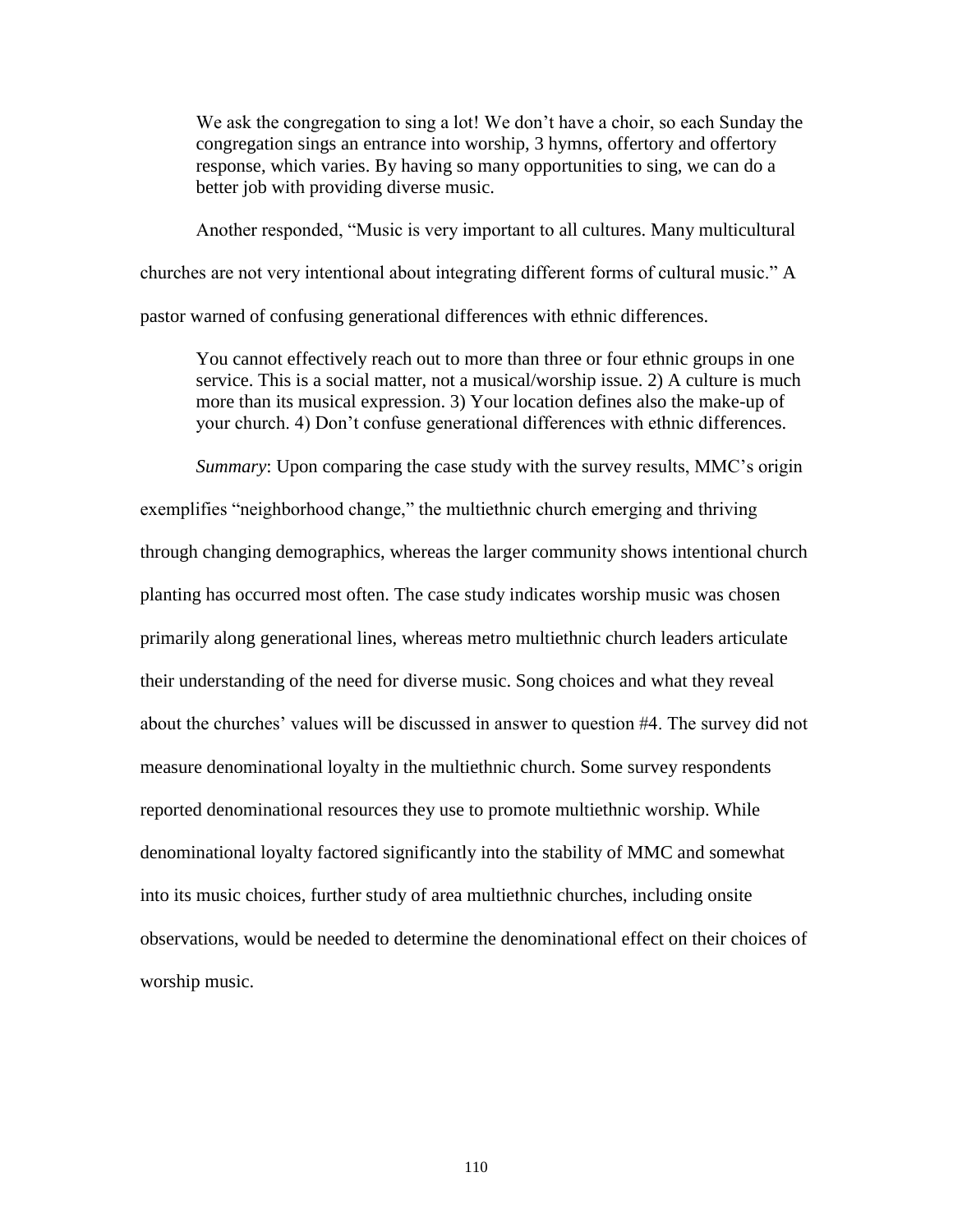> We ask the congregation to sing a lot! We don't have a choir, so each Sunday the congregation sings an entrance into worship, 3 hymns, offertory and offertory response, which varies. By having so many opportunities to sing, we can do a better job with providing diverse music.

Another responded, "Music is very important to all cultures. Many multicultural churches are not very intentional about integrating different forms of cultural music." A pastor warned of confusing generational differences with ethnic differences.

> You cannot effectively reach out to more than three or four ethnic groups in one service. This is a social matter, not a musical/worship issue. 2) A culture is much more than its musical expression. 3) Your location defines also the make-up of your church. 4) Don't confuse generational differences with ethnic differences.

*Summary*: Upon comparing the case study with the survey results, MMC's origin exemplifies "neighborhood change," the multiethnic church emerging and thriving through changing demographics, whereas the larger community shows intentional church planting has occurred most often. The case study indicates worship music was chosen primarily along generational lines, whereas metro multiethnic church leaders articulate their understanding of the need for diverse music. Song choices and what they reveal about the churches' values will be discussed in answer to question #4. The survey did not measure denominational loyalty in the multiethnic church. Some survey respondents reported denominational resources they use to promote multiethnic worship. While denominational loyalty factored significantly into the stability of MMC and somewhat into its music choices, further study of area multiethnic churches, including onsite observations, would be needed to determine the denominational effect on their choices of worship music.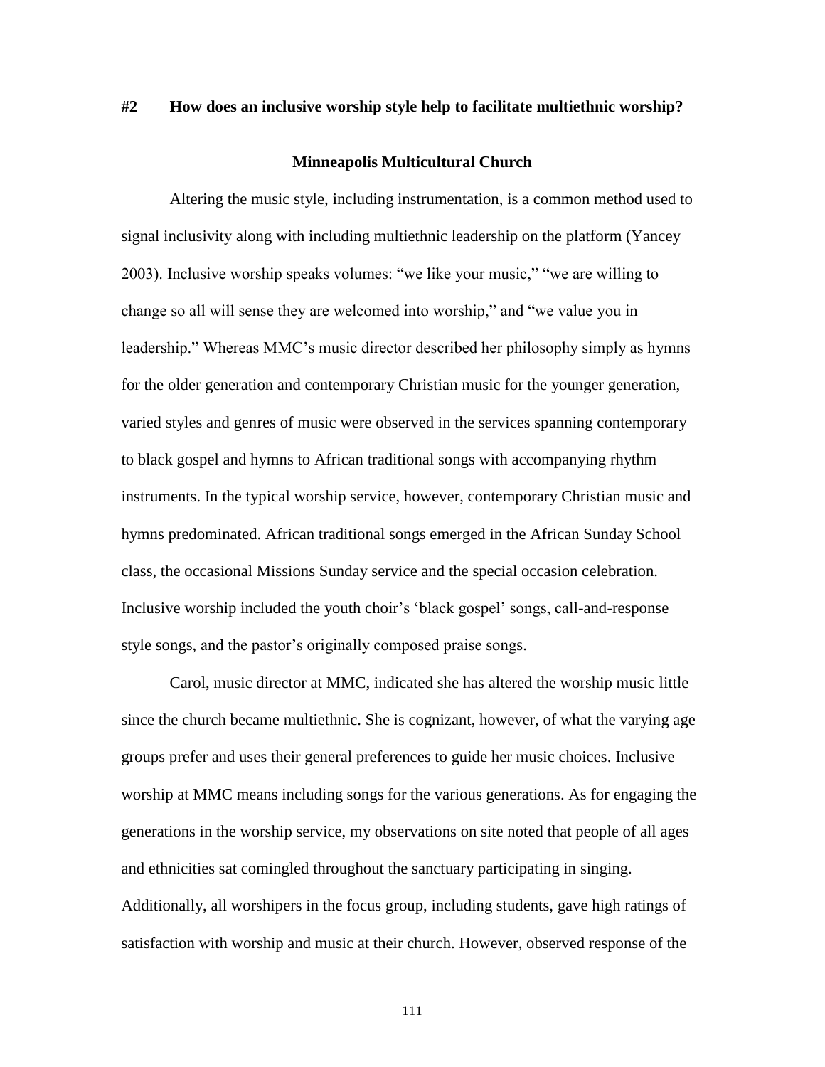## #2 How does an inclusive worship style help to facilitate multiethnic worship?

### Minneapolis Multicultural Church

Altering the music style, including instrumentation, is a common method used to signal inclusivity along with including multiethnic leadership on the platform (Yancey 2003). Inclusive worship speaks volumes: "we like your music," "we are willing to change so all will sense they are welcomed into worship," and "we value you in leadership." Whereas MMC's music director described her philosophy simply as hymns for the older generation and contemporary Christian music for the younger generation, varied styles and genres of music were observed in the services spanning contemporary to black gospel and hymns to African traditional songs with accompanying rhythm instruments. In the typical worship service, however, contemporary Christian music and hymns predominated. African traditional songs emerged in the African Sunday School class, the occasional Missions Sunday service and the special occasion celebration. Inclusive worship included the youth choir's 'black gospel' songs, call-and-response style songs, and the pastor's originally composed praise songs.

Carol, music director at MMC, indicated she has altered the worship music little since the church became multiethnic. She is cognizant, however, of what the varying age groups prefer and uses their general preferences to guide her music choices. Inclusive worship at MMC means including songs for the various generations. As for engaging the generations in the worship service, my observations on site noted that people of all ages and ethnicities sat comingled throughout the sanctuary participating in singing. Additionally, all worshipers in the focus group, including students, gave high ratings of satisfaction with worship and music at their church. However, observed response of the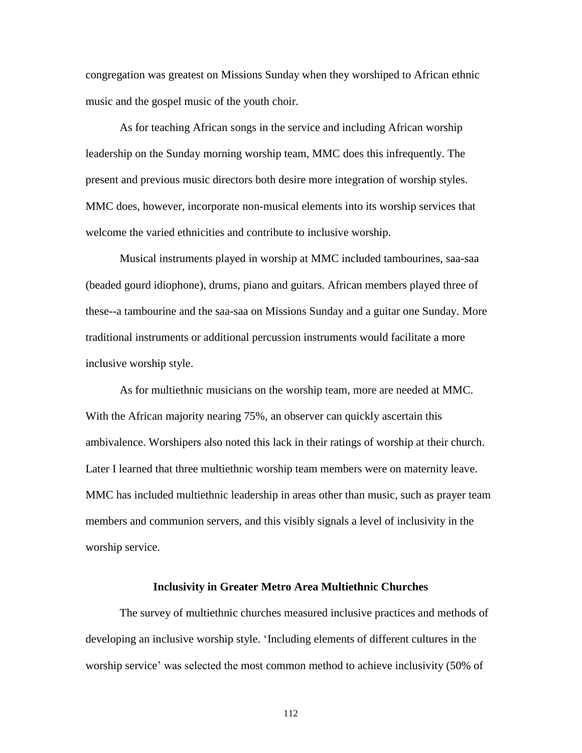congregation was greatest on Missions Sunday when they worshiped to African ethnic music and the gospel music of the youth choir.

As for teaching African songs in the service and including African worship leadership on the Sunday morning worship team, MMC does this infrequently. The present and previous music directors both desire more integration of worship styles. MMC does, however, incorporate non-musical elements into its worship services that welcome the varied ethnicities and contribute to inclusive worship.

Musical instruments played in worship at MMC included tambourines, saa-saa (beaded gourd idiophone), drums, piano and guitars. African members played three of these--a tambourine and the saa-saa on Missions Sunday and a guitar one Sunday. More traditional instruments or additional percussion instruments would facilitate a more inclusive worship style.

As for multiethnic musicians on the worship team, more are needed at MMC. With the African majority nearing 75%, an observer can quickly ascertain this ambivalence. Worshipers also noted this lack in their ratings of worship at their church. Later I learned that three multiethnic worship team members were on maternity leave. MMC has included multiethnic leadership in areas other than music, such as prayer team members and communion servers, and this visibly signals a level of inclusivity in the worship service.

## Inclusivity in Greater Metro Area Multiethnic Churches

The survey of multiethnic churches measured inclusive practices and methods of developing an inclusive worship style. 'Including elements of different cultures in the worship service' was selected the most common method to achieve inclusivity (50% of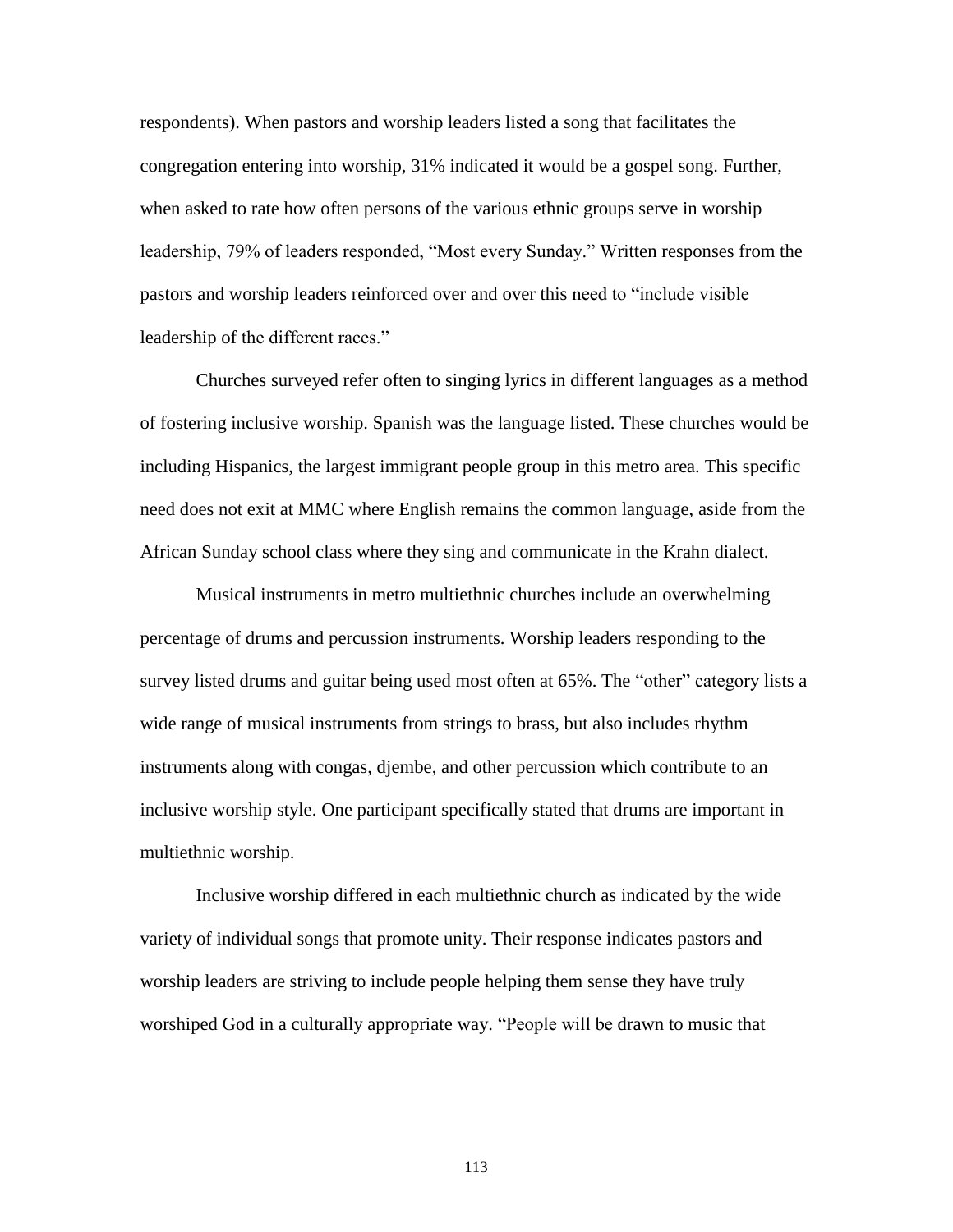respondents). When pastors and worship leaders listed a song that facilitates the congregation entering into worship, 31% indicated it would be a gospel song. Further, when asked to rate how often persons of the various ethnic groups serve in worship leadership, 79% of leaders responded, "Most every Sunday." Written responses from the pastors and worship leaders reinforced over and over this need to "include visible leadership of the different races."

Churches surveyed refer often to singing lyrics in different languages as a method of fostering inclusive worship. Spanish was the language listed. These churches would be including Hispanics, the largest immigrant people group in this metro area. This specific need does not exit at MMC where English remains the common language, aside from the African Sunday school class where they sing and communicate in the Krahn dialect.

Musical instruments in metro multiethnic churches include an overwhelming percentage of drums and percussion instruments. Worship leaders responding to the survey listed drums and guitar being used most often at 65%. The "other" category lists a wide range of musical instruments from strings to brass, but also includes rhythm instruments along with congas, djembe, and other percussion which contribute to an inclusive worship style. One participant specifically stated that drums are important in multiethnic worship.

Inclusive worship differed in each multiethnic church as indicated by the wide variety of individual songs that promote unity. Their response indicates pastors and worship leaders are striving to include people helping them sense they have truly worshiped God in a culturally appropriate way. "People will be drawn to music that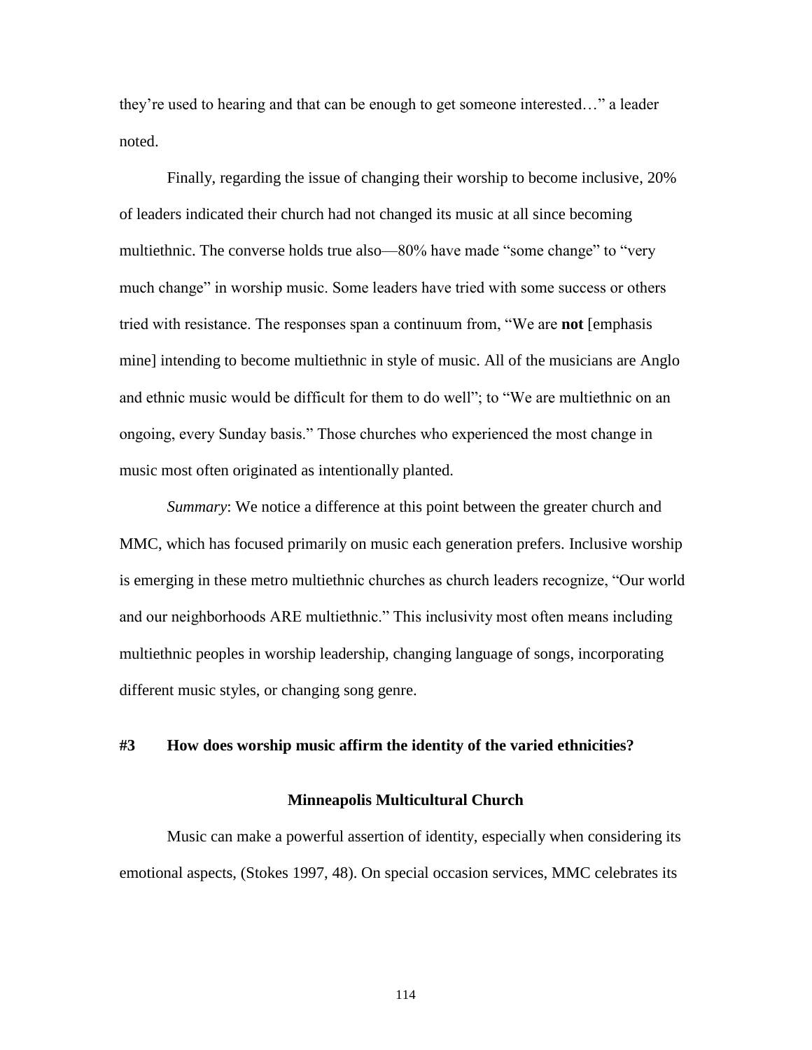they're used to hearing and that can be enough to get someone interested…" a leader noted.

Finally, regarding the issue of changing their worship to become inclusive, 20% of leaders indicated their church had not changed its music at all since becoming multiethnic. The converse holds true also—80% have made "some change" to "very much change" in worship music. Some leaders have tried with some success or others tried with resistance. The responses span a continuum from, "We are **not** [emphasis mine] intending to become multiethnic in style of music. All of the musicians are Anglo and ethnic music would be difficult for them to do well"; to "We are multiethnic on an ongoing, every Sunday basis." Those churches who experienced the most change in music most often originated as intentionally planted.

*Summary*: We notice a difference at this point between the greater church and MMC, which has focused primarily on music each generation prefers. Inclusive worship is emerging in these metro multiethnic churches as church leaders recognize, "Our world and our neighborhoods ARE multiethnic." This inclusivity most often means including multiethnic peoples in worship leadership, changing language of songs, incorporating different music styles, or changing song genre.

## #3 How does worship music affirm the identity of the varied ethnicities?

### Minneapolis Multicultural Church

Music can make a powerful assertion of identity, especially when considering its emotional aspects, (Stokes 1997, 48). On special occasion services, MMC celebrates its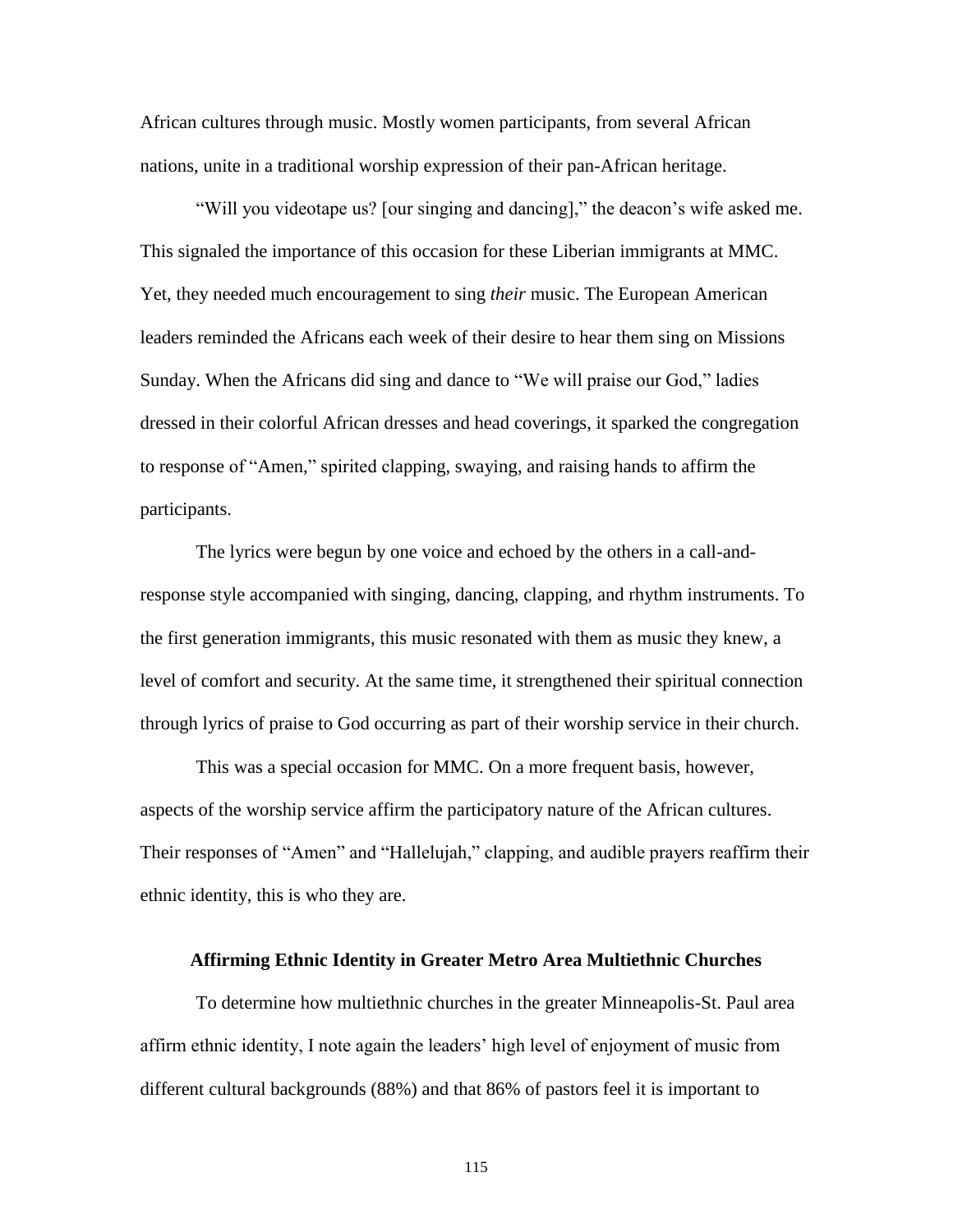African cultures through music. Mostly women participants, from several African nations, unite in a traditional worship expression of their pan-African heritage.

"Will you videotape us? [our singing and dancing]," the deacon's wife asked me. This signaled the importance of this occasion for these Liberian immigrants at MMC. Yet, they needed much encouragement to sing *their* music. The European American leaders reminded the Africans each week of their desire to hear them sing on Missions Sunday. When the Africans did sing and dance to "We will praise our God," ladies dressed in their colorful African dresses and head coverings, it sparked the congregation to response of "Amen," spirited clapping, swaying, and raising hands to affirm the participants.

The lyrics were begun by one voice and echoed by the others in a call-and-response style accompanied with singing, dancing, clapping, and rhythm instruments. To the first generation immigrants, this music resonated with them as music they knew, a level of comfort and security. At the same time, it strengthened their spiritual connection through lyrics of praise to God occurring as part of their worship service in their church.

This was a special occasion for MMC. On a more frequent basis, however, aspects of the worship service affirm the participatory nature of the African cultures. Their responses of "Amen" and "Hallelujah," clapping, and audible prayers reaffirm their ethnic identity, this is who they are.

### Affirming Ethnic Identity in Greater Metro Area Multiethnic Churches

To determine how multiethnic churches in the greater Minneapolis-St. Paul area affirm ethnic identity, I note again the leaders' high level of enjoyment of music from different cultural backgrounds (88%) and that 86% of pastors feel it is important to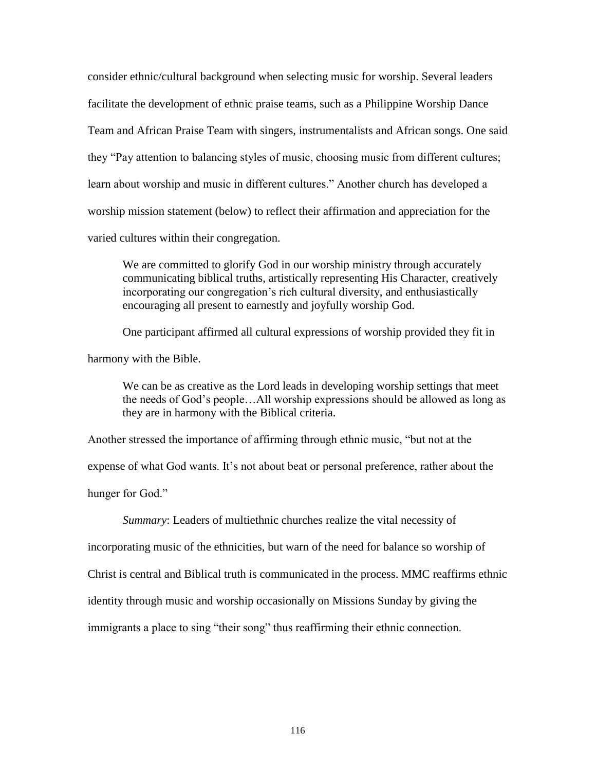consider ethnic/cultural background when selecting music for worship. Several leaders facilitate the development of ethnic praise teams, such as a Philippine Worship Dance Team and African Praise Team with singers, instrumentalists and African songs. One said they "Pay attention to balancing styles of music, choosing music from different cultures; learn about worship and music in different cultures." Another church has developed a worship mission statement (below) to reflect their affirmation and appreciation for the varied cultures within their congregation.

> We are committed to glorify God in our worship ministry through accurately communicating biblical truths, artistically representing His Character, creatively incorporating our congregation's rich cultural diversity, and enthusiastically encouraging all present to earnestly and joyfully worship God.

One participant affirmed all cultural expressions of worship provided they fit in harmony with the Bible.

> We can be as creative as the Lord leads in developing worship settings that meet the needs of God's people…All worship expressions should be allowed as long as they are in harmony with the Biblical criteria.

Another stressed the importance of affirming through ethnic music, "but not at the expense of what God wants. It's not about beat or personal preference, rather about the hunger for God."

*Summary*: Leaders of multiethnic churches realize the vital necessity of incorporating music of the ethnicities, but warn of the need for balance so worship of Christ is central and Biblical truth is communicated in the process. MMC reaffirms ethnic identity through music and worship occasionally on Missions Sunday by giving the immigrants a place to sing "their song" thus reaffirming their ethnic connection.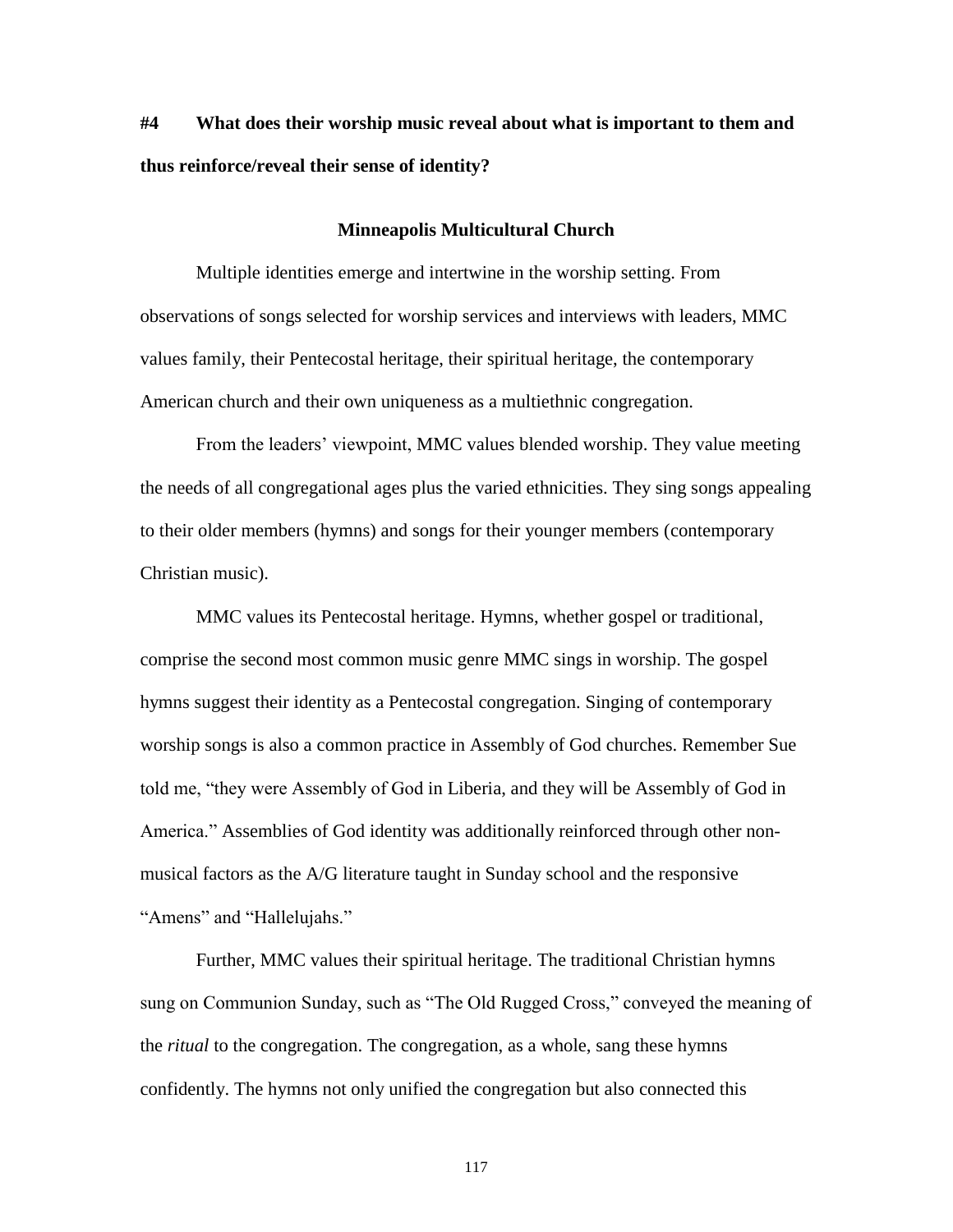**#4 What does their worship music reveal about what is important to them and thus reinforce/reveal their sense of identity?**

**Minneapolis Multicultural Church**

Multiple identities emerge and intertwine in the worship setting. From observations of songs selected for worship services and interviews with leaders, MMC values family, their Pentecostal heritage, their spiritual heritage, the contemporary American church and their own uniqueness as a multiethnic congregation.

From the leaders' viewpoint, MMC values blended worship. They value meeting the needs of all congregational ages plus the varied ethnicities. They sing songs appealing to their older members (hymns) and songs for their younger members (contemporary Christian music).

MMC values its Pentecostal heritage. Hymns, whether gospel or traditional, comprise the second most common music genre MMC sings in worship. The gospel hymns suggest their identity as a Pentecostal congregation. Singing of contemporary worship songs is also a common practice in Assembly of God churches. Remember Sue told me, "they were Assembly of God in Liberia, and they will be Assembly of God in America." Assemblies of God identity was additionally reinforced through other non-musical factors as the A/G literature taught in Sunday school and the responsive "Amens" and "Hallelujahs."

Further, MMC values their spiritual heritage. The traditional Christian hymns sung on Communion Sunday, such as "The Old Rugged Cross," conveyed the meaning of the *ritual* to the congregation. The congregation, as a whole, sang these hymns confidently. The hymns not only unified the congregation but also connected this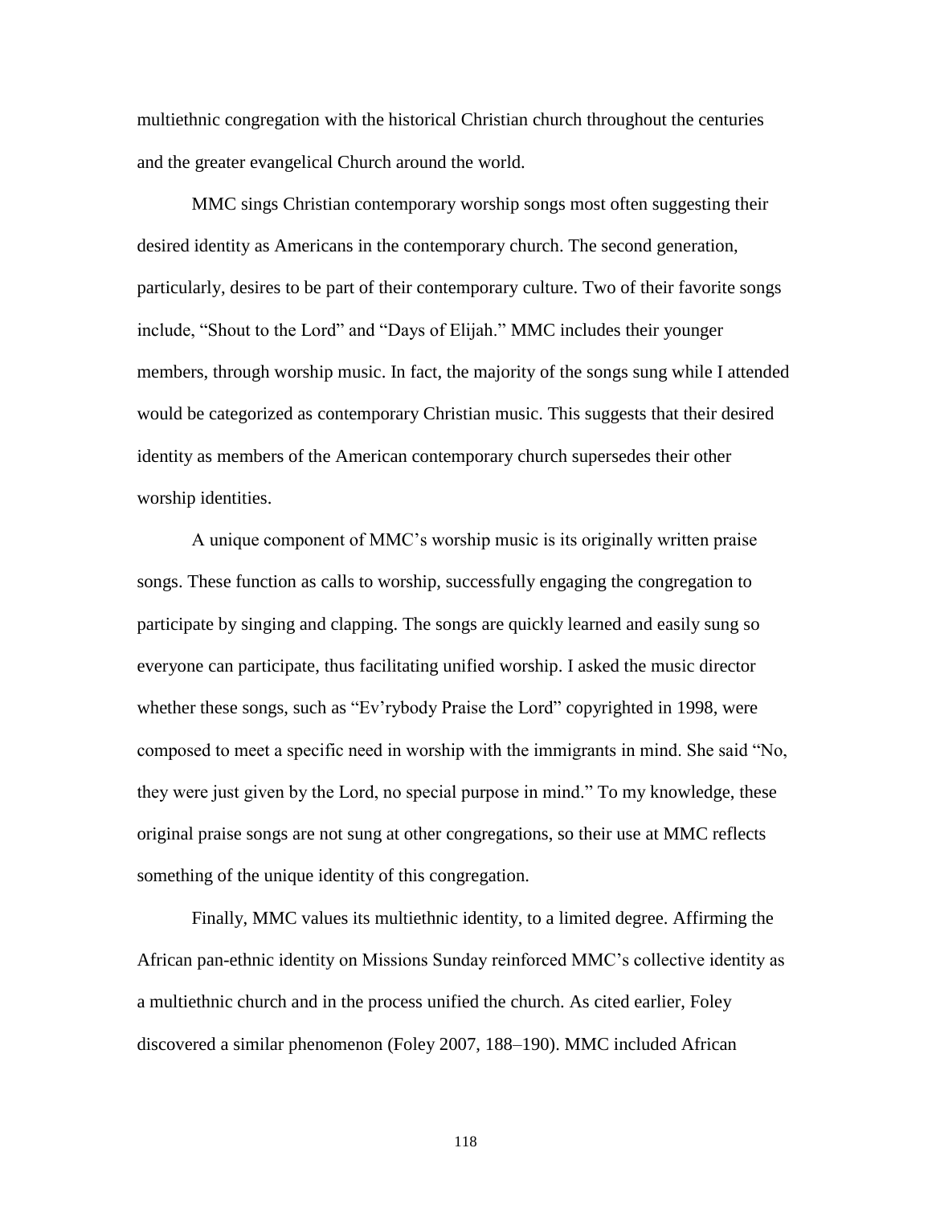multiethnic congregation with the historical Christian church throughout the centuries and the greater evangelical Church around the world.

MMC sings Christian contemporary worship songs most often suggesting their desired identity as Americans in the contemporary church. The second generation, particularly, desires to be part of their contemporary culture. Two of their favorite songs include, "Shout to the Lord" and "Days of Elijah." MMC includes their younger members, through worship music. In fact, the majority of the songs sung while I attended would be categorized as contemporary Christian music. This suggests that their desired identity as members of the American contemporary church supersedes their other worship identities.

A unique component of MMC's worship music is its originally written praise songs. These function as calls to worship, successfully engaging the congregation to participate by singing and clapping. The songs are quickly learned and easily sung so everyone can participate, thus facilitating unified worship. I asked the music director whether these songs, such as "Ev'rybody Praise the Lord" copyrighted in 1998, were composed to meet a specific need in worship with the immigrants in mind. She said "No, they were just given by the Lord, no special purpose in mind." To my knowledge, these original praise songs are not sung at other congregations, so their use at MMC reflects something of the unique identity of this congregation.

Finally, MMC values its multiethnic identity, to a limited degree. Affirming the African pan-ethnic identity on Missions Sunday reinforced MMC's collective identity as a multiethnic church and in the process unified the church. As cited earlier, Foley discovered a similar phenomenon (Foley 2007, 188–190). MMC included African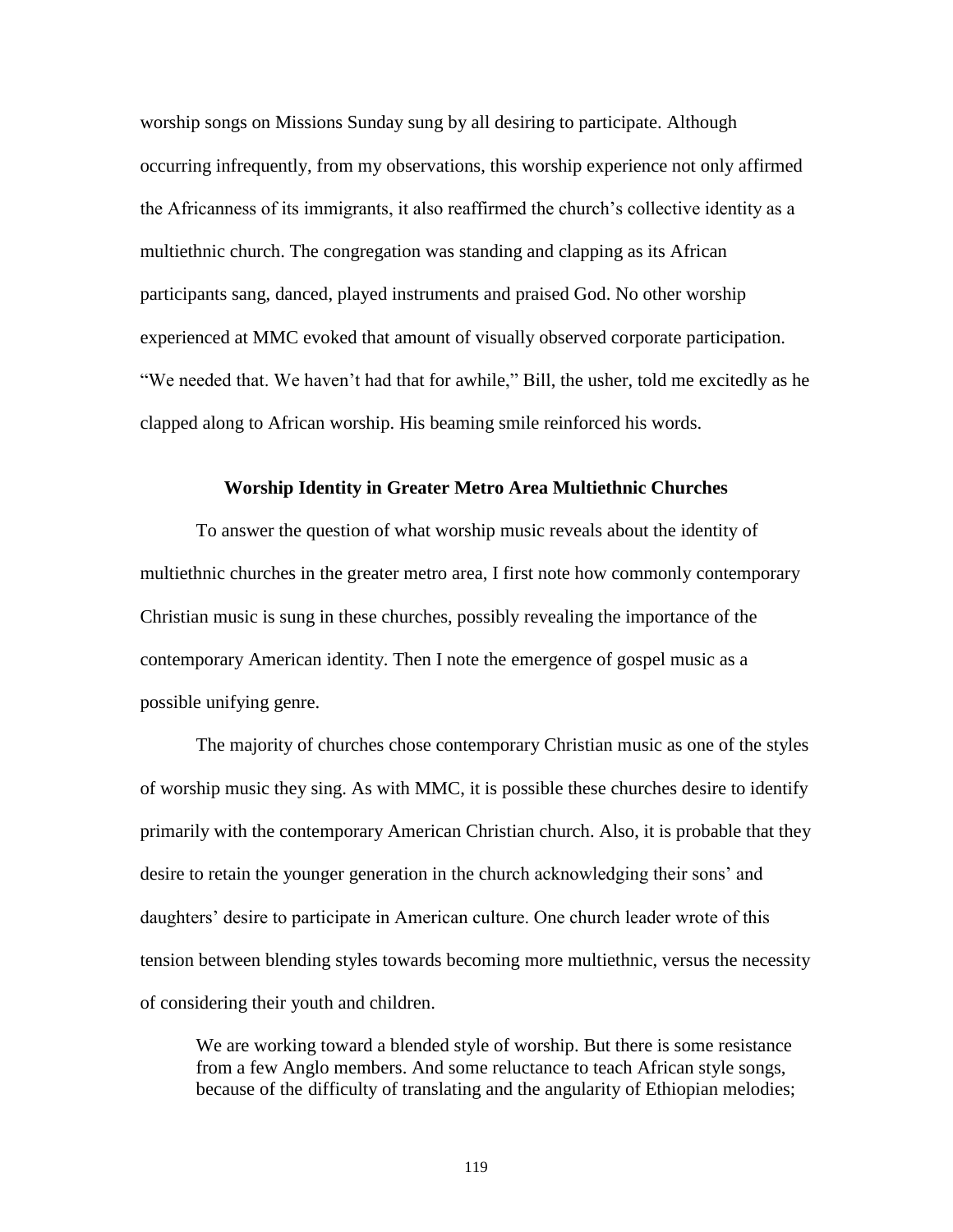worship songs on Missions Sunday sung by all desiring to participate. Although occurring infrequently, from my observations, this worship experience not only affirmed the Africanness of its immigrants, it also reaffirmed the church's collective identity as a multiethnic church. The congregation was standing and clapping as its African participants sang, danced, played instruments and praised God. No other worship experienced at MMC evoked that amount of visually observed corporate participation. "We needed that. We haven't had that for awhile," Bill, the usher, told me excitedly as he clapped along to African worship. His beaming smile reinforced his words.

### Worship Identity in Greater Metro Area Multiethnic Churches

To answer the question of what worship music reveals about the identity of multiethnic churches in the greater metro area, I first note how commonly contemporary Christian music is sung in these churches, possibly revealing the importance of the contemporary American identity. Then I note the emergence of gospel music as a possible unifying genre.

The majority of churches chose contemporary Christian music as one of the styles of worship music they sing. As with MMC, it is possible these churches desire to identify primarily with the contemporary American Christian church. Also, it is probable that they desire to retain the younger generation in the church acknowledging their sons' and daughters' desire to participate in American culture. One church leader wrote of this tension between blending styles towards becoming more multiethnic, versus the necessity of considering their youth and children.

> We are working toward a blended style of worship. But there is some resistance from a few Anglo members. And some reluctance to teach African style songs, because of the difficulty of translating and the angularity of Ethiopian melodies;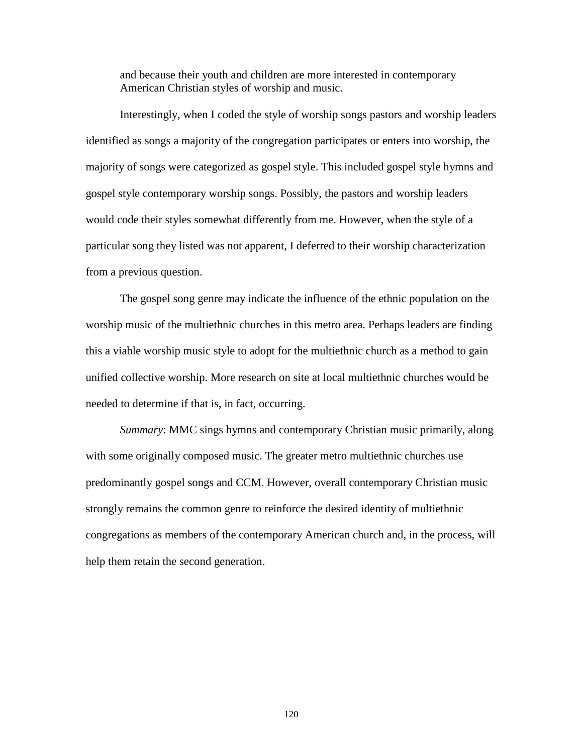> and because their youth and children are more interested in contemporary American Christian styles of worship and music.

Interestingly, when I coded the style of worship songs pastors and worship leaders identified as songs a majority of the congregation participates or enters into worship, the majority of songs were categorized as gospel style. This included gospel style hymns and gospel style contemporary worship songs. Possibly, the pastors and worship leaders would code their styles somewhat differently from me. However, when the style of a particular song they listed was not apparent, I deferred to their worship characterization from a previous question.

The gospel song genre may indicate the influence of the ethnic population on the worship music of the multiethnic churches in this metro area. Perhaps leaders are finding this a viable worship music style to adopt for the multiethnic church as a method to gain unified collective worship. More research on site at local multiethnic churches would be needed to determine if that is, in fact, occurring.

*Summary*: MMC sings hymns and contemporary Christian music primarily, along with some originally composed music. The greater metro multiethnic churches use predominantly gospel songs and CCM. However, overall contemporary Christian music strongly remains the common genre to reinforce the desired identity of multiethnic congregations as members of the contemporary American church and, in the process, will help them retain the second generation.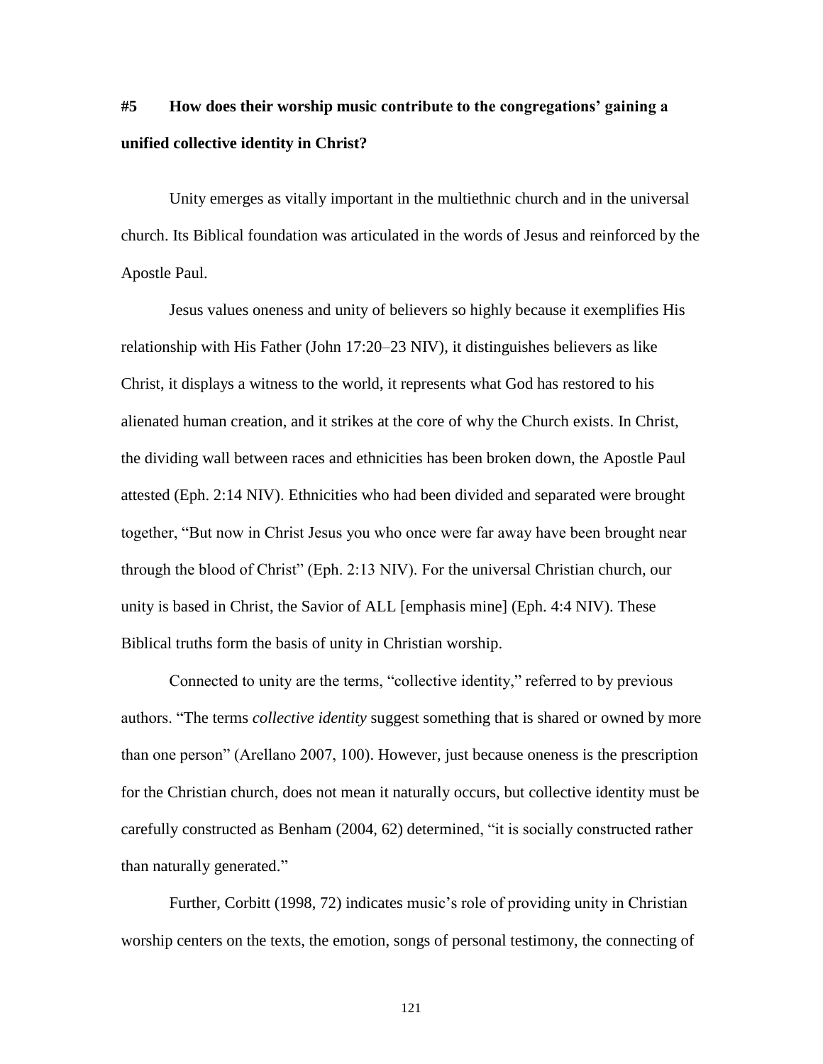### #5 How does their worship music contribute to the congregations' gaining a unified collective identity in Christ?

Unity emerges as vitally important in the multiethnic church and in the universal church. Its Biblical foundation was articulated in the words of Jesus and reinforced by the Apostle Paul.

Jesus values oneness and unity of believers so highly because it exemplifies His relationship with His Father (John 17:20–23 NIV), it distinguishes believers as like Christ, it displays a witness to the world, it represents what God has restored to his alienated human creation, and it strikes at the core of why the Church exists. In Christ, the dividing wall between races and ethnicities has been broken down, the Apostle Paul attested (Eph. 2:14 NIV). Ethnicities who had been divided and separated were brought together, "But now in Christ Jesus you who once were far away have been brought near through the blood of Christ" (Eph. 2:13 NIV). For the universal Christian church, our unity is based in Christ, the Savior of ALL [emphasis mine] (Eph. 4:4 NIV). These Biblical truths form the basis of unity in Christian worship.

Connected to unity are the terms, "collective identity," referred to by previous authors. "The terms *collective identity* suggest something that is shared or owned by more than one person" (Arellano 2007, 100). However, just because oneness is the prescription for the Christian church, does not mean it naturally occurs, but collective identity must be carefully constructed as Benham (2004, 62) determined, "it is socially constructed rather than naturally generated."

Further, Corbitt (1998, 72) indicates music's role of providing unity in Christian worship centers on the texts, the emotion, songs of personal testimony, the connecting of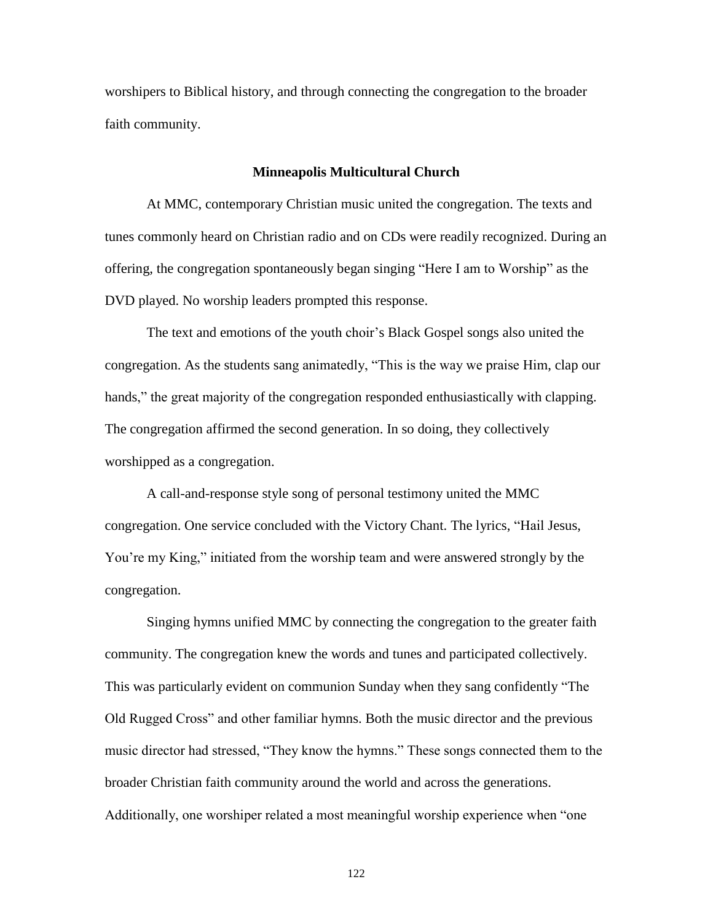worshipers to Biblical history, and through connecting the congregation to the broader faith community.

### Minneapolis Multicultural Church

At MMC, contemporary Christian music united the congregation. The texts and tunes commonly heard on Christian radio and on CDs were readily recognized. During an offering, the congregation spontaneously began singing "Here I am to Worship" as the DVD played. No worship leaders prompted this response.

The text and emotions of the youth choir's Black Gospel songs also united the congregation. As the students sang animatedly, "This is the way we praise Him, clap our hands," the great majority of the congregation responded enthusiastically with clapping. The congregation affirmed the second generation. In so doing, they collectively worshipped as a congregation.

A call-and-response style song of personal testimony united the MMC congregation. One service concluded with the Victory Chant. The lyrics, "Hail Jesus, You're my King," initiated from the worship team and were answered strongly by the congregation.

Singing hymns unified MMC by connecting the congregation to the greater faith community. The congregation knew the words and tunes and participated collectively. This was particularly evident on communion Sunday when they sang confidently "The Old Rugged Cross" and other familiar hymns. Both the music director and the previous music director had stressed, "They know the hymns." These songs connected them to the broader Christian faith community around the world and across the generations. Additionally, one worshiper related a most meaningful worship experience when "one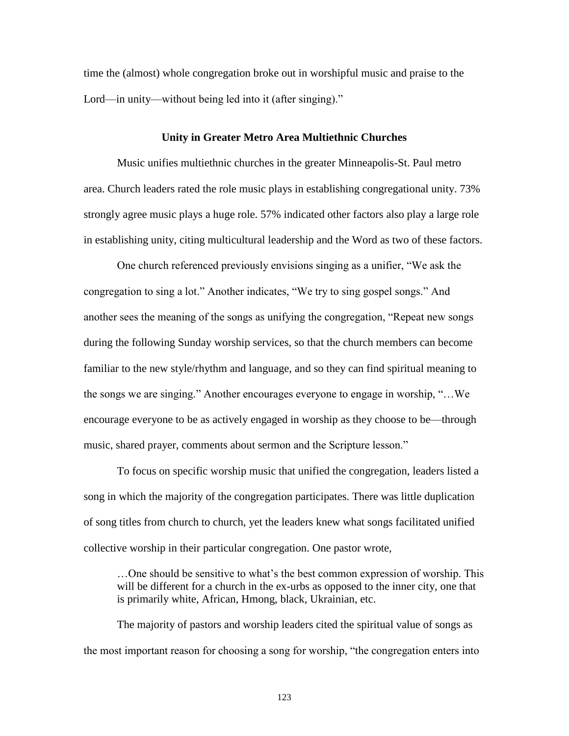time the (almost) whole congregation broke out in worshipful music and praise to the Lord—in unity—without being led into it (after singing)."

### Unity in Greater Metro Area Multiethnic Churches

Music unifies multiethnic churches in the greater Minneapolis-St. Paul metro area. Church leaders rated the role music plays in establishing congregational unity. 73% strongly agree music plays a huge role. 57% indicated other factors also play a large role in establishing unity, citing multicultural leadership and the Word as two of these factors.

One church referenced previously envisions singing as a unifier, "We ask the congregation to sing a lot." Another indicates, "We try to sing gospel songs." And another sees the meaning of the songs as unifying the congregation, "Repeat new songs during the following Sunday worship services, so that the church members can become familiar to the new style/rhythm and language, and so they can find spiritual meaning to the songs we are singing." Another encourages everyone to engage in worship, "…We encourage everyone to be as actively engaged in worship as they choose to be—through music, shared prayer, comments about sermon and the Scripture lesson."

To focus on specific worship music that unified the congregation, leaders listed a song in which the majority of the congregation participates. There was little duplication of song titles from church to church, yet the leaders knew what songs facilitated unified collective worship in their particular congregation. One pastor wrote,

> …One should be sensitive to what's the best common expression of worship. This will be different for a church in the ex-urbs as opposed to the inner city, one that is primarily white, African, Hmong, black, Ukrainian, etc.

The majority of pastors and worship leaders cited the spiritual value of songs as the most important reason for choosing a song for worship, "the congregation enters into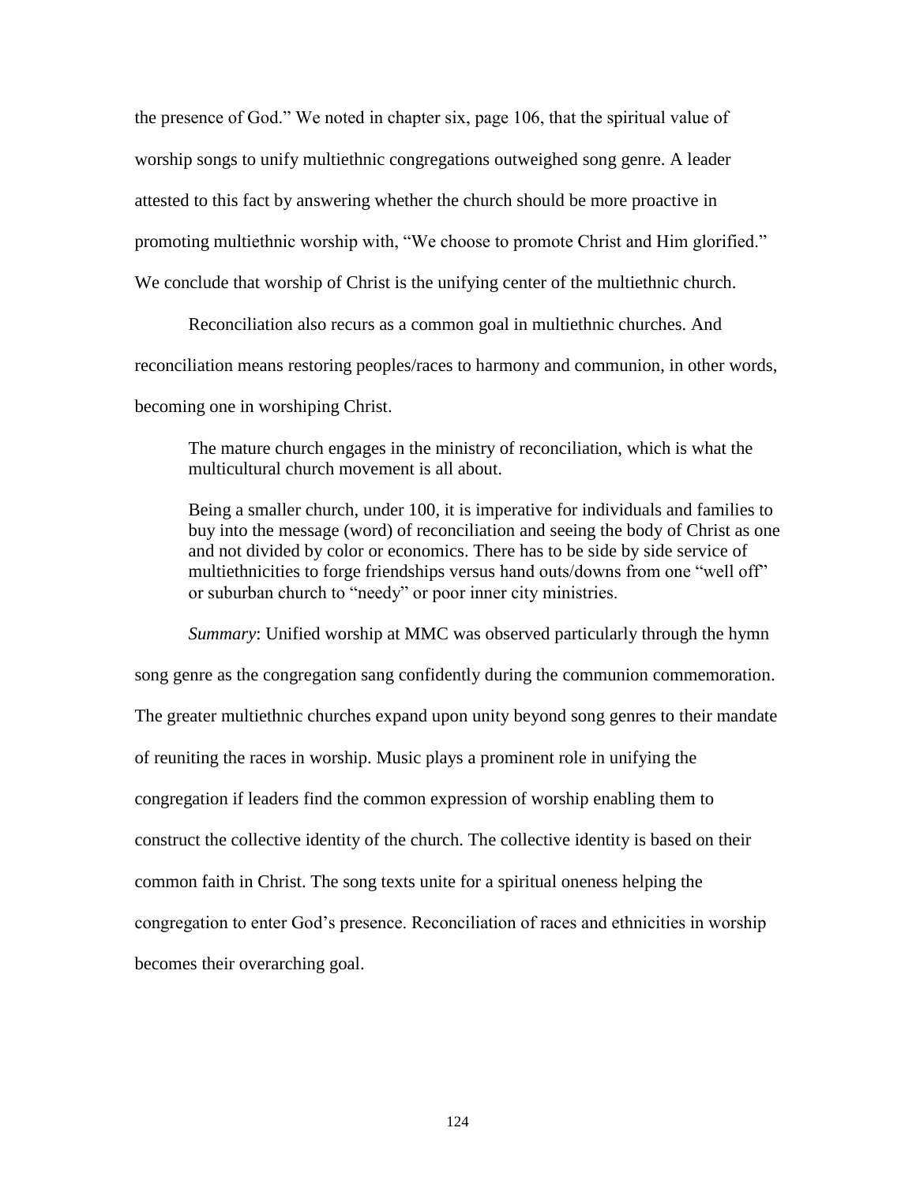the presence of God." We noted in chapter six, page 106, that the spiritual value of worship songs to unify multiethnic congregations outweighed song genre. A leader attested to this fact by answering whether the church should be more proactive in promoting multiethnic worship with, "We choose to promote Christ and Him glorified." We conclude that worship of Christ is the unifying center of the multiethnic church.

Reconciliation also recurs as a common goal in multiethnic churches. And reconciliation means restoring peoples/races to harmony and communion, in other words, becoming one in worshiping Christ.

> The mature church engages in the ministry of reconciliation, which is what the multicultural church movement is all about.
>
> Being a smaller church, under 100, it is imperative for individuals and families to buy into the message (word) of reconciliation and seeing the body of Christ as one and not divided by color or economics. There has to be side by side service of multiethnicities to forge friendships versus hand outs/downs from one "well off" or suburban church to "needy" or poor inner city ministries.

*Summary*: Unified worship at MMC was observed particularly through the hymn song genre as the congregation sang confidently during the communion commemoration. The greater multiethnic churches expand upon unity beyond song genres to their mandate of reuniting the races in worship. Music plays a prominent role in unifying the congregation if leaders find the common expression of worship enabling them to construct the collective identity of the church. The collective identity is based on their common faith in Christ. The song texts unite for a spiritual oneness helping the congregation to enter God's presence. Reconciliation of races and ethnicities in worship becomes their overarching goal.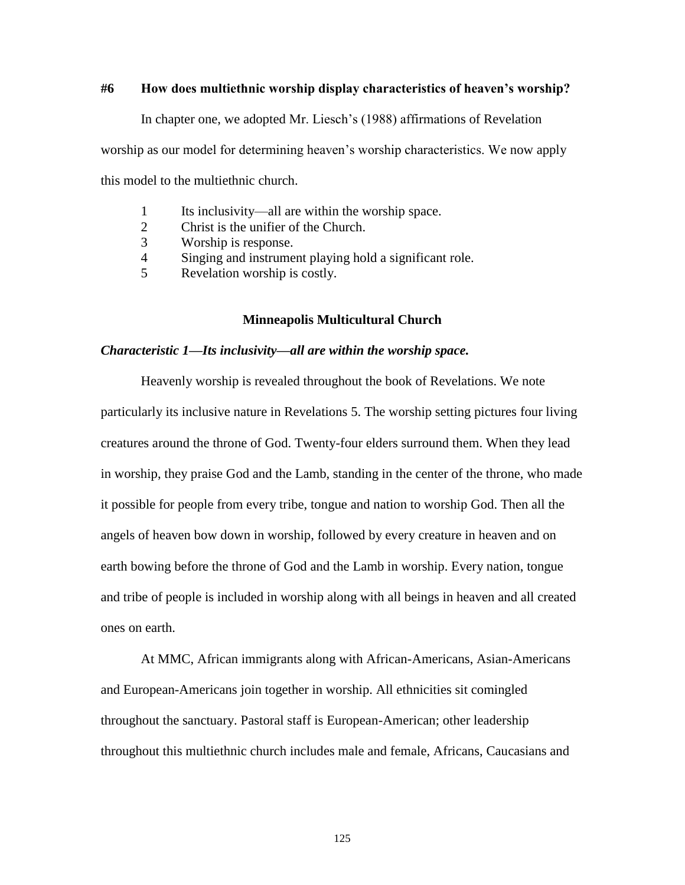**#6 How does multiethnic worship display characteristics of heaven's worship?**

In chapter one, we adopted Mr. Liesch's (1988) affirmations of Revelation worship as our model for determining heaven's worship characteristics. We now apply this model to the multiethnic church.

1. Its inclusivity—all are within the worship space.
2. Christ is the unifier of the Church.
3. Worship is response.
4. Singing and instrument playing hold a significant role.
5. Revelation worship is costly.

## Minneapolis Multicultural Church

### *Characteristic 1—Its inclusivity—all are within the worship space.*

Heavenly worship is revealed throughout the book of Revelations. We note particularly its inclusive nature in Revelations 5. The worship setting pictures four living creatures around the throne of God. Twenty-four elders surround them. When they lead in worship, they praise God and the Lamb, standing in the center of the throne, who made it possible for people from every tribe, tongue and nation to worship God. Then all the angels of heaven bow down in worship, followed by every creature in heaven and on earth bowing before the throne of God and the Lamb in worship. Every nation, tongue and tribe of people is included in worship along with all beings in heaven and all created ones on earth.

At MMC, African immigrants along with African-Americans, Asian-Americans and European-Americans join together in worship. All ethnicities sit comingled throughout the sanctuary. Pastoral staff is European-American; other leadership throughout this multiethnic church includes male and female, Africans, Caucasians and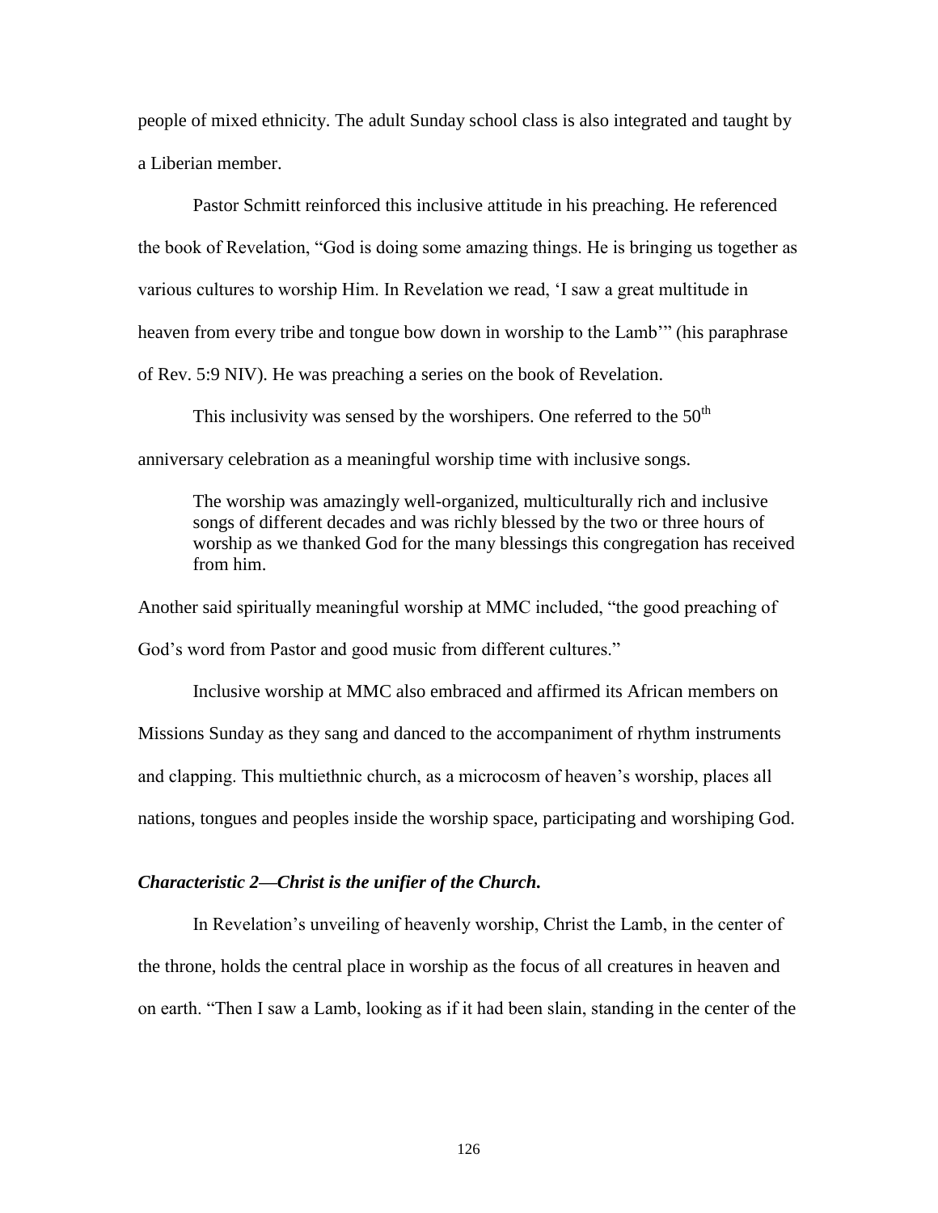people of mixed ethnicity. The adult Sunday school class is also integrated and taught by a Liberian member.

Pastor Schmitt reinforced this inclusive attitude in his preaching. He referenced the book of Revelation, "God is doing some amazing things. He is bringing us together as various cultures to worship Him. In Revelation we read, 'I saw a great multitude in heaven from every tribe and tongue bow down in worship to the Lamb'" (his paraphrase of Rev. 5:9 NIV). He was preaching a series on the book of Revelation.

This inclusivity was sensed by the worshipers. One referred to the 50th anniversary celebration as a meaningful worship time with inclusive songs.

> The worship was amazingly well-organized, multiculturally rich and inclusive songs of different decades and was richly blessed by the two or three hours of worship as we thanked God for the many blessings this congregation has received from him.

Another said spiritually meaningful worship at MMC included, "the good preaching of God's word from Pastor and good music from different cultures."

Inclusive worship at MMC also embraced and affirmed its African members on Missions Sunday as they sang and danced to the accompaniment of rhythm instruments and clapping. This multiethnic church, as a microcosm of heaven's worship, places all nations, tongues and peoples inside the worship space, participating and worshiping God.

### *Characteristic 2—Christ is the unifier of the Church.*

In Revelation's unveiling of heavenly worship, Christ the Lamb, in the center of the throne, holds the central place in worship as the focus of all creatures in heaven and on earth. "Then I saw a Lamb, looking as if it had been slain, standing in the center of the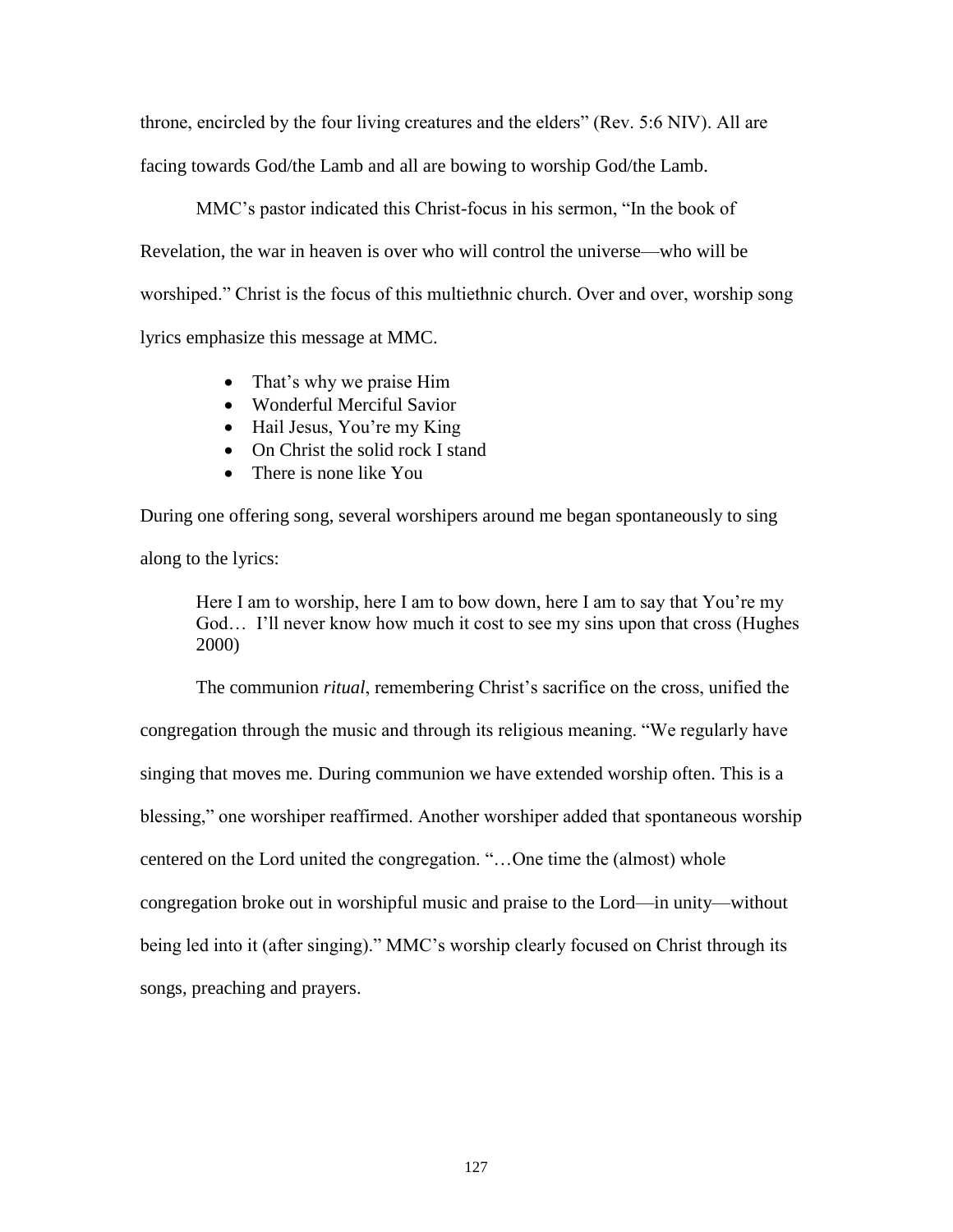throne, encircled by the four living creatures and the elders" (Rev. 5:6 NIV). All are facing towards God/the Lamb and all are bowing to worship God/the Lamb.

MMC's pastor indicated this Christ-focus in his sermon, "In the book of Revelation, the war in heaven is over who will control the universe—who will be worshiped." Christ is the focus of this multiethnic church. Over and over, worship song lyrics emphasize this message at MMC.

- That's why we praise Him
- Wonderful Merciful Savior
- Hail Jesus, You're my King
- On Christ the solid rock I stand
- There is none like You

During one offering song, several worshipers around me began spontaneously to sing along to the lyrics:

> Here I am to worship, here I am to bow down, here I am to say that You're my God… I'll never know how much it cost to see my sins upon that cross (Hughes 2000)

The communion *ritual*, remembering Christ's sacrifice on the cross, unified the congregation through the music and through its religious meaning. "We regularly have singing that moves me. During communion we have extended worship often. This is a blessing," one worshiper reaffirmed. Another worshiper added that spontaneous worship centered on the Lord united the congregation. "…One time the (almost) whole congregation broke out in worshipful music and praise to the Lord—in unity—without being led into it (after singing)." MMC's worship clearly focused on Christ through its songs, preaching and prayers.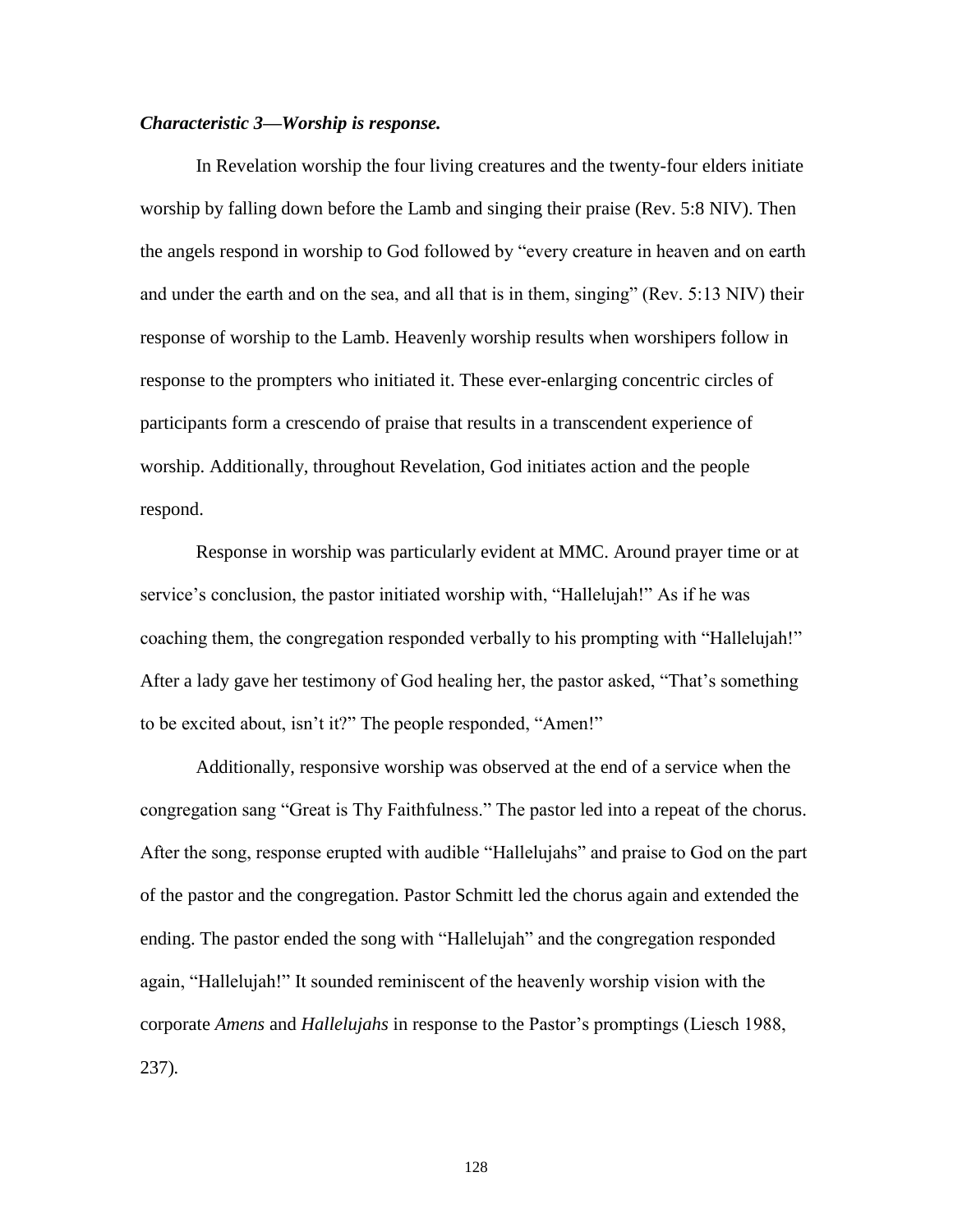***Characteristic 3—Worship is response.***

In Revelation worship the four living creatures and the twenty-four elders initiate worship by falling down before the Lamb and singing their praise (Rev. 5:8 NIV). Then the angels respond in worship to God followed by "every creature in heaven and on earth and under the earth and on the sea, and all that is in them, singing" (Rev. 5:13 NIV) their response of worship to the Lamb. Heavenly worship results when worshipers follow in response to the prompters who initiated it. These ever-enlarging concentric circles of participants form a crescendo of praise that results in a transcendent experience of worship. Additionally, throughout Revelation, God initiates action and the people respond.

Response in worship was particularly evident at MMC. Around prayer time or at service's conclusion, the pastor initiated worship with, "Hallelujah!" As if he was coaching them, the congregation responded verbally to his prompting with "Hallelujah!" After a lady gave her testimony of God healing her, the pastor asked, "That's something to be excited about, isn't it?" The people responded, "Amen!"

Additionally, responsive worship was observed at the end of a service when the congregation sang "Great is Thy Faithfulness." The pastor led into a repeat of the chorus. After the song, response erupted with audible "Hallelujahs" and praise to God on the part of the pastor and the congregation. Pastor Schmitt led the chorus again and extended the ending. The pastor ended the song with "Hallelujah" and the congregation responded again, "Hallelujah!" It sounded reminiscent of the heavenly worship vision with the corporate *Amens* and *Hallelujahs* in response to the Pastor's promptings (Liesch 1988, 237).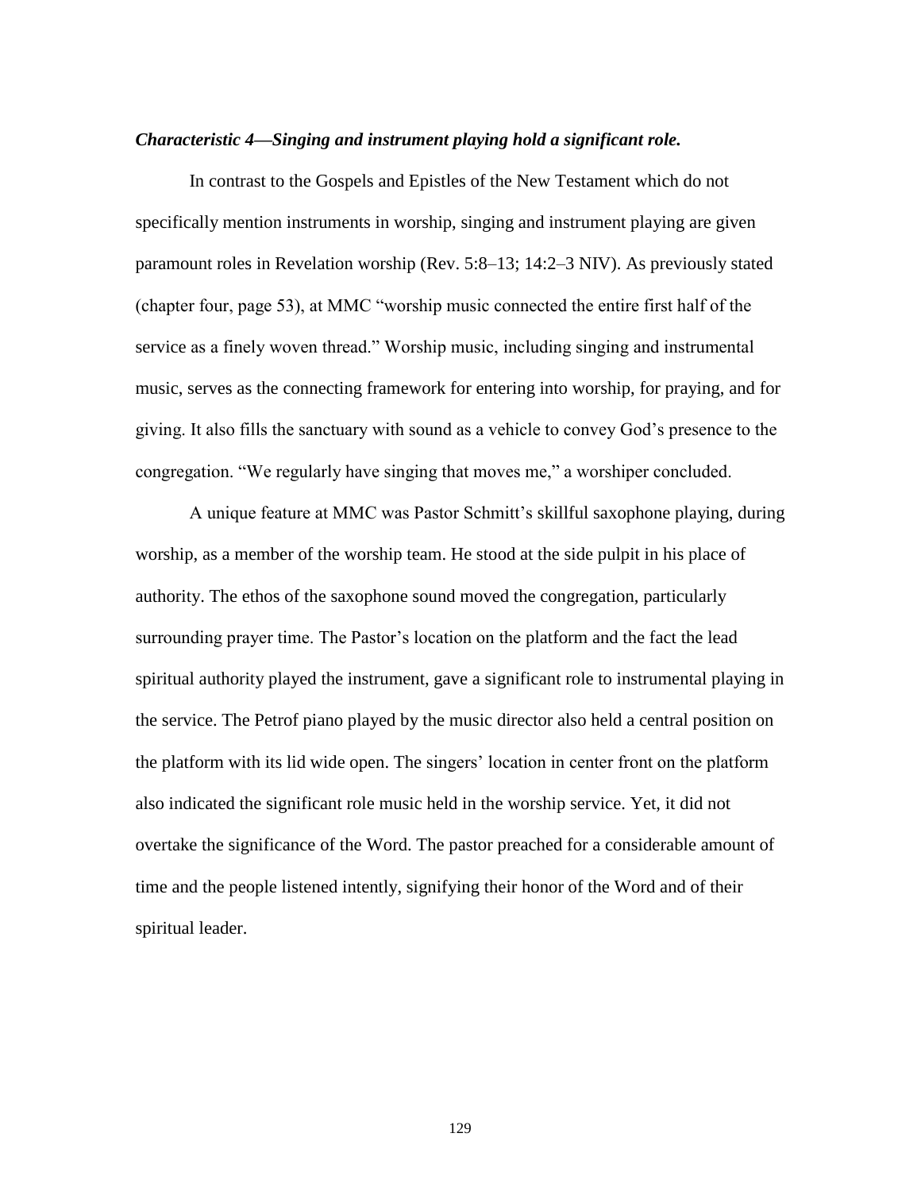***Characteristic 4—Singing and instrument playing hold a significant role.***

In contrast to the Gospels and Epistles of the New Testament which do not specifically mention instruments in worship, singing and instrument playing are given paramount roles in Revelation worship (Rev. 5:8–13; 14:2–3 NIV). As previously stated (chapter four, page 53), at MMC "worship music connected the entire first half of the service as a finely woven thread." Worship music, including singing and instrumental music, serves as the connecting framework for entering into worship, for praying, and for giving. It also fills the sanctuary with sound as a vehicle to convey God's presence to the congregation. "We regularly have singing that moves me," a worshiper concluded.

A unique feature at MMC was Pastor Schmitt's skillful saxophone playing, during worship, as a member of the worship team. He stood at the side pulpit in his place of authority. The ethos of the saxophone sound moved the congregation, particularly surrounding prayer time. The Pastor's location on the platform and the fact the lead spiritual authority played the instrument, gave a significant role to instrumental playing in the service. The Petrof piano played by the music director also held a central position on the platform with its lid wide open. The singers' location in center front on the platform also indicated the significant role music held in the worship service. Yet, it did not overtake the significance of the Word. The pastor preached for a considerable amount of time and the people listened intently, signifying their honor of the Word and of their spiritual leader.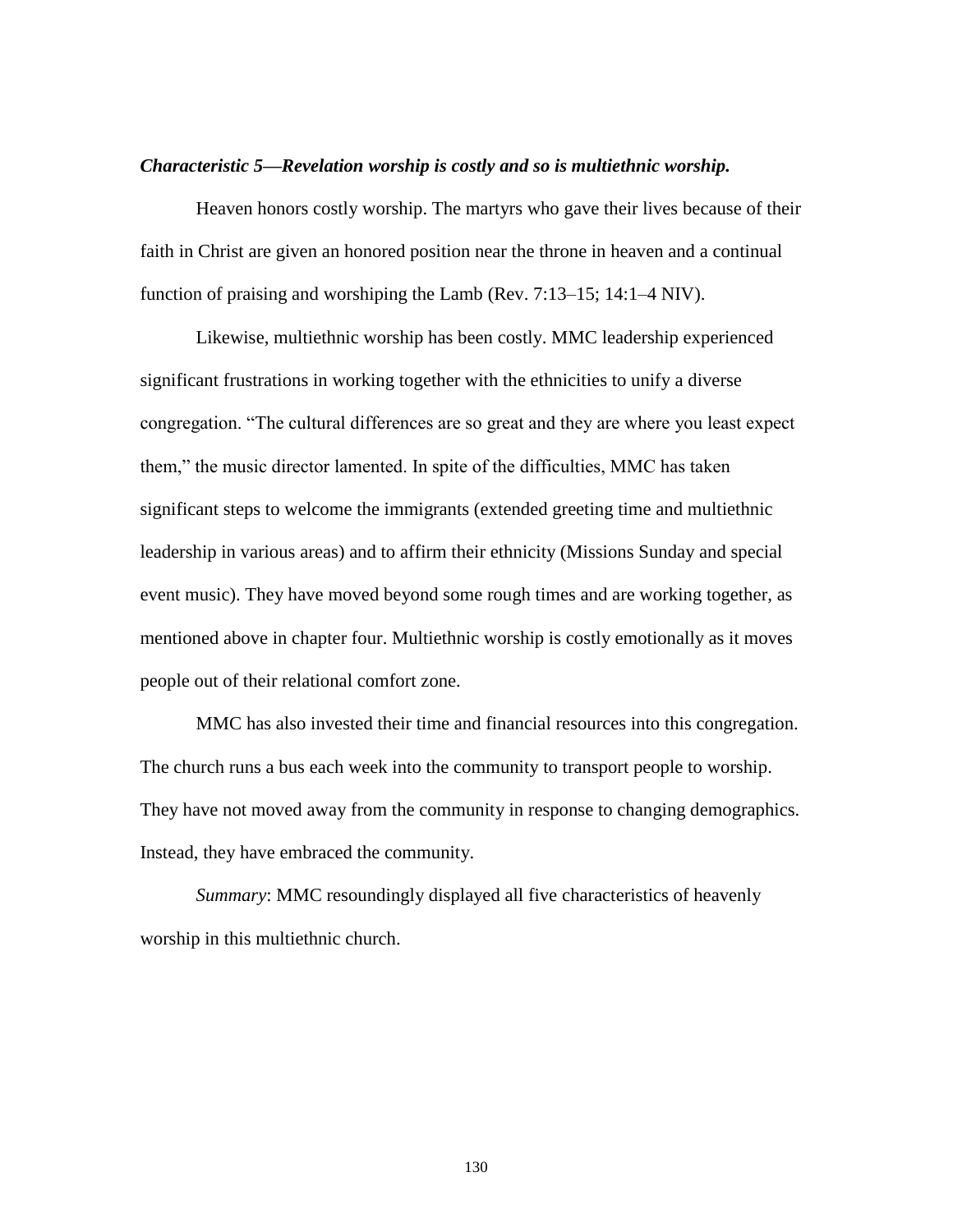***Characteristic 5—Revelation worship is costly and so is multiethnic worship.***

Heaven honors costly worship. The martyrs who gave their lives because of their faith in Christ are given an honored position near the throne in heaven and a continual function of praising and worshiping the Lamb (Rev. 7:13–15; 14:1–4 NIV).

Likewise, multiethnic worship has been costly. MMC leadership experienced significant frustrations in working together with the ethnicities to unify a diverse congregation. "The cultural differences are so great and they are where you least expect them," the music director lamented. In spite of the difficulties, MMC has taken significant steps to welcome the immigrants (extended greeting time and multiethnic leadership in various areas) and to affirm their ethnicity (Missions Sunday and special event music). They have moved beyond some rough times and are working together, as mentioned above in chapter four. Multiethnic worship is costly emotionally as it moves people out of their relational comfort zone.

MMC has also invested their time and financial resources into this congregation. The church runs a bus each week into the community to transport people to worship. They have not moved away from the community in response to changing demographics. Instead, they have embraced the community.

*Summary*: MMC resoundingly displayed all five characteristics of heavenly worship in this multiethnic church.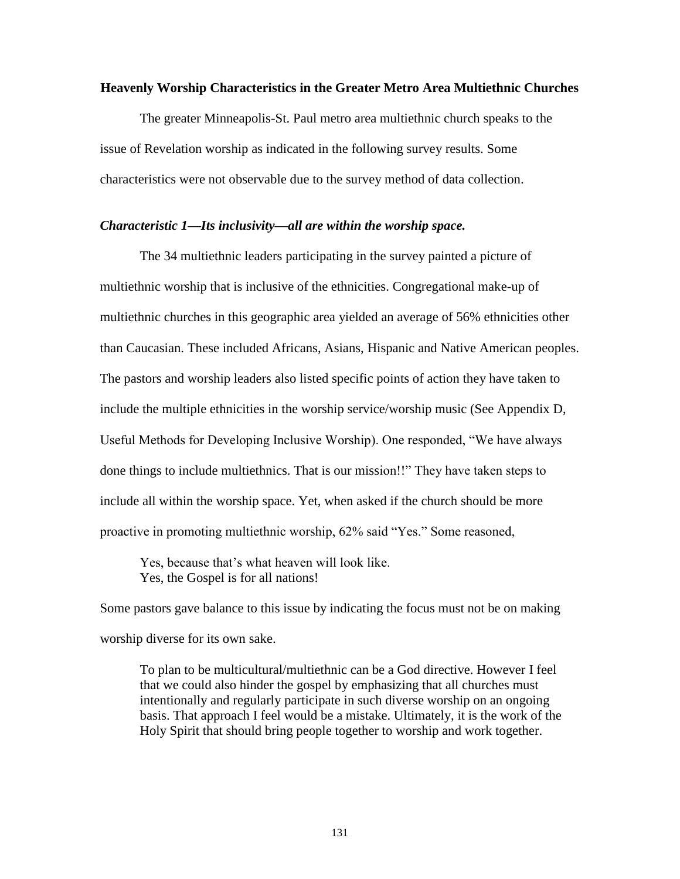**Heavenly Worship Characteristics in the Greater Metro Area Multiethnic Churches**

The greater Minneapolis-St. Paul metro area multiethnic church speaks to the issue of Revelation worship as indicated in the following survey results. Some characteristics were not observable due to the survey method of data collection.

***Characteristic 1—Its inclusivity—all are within the worship space.***

The 34 multiethnic leaders participating in the survey painted a picture of multiethnic worship that is inclusive of the ethnicities. Congregational make-up of multiethnic churches in this geographic area yielded an average of 56% ethnicities other than Caucasian. These included Africans, Asians, Hispanic and Native American peoples. The pastors and worship leaders also listed specific points of action they have taken to include the multiple ethnicities in the worship service/worship music (See Appendix D, Useful Methods for Developing Inclusive Worship). One responded, "We have always done things to include multiethnics. That is our mission!!" They have taken steps to include all within the worship space. Yet, when asked if the church should be more proactive in promoting multiethnic worship, 62% said "Yes." Some reasoned,

> Yes, because that's what heaven will look like.
> Yes, the Gospel is for all nations!

Some pastors gave balance to this issue by indicating the focus must not be on making worship diverse for its own sake.

> To plan to be multicultural/multiethnic can be a God directive. However I feel that we could also hinder the gospel by emphasizing that all churches must intentionally and regularly participate in such diverse worship on an ongoing basis. That approach I feel would be a mistake. Ultimately, it is the work of the Holy Spirit that should bring people together to worship and work together.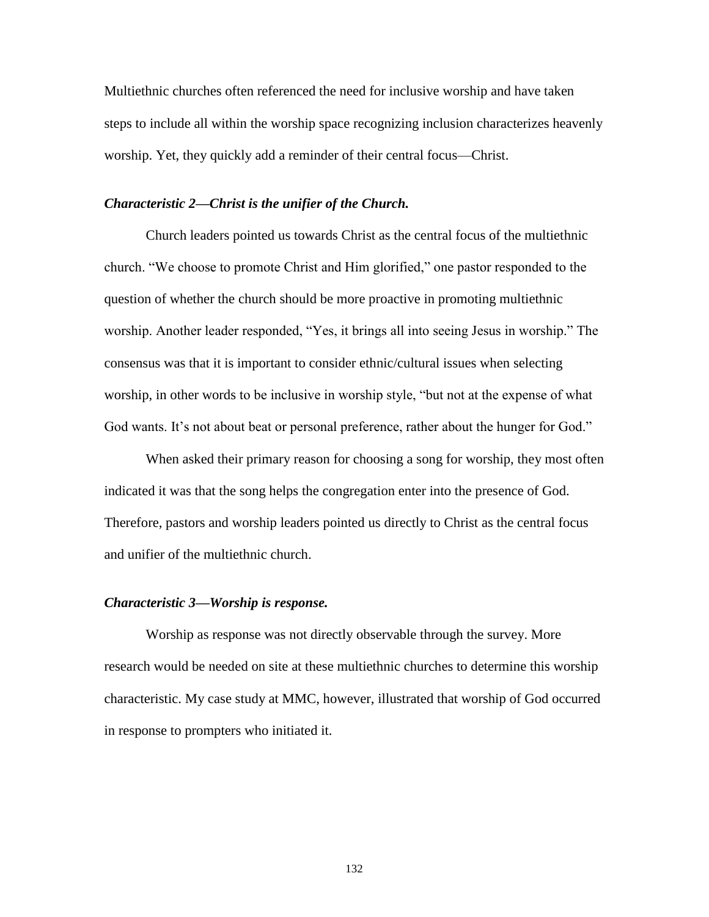Multiethnic churches often referenced the need for inclusive worship and have taken steps to include all within the worship space recognizing inclusion characterizes heavenly worship. Yet, they quickly add a reminder of their central focus—Christ.

***Characteristic 2—Christ is the unifier of the Church.***

Church leaders pointed us towards Christ as the central focus of the multiethnic church. "We choose to promote Christ and Him glorified," one pastor responded to the question of whether the church should be more proactive in promoting multiethnic worship. Another leader responded, "Yes, it brings all into seeing Jesus in worship." The consensus was that it is important to consider ethnic/cultural issues when selecting worship, in other words to be inclusive in worship style, "but not at the expense of what God wants. It's not about beat or personal preference, rather about the hunger for God."

When asked their primary reason for choosing a song for worship, they most often indicated it was that the song helps the congregation enter into the presence of God. Therefore, pastors and worship leaders pointed us directly to Christ as the central focus and unifier of the multiethnic church.

***Characteristic 3—Worship is response.***

Worship as response was not directly observable through the survey. More research would be needed on site at these multiethnic churches to determine this worship characteristic. My case study at MMC, however, illustrated that worship of God occurred in response to prompters who initiated it.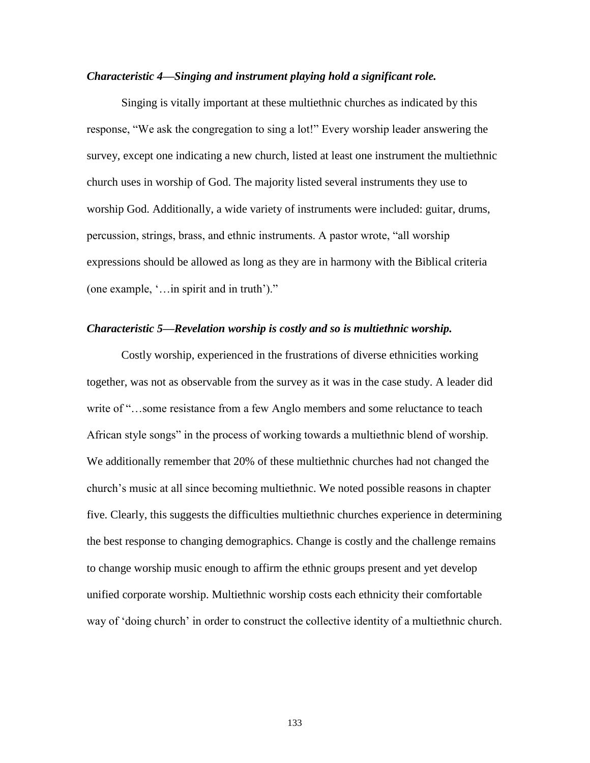***Characteristic 4—Singing and instrument playing hold a significant role.***

Singing is vitally important at these multiethnic churches as indicated by this response, "We ask the congregation to sing a lot!" Every worship leader answering the survey, except one indicating a new church, listed at least one instrument the multiethnic church uses in worship of God. The majority listed several instruments they use to worship God. Additionally, a wide variety of instruments were included: guitar, drums, percussion, strings, brass, and ethnic instruments. A pastor wrote, "all worship expressions should be allowed as long as they are in harmony with the Biblical criteria (one example, '…in spirit and in truth')."

***Characteristic 5—Revelation worship is costly and so is multiethnic worship.***

Costly worship, experienced in the frustrations of diverse ethnicities working together, was not as observable from the survey as it was in the case study. A leader did write of "…some resistance from a few Anglo members and some reluctance to teach African style songs" in the process of working towards a multiethnic blend of worship. We additionally remember that 20% of these multiethnic churches had not changed the church's music at all since becoming multiethnic. We noted possible reasons in chapter five. Clearly, this suggests the difficulties multiethnic churches experience in determining the best response to changing demographics. Change is costly and the challenge remains to change worship music enough to affirm the ethnic groups present and yet develop unified corporate worship. Multiethnic worship costs each ethnicity their comfortable way of 'doing church' in order to construct the collective identity of a multiethnic church.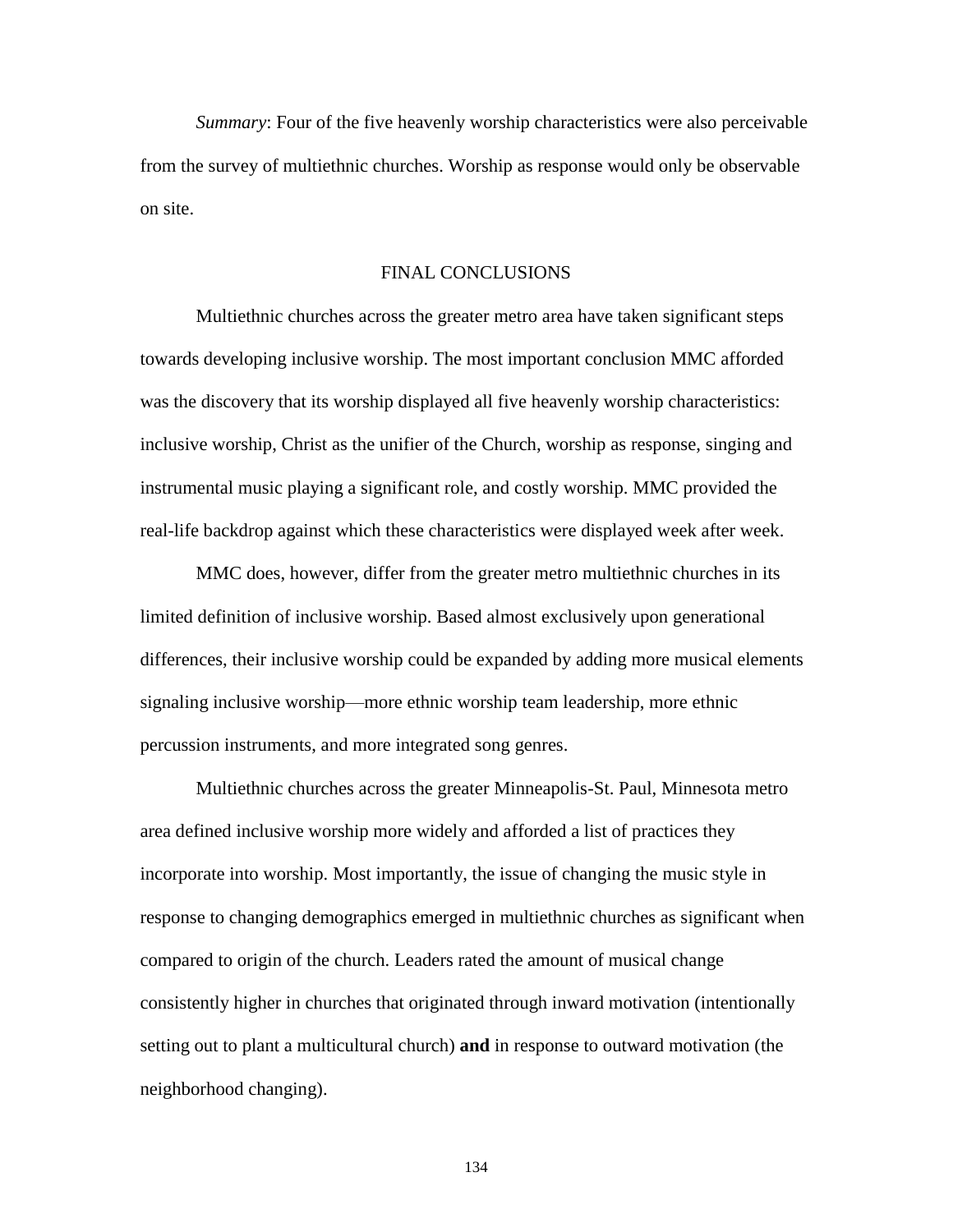*Summary*: Four of the five heavenly worship characteristics were also perceivable from the survey of multiethnic churches. Worship as response would only be observable on site.

## FINAL CONCLUSIONS

Multiethnic churches across the greater metro area have taken significant steps towards developing inclusive worship. The most important conclusion MMC afforded was the discovery that its worship displayed all five heavenly worship characteristics: inclusive worship, Christ as the unifier of the Church, worship as response, singing and instrumental music playing a significant role, and costly worship. MMC provided the real-life backdrop against which these characteristics were displayed week after week.

MMC does, however, differ from the greater metro multiethnic churches in its limited definition of inclusive worship. Based almost exclusively upon generational differences, their inclusive worship could be expanded by adding more musical elements signaling inclusive worship—more ethnic worship team leadership, more ethnic percussion instruments, and more integrated song genres.

Multiethnic churches across the greater Minneapolis-St. Paul, Minnesota metro area defined inclusive worship more widely and afforded a list of practices they incorporate into worship. Most importantly, the issue of changing the music style in response to changing demographics emerged in multiethnic churches as significant when compared to origin of the church. Leaders rated the amount of musical change consistently higher in churches that originated through inward motivation (intentionally setting out to plant a multicultural church) **and** in response to outward motivation (the neighborhood changing).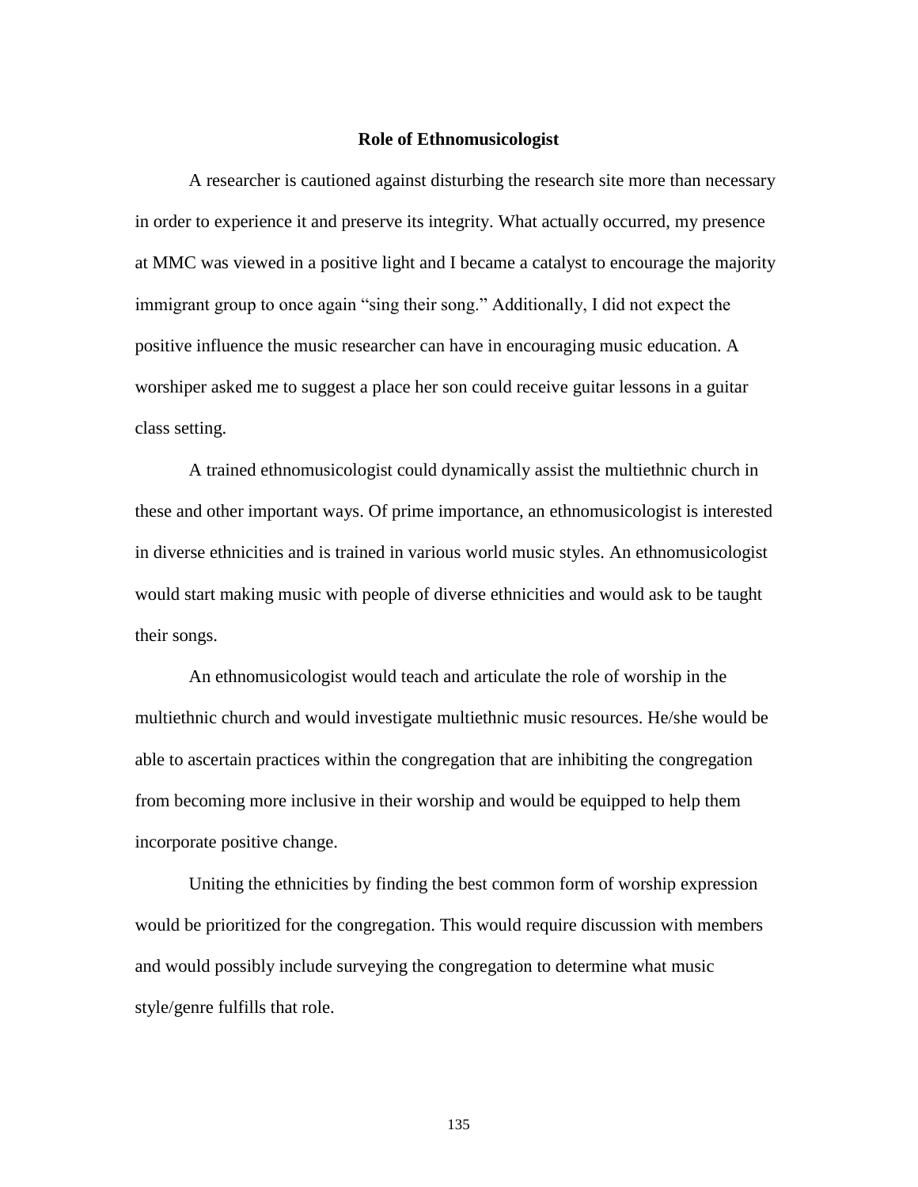## Role of Ethnomusicologist

A researcher is cautioned against disturbing the research site more than necessary in order to experience it and preserve its integrity. What actually occurred, my presence at MMC was viewed in a positive light and I became a catalyst to encourage the majority immigrant group to once again "sing their song." Additionally, I did not expect the positive influence the music researcher can have in encouraging music education. A worshiper asked me to suggest a place her son could receive guitar lessons in a guitar class setting.

A trained ethnomusicologist could dynamically assist the multiethnic church in these and other important ways. Of prime importance, an ethnomusicologist is interested in diverse ethnicities and is trained in various world music styles. An ethnomusicologist would start making music with people of diverse ethnicities and would ask to be taught their songs.

An ethnomusicologist would teach and articulate the role of worship in the multiethnic church and would investigate multiethnic music resources. He/she would be able to ascertain practices within the congregation that are inhibiting the congregation from becoming more inclusive in their worship and would be equipped to help them incorporate positive change.

Uniting the ethnicities by finding the best common form of worship expression would be prioritized for the congregation. This would require discussion with members and would possibly include surveying the congregation to determine what music style/genre fulfills that role.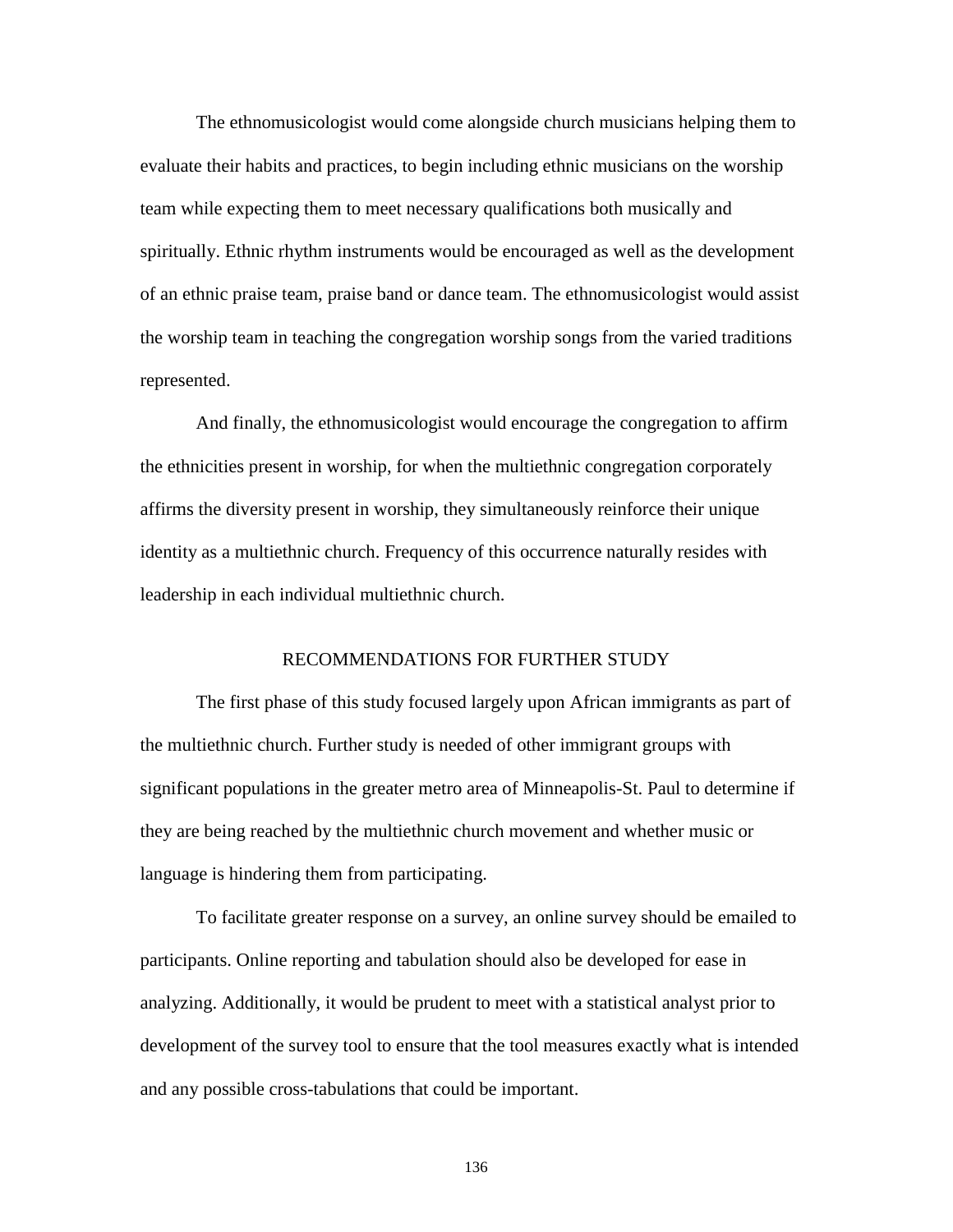The ethnomusicologist would come alongside church musicians helping them to evaluate their habits and practices, to begin including ethnic musicians on the worship team while expecting them to meet necessary qualifications both musically and spiritually. Ethnic rhythm instruments would be encouraged as well as the development of an ethnic praise team, praise band or dance team. The ethnomusicologist would assist the worship team in teaching the congregation worship songs from the varied traditions represented.

And finally, the ethnomusicologist would encourage the congregation to affirm the ethnicities present in worship, for when the multiethnic congregation corporately affirms the diversity present in worship, they simultaneously reinforce their unique identity as a multiethnic church. Frequency of this occurrence naturally resides with leadership in each individual multiethnic church.

## RECOMMENDATIONS FOR FURTHER STUDY

The first phase of this study focused largely upon African immigrants as part of the multiethnic church. Further study is needed of other immigrant groups with significant populations in the greater metro area of Minneapolis-St. Paul to determine if they are being reached by the multiethnic church movement and whether music or language is hindering them from participating.

To facilitate greater response on a survey, an online survey should be emailed to participants. Online reporting and tabulation should also be developed for ease in analyzing. Additionally, it would be prudent to meet with a statistical analyst prior to development of the survey tool to ensure that the tool measures exactly what is intended and any possible cross-tabulations that could be important.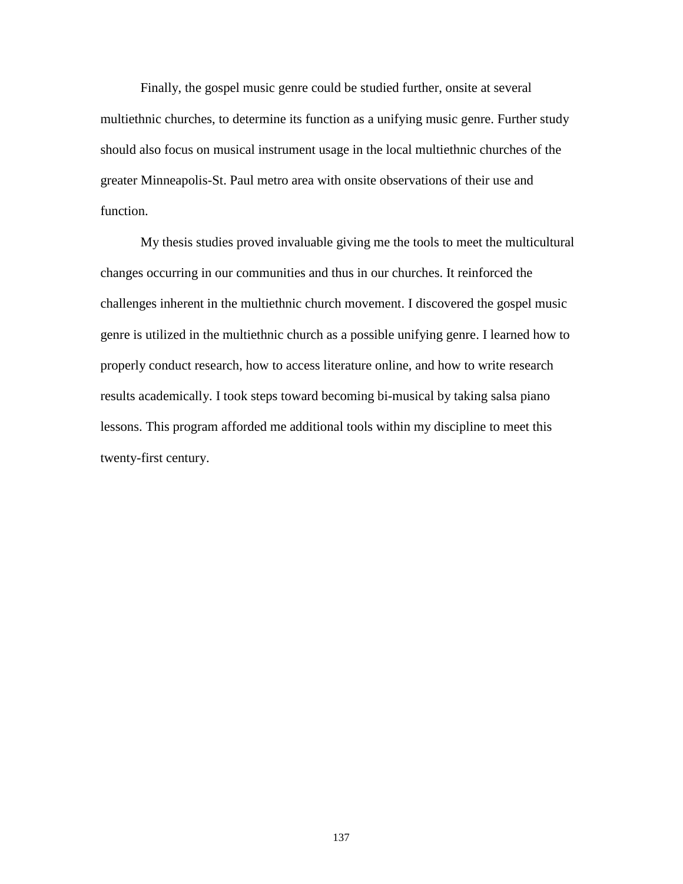Finally, the gospel music genre could be studied further, onsite at several multiethnic churches, to determine its function as a unifying music genre. Further study should also focus on musical instrument usage in the local multiethnic churches of the greater Minneapolis-St. Paul metro area with onsite observations of their use and function.

My thesis studies proved invaluable giving me the tools to meet the multicultural changes occurring in our communities and thus in our churches. It reinforced the challenges inherent in the multiethnic church movement. I discovered the gospel music genre is utilized in the multiethnic church as a possible unifying genre. I learned how to properly conduct research, how to access literature online, and how to write research results academically. I took steps toward becoming bi-musical by taking salsa piano lessons. This program afforded me additional tools within my discipline to meet this twenty-first century.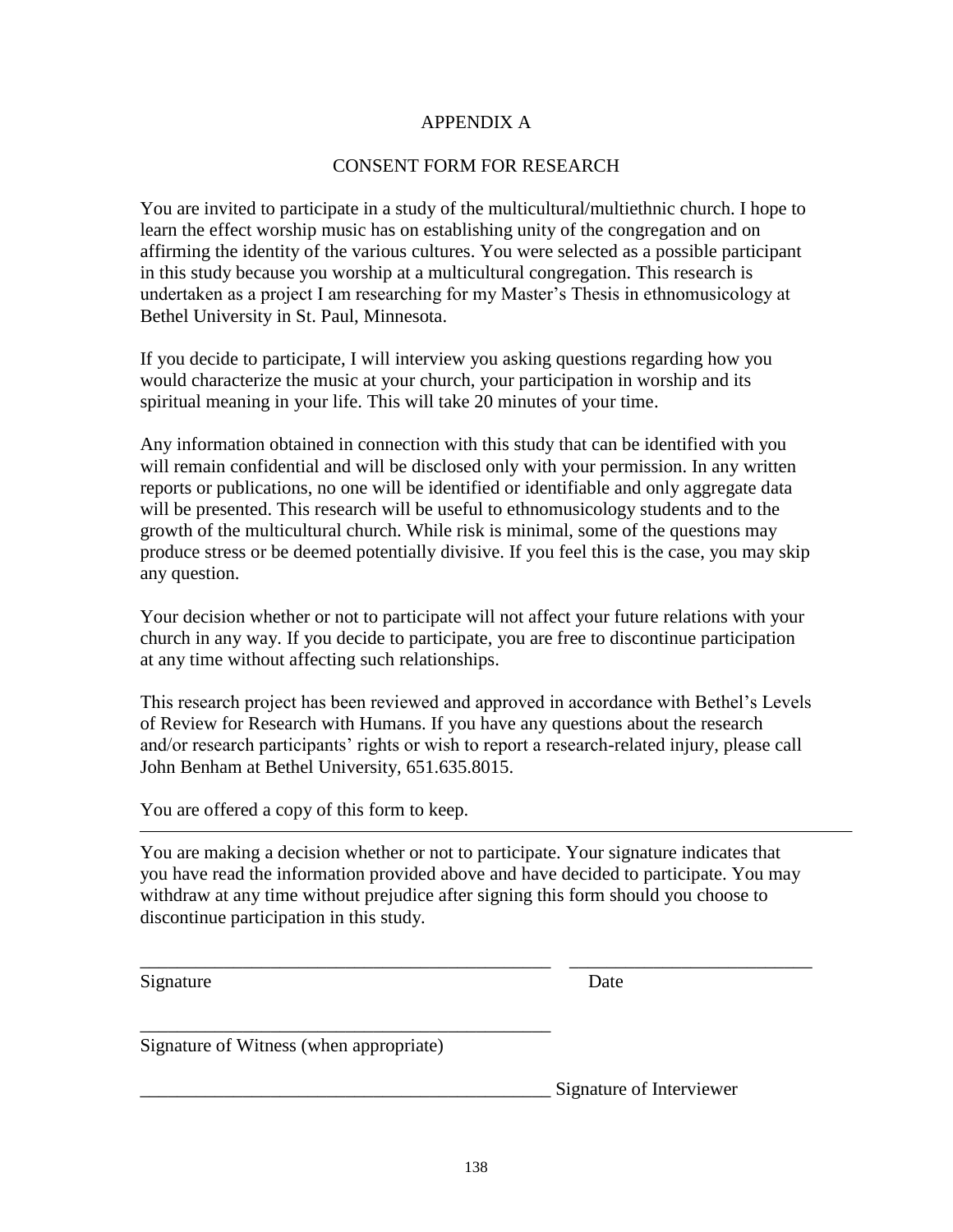# APPENDIX A

## CONSENT FORM FOR RESEARCH

You are invited to participate in a study of the multicultural/multiethnic church. I hope to learn the effect worship music has on establishing unity of the congregation and on affirming the identity of the various cultures. You were selected as a possible participant in this study because you worship at a multicultural congregation. This research is undertaken as a project I am researching for my Master's Thesis in ethnomusicology at Bethel University in St. Paul, Minnesota.

If you decide to participate, I will interview you asking questions regarding how you would characterize the music at your church, your participation in worship and its spiritual meaning in your life. This will take 20 minutes of your time.

Any information obtained in connection with this study that can be identified with you will remain confidential and will be disclosed only with your permission. In any written reports or publications, no one will be identified or identifiable and only aggregate data will be presented. This research will be useful to ethnomusicology students and to the growth of the multicultural church. While risk is minimal, some of the questions may produce stress or be deemed potentially divisive. If you feel this is the case, you may skip any question.

Your decision whether or not to participate will not affect your future relations with your church in any way. If you decide to participate, you are free to discontinue participation at any time without affecting such relationships.

This research project has been reviewed and approved in accordance with Bethel's Levels of Review for Research with Humans. If you have any questions about the research and/or research participants' rights or wish to report a research-related injury, please call John Benham at Bethel University, 651.635.8015.

You are offered a copy of this form to keep.

---

You are making a decision whether or not to participate. Your signature indicates that you have read the information provided above and have decided to participate. You may withdraw at any time without prejudice after signing this form should you choose to discontinue participation in this study.

_____________________________________________ ___________________________

Signature Date

_____________________________________________

Signature of Witness (when appropriate)

_____________________________________________ Signature of Interviewer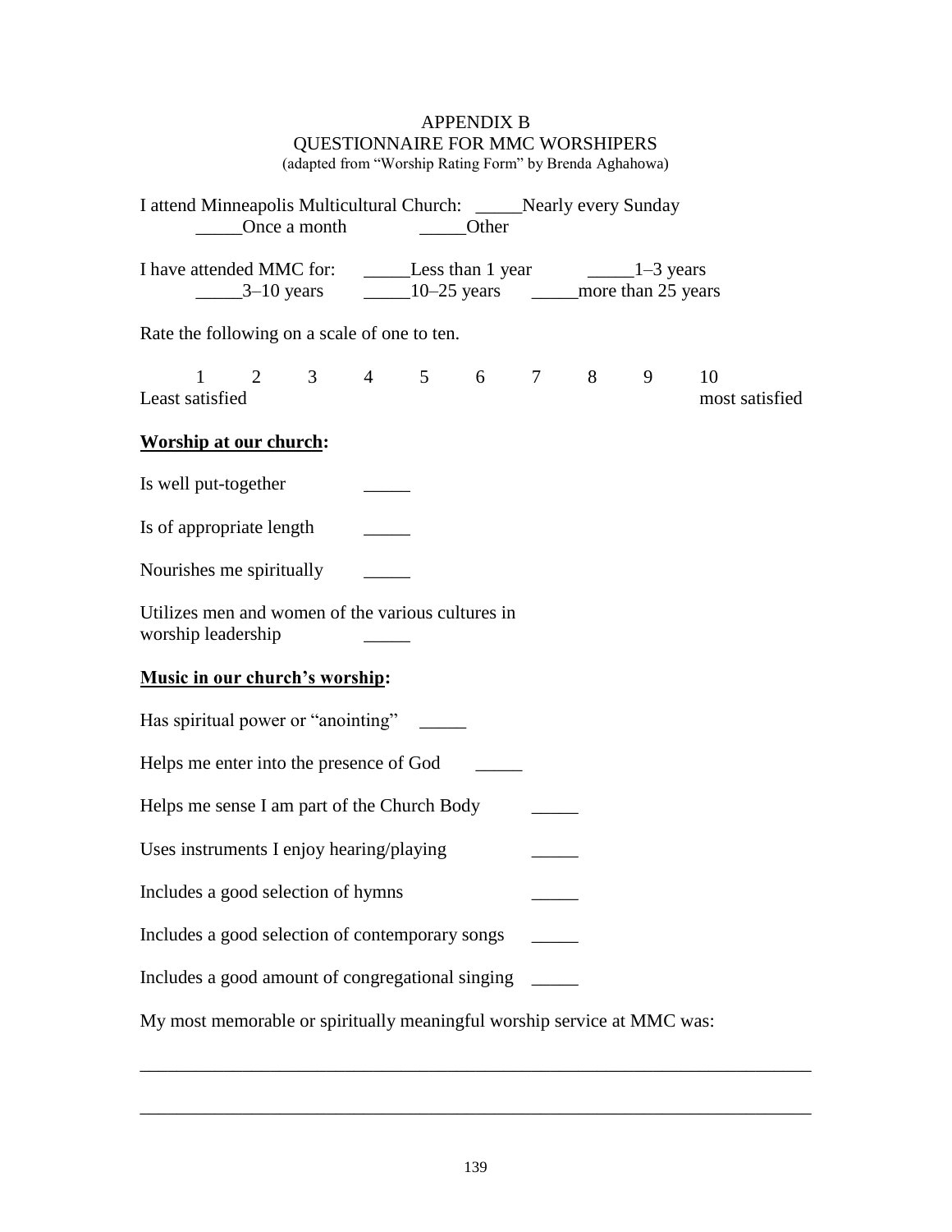# APPENDIX B
## QUESTIONNAIRE FOR MMC WORSHIPERS
(adapted from "Worship Rating Form" by Brenda Aghahowa)

I attend Minneapolis Multicultural Church: _____Nearly every Sunday
_____Once a month _____Other

I have attended MMC for: _____Less than 1 year _____1–3 years
_____3–10 years _____10–25 years _____more than 25 years

Rate the following on a scale of one to ten.

| 1 | 2 | 3 | 4 | 5 | 6 | 7 | 8 | 9 | 10 |
|---|---|---|---|---|---|---|---|---|---|
| Least satisfied | | | | | | | | | most satisfied |

**Worship at our church:**

Is well put-together _____

Is of appropriate length _____

Nourishes me spiritually _____

Utilizes men and women of the various cultures in worship leadership _____

**Music in our church's worship:**

Has spiritual power or "anointing" _____

Helps me enter into the presence of God _____

Helps me sense I am part of the Church Body _____

Uses instruments I enjoy hearing/playing _____

Includes a good selection of hymns _____

Includes a good selection of contemporary songs _____

Includes a good amount of congregational singing _____

My most memorable or spiritually meaningful worship service at MMC was:

_________________________________________________________________________

_________________________________________________________________________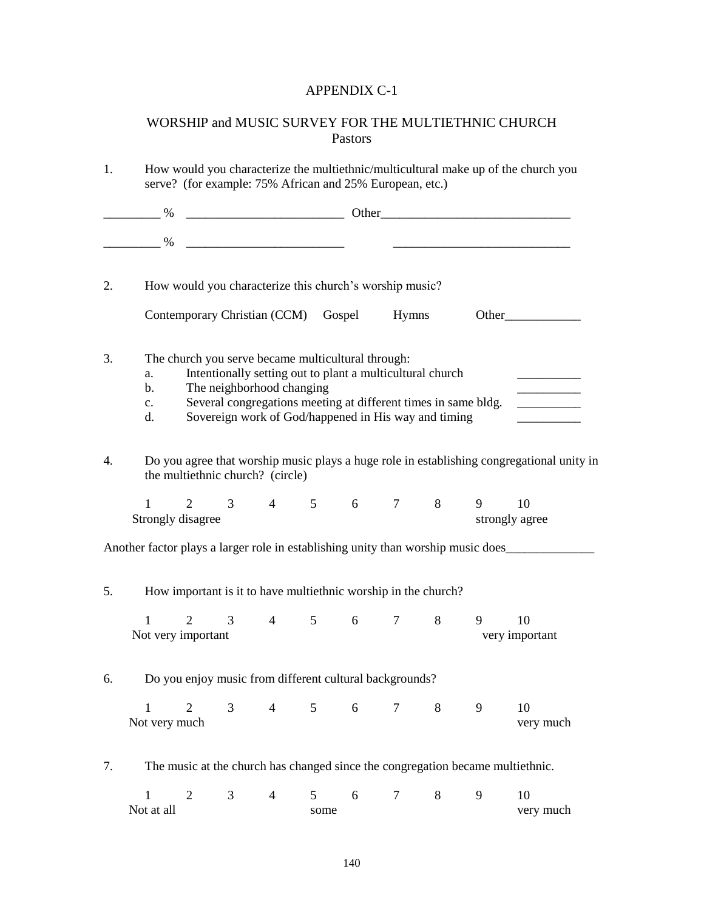# APPENDIX C-1

## WORSHIP and MUSIC SURVEY FOR THE MULTIETHNIC CHURCH
### Pastors

1. How would you characterize the multiethnic/multicultural make up of the church you serve? (for example: 75% African and 25% European, etc.)

_________ % _________________________ Other______________________________

_________ % _________________________ ____________________________

2. How would you characterize this church's worship music?

   Contemporary Christian (CCM)   Gospel   Hymns   Other____________

3. The church you serve became multicultural through:
   a. Intentionally setting out to plant a multicultural church __________
   b. The neighborhood changing __________
   c. Several congregations meeting at different times in same bldg. __________
   d. Sovereign work of God/happened in His way and timing __________

4. Do you agree that worship music plays a huge role in establishing congregational unity in the multiethnic church? (circle)

   1 2 3 4 5 6 7 8 9 10
   Strongly disagree strongly agree

Another factor plays a larger role in establishing unity than worship music does______________

5. How important is it to have multiethnic worship in the church?

   1 2 3 4 5 6 7 8 9 10
   Not very important very important

6. Do you enjoy music from different cultural backgrounds?

   1 2 3 4 5 6 7 8 9 10
   Not very much very much

7. The music at the church has changed since the congregation became multiethnic.

   1 2 3 4 5 6 7 8 9 10
   Not at all some very much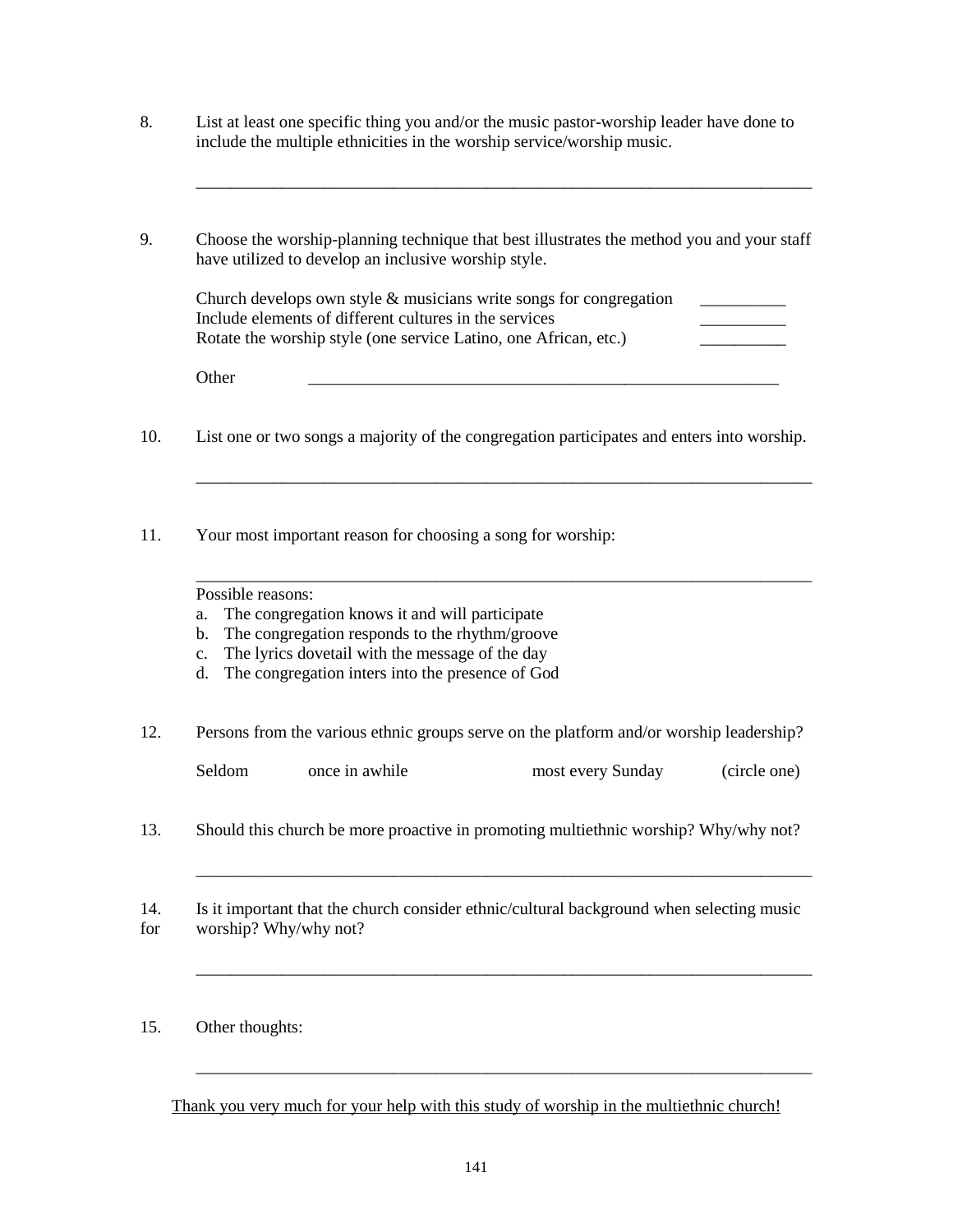8. List at least one specific thing you and/or the music pastor-worship leader have done to include the multiple ethnicities in the worship service/worship music.

___________________________________________________________________________

9. Choose the worship-planning technique that best illustrates the method you and your staff have utilized to develop an inclusive worship style.

Church develops own style & musicians write songs for congregation __________
Include elements of different cultures in the services __________
Rotate the worship style (one service Latino, one African, etc.) __________

Other ___________________________________________________________

10. List one or two songs a majority of the congregation participates and enters into worship.

___________________________________________________________________________

11. Your most important reason for choosing a song for worship:

___________________________________________________________________________

Possible reasons:
a. The congregation knows it and will participate
b. The congregation responds to the rhythm/groove
c. The lyrics dovetail with the message of the day
d. The congregation inters into the presence of God

12. Persons from the various ethnic groups serve on the platform and/or worship leadership?

Seldom     once in awhile     most every Sunday     (circle one)

13. Should this church be more proactive in promoting multiethnic worship? Why/why not?

___________________________________________________________________________

14. Is it important that the church consider ethnic/cultural background when selecting music for worship? Why/why not?

___________________________________________________________________________

15. Other thoughts:

___________________________________________________________________________

Thank you very much for your help with this study of worship in the multiethnic church!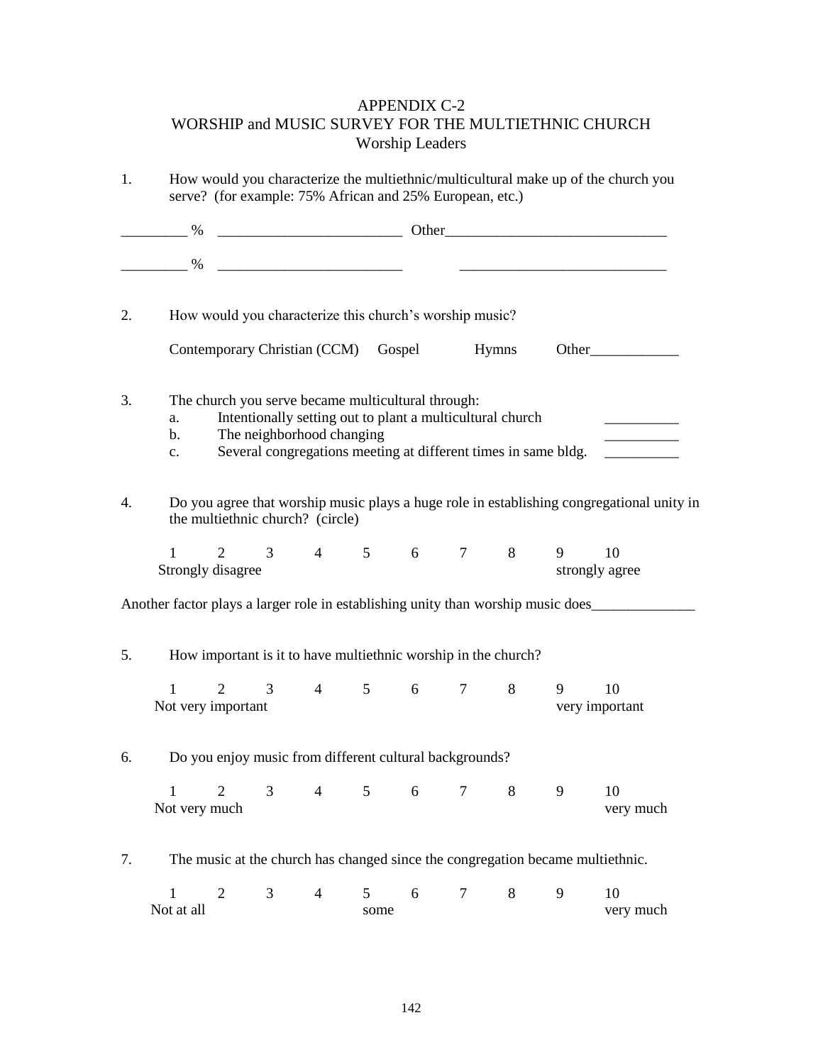# APPENDIX C-2
## WORSHIP and MUSIC SURVEY FOR THE MULTIETHNIC CHURCH
### Worship Leaders

1. How would you characterize the multiethnic/multicultural make up of the church you serve? (for example: 75% African and 25% European, etc.)

_________ % _________________________ Other______________________________

_________ % _________________________ ____________________________

2. How would you characterize this church's worship music?

   Contemporary Christian (CCM) Gospel Hymns Other____________

3. The church you serve became multicultural through:
   a. Intentionally setting out to plant a multicultural church __________
   b. The neighborhood changing __________
   c. Several congregations meeting at different times in same bldg. __________

4. Do you agree that worship music plays a huge role in establishing congregational unity in the multiethnic church? (circle)

   1 2 3 4 5 6 7 8 9 10
   Strongly disagree strongly agree

Another factor plays a larger role in establishing unity than worship music does______________

5. How important is it to have multiethnic worship in the church?

   1 2 3 4 5 6 7 8 9 10
   Not very important very important

6. Do you enjoy music from different cultural backgrounds?

   1 2 3 4 5 6 7 8 9 10
   Not very much very much

7. The music at the church has changed since the congregation became multiethnic.

   1 2 3 4 5 6 7 8 9 10
   Not at all some very much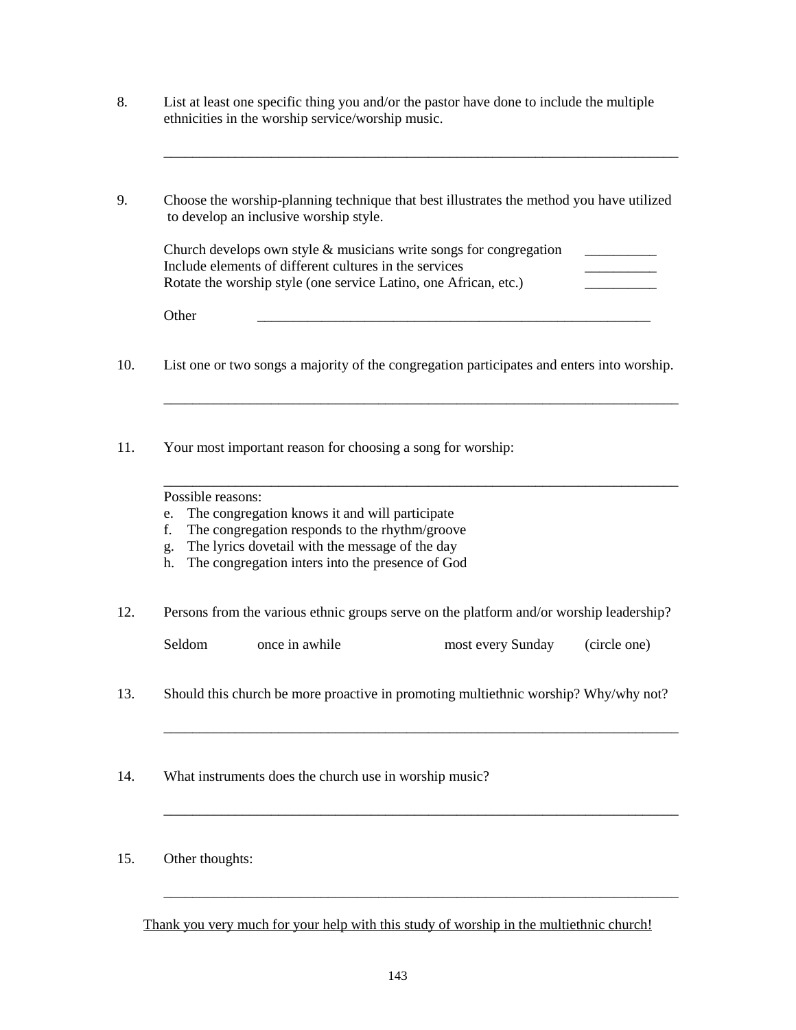8. List at least one specific thing you and/or the pastor have done to include the multiple ethnicities in the worship service/worship music.

___________________________________________________________________________

9. Choose the worship-planning technique that best illustrates the method you have utilized to develop an inclusive worship style.

   Church develops own style & musicians write songs for congregation __________
   Include elements of different cultures in the services __________
   Rotate the worship style (one service Latino, one African, etc.) __________

   Other __________________________________________________________

10. List one or two songs a majority of the congregation participates and enters into worship.

___________________________________________________________________________

11. Your most important reason for choosing a song for worship:

___________________________________________________________________________

   Possible reasons:
   e. The congregation knows it and will participate
   f. The congregation responds to the rhythm/groove
   g. The lyrics dovetail with the message of the day
   h. The congregation inters into the presence of God

12. Persons from the various ethnic groups serve on the platform and/or worship leadership?

   Seldom     once in awhile     most every Sunday     (circle one)

13. Should this church be more proactive in promoting multiethnic worship? Why/why not?

___________________________________________________________________________

14. What instruments does the church use in worship music?

___________________________________________________________________________

15. Other thoughts:

___________________________________________________________________________

Thank you very much for your help with this study of worship in the multiethnic church!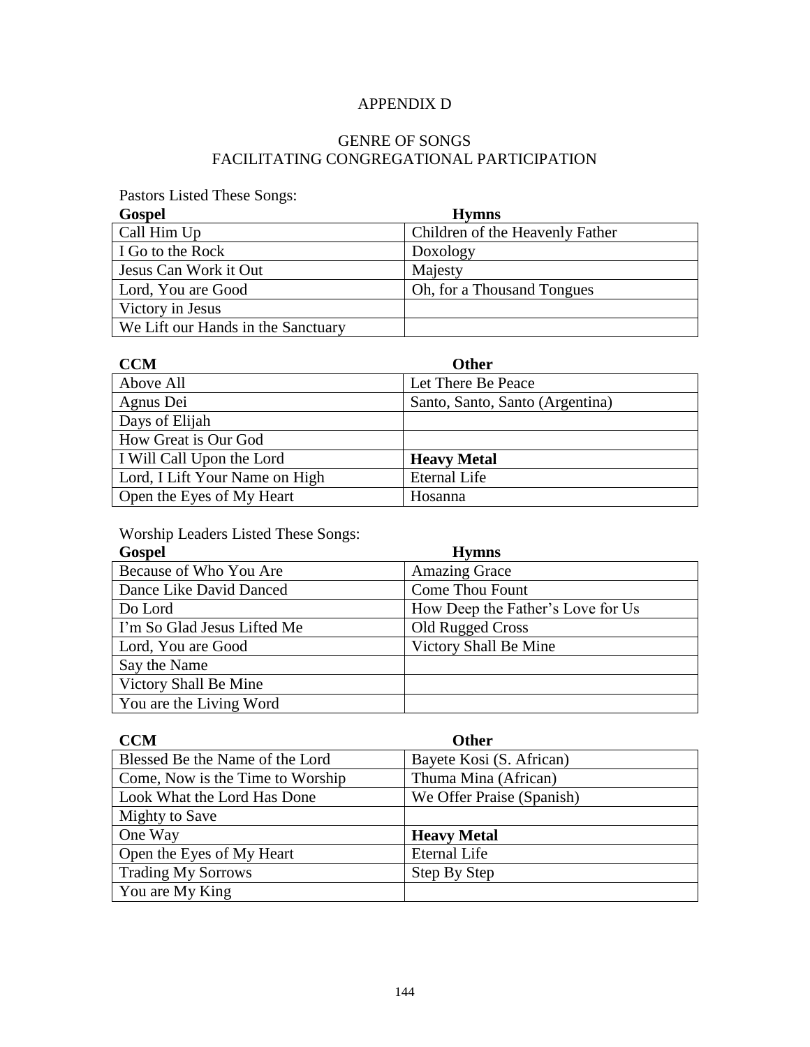# APPENDIX D

## GENRE OF SONGS FACILITATING CONGREGATIONAL PARTICIPATION

Pastors Listed These Songs:

| Gospel | Hymns |
| --- | --- |
| Call Him Up | Children of the Heavenly Father |
| I Go to the Rock | Doxology |
| Jesus Can Work it Out | Majesty |
| Lord, You are Good | Oh, for a Thousand Tongues |
| Victory in Jesus | |
| We Lift our Hands in the Sanctuary | |

| CCM | Other |
| --- | --- |
| Above All | Let There Be Peace |
| Agnus Dei | Santo, Santo, Santo (Argentina) |
| Days of Elijah | |
| How Great is Our God | |
| I Will Call Upon the Lord | **Heavy Metal** |
| Lord, I Lift Your Name on High | Eternal Life |
| Open the Eyes of My Heart | Hosanna |

Worship Leaders Listed These Songs:

| Gospel | Hymns |
| --- | --- |
| Because of Who You Are | Amazing Grace |
| Dance Like David Danced | Come Thou Fount |
| Do Lord | How Deep the Father's Love for Us |
| I'm So Glad Jesus Lifted Me | Old Rugged Cross |
| Lord, You are Good | Victory Shall Be Mine |
| Say the Name | |
| Victory Shall Be Mine | |
| You are the Living Word | |

| CCM | Other |
| --- | --- |
| Blessed Be the Name of the Lord | Bayete Kosi (S. African) |
| Come, Now is the Time to Worship | Thuma Mina (African) |
| Look What the Lord Has Done | We Offer Praise (Spanish) |
| Mighty to Save | |
| One Way | **Heavy Metal** |
| Open the Eyes of My Heart | Eternal Life |
| Trading My Sorrows | Step By Step |
| You are My King | |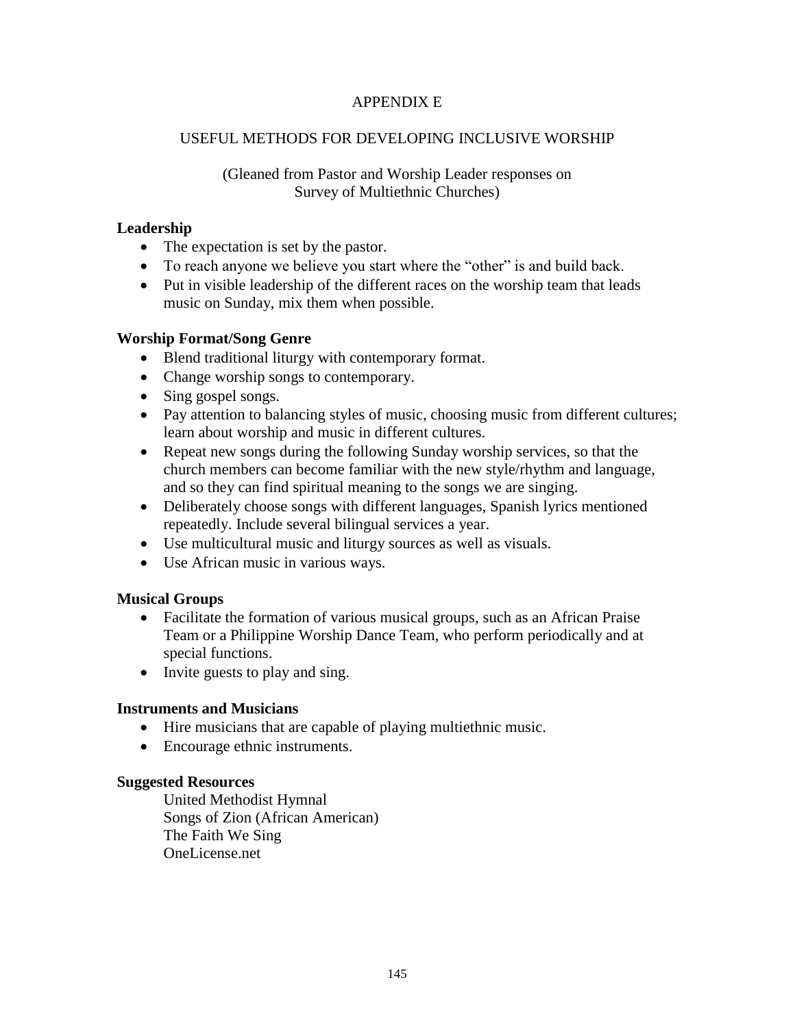# APPENDIX E

## USEFUL METHODS FOR DEVELOPING INCLUSIVE WORSHIP

(Gleaned from Pastor and Worship Leader responses on Survey of Multiethnic Churches)

### Leadership

- The expectation is set by the pastor.
- To reach anyone we believe you start where the "other" is and build back.
- Put in visible leadership of the different races on the worship team that leads music on Sunday, mix them when possible.

### Worship Format/Song Genre

- Blend traditional liturgy with contemporary format.
- Change worship songs to contemporary.
- Sing gospel songs.
- Pay attention to balancing styles of music, choosing music from different cultures; learn about worship and music in different cultures.
- Repeat new songs during the following Sunday worship services, so that the church members can become familiar with the new style/rhythm and language, and so they can find spiritual meaning to the songs we are singing.
- Deliberately choose songs with different languages, Spanish lyrics mentioned repeatedly. Include several bilingual services a year.
- Use multicultural music and liturgy sources as well as visuals.
- Use African music in various ways.

### Musical Groups

- Facilitate the formation of various musical groups, such as an African Praise Team or a Philippine Worship Dance Team, who perform periodically and at special functions.
- Invite guests to play and sing.

### Instruments and Musicians

- Hire musicians that are capable of playing multiethnic music.
- Encourage ethnic instruments.

### Suggested Resources

United Methodist Hymnal
Songs of Zion (African American)
The Faith We Sing
OneLicense.net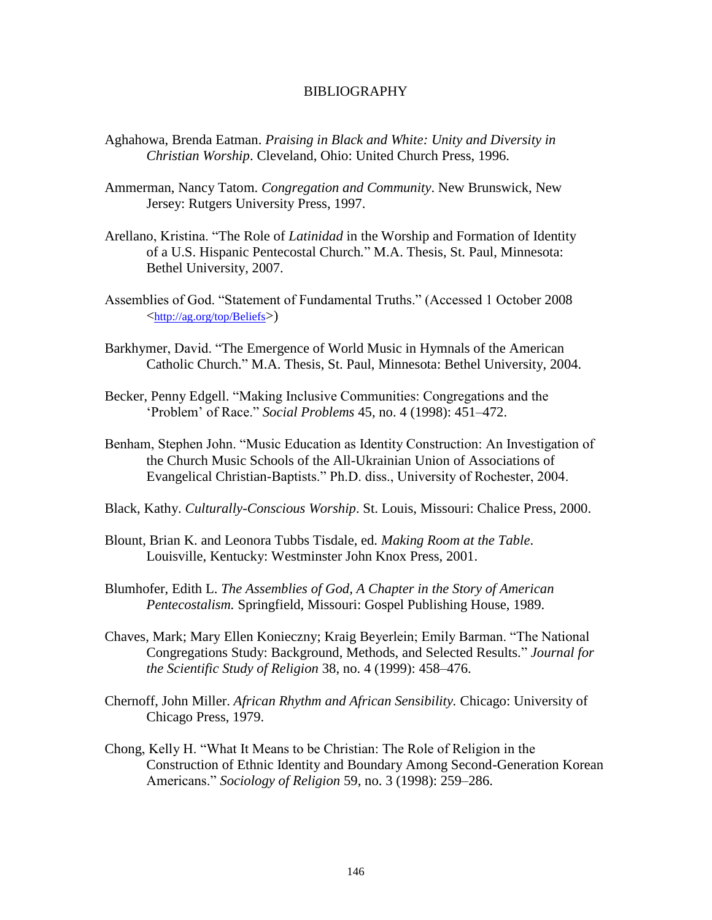# BIBLIOGRAPHY

Aghahowa, Brenda Eatman. *Praising in Black and White: Unity and Diversity in Christian Worship*. Cleveland, Ohio: United Church Press, 1996.

Ammerman, Nancy Tatom. *Congregation and Community*. New Brunswick, New Jersey: Rutgers University Press, 1997.

Arellano, Kristina. "The Role of *Latinidad* in the Worship and Formation of Identity of a U.S. Hispanic Pentecostal Church." M.A. Thesis, St. Paul, Minnesota: Bethel University, 2007.

Assemblies of God. "Statement of Fundamental Truths." (Accessed 1 October 2008 <http://ag.org/top/Beliefs>)

Barkhymer, David. "The Emergence of World Music in Hymnals of the American Catholic Church." M.A. Thesis, St. Paul, Minnesota: Bethel University, 2004.

Becker, Penny Edgell. "Making Inclusive Communities: Congregations and the 'Problem' of Race." *Social Problems* 45, no. 4 (1998): 451–472.

Benham, Stephen John. "Music Education as Identity Construction: An Investigation of the Church Music Schools of the All-Ukrainian Union of Associations of Evangelical Christian-Baptists." Ph.D. diss., University of Rochester, 2004.

Black, Kathy. *Culturally-Conscious Worship*. St. Louis, Missouri: Chalice Press, 2000.

Blount, Brian K. and Leonora Tubbs Tisdale, ed. *Making Room at the Table*. Louisville, Kentucky: Westminster John Knox Press, 2001.

Blumhofer, Edith L. *The Assemblies of God, A Chapter in the Story of American Pentecostalism.* Springfield, Missouri: Gospel Publishing House, 1989.

Chaves, Mark; Mary Ellen Konieczny; Kraig Beyerlein; Emily Barman. "The National Congregations Study: Background, Methods, and Selected Results." *Journal for the Scientific Study of Religion* 38, no. 4 (1999): 458–476.

Chernoff, John Miller. *African Rhythm and African Sensibility.* Chicago: University of Chicago Press, 1979.

Chong, Kelly H. "What It Means to be Christian: The Role of Religion in the Construction of Ethnic Identity and Boundary Among Second-Generation Korean Americans." *Sociology of Religion* 59, no. 3 (1998): 259–286.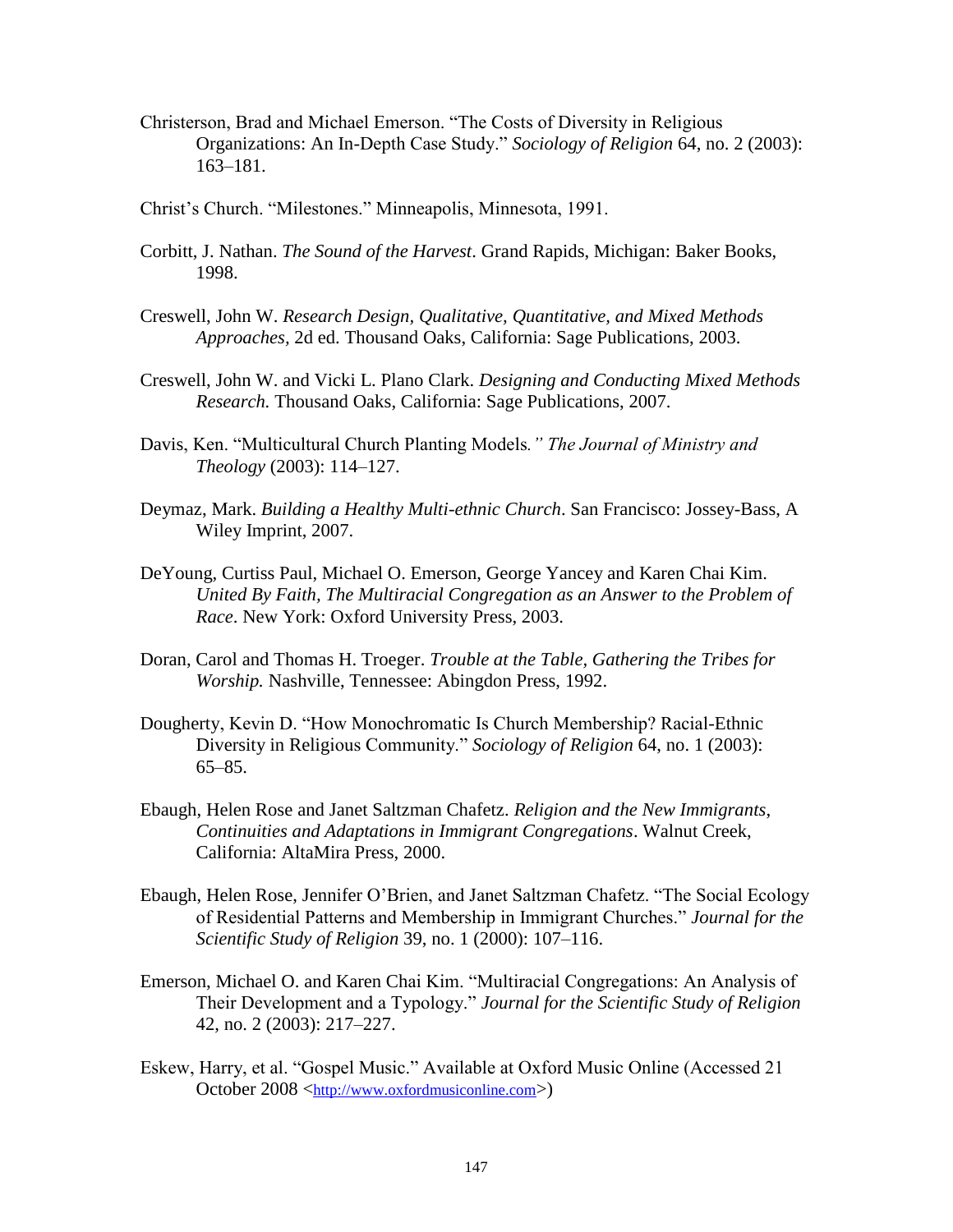Christerson, Brad and Michael Emerson. “The Costs of Diversity in Religious Organizations: An In-Depth Case Study.” *Sociology of Religion* 64, no. 2 (2003): 163–181.

Christ’s Church. “Milestones.” Minneapolis, Minnesota, 1991.

Corbitt, J. Nathan. *The Sound of the Harvest*. Grand Rapids, Michigan: Baker Books, 1998.

Creswell, John W. *Research Design, Qualitative, Quantitative, and Mixed Methods Approaches*, 2d ed. Thousand Oaks, California: Sage Publications, 2003.

Creswell, John W. and Vicki L. Plano Clark. *Designing and Conducting Mixed Methods Research.* Thousand Oaks, California: Sage Publications, 2007.

Davis, Ken. “Multicultural Church Planting Models*.” The Journal of Ministry and Theology* (2003): 114–127.

Deymaz, Mark. *Building a Healthy Multi-ethnic Church*. San Francisco: Jossey-Bass, A Wiley Imprint, 2007.

DeYoung, Curtiss Paul, Michael O. Emerson, George Yancey and Karen Chai Kim. *United By Faith, The Multiracial Congregation as an Answer to the Problem of Race*. New York: Oxford University Press, 2003.

Doran, Carol and Thomas H. Troeger. *Trouble at the Table, Gathering the Tribes for Worship.* Nashville, Tennessee: Abingdon Press, 1992.

Dougherty, Kevin D. “How Monochromatic Is Church Membership? Racial-Ethnic Diversity in Religious Community.” *Sociology of Religion* 64, no. 1 (2003): 65–85.

Ebaugh, Helen Rose and Janet Saltzman Chafetz. *Religion and the New Immigrants, Continuities and Adaptations in Immigrant Congregations*. Walnut Creek, California: AltaMira Press, 2000.

Ebaugh, Helen Rose, Jennifer O’Brien, and Janet Saltzman Chafetz. “The Social Ecology of Residential Patterns and Membership in Immigrant Churches.” *Journal for the Scientific Study of Religion* 39, no. 1 (2000): 107–116.

Emerson, Michael O. and Karen Chai Kim. “Multiracial Congregations: An Analysis of Their Development and a Typology.” *Journal for the Scientific Study of Religion* 42, no. 2 (2003): 217–227.

Eskew, Harry, et al. “Gospel Music.” Available at Oxford Music Online (Accessed 21 October 2008 <http://www.oxfordmusiconline.com>)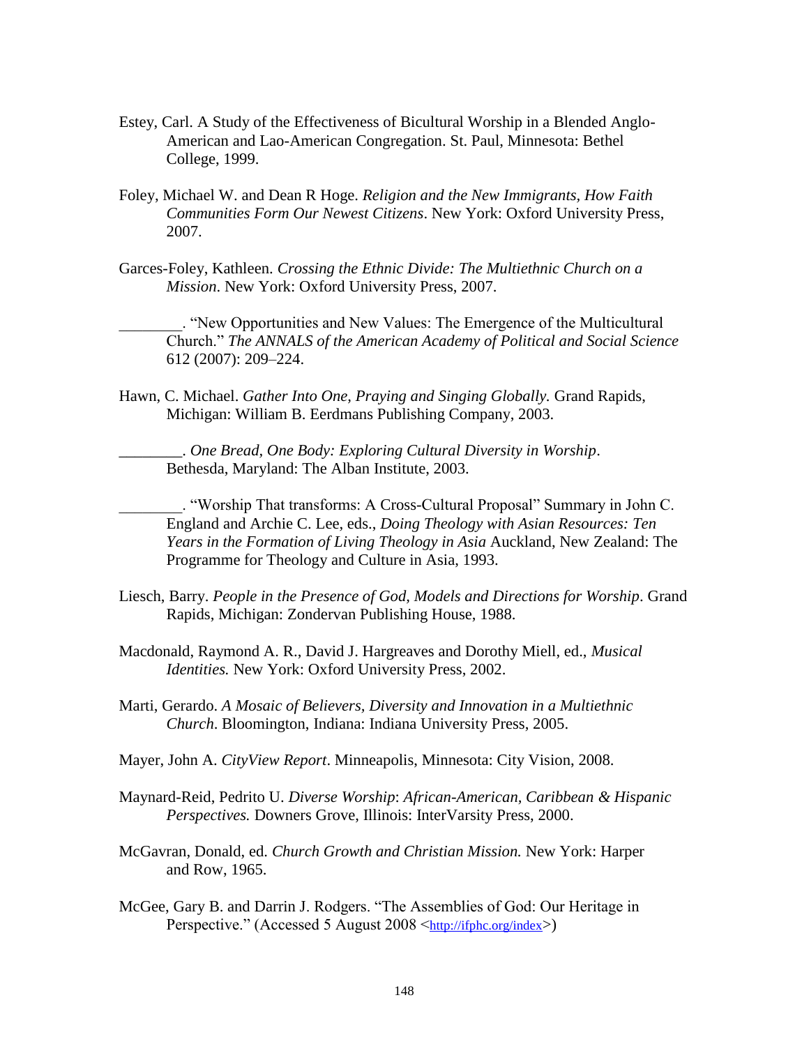Estey, Carl. A Study of the Effectiveness of Bicultural Worship in a Blended Anglo-American and Lao-American Congregation. St. Paul, Minnesota: Bethel College, 1999.

Foley, Michael W. and Dean R Hoge. *Religion and the New Immigrants, How Faith Communities Form Our Newest Citizens*. New York: Oxford University Press, 2007.

Garces-Foley, Kathleen. *Crossing the Ethnic Divide: The Multiethnic Church on a Mission*. New York: Oxford University Press, 2007.

________. "New Opportunities and New Values: The Emergence of the Multicultural Church." *The ANNALS of the American Academy of Political and Social Science* 612 (2007): 209–224.

Hawn, C. Michael. *Gather Into One, Praying and Singing Globally.* Grand Rapids, Michigan: William B. Eerdmans Publishing Company, 2003.

________. *One Bread, One Body: Exploring Cultural Diversity in Worship*. Bethesda, Maryland: The Alban Institute, 2003.

________. "Worship That transforms: A Cross-Cultural Proposal" Summary in John C. England and Archie C. Lee, eds., *Doing Theology with Asian Resources: Ten Years in the Formation of Living Theology in Asia* Auckland, New Zealand: The Programme for Theology and Culture in Asia, 1993.

Liesch, Barry. *People in the Presence of God, Models and Directions for Worship*. Grand Rapids, Michigan: Zondervan Publishing House, 1988.

Macdonald, Raymond A. R., David J. Hargreaves and Dorothy Miell, ed., *Musical Identities.* New York: Oxford University Press, 2002.

Marti, Gerardo. *A Mosaic of Believers, Diversity and Innovation in a Multiethnic Church*. Bloomington, Indiana: Indiana University Press, 2005.

Mayer, John A. *CityView Report*. Minneapolis, Minnesota: City Vision, 2008.

Maynard-Reid, Pedrito U. *Diverse Worship*: *African-American, Caribbean & Hispanic Perspectives.* Downers Grove, Illinois: InterVarsity Press, 2000.

McGavran, Donald, ed. *Church Growth and Christian Mission.* New York: Harper and Row, 1965.

McGee, Gary B. and Darrin J. Rodgers. "The Assemblies of God: Our Heritage in Perspective." (Accessed 5 August 2008 <http://ifphc.org/index>)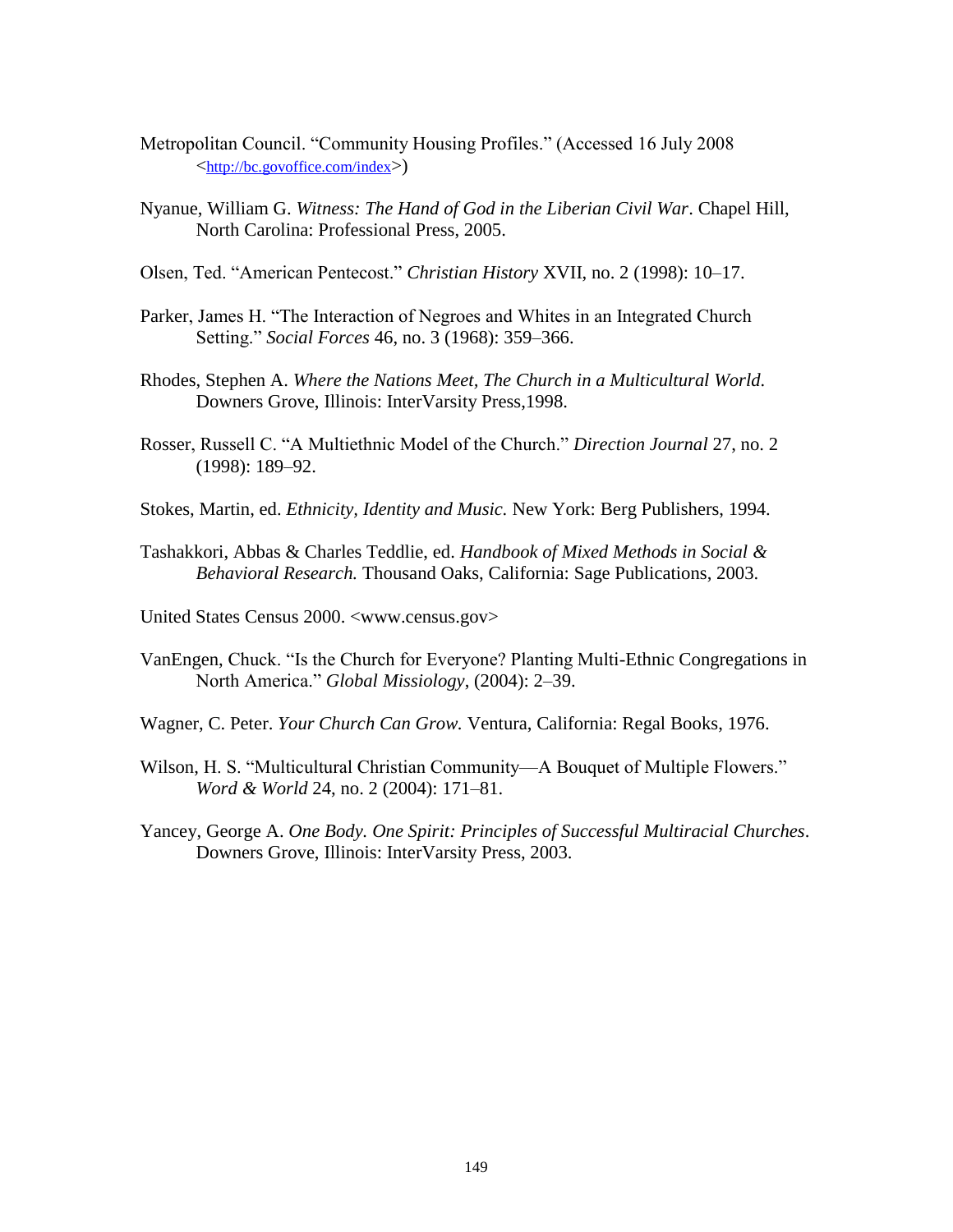Metropolitan Council. "Community Housing Profiles." (Accessed 16 July 2008 <http://bc.govoffice.com/index>)

Nyanue, William G. *Witness: The Hand of God in the Liberian Civil War*. Chapel Hill, North Carolina: Professional Press, 2005.

Olsen, Ted. "American Pentecost." *Christian History* XVII, no. 2 (1998): 10–17.

Parker, James H. "The Interaction of Negroes and Whites in an Integrated Church Setting." *Social Forces* 46, no. 3 (1968): 359–366.

Rhodes, Stephen A. *Where the Nations Meet, The Church in a Multicultural World.* Downers Grove, Illinois: InterVarsity Press,1998.

Rosser, Russell C. "A Multiethnic Model of the Church." *Direction Journal* 27, no. 2 (1998): 189–92.

Stokes, Martin, ed. *Ethnicity, Identity and Music.* New York: Berg Publishers, 1994.

Tashakkori, Abbas & Charles Teddlie, ed. *Handbook of Mixed Methods in Social & Behavioral Research.* Thousand Oaks, California: Sage Publications, 2003.

United States Census 2000. <www.census.gov>

VanEngen, Chuck. "Is the Church for Everyone? Planting Multi-Ethnic Congregations in North America." *Global Missiology*, (2004): 2–39.

Wagner, C. Peter. *Your Church Can Grow.* Ventura, California: Regal Books, 1976.

Wilson, H. S. "Multicultural Christian Community—A Bouquet of Multiple Flowers." *Word & World* 24, no. 2 (2004): 171–81.

Yancey, George A. *One Body. One Spirit: Principles of Successful Multiracial Churches*. Downers Grove, Illinois: InterVarsity Press, 2003.